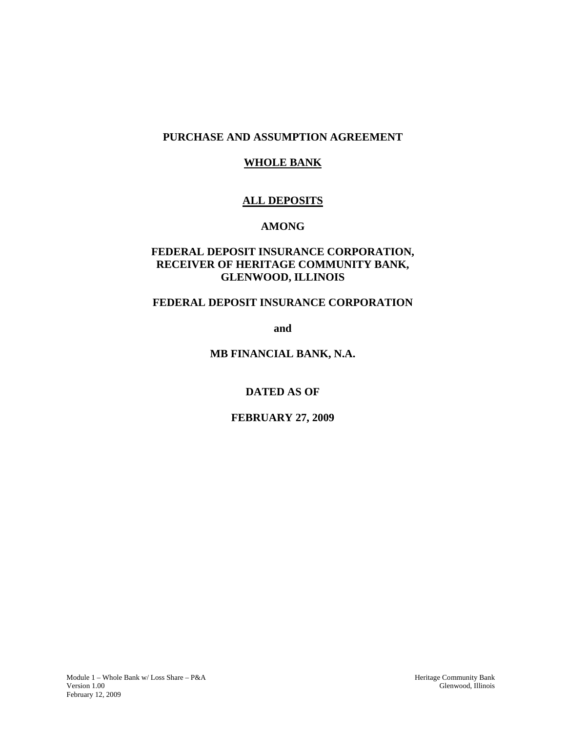# PURCHASE AND ASSUMPTION AGREEMENT

## WHOLE BANK

## ALL DEPOSITS

**AMONG**

**FEDERAL DEPOSIT INSURANCE CORPORATION, RECEIVER OF HERITAGE COMMUNITY BANK, GLENWOOD, ILLINOIS**

**FEDERAL DEPOSIT INSURANCE CORPORATION**

**and**

**MB FINANCIAL BANK, N.A.**

**DATED AS OF**

**FEBRUARY 27, 2009**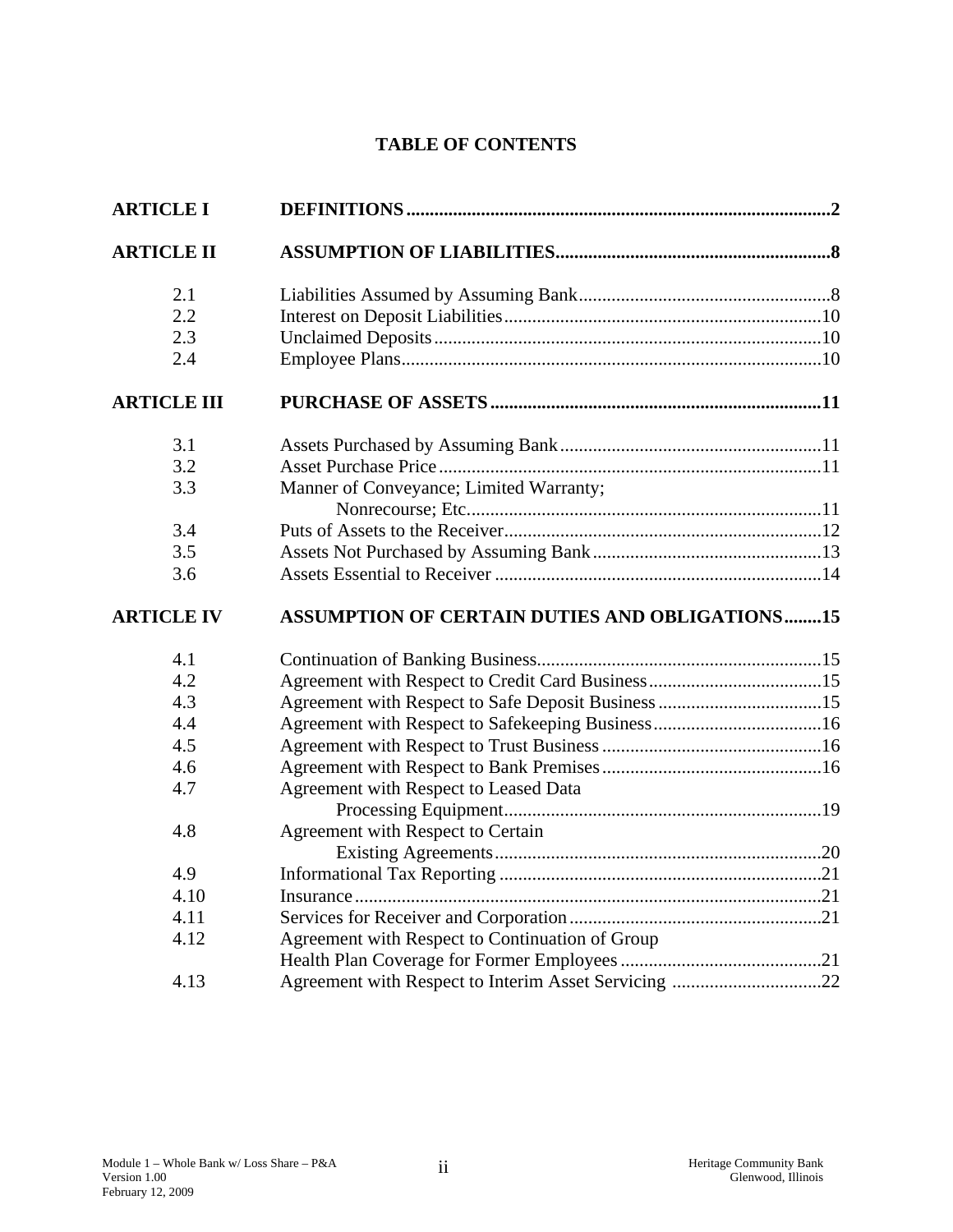# TABLE OF CONTENTS

| | | |
|---|---|---|
| **ARTICLE I** | **DEFINITIONS** | **2** |
| **ARTICLE II** | **ASSUMPTION OF LIABILITIES** | **8** |
| 2.1 | Liabilities Assumed by Assuming Bank | 8 |
| 2.2 | Interest on Deposit Liabilities | 10 |
| 2.3 | Unclaimed Deposits | 10 |
| 2.4 | Employee Plans | 10 |
| **ARTICLE III** | **PURCHASE OF ASSETS** | **11** |
| 3.1 | Assets Purchased by Assuming Bank | 11 |
| 3.2 | Asset Purchase Price | 11 |
| 3.3 | Manner of Conveyance; Limited Warranty; Nonrecourse; Etc. | 11 |
| 3.4 | Puts of Assets to the Receiver | 12 |
| 3.5 | Assets Not Purchased by Assuming Bank | 13 |
| 3.6 | Assets Essential to Receiver | 14 |
| **ARTICLE IV** | **ASSUMPTION OF CERTAIN DUTIES AND OBLIGATIONS** | **15** |
| 4.1 | Continuation of Banking Business | 15 |
| 4.2 | Agreement with Respect to Credit Card Business | 15 |
| 4.3 | Agreement with Respect to Safe Deposit Business | 15 |
| 4.4 | Agreement with Respect to Safekeeping Business | 16 |
| 4.5 | Agreement with Respect to Trust Business | 16 |
| 4.6 | Agreement with Respect to Bank Premises | 16 |
| 4.7 | Agreement with Respect to Leased Data Processing Equipment | 19 |
| 4.8 | Agreement with Respect to Certain Existing Agreements | 20 |
| 4.9 | Informational Tax Reporting | 21 |
| 4.10 | Insurance | 21 |
| 4.11 | Services for Receiver and Corporation | 21 |
| 4.12 | Agreement with Respect to Continuation of Group Health Plan Coverage for Former Employees | 21 |
| 4.13 | Agreement with Respect to Interim Asset Servicing | 22 |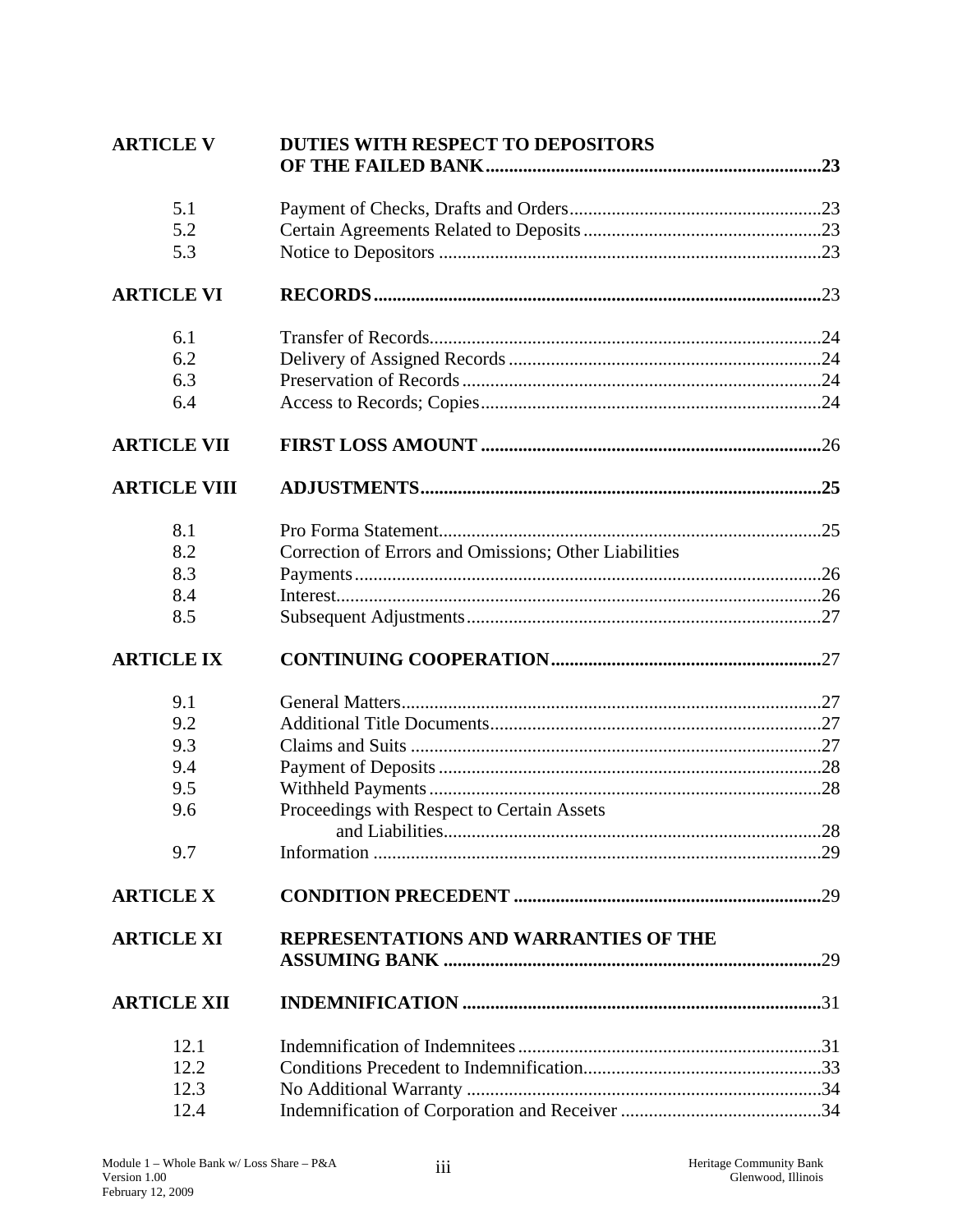| | | |
|---|---|---|
| **ARTICLE V** | **DUTIES WITH RESPECT TO DEPOSITORS OF THE FAILED BANK** | **23** |
| 5.1 | Payment of Checks, Drafts and Orders | 23 |
| 5.2 | Certain Agreements Related to Deposits | 23 |
| 5.3 | Notice to Depositors | 23 |
| **ARTICLE VI** | **RECORDS** | 23 |
| 6.1 | Transfer of Records | 24 |
| 6.2 | Delivery of Assigned Records | 24 |
| 6.3 | Preservation of Records | 24 |
| 6.4 | Access to Records; Copies | 24 |
| **ARTICLE VII** | **FIRST LOSS AMOUNT** | 26 |
| **ARTICLE VIII** | **ADJUSTMENTS** | **25** |
| 8.1 | Pro Forma Statement | 25 |
| 8.2 | Correction of Errors and Omissions; Other Liabilities | |
| 8.3 | Payments | 26 |
| 8.4 | Interest | 26 |
| 8.5 | Subsequent Adjustments | 27 |
| **ARTICLE IX** | **CONTINUING COOPERATION** | 27 |
| 9.1 | General Matters | 27 |
| 9.2 | Additional Title Documents | 27 |
| 9.3 | Claims and Suits | 27 |
| 9.4 | Payment of Deposits | 28 |
| 9.5 | Withheld Payments | 28 |
| 9.6 | Proceedings with Respect to Certain Assets and Liabilities | 28 |
| 9.7 | Information | 29 |
| **ARTICLE X** | **CONDITION PRECEDENT** | 29 |
| **ARTICLE XI** | **REPRESENTATIONS AND WARRANTIES OF THE ASSUMING BANK** | 29 |
| **ARTICLE XII** | **INDEMNIFICATION** | 31 |
| 12.1 | Indemnification of Indemnitees | 31 |
| 12.2 | Conditions Precedent to Indemnification | 33 |
| 12.3 | No Additional Warranty | 34 |
| 12.4 | Indemnification of Corporation and Receiver | 34 |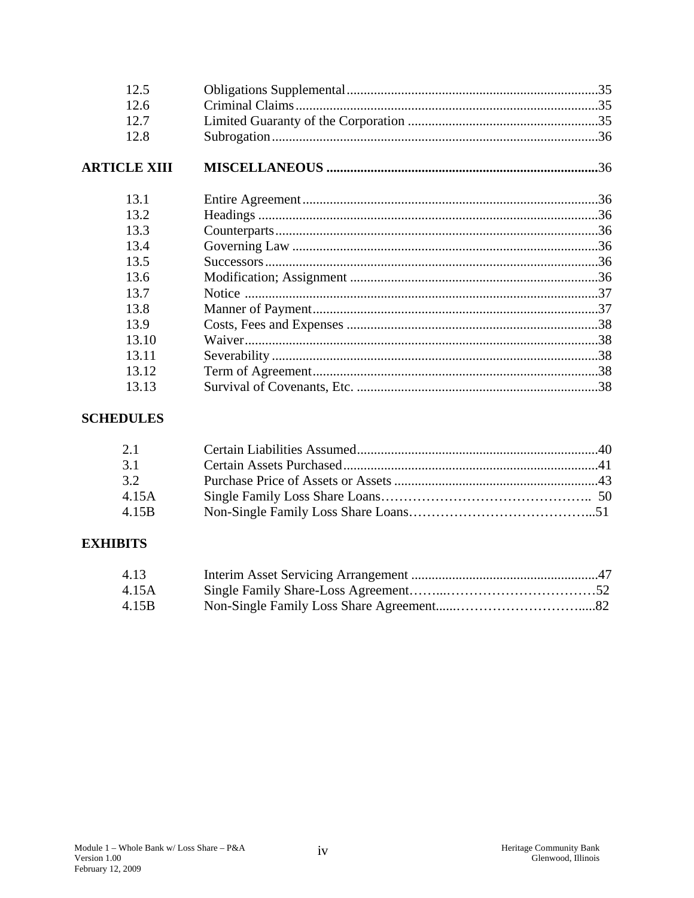| | | |
|---|---|---|
| 12.5 | Obligations Supplemental | 35 |
| 12.6 | Criminal Claims | 35 |
| 12.7 | Limited Guaranty of the Corporation | 35 |
| 12.8 | Subrogation | 36 |
| **ARTICLE XIII** | **MISCELLANEOUS** | 36 |
| 13.1 | Entire Agreement | 36 |
| 13.2 | Headings | 36 |
| 13.3 | Counterparts | 36 |
| 13.4 | Governing Law | 36 |
| 13.5 | Successors | 36 |
| 13.6 | Modification; Assignment | 36 |
| 13.7 | Notice | 37 |
| 13.8 | Manner of Payment | 37 |
| 13.9 | Costs, Fees and Expenses | 38 |
| 13.10 | Waiver | 38 |
| 13.11 | Severability | 38 |
| 13.12 | Term of Agreement | 38 |
| 13.13 | Survival of Covenants, Etc. | 38 |

**SCHEDULES**

| | | |
|---|---|---|
| 2.1 | Certain Liabilities Assumed | 40 |
| 3.1 | Certain Assets Purchased | 41 |
| 3.2 | Purchase Price of Assets or Assets | 43 |
| 4.15A | Single Family Loss Share Loans | 50 |
| 4.15B | Non-Single Family Loss Share Loans | 51 |

**EXHIBITS**

| | | |
|---|---|---|
| 4.13 | Interim Asset Servicing Arrangement | 47 |
| 4.15A | Single Family Share-Loss Agreement | 52 |
| 4.15B | Non-Single Family Loss Share Agreement | 82 |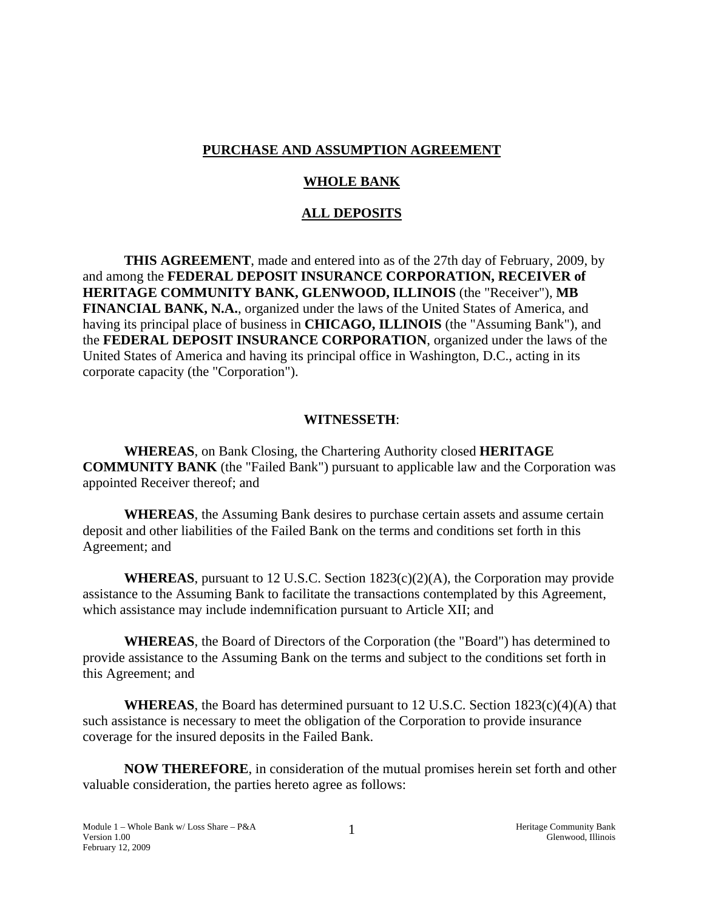**PURCHASE AND ASSUMPTION AGREEMENT**

**WHOLE BANK**

**ALL DEPOSITS**

**THIS AGREEMENT**, made and entered into as of the 27th day of February, 2009, by and among the **FEDERAL DEPOSIT INSURANCE CORPORATION, RECEIVER of HERITAGE COMMUNITY BANK, GLENWOOD, ILLINOIS** (the "Receiver"), **MB FINANCIAL BANK, N.A.**, organized under the laws of the United States of America, and having its principal place of business in **CHICAGO, ILLINOIS** (the "Assuming Bank"), and the **FEDERAL DEPOSIT INSURANCE CORPORATION**, organized under the laws of the United States of America and having its principal office in Washington, D.C., acting in its corporate capacity (the "Corporation").

**WITNESSETH**:

**WHEREAS**, on Bank Closing, the Chartering Authority closed **HERITAGE COMMUNITY BANK** (the "Failed Bank") pursuant to applicable law and the Corporation was appointed Receiver thereof; and

**WHEREAS**, the Assuming Bank desires to purchase certain assets and assume certain deposit and other liabilities of the Failed Bank on the terms and conditions set forth in this Agreement; and

**WHEREAS**, pursuant to 12 U.S.C. Section 1823(c)(2)(A), the Corporation may provide assistance to the Assuming Bank to facilitate the transactions contemplated by this Agreement, which assistance may include indemnification pursuant to Article XII; and

**WHEREAS**, the Board of Directors of the Corporation (the "Board") has determined to provide assistance to the Assuming Bank on the terms and subject to the conditions set forth in this Agreement; and

**WHEREAS**, the Board has determined pursuant to 12 U.S.C. Section 1823(c)(4)(A) that such assistance is necessary to meet the obligation of the Corporation to provide insurance coverage for the insured deposits in the Failed Bank.

**NOW THEREFORE**, in consideration of the mutual promises herein set forth and other valuable consideration, the parties hereto agree as follows: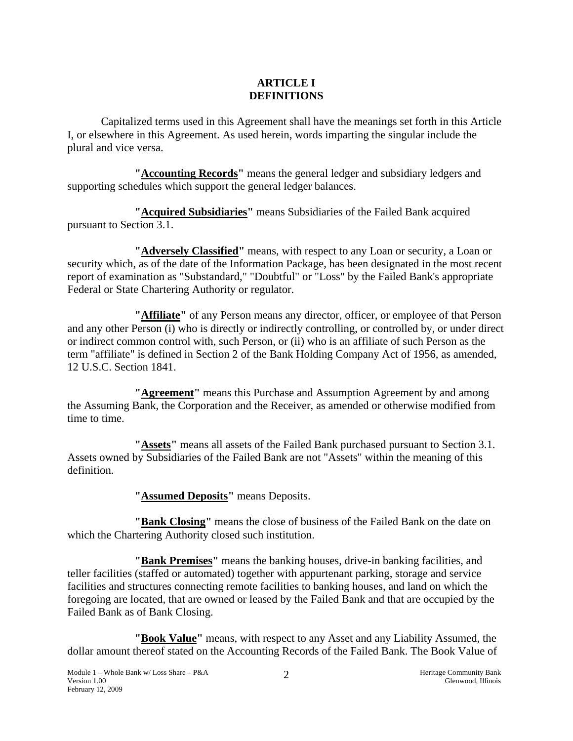# ARTICLE I
# DEFINITIONS

Capitalized terms used in this Agreement shall have the meanings set forth in this Article I, or elsewhere in this Agreement. As used herein, words imparting the singular include the plural and vice versa.

**"Accounting Records"** means the general ledger and subsidiary ledgers and supporting schedules which support the general ledger balances.

**"Acquired Subsidiaries"** means Subsidiaries of the Failed Bank acquired pursuant to Section 3.1.

**"Adversely Classified"** means, with respect to any Loan or security, a Loan or security which, as of the date of the Information Package, has been designated in the most recent report of examination as "Substandard," "Doubtful" or "Loss" by the Failed Bank's appropriate Federal or State Chartering Authority or regulator.

**"Affiliate"** of any Person means any director, officer, or employee of that Person and any other Person (i) who is directly or indirectly controlling, or controlled by, or under direct or indirect common control with, such Person, or (ii) who is an affiliate of such Person as the term "affiliate" is defined in Section 2 of the Bank Holding Company Act of 1956, as amended, 12 U.S.C. Section 1841.

**"Agreement"** means this Purchase and Assumption Agreement by and among the Assuming Bank, the Corporation and the Receiver, as amended or otherwise modified from time to time.

**"Assets"** means all assets of the Failed Bank purchased pursuant to Section 3.1. Assets owned by Subsidiaries of the Failed Bank are not "Assets" within the meaning of this definition.

**"Assumed Deposits"** means Deposits.

**"Bank Closing"** means the close of business of the Failed Bank on the date on which the Chartering Authority closed such institution.

**"Bank Premises"** means the banking houses, drive-in banking facilities, and teller facilities (staffed or automated) together with appurtenant parking, storage and service facilities and structures connecting remote facilities to banking houses, and land on which the foregoing are located, that are owned or leased by the Failed Bank and that are occupied by the Failed Bank as of Bank Closing.

**"Book Value"** means, with respect to any Asset and any Liability Assumed, the dollar amount thereof stated on the Accounting Records of the Failed Bank. The Book Value of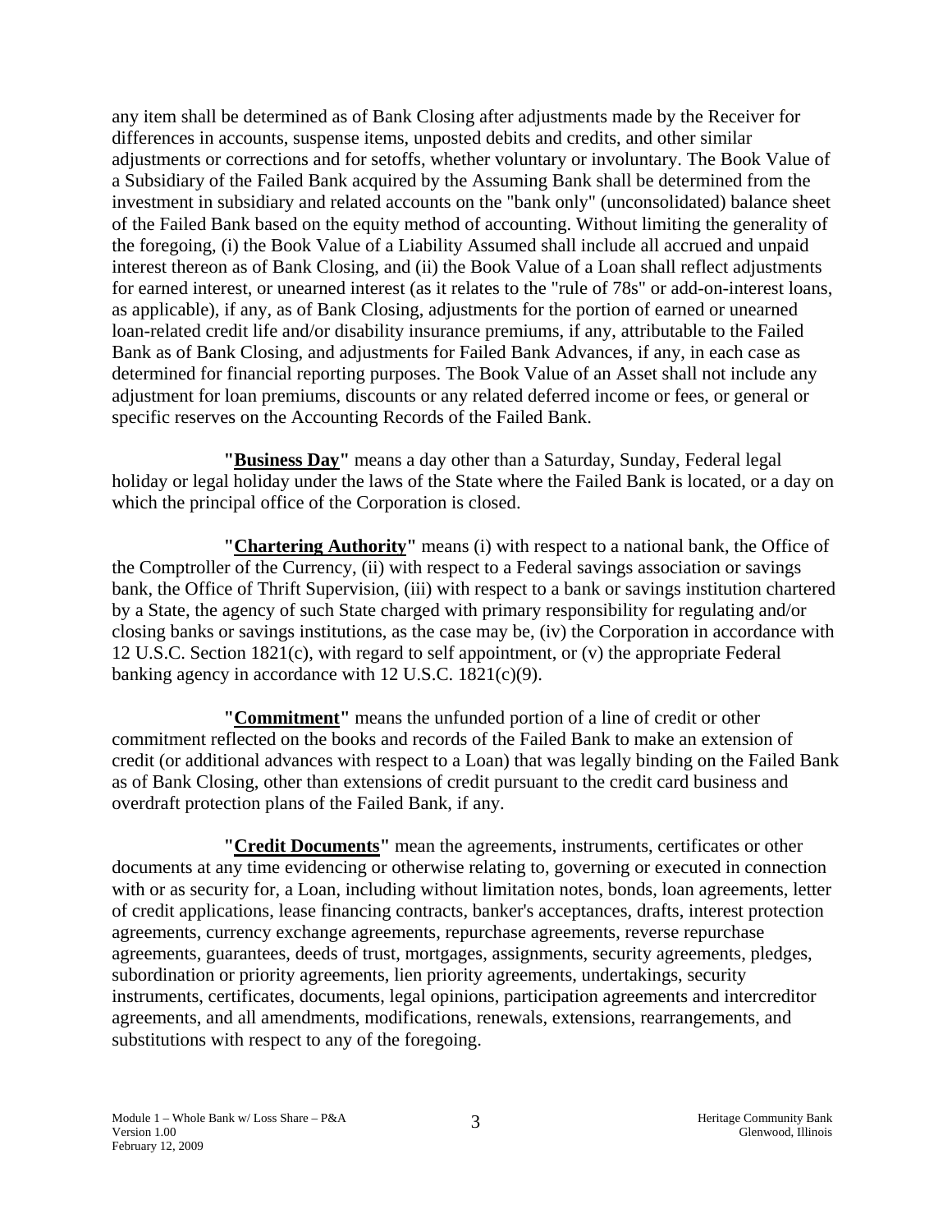any item shall be determined as of Bank Closing after adjustments made by the Receiver for differences in accounts, suspense items, unposted debits and credits, and other similar adjustments or corrections and for setoffs, whether voluntary or involuntary. The Book Value of a Subsidiary of the Failed Bank acquired by the Assuming Bank shall be determined from the investment in subsidiary and related accounts on the "bank only" (unconsolidated) balance sheet of the Failed Bank based on the equity method of accounting. Without limiting the generality of the foregoing, (i) the Book Value of a Liability Assumed shall include all accrued and unpaid interest thereon as of Bank Closing, and (ii) the Book Value of a Loan shall reflect adjustments for earned interest, or unearned interest (as it relates to the "rule of 78s" or add-on-interest loans, as applicable), if any, as of Bank Closing, adjustments for the portion of earned or unearned loan-related credit life and/or disability insurance premiums, if any, attributable to the Failed Bank as of Bank Closing, and adjustments for Failed Bank Advances, if any, in each case as determined for financial reporting purposes. The Book Value of an Asset shall not include any adjustment for loan premiums, discounts or any related deferred income or fees, or general or specific reserves on the Accounting Records of the Failed Bank.

**"Business Day"** means a day other than a Saturday, Sunday, Federal legal holiday or legal holiday under the laws of the State where the Failed Bank is located, or a day on which the principal office of the Corporation is closed.

**"Chartering Authority"** means (i) with respect to a national bank, the Office of the Comptroller of the Currency, (ii) with respect to a Federal savings association or savings bank, the Office of Thrift Supervision, (iii) with respect to a bank or savings institution chartered by a State, the agency of such State charged with primary responsibility for regulating and/or closing banks or savings institutions, as the case may be, (iv) the Corporation in accordance with 12 U.S.C. Section 1821(c), with regard to self appointment, or (v) the appropriate Federal banking agency in accordance with 12 U.S.C. 1821(c)(9).

**"Commitment"** means the unfunded portion of a line of credit or other commitment reflected on the books and records of the Failed Bank to make an extension of credit (or additional advances with respect to a Loan) that was legally binding on the Failed Bank as of Bank Closing, other than extensions of credit pursuant to the credit card business and overdraft protection plans of the Failed Bank, if any.

**"Credit Documents"** mean the agreements, instruments, certificates or other documents at any time evidencing or otherwise relating to, governing or executed in connection with or as security for, a Loan, including without limitation notes, bonds, loan agreements, letter of credit applications, lease financing contracts, banker's acceptances, drafts, interest protection agreements, currency exchange agreements, repurchase agreements, reverse repurchase agreements, guarantees, deeds of trust, mortgages, assignments, security agreements, pledges, subordination or priority agreements, lien priority agreements, undertakings, security instruments, certificates, documents, legal opinions, participation agreements and intercreditor agreements, and all amendments, modifications, renewals, extensions, rearrangements, and substitutions with respect to any of the foregoing.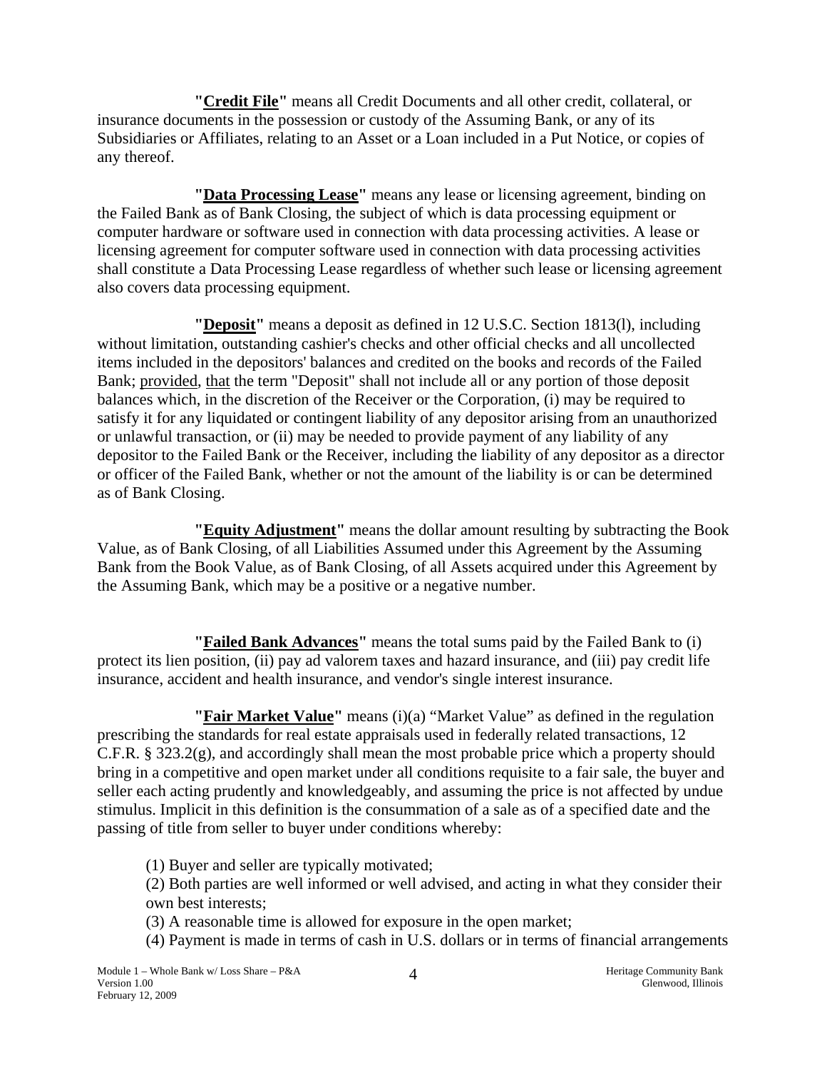**"<u>Credit File</u>"** means all Credit Documents and all other credit, collateral, or insurance documents in the possession or custody of the Assuming Bank, or any of its Subsidiaries or Affiliates, relating to an Asset or a Loan included in a Put Notice, or copies of any thereof.

**"<u>Data Processing Lease</u>"** means any lease or licensing agreement, binding on the Failed Bank as of Bank Closing, the subject of which is data processing equipment or computer hardware or software used in connection with data processing activities. A lease or licensing agreement for computer software used in connection with data processing activities shall constitute a Data Processing Lease regardless of whether such lease or licensing agreement also covers data processing equipment.

**"<u>Deposit</u>"** means a deposit as defined in 12 U.S.C. Section 1813(l), including without limitation, outstanding cashier's checks and other official checks and all uncollected items included in the depositors' balances and credited on the books and records of the Failed Bank; <u>provided</u>, <u>that</u> the term "Deposit" shall not include all or any portion of those deposit balances which, in the discretion of the Receiver or the Corporation, (i) may be required to satisfy it for any liquidated or contingent liability of any depositor arising from an unauthorized or unlawful transaction, or (ii) may be needed to provide payment of any liability of any depositor to the Failed Bank or the Receiver, including the liability of any depositor as a director or officer of the Failed Bank, whether or not the amount of the liability is or can be determined as of Bank Closing.

**"<u>Equity Adjustment</u>"** means the dollar amount resulting by subtracting the Book Value, as of Bank Closing, of all Liabilities Assumed under this Agreement by the Assuming Bank from the Book Value, as of Bank Closing, of all Assets acquired under this Agreement by the Assuming Bank, which may be a positive or a negative number.

**"<u>Failed Bank Advances</u>"** means the total sums paid by the Failed Bank to (i) protect its lien position, (ii) pay ad valorem taxes and hazard insurance, and (iii) pay credit life insurance, accident and health insurance, and vendor's single interest insurance.

**"<u>Fair Market Value</u>"** means (i)(a) "Market Value" as defined in the regulation prescribing the standards for real estate appraisals used in federally related transactions, 12 C.F.R. § 323.2(g), and accordingly shall mean the most probable price which a property should bring in a competitive and open market under all conditions requisite to a fair sale, the buyer and seller each acting prudently and knowledgeably, and assuming the price is not affected by undue stimulus. Implicit in this definition is the consummation of a sale as of a specified date and the passing of title from seller to buyer under conditions whereby:

(1) Buyer and seller are typically motivated;
(2) Both parties are well informed or well advised, and acting in what they consider their own best interests;
(3) A reasonable time is allowed for exposure in the open market;
(4) Payment is made in terms of cash in U.S. dollars or in terms of financial arrangements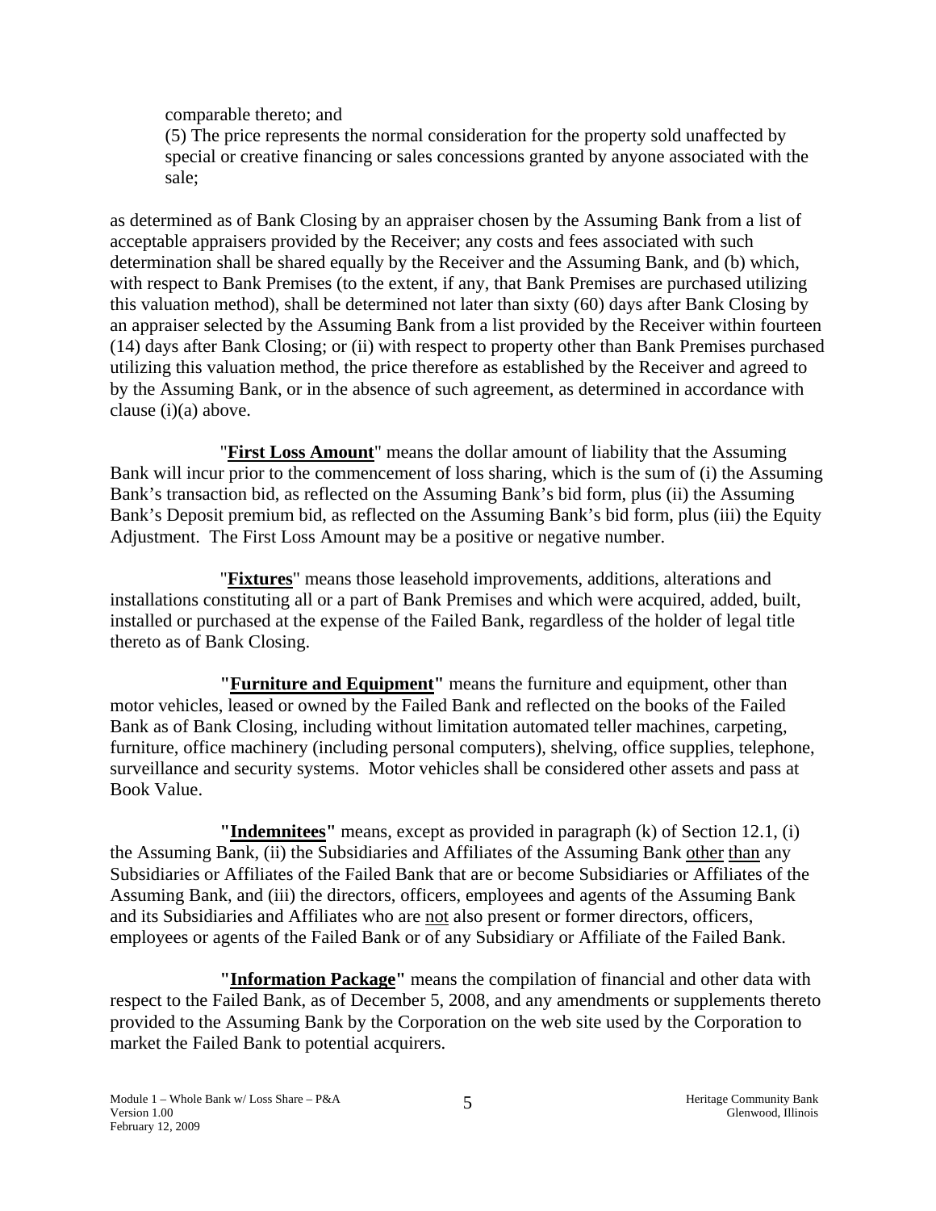comparable thereto; and

(5) The price represents the normal consideration for the property sold unaffected by special or creative financing or sales concessions granted by anyone associated with the sale;

as determined as of Bank Closing by an appraiser chosen by the Assuming Bank from a list of acceptable appraisers provided by the Receiver; any costs and fees associated with such determination shall be shared equally by the Receiver and the Assuming Bank, and (b) which, with respect to Bank Premises (to the extent, if any, that Bank Premises are purchased utilizing this valuation method), shall be determined not later than sixty (60) days after Bank Closing by an appraiser selected by the Assuming Bank from a list provided by the Receiver within fourteen (14) days after Bank Closing; or (ii) with respect to property other than Bank Premises purchased utilizing this valuation method, the price therefore as established by the Receiver and agreed to by the Assuming Bank, or in the absence of such agreement, as determined in accordance with clause (i)(a) above.

"**First Loss Amount**" means the dollar amount of liability that the Assuming Bank will incur prior to the commencement of loss sharing, which is the sum of (i) the Assuming Bank's transaction bid, as reflected on the Assuming Bank's bid form, plus (ii) the Assuming Bank's Deposit premium bid, as reflected on the Assuming Bank's bid form, plus (iii) the Equity Adjustment. The First Loss Amount may be a positive or negative number.

"**Fixtures**" means those leasehold improvements, additions, alterations and installations constituting all or a part of Bank Premises and which were acquired, added, built, installed or purchased at the expense of the Failed Bank, regardless of the holder of legal title thereto as of Bank Closing.

**"Furniture and Equipment"** means the furniture and equipment, other than motor vehicles, leased or owned by the Failed Bank and reflected on the books of the Failed Bank as of Bank Closing, including without limitation automated teller machines, carpeting, furniture, office machinery (including personal computers), shelving, office supplies, telephone, surveillance and security systems. Motor vehicles shall be considered other assets and pass at Book Value.

**"Indemnitees"** means, except as provided in paragraph (k) of Section 12.1, (i) the Assuming Bank, (ii) the Subsidiaries and Affiliates of the Assuming Bank other than any Subsidiaries or Affiliates of the Failed Bank that are or become Subsidiaries or Affiliates of the Assuming Bank, and (iii) the directors, officers, employees and agents of the Assuming Bank and its Subsidiaries and Affiliates who are not also present or former directors, officers, employees or agents of the Failed Bank or of any Subsidiary or Affiliate of the Failed Bank.

**"Information Package"** means the compilation of financial and other data with respect to the Failed Bank, as of December 5, 2008, and any amendments or supplements thereto provided to the Assuming Bank by the Corporation on the web site used by the Corporation to market the Failed Bank to potential acquirers.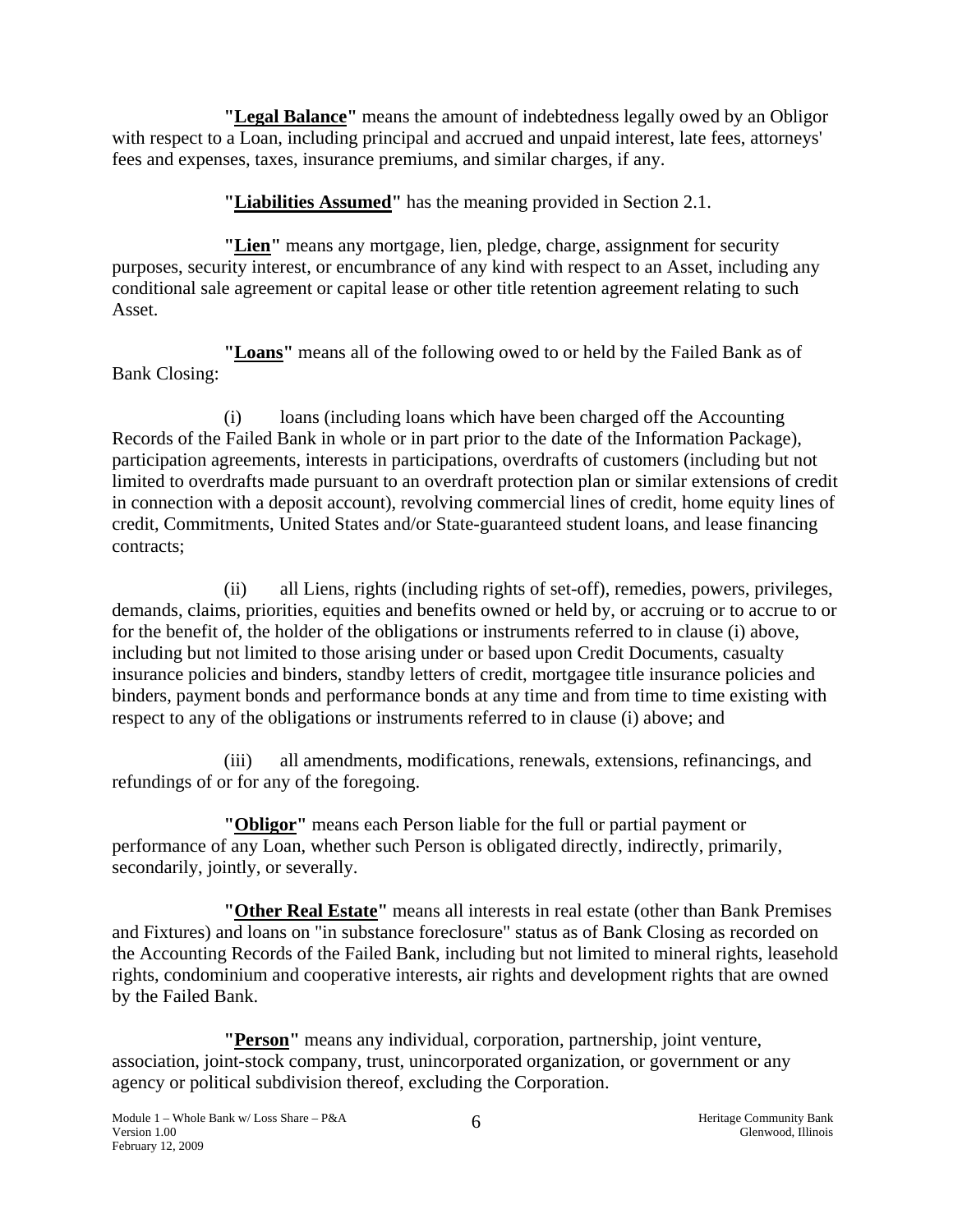**"<u>Legal Balance</u>"** means the amount of indebtedness legally owed by an Obligor with respect to a Loan, including principal and accrued and unpaid interest, late fees, attorneys' fees and expenses, taxes, insurance premiums, and similar charges, if any.

**"<u>Liabilities Assumed</u>"** has the meaning provided in Section 2.1.

**"<u>Lien</u>"** means any mortgage, lien, pledge, charge, assignment for security purposes, security interest, or encumbrance of any kind with respect to an Asset, including any conditional sale agreement or capital lease or other title retention agreement relating to such Asset.

**"<u>Loans</u>"** means all of the following owed to or held by the Failed Bank as of Bank Closing:

(i) loans (including loans which have been charged off the Accounting Records of the Failed Bank in whole or in part prior to the date of the Information Package), participation agreements, interests in participations, overdrafts of customers (including but not limited to overdrafts made pursuant to an overdraft protection plan or similar extensions of credit in connection with a deposit account), revolving commercial lines of credit, home equity lines of credit, Commitments, United States and/or State-guaranteed student loans, and lease financing contracts;

(ii) all Liens, rights (including rights of set-off), remedies, powers, privileges, demands, claims, priorities, equities and benefits owned or held by, or accruing or to accrue to or for the benefit of, the holder of the obligations or instruments referred to in clause (i) above, including but not limited to those arising under or based upon Credit Documents, casualty insurance policies and binders, standby letters of credit, mortgagee title insurance policies and binders, payment bonds and performance bonds at any time and from time to time existing with respect to any of the obligations or instruments referred to in clause (i) above; and

(iii) all amendments, modifications, renewals, extensions, refinancings, and refundings of or for any of the foregoing.

**"<u>Obligor</u>"** means each Person liable for the full or partial payment or performance of any Loan, whether such Person is obligated directly, indirectly, primarily, secondarily, jointly, or severally.

**"<u>Other Real Estate</u>"** means all interests in real estate (other than Bank Premises and Fixtures) and loans on "in substance foreclosure" status as of Bank Closing as recorded on the Accounting Records of the Failed Bank, including but not limited to mineral rights, leasehold rights, condominium and cooperative interests, air rights and development rights that are owned by the Failed Bank.

**"<u>Person</u>"** means any individual, corporation, partnership, joint venture, association, joint-stock company, trust, unincorporated organization, or government or any agency or political subdivision thereof, excluding the Corporation.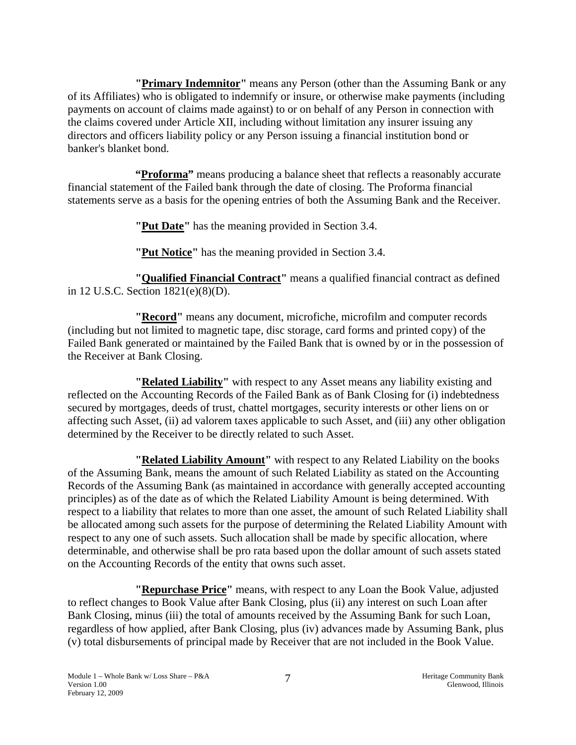**"Primary Indemnitor"** means any Person (other than the Assuming Bank or any of its Affiliates) who is obligated to indemnify or insure, or otherwise make payments (including payments on account of claims made against) to or on behalf of any Person in connection with the claims covered under Article XII, including without limitation any insurer issuing any directors and officers liability policy or any Person issuing a financial institution bond or banker's blanket bond.

**"Proforma"** means producing a balance sheet that reflects a reasonably accurate financial statement of the Failed bank through the date of closing. The Proforma financial statements serve as a basis for the opening entries of both the Assuming Bank and the Receiver.

**"Put Date"** has the meaning provided in Section 3.4.

**"Put Notice"** has the meaning provided in Section 3.4.

**"Qualified Financial Contract"** means a qualified financial contract as defined in 12 U.S.C. Section 1821(e)(8)(D).

**"Record"** means any document, microfiche, microfilm and computer records (including but not limited to magnetic tape, disc storage, card forms and printed copy) of the Failed Bank generated or maintained by the Failed Bank that is owned by or in the possession of the Receiver at Bank Closing.

**"Related Liability"** with respect to any Asset means any liability existing and reflected on the Accounting Records of the Failed Bank as of Bank Closing for (i) indebtedness secured by mortgages, deeds of trust, chattel mortgages, security interests or other liens on or affecting such Asset, (ii) ad valorem taxes applicable to such Asset, and (iii) any other obligation determined by the Receiver to be directly related to such Asset.

**"Related Liability Amount"** with respect to any Related Liability on the books of the Assuming Bank, means the amount of such Related Liability as stated on the Accounting Records of the Assuming Bank (as maintained in accordance with generally accepted accounting principles) as of the date as of which the Related Liability Amount is being determined. With respect to a liability that relates to more than one asset, the amount of such Related Liability shall be allocated among such assets for the purpose of determining the Related Liability Amount with respect to any one of such assets. Such allocation shall be made by specific allocation, where determinable, and otherwise shall be pro rata based upon the dollar amount of such assets stated on the Accounting Records of the entity that owns such asset.

**"Repurchase Price"** means, with respect to any Loan the Book Value, adjusted to reflect changes to Book Value after Bank Closing, plus (ii) any interest on such Loan after Bank Closing, minus (iii) the total of amounts received by the Assuming Bank for such Loan, regardless of how applied, after Bank Closing, plus (iv) advances made by Assuming Bank, plus (v) total disbursements of principal made by Receiver that are not included in the Book Value.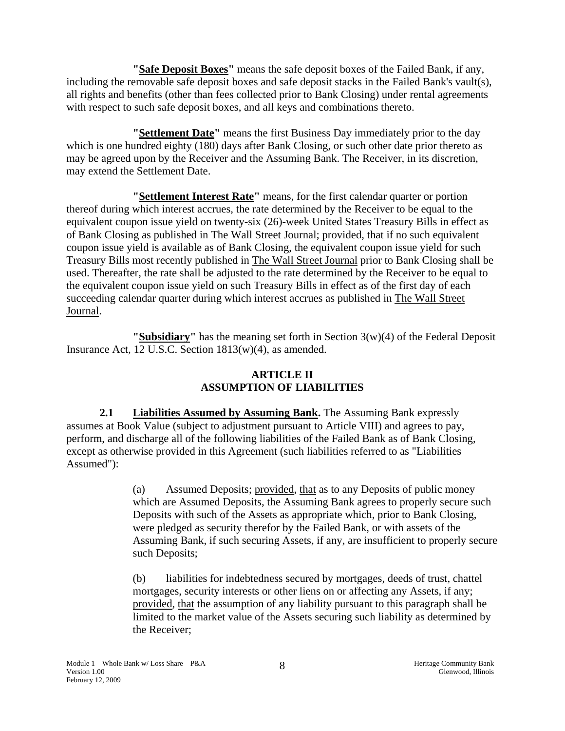**"Safe Deposit Boxes"** means the safe deposit boxes of the Failed Bank, if any, including the removable safe deposit boxes and safe deposit stacks in the Failed Bank's vault(s), all rights and benefits (other than fees collected prior to Bank Closing) under rental agreements with respect to such safe deposit boxes, and all keys and combinations thereto.

**"Settlement Date"** means the first Business Day immediately prior to the day which is one hundred eighty (180) days after Bank Closing, or such other date prior thereto as may be agreed upon by the Receiver and the Assuming Bank. The Receiver, in its discretion, may extend the Settlement Date.

**"Settlement Interest Rate"** means, for the first calendar quarter or portion thereof during which interest accrues, the rate determined by the Receiver to be equal to the equivalent coupon issue yield on twenty-six (26)-week United States Treasury Bills in effect as of Bank Closing as published in The Wall Street Journal; provided, that if no such equivalent coupon issue yield is available as of Bank Closing, the equivalent coupon issue yield for such Treasury Bills most recently published in The Wall Street Journal prior to Bank Closing shall be used. Thereafter, the rate shall be adjusted to the rate determined by the Receiver to be equal to the equivalent coupon issue yield on such Treasury Bills in effect as of the first day of each succeeding calendar quarter during which interest accrues as published in The Wall Street Journal.

**"Subsidiary"** has the meaning set forth in Section 3(w)(4) of the Federal Deposit Insurance Act, 12 U.S.C. Section 1813(w)(4), as amended.

## ARTICLE II
## ASSUMPTION OF LIABILITIES

**2.1 Liabilities Assumed by Assuming Bank.** The Assuming Bank expressly assumes at Book Value (subject to adjustment pursuant to Article VIII) and agrees to pay, perform, and discharge all of the following liabilities of the Failed Bank as of Bank Closing, except as otherwise provided in this Agreement (such liabilities referred to as "Liabilities Assumed"):

(a) Assumed Deposits; provided, that as to any Deposits of public money which are Assumed Deposits, the Assuming Bank agrees to properly secure such Deposits with such of the Assets as appropriate which, prior to Bank Closing, were pledged as security therefor by the Failed Bank, or with assets of the Assuming Bank, if such securing Assets, if any, are insufficient to properly secure such Deposits;

(b) liabilities for indebtedness secured by mortgages, deeds of trust, chattel mortgages, security interests or other liens on or affecting any Assets, if any; provided, that the assumption of any liability pursuant to this paragraph shall be limited to the market value of the Assets securing such liability as determined by the Receiver;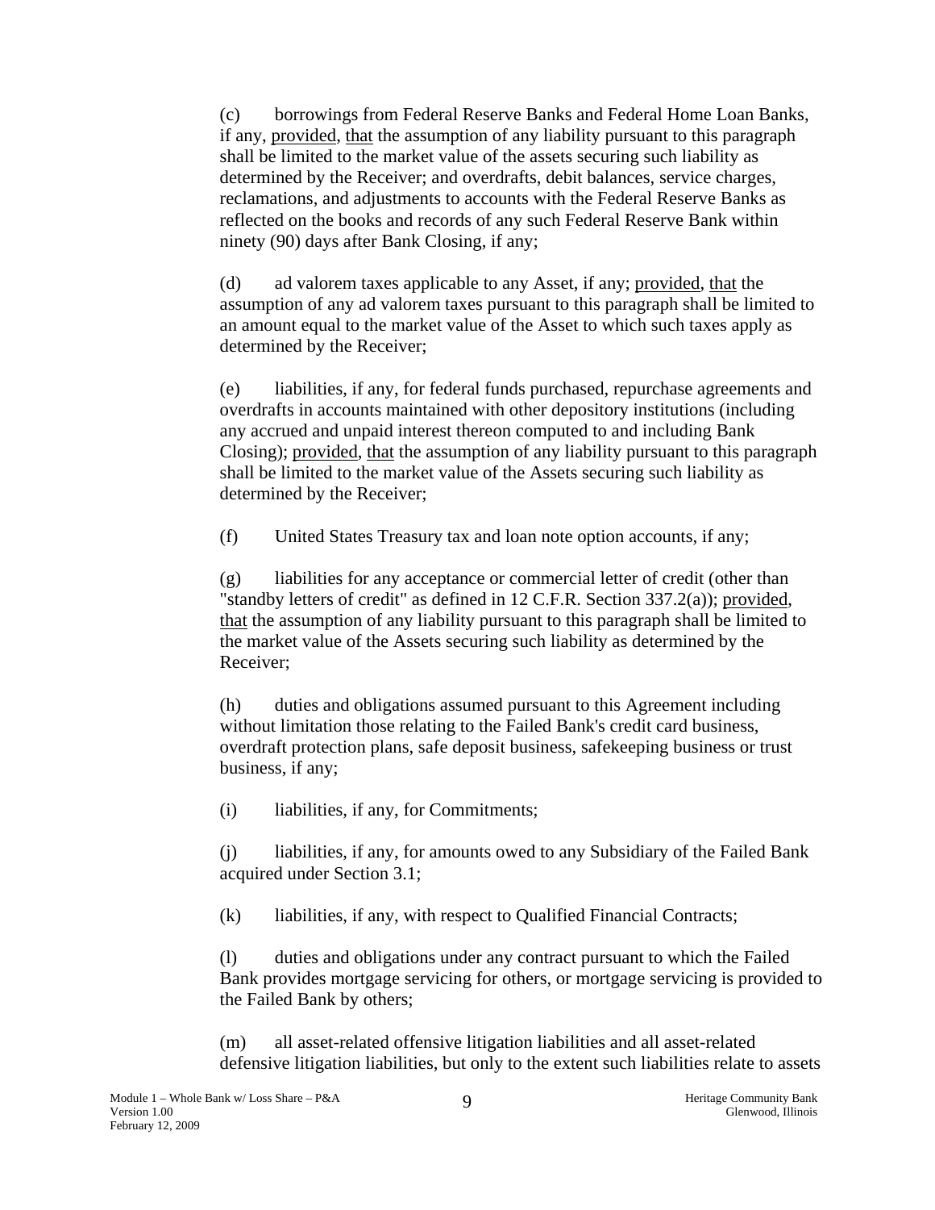(c) borrowings from Federal Reserve Banks and Federal Home Loan Banks, if any, provided, that the assumption of any liability pursuant to this paragraph shall be limited to the market value of the assets securing such liability as determined by the Receiver; and overdrafts, debit balances, service charges, reclamations, and adjustments to accounts with the Federal Reserve Banks as reflected on the books and records of any such Federal Reserve Bank within ninety (90) days after Bank Closing, if any;

(d) ad valorem taxes applicable to any Asset, if any; provided, that the assumption of any ad valorem taxes pursuant to this paragraph shall be limited to an amount equal to the market value of the Asset to which such taxes apply as determined by the Receiver;

(e) liabilities, if any, for federal funds purchased, repurchase agreements and overdrafts in accounts maintained with other depository institutions (including any accrued and unpaid interest thereon computed to and including Bank Closing); provided, that the assumption of any liability pursuant to this paragraph shall be limited to the market value of the Assets securing such liability as determined by the Receiver;

(f) United States Treasury tax and loan note option accounts, if any;

(g) liabilities for any acceptance or commercial letter of credit (other than "standby letters of credit" as defined in 12 C.F.R. Section 337.2(a)); provided, that the assumption of any liability pursuant to this paragraph shall be limited to the market value of the Assets securing such liability as determined by the Receiver;

(h) duties and obligations assumed pursuant to this Agreement including without limitation those relating to the Failed Bank's credit card business, overdraft protection plans, safe deposit business, safekeeping business or trust business, if any;

(i) liabilities, if any, for Commitments;

(j) liabilities, if any, for amounts owed to any Subsidiary of the Failed Bank acquired under Section 3.1;

(k) liabilities, if any, with respect to Qualified Financial Contracts;

(l) duties and obligations under any contract pursuant to which the Failed Bank provides mortgage servicing for others, or mortgage servicing is provided to the Failed Bank by others;

(m) all asset-related offensive litigation liabilities and all asset-related defensive litigation liabilities, but only to the extent such liabilities relate to assets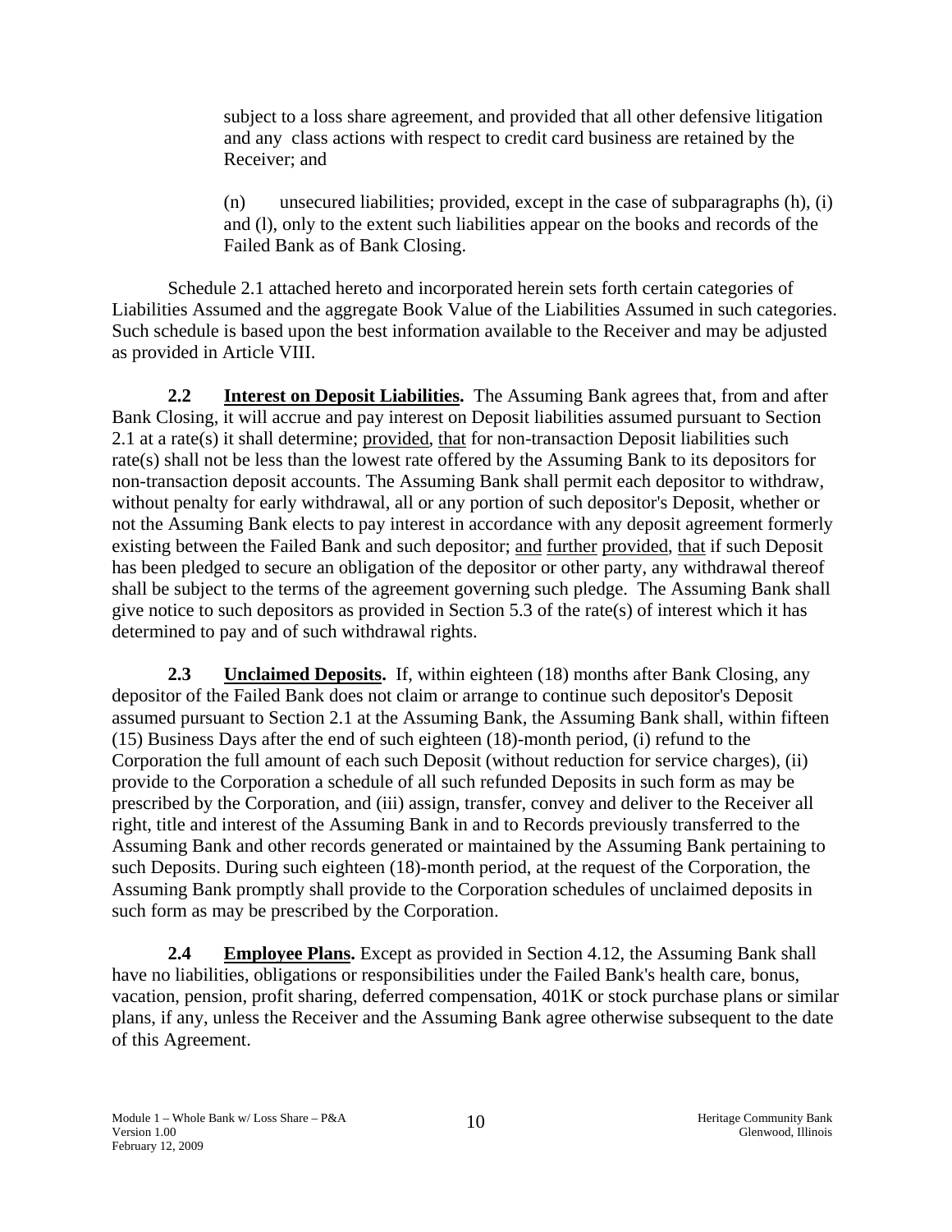subject to a loss share agreement, and provided that all other defensive litigation and any class actions with respect to credit card business are retained by the Receiver; and

(n) unsecured liabilities; provided, except in the case of subparagraphs (h), (i) and (l), only to the extent such liabilities appear on the books and records of the Failed Bank as of Bank Closing.

Schedule 2.1 attached hereto and incorporated herein sets forth certain categories of Liabilities Assumed and the aggregate Book Value of the Liabilities Assumed in such categories. Such schedule is based upon the best information available to the Receiver and may be adjusted as provided in Article VIII.

**2.2 Interest on Deposit Liabilities.** The Assuming Bank agrees that, from and after Bank Closing, it will accrue and pay interest on Deposit liabilities assumed pursuant to Section 2.1 at a rate(s) it shall determine; provided, that for non-transaction Deposit liabilities such rate(s) shall not be less than the lowest rate offered by the Assuming Bank to its depositors for non-transaction deposit accounts. The Assuming Bank shall permit each depositor to withdraw, without penalty for early withdrawal, all or any portion of such depositor's Deposit, whether or not the Assuming Bank elects to pay interest in accordance with any deposit agreement formerly existing between the Failed Bank and such depositor; and further provided, that if such Deposit has been pledged to secure an obligation of the depositor or other party, any withdrawal thereof shall be subject to the terms of the agreement governing such pledge. The Assuming Bank shall give notice to such depositors as provided in Section 5.3 of the rate(s) of interest which it has determined to pay and of such withdrawal rights.

**2.3 Unclaimed Deposits.** If, within eighteen (18) months after Bank Closing, any depositor of the Failed Bank does not claim or arrange to continue such depositor's Deposit assumed pursuant to Section 2.1 at the Assuming Bank, the Assuming Bank shall, within fifteen (15) Business Days after the end of such eighteen (18)-month period, (i) refund to the Corporation the full amount of each such Deposit (without reduction for service charges), (ii) provide to the Corporation a schedule of all such refunded Deposits in such form as may be prescribed by the Corporation, and (iii) assign, transfer, convey and deliver to the Receiver all right, title and interest of the Assuming Bank in and to Records previously transferred to the Assuming Bank and other records generated or maintained by the Assuming Bank pertaining to such Deposits. During such eighteen (18)-month period, at the request of the Corporation, the Assuming Bank promptly shall provide to the Corporation schedules of unclaimed deposits in such form as may be prescribed by the Corporation.

**2.4 Employee Plans.** Except as provided in Section 4.12, the Assuming Bank shall have no liabilities, obligations or responsibilities under the Failed Bank's health care, bonus, vacation, pension, profit sharing, deferred compensation, 401K or stock purchase plans or similar plans, if any, unless the Receiver and the Assuming Bank agree otherwise subsequent to the date of this Agreement.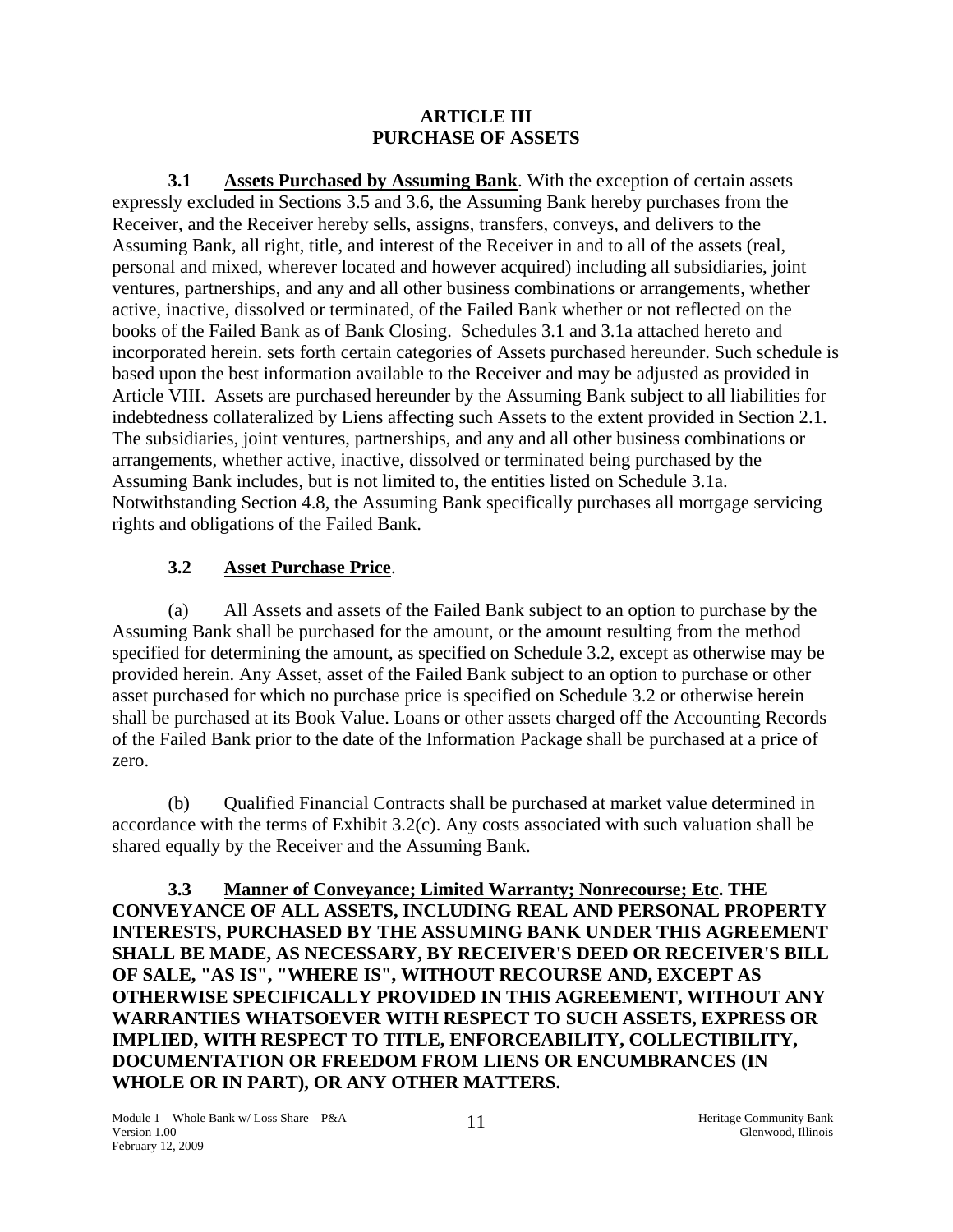# ARTICLE III
# PURCHASE OF ASSETS

**3.1 Assets Purchased by Assuming Bank**. With the exception of certain assets expressly excluded in Sections 3.5 and 3.6, the Assuming Bank hereby purchases from the Receiver, and the Receiver hereby sells, assigns, transfers, conveys, and delivers to the Assuming Bank, all right, title, and interest of the Receiver in and to all of the assets (real, personal and mixed, wherever located and however acquired) including all subsidiaries, joint ventures, partnerships, and any and all other business combinations or arrangements, whether active, inactive, dissolved or terminated, of the Failed Bank whether or not reflected on the books of the Failed Bank as of Bank Closing. Schedules 3.1 and 3.1a attached hereto and incorporated herein. sets forth certain categories of Assets purchased hereunder. Such schedule is based upon the best information available to the Receiver and may be adjusted as provided in Article VIII. Assets are purchased hereunder by the Assuming Bank subject to all liabilities for indebtedness collateralized by Liens affecting such Assets to the extent provided in Section 2.1. The subsidiaries, joint ventures, partnerships, and any and all other business combinations or arrangements, whether active, inactive, dissolved or terminated being purchased by the Assuming Bank includes, but is not limited to, the entities listed on Schedule 3.1a. Notwithstanding Section 4.8, the Assuming Bank specifically purchases all mortgage servicing rights and obligations of the Failed Bank.

**3.2 Asset Purchase Price**.

(a) All Assets and assets of the Failed Bank subject to an option to purchase by the Assuming Bank shall be purchased for the amount, or the amount resulting from the method specified for determining the amount, as specified on Schedule 3.2, except as otherwise may be provided herein. Any Asset, asset of the Failed Bank subject to an option to purchase or other asset purchased for which no purchase price is specified on Schedule 3.2 or otherwise herein shall be purchased at its Book Value. Loans or other assets charged off the Accounting Records of the Failed Bank prior to the date of the Information Package shall be purchased at a price of zero.

(b) Qualified Financial Contracts shall be purchased at market value determined in accordance with the terms of Exhibit 3.2(c). Any costs associated with such valuation shall be shared equally by the Receiver and the Assuming Bank.

**3.3 Manner of Conveyance; Limited Warranty; Nonrecourse; Etc. THE CONVEYANCE OF ALL ASSETS, INCLUDING REAL AND PERSONAL PROPERTY INTERESTS, PURCHASED BY THE ASSUMING BANK UNDER THIS AGREEMENT SHALL BE MADE, AS NECESSARY, BY RECEIVER'S DEED OR RECEIVER'S BILL OF SALE, "AS IS", "WHERE IS", WITHOUT RECOURSE AND, EXCEPT AS OTHERWISE SPECIFICALLY PROVIDED IN THIS AGREEMENT, WITHOUT ANY WARRANTIES WHATSOEVER WITH RESPECT TO SUCH ASSETS, EXPRESS OR IMPLIED, WITH RESPECT TO TITLE, ENFORCEABILITY, COLLECTIBILITY, DOCUMENTATION OR FREEDOM FROM LIENS OR ENCUMBRANCES (IN WHOLE OR IN PART), OR ANY OTHER MATTERS.**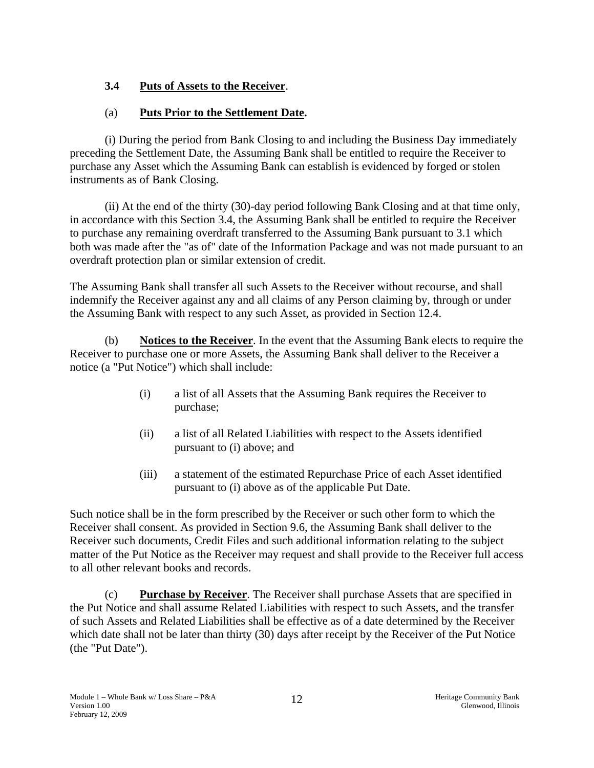### 3.4 **Puts of Assets to the Receiver**.

(a) **Puts Prior to the Settlement Date.**

(i) During the period from Bank Closing to and including the Business Day immediately preceding the Settlement Date, the Assuming Bank shall be entitled to require the Receiver to purchase any Asset which the Assuming Bank can establish is evidenced by forged or stolen instruments as of Bank Closing.

(ii) At the end of the thirty (30)-day period following Bank Closing and at that time only, in accordance with this Section 3.4, the Assuming Bank shall be entitled to require the Receiver to purchase any remaining overdraft transferred to the Assuming Bank pursuant to 3.1 which both was made after the "as of" date of the Information Package and was not made pursuant to an overdraft protection plan or similar extension of credit.

The Assuming Bank shall transfer all such Assets to the Receiver without recourse, and shall indemnify the Receiver against any and all claims of any Person claiming by, through or under the Assuming Bank with respect to any such Asset, as provided in Section 12.4.

(b) **Notices to the Receiver**. In the event that the Assuming Bank elects to require the Receiver to purchase one or more Assets, the Assuming Bank shall deliver to the Receiver a notice (a "Put Notice") which shall include:

- (i) a list of all Assets that the Assuming Bank requires the Receiver to purchase;
- (ii) a list of all Related Liabilities with respect to the Assets identified pursuant to (i) above; and
- (iii) a statement of the estimated Repurchase Price of each Asset identified pursuant to (i) above as of the applicable Put Date.

Such notice shall be in the form prescribed by the Receiver or such other form to which the Receiver shall consent. As provided in Section 9.6, the Assuming Bank shall deliver to the Receiver such documents, Credit Files and such additional information relating to the subject matter of the Put Notice as the Receiver may request and shall provide to the Receiver full access to all other relevant books and records.

(c) **Purchase by Receiver**. The Receiver shall purchase Assets that are specified in the Put Notice and shall assume Related Liabilities with respect to such Assets, and the transfer of such Assets and Related Liabilities shall be effective as of a date determined by the Receiver which date shall not be later than thirty (30) days after receipt by the Receiver of the Put Notice (the "Put Date").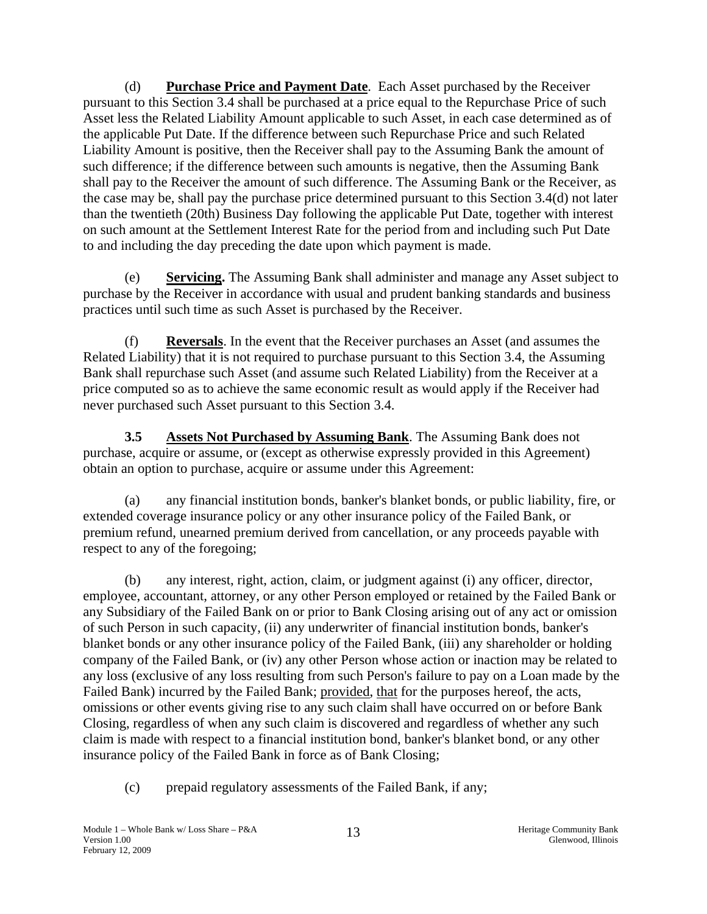(d) **Purchase Price and Payment Date**. Each Asset purchased by the Receiver pursuant to this Section 3.4 shall be purchased at a price equal to the Repurchase Price of such Asset less the Related Liability Amount applicable to such Asset, in each case determined as of the applicable Put Date. If the difference between such Repurchase Price and such Related Liability Amount is positive, then the Receiver shall pay to the Assuming Bank the amount of such difference; if the difference between such amounts is negative, then the Assuming Bank shall pay to the Receiver the amount of such difference. The Assuming Bank or the Receiver, as the case may be, shall pay the purchase price determined pursuant to this Section 3.4(d) not later than the twentieth (20th) Business Day following the applicable Put Date, together with interest on such amount at the Settlement Interest Rate for the period from and including such Put Date to and including the day preceding the date upon which payment is made.

(e) **Servicing.** The Assuming Bank shall administer and manage any Asset subject to purchase by the Receiver in accordance with usual and prudent banking standards and business practices until such time as such Asset is purchased by the Receiver.

(f) **Reversals**. In the event that the Receiver purchases an Asset (and assumes the Related Liability) that it is not required to purchase pursuant to this Section 3.4, the Assuming Bank shall repurchase such Asset (and assume such Related Liability) from the Receiver at a price computed so as to achieve the same economic result as would apply if the Receiver had never purchased such Asset pursuant to this Section 3.4.

**3.5 Assets Not Purchased by Assuming Bank**. The Assuming Bank does not purchase, acquire or assume, or (except as otherwise expressly provided in this Agreement) obtain an option to purchase, acquire or assume under this Agreement:

(a) any financial institution bonds, banker's blanket bonds, or public liability, fire, or extended coverage insurance policy or any other insurance policy of the Failed Bank, or premium refund, unearned premium derived from cancellation, or any proceeds payable with respect to any of the foregoing;

(b) any interest, right, action, claim, or judgment against (i) any officer, director, employee, accountant, attorney, or any other Person employed or retained by the Failed Bank or any Subsidiary of the Failed Bank on or prior to Bank Closing arising out of any act or omission of such Person in such capacity, (ii) any underwriter of financial institution bonds, banker's blanket bonds or any other insurance policy of the Failed Bank, (iii) any shareholder or holding company of the Failed Bank, or (iv) any other Person whose action or inaction may be related to any loss (exclusive of any loss resulting from such Person's failure to pay on a Loan made by the Failed Bank) incurred by the Failed Bank; provided, that for the purposes hereof, the acts, omissions or other events giving rise to any such claim shall have occurred on or before Bank Closing, regardless of when any such claim is discovered and regardless of whether any such claim is made with respect to a financial institution bond, banker's blanket bond, or any other insurance policy of the Failed Bank in force as of Bank Closing;

(c) prepaid regulatory assessments of the Failed Bank, if any;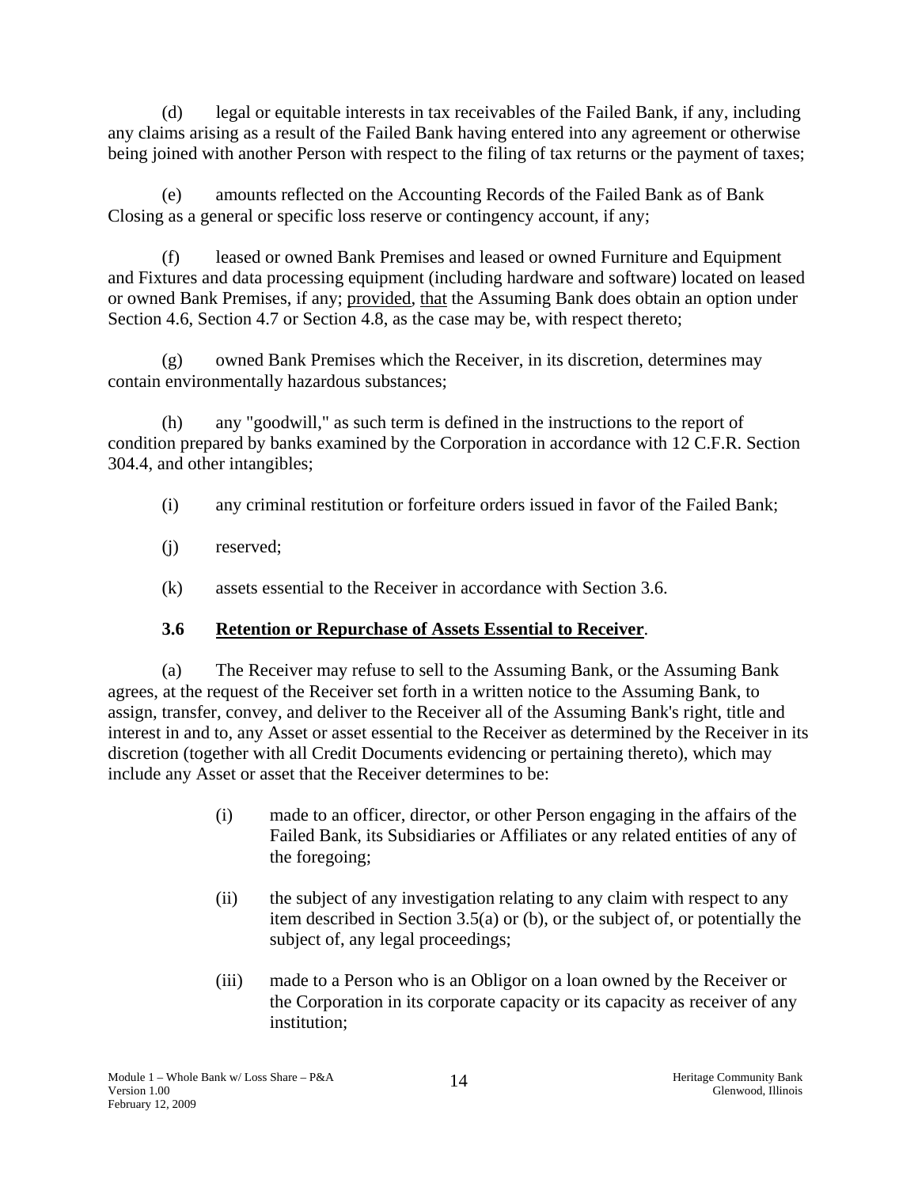(d) legal or equitable interests in tax receivables of the Failed Bank, if any, including any claims arising as a result of the Failed Bank having entered into any agreement or otherwise being joined with another Person with respect to the filing of tax returns or the payment of taxes;

(e) amounts reflected on the Accounting Records of the Failed Bank as of Bank Closing as a general or specific loss reserve or contingency account, if any;

(f) leased or owned Bank Premises and leased or owned Furniture and Equipment and Fixtures and data processing equipment (including hardware and software) located on leased or owned Bank Premises, if any; provided, that the Assuming Bank does obtain an option under Section 4.6, Section 4.7 or Section 4.8, as the case may be, with respect thereto;

(g) owned Bank Premises which the Receiver, in its discretion, determines may contain environmentally hazardous substances;

(h) any "goodwill," as such term is defined in the instructions to the report of condition prepared by banks examined by the Corporation in accordance with 12 C.F.R. Section 304.4, and other intangibles;

(i) any criminal restitution or forfeiture orders issued in favor of the Failed Bank;

(j) reserved;

(k) assets essential to the Receiver in accordance with Section 3.6.

### 3.6 Retention or Repurchase of Assets Essential to Receiver.

(a) The Receiver may refuse to sell to the Assuming Bank, or the Assuming Bank agrees, at the request of the Receiver set forth in a written notice to the Assuming Bank, to assign, transfer, convey, and deliver to the Receiver all of the Assuming Bank's right, title and interest in and to, any Asset or asset essential to the Receiver as determined by the Receiver in its discretion (together with all Credit Documents evidencing or pertaining thereto), which may include any Asset or asset that the Receiver determines to be:

> (i) made to an officer, director, or other Person engaging in the affairs of the Failed Bank, its Subsidiaries or Affiliates or any related entities of any of the foregoing;
>
> (ii) the subject of any investigation relating to any claim with respect to any item described in Section 3.5(a) or (b), or the subject of, or potentially the subject of, any legal proceedings;
>
> (iii) made to a Person who is an Obligor on a loan owned by the Receiver or the Corporation in its corporate capacity or its capacity as receiver of any institution;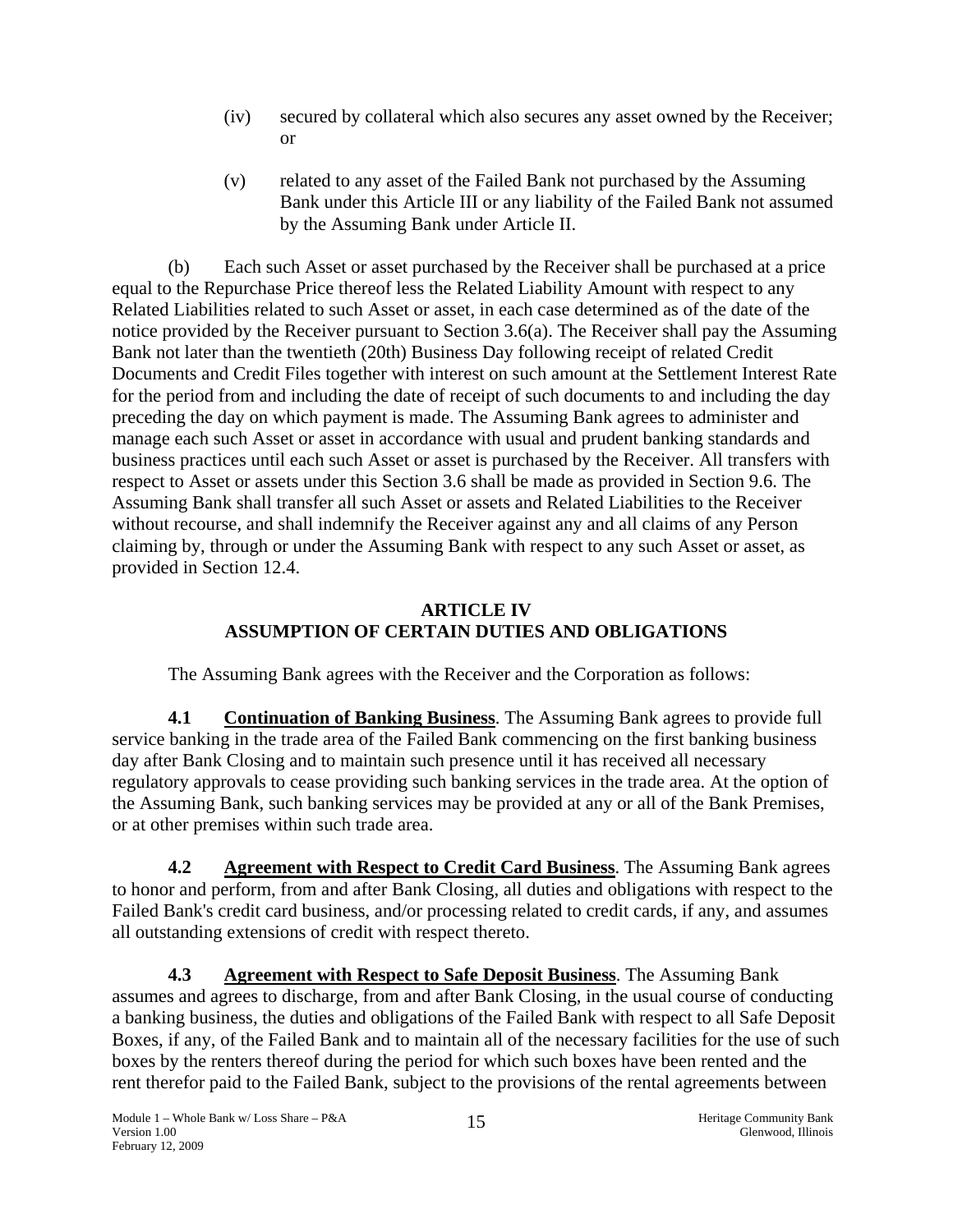(iv) secured by collateral which also secures any asset owned by the Receiver; or

(v) related to any asset of the Failed Bank not purchased by the Assuming Bank under this Article III or any liability of the Failed Bank not assumed by the Assuming Bank under Article II.

(b) Each such Asset or asset purchased by the Receiver shall be purchased at a price equal to the Repurchase Price thereof less the Related Liability Amount with respect to any Related Liabilities related to such Asset or asset, in each case determined as of the date of the notice provided by the Receiver pursuant to Section 3.6(a). The Receiver shall pay the Assuming Bank not later than the twentieth (20th) Business Day following receipt of related Credit Documents and Credit Files together with interest on such amount at the Settlement Interest Rate for the period from and including the date of receipt of such documents to and including the day preceding the day on which payment is made. The Assuming Bank agrees to administer and manage each such Asset or asset in accordance with usual and prudent banking standards and business practices until each such Asset or asset is purchased by the Receiver. All transfers with respect to Asset or assets under this Section 3.6 shall be made as provided in Section 9.6. The Assuming Bank shall transfer all such Asset or assets and Related Liabilities to the Receiver without recourse, and shall indemnify the Receiver against any and all claims of any Person claiming by, through or under the Assuming Bank with respect to any such Asset or asset, as provided in Section 12.4.

## ARTICLE IV
## ASSUMPTION OF CERTAIN DUTIES AND OBLIGATIONS

The Assuming Bank agrees with the Receiver and the Corporation as follows:

**4.1 Continuation of Banking Business**. The Assuming Bank agrees to provide full service banking in the trade area of the Failed Bank commencing on the first banking business day after Bank Closing and to maintain such presence until it has received all necessary regulatory approvals to cease providing such banking services in the trade area. At the option of the Assuming Bank, such banking services may be provided at any or all of the Bank Premises, or at other premises within such trade area.

**4.2 Agreement with Respect to Credit Card Business**. The Assuming Bank agrees to honor and perform, from and after Bank Closing, all duties and obligations with respect to the Failed Bank's credit card business, and/or processing related to credit cards, if any, and assumes all outstanding extensions of credit with respect thereto.

**4.3 Agreement with Respect to Safe Deposit Business**. The Assuming Bank assumes and agrees to discharge, from and after Bank Closing, in the usual course of conducting a banking business, the duties and obligations of the Failed Bank with respect to all Safe Deposit Boxes, if any, of the Failed Bank and to maintain all of the necessary facilities for the use of such boxes by the renters thereof during the period for which such boxes have been rented and the rent therefor paid to the Failed Bank, subject to the provisions of the rental agreements between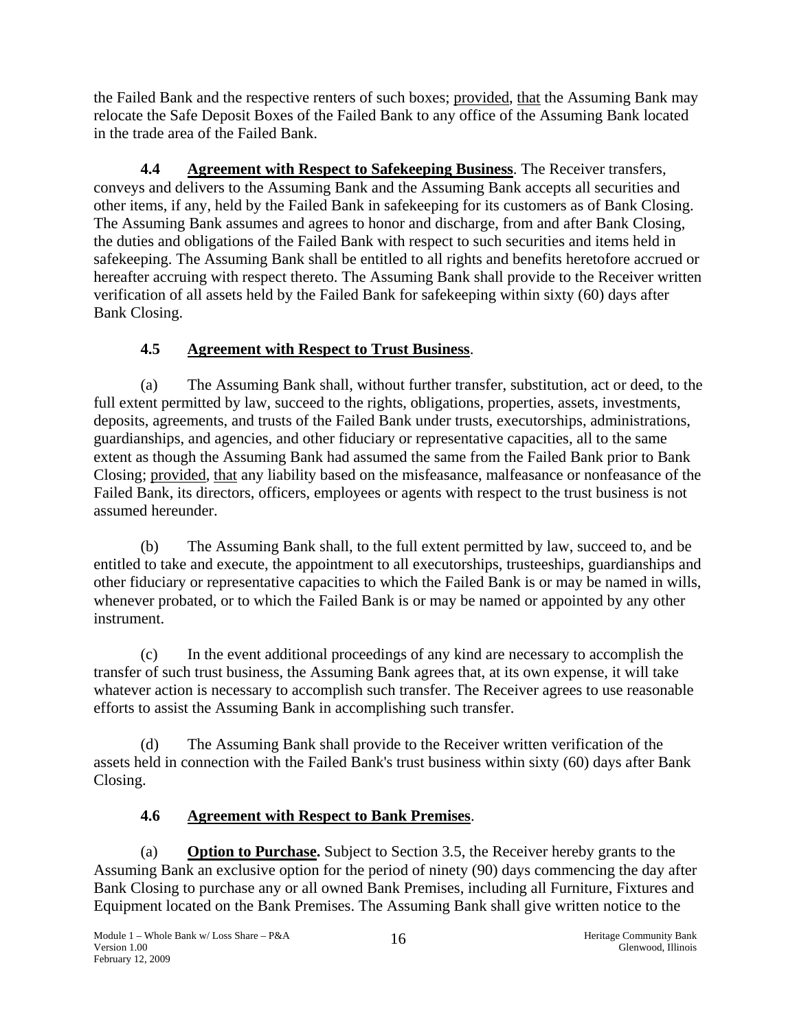the Failed Bank and the respective renters of such boxes; provided, that the Assuming Bank may relocate the Safe Deposit Boxes of the Failed Bank to any office of the Assuming Bank located in the trade area of the Failed Bank.

**4.4 Agreement with Respect to Safekeeping Business**. The Receiver transfers, conveys and delivers to the Assuming Bank and the Assuming Bank accepts all securities and other items, if any, held by the Failed Bank in safekeeping for its customers as of Bank Closing. The Assuming Bank assumes and agrees to honor and discharge, from and after Bank Closing, the duties and obligations of the Failed Bank with respect to such securities and items held in safekeeping. The Assuming Bank shall be entitled to all rights and benefits heretofore accrued or hereafter accruing with respect thereto. The Assuming Bank shall provide to the Receiver written verification of all assets held by the Failed Bank for safekeeping within sixty (60) days after Bank Closing.

## 4.5 Agreement with Respect to Trust Business.

(a) The Assuming Bank shall, without further transfer, substitution, act or deed, to the full extent permitted by law, succeed to the rights, obligations, properties, assets, investments, deposits, agreements, and trusts of the Failed Bank under trusts, executorships, administrations, guardianships, and agencies, and other fiduciary or representative capacities, all to the same extent as though the Assuming Bank had assumed the same from the Failed Bank prior to Bank Closing; provided, that any liability based on the misfeasance, malfeasance or nonfeasance of the Failed Bank, its directors, officers, employees or agents with respect to the trust business is not assumed hereunder.

(b) The Assuming Bank shall, to the full extent permitted by law, succeed to, and be entitled to take and execute, the appointment to all executorships, trusteeships, guardianships and other fiduciary or representative capacities to which the Failed Bank is or may be named in wills, whenever probated, or to which the Failed Bank is or may be named or appointed by any other instrument.

(c) In the event additional proceedings of any kind are necessary to accomplish the transfer of such trust business, the Assuming Bank agrees that, at its own expense, it will take whatever action is necessary to accomplish such transfer. The Receiver agrees to use reasonable efforts to assist the Assuming Bank in accomplishing such transfer.

(d) The Assuming Bank shall provide to the Receiver written verification of the assets held in connection with the Failed Bank's trust business within sixty (60) days after Bank Closing.

## 4.6 Agreement with Respect to Bank Premises.

(a) **Option to Purchase.** Subject to Section 3.5, the Receiver hereby grants to the Assuming Bank an exclusive option for the period of ninety (90) days commencing the day after Bank Closing to purchase any or all owned Bank Premises, including all Furniture, Fixtures and Equipment located on the Bank Premises. The Assuming Bank shall give written notice to the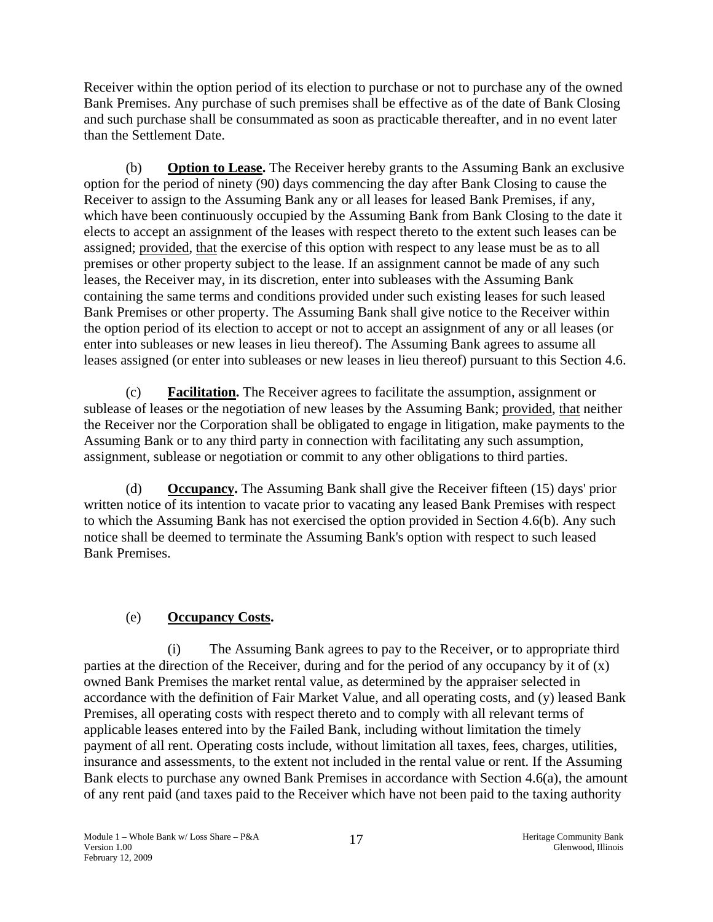Receiver within the option period of its election to purchase or not to purchase any of the owned Bank Premises. Any purchase of such premises shall be effective as of the date of Bank Closing and such purchase shall be consummated as soon as practicable thereafter, and in no event later than the Settlement Date.

(b) **Option to Lease.** The Receiver hereby grants to the Assuming Bank an exclusive option for the period of ninety (90) days commencing the day after Bank Closing to cause the Receiver to assign to the Assuming Bank any or all leases for leased Bank Premises, if any, which have been continuously occupied by the Assuming Bank from Bank Closing to the date it elects to accept an assignment of the leases with respect thereto to the extent such leases can be assigned; provided, that the exercise of this option with respect to any lease must be as to all premises or other property subject to the lease. If an assignment cannot be made of any such leases, the Receiver may, in its discretion, enter into subleases with the Assuming Bank containing the same terms and conditions provided under such existing leases for such leased Bank Premises or other property. The Assuming Bank shall give notice to the Receiver within the option period of its election to accept or not to accept an assignment of any or all leases (or enter into subleases or new leases in lieu thereof). The Assuming Bank agrees to assume all leases assigned (or enter into subleases or new leases in lieu thereof) pursuant to this Section 4.6.

(c) **Facilitation.** The Receiver agrees to facilitate the assumption, assignment or sublease of leases or the negotiation of new leases by the Assuming Bank; provided, that neither the Receiver nor the Corporation shall be obligated to engage in litigation, make payments to the Assuming Bank or to any third party in connection with facilitating any such assumption, assignment, sublease or negotiation or commit to any other obligations to third parties.

(d) **Occupancy.** The Assuming Bank shall give the Receiver fifteen (15) days' prior written notice of its intention to vacate prior to vacating any leased Bank Premises with respect to which the Assuming Bank has not exercised the option provided in Section 4.6(b). Any such notice shall be deemed to terminate the Assuming Bank's option with respect to such leased Bank Premises.

(e) **Occupancy Costs.**

(i) The Assuming Bank agrees to pay to the Receiver, or to appropriate third parties at the direction of the Receiver, during and for the period of any occupancy by it of (x) owned Bank Premises the market rental value, as determined by the appraiser selected in accordance with the definition of Fair Market Value, and all operating costs, and (y) leased Bank Premises, all operating costs with respect thereto and to comply with all relevant terms of applicable leases entered into by the Failed Bank, including without limitation the timely payment of all rent. Operating costs include, without limitation all taxes, fees, charges, utilities, insurance and assessments, to the extent not included in the rental value or rent. If the Assuming Bank elects to purchase any owned Bank Premises in accordance with Section 4.6(a), the amount of any rent paid (and taxes paid to the Receiver which have not been paid to the taxing authority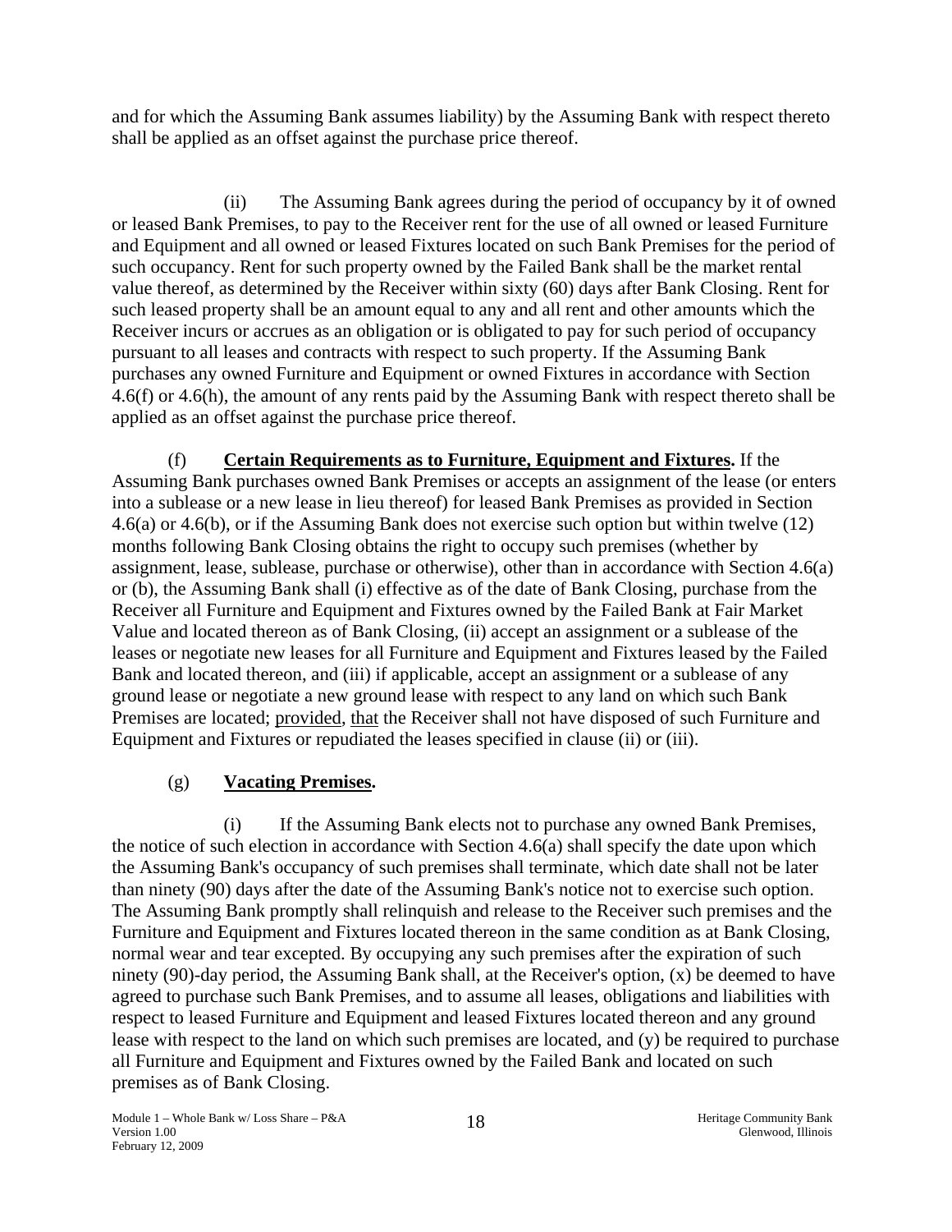and for which the Assuming Bank assumes liability) by the Assuming Bank with respect thereto shall be applied as an offset against the purchase price thereof.

(ii) The Assuming Bank agrees during the period of occupancy by it of owned or leased Bank Premises, to pay to the Receiver rent for the use of all owned or leased Furniture and Equipment and all owned or leased Fixtures located on such Bank Premises for the period of such occupancy. Rent for such property owned by the Failed Bank shall be the market rental value thereof, as determined by the Receiver within sixty (60) days after Bank Closing. Rent for such leased property shall be an amount equal to any and all rent and other amounts which the Receiver incurs or accrues as an obligation or is obligated to pay for such period of occupancy pursuant to all leases and contracts with respect to such property. If the Assuming Bank purchases any owned Furniture and Equipment or owned Fixtures in accordance with Section 4.6(f) or 4.6(h), the amount of any rents paid by the Assuming Bank with respect thereto shall be applied as an offset against the purchase price thereof.

(f) **Certain Requirements as to Furniture, Equipment and Fixtures.** If the Assuming Bank purchases owned Bank Premises or accepts an assignment of the lease (or enters into a sublease or a new lease in lieu thereof) for leased Bank Premises as provided in Section 4.6(a) or 4.6(b), or if the Assuming Bank does not exercise such option but within twelve (12) months following Bank Closing obtains the right to occupy such premises (whether by assignment, lease, sublease, purchase or otherwise), other than in accordance with Section 4.6(a) or (b), the Assuming Bank shall (i) effective as of the date of Bank Closing, purchase from the Receiver all Furniture and Equipment and Fixtures owned by the Failed Bank at Fair Market Value and located thereon as of Bank Closing, (ii) accept an assignment or a sublease of the leases or negotiate new leases for all Furniture and Equipment and Fixtures leased by the Failed Bank and located thereon, and (iii) if applicable, accept an assignment or a sublease of any ground lease or negotiate a new ground lease with respect to any land on which such Bank Premises are located; provided, that the Receiver shall not have disposed of such Furniture and Equipment and Fixtures or repudiated the leases specified in clause (ii) or (iii).

(g) **Vacating Premises.**

(i) If the Assuming Bank elects not to purchase any owned Bank Premises, the notice of such election in accordance with Section 4.6(a) shall specify the date upon which the Assuming Bank's occupancy of such premises shall terminate, which date shall not be later than ninety (90) days after the date of the Assuming Bank's notice not to exercise such option. The Assuming Bank promptly shall relinquish and release to the Receiver such premises and the Furniture and Equipment and Fixtures located thereon in the same condition as at Bank Closing, normal wear and tear excepted. By occupying any such premises after the expiration of such ninety (90)-day period, the Assuming Bank shall, at the Receiver's option, (x) be deemed to have agreed to purchase such Bank Premises, and to assume all leases, obligations and liabilities with respect to leased Furniture and Equipment and leased Fixtures located thereon and any ground lease with respect to the land on which such premises are located, and (y) be required to purchase all Furniture and Equipment and Fixtures owned by the Failed Bank and located on such premises as of Bank Closing.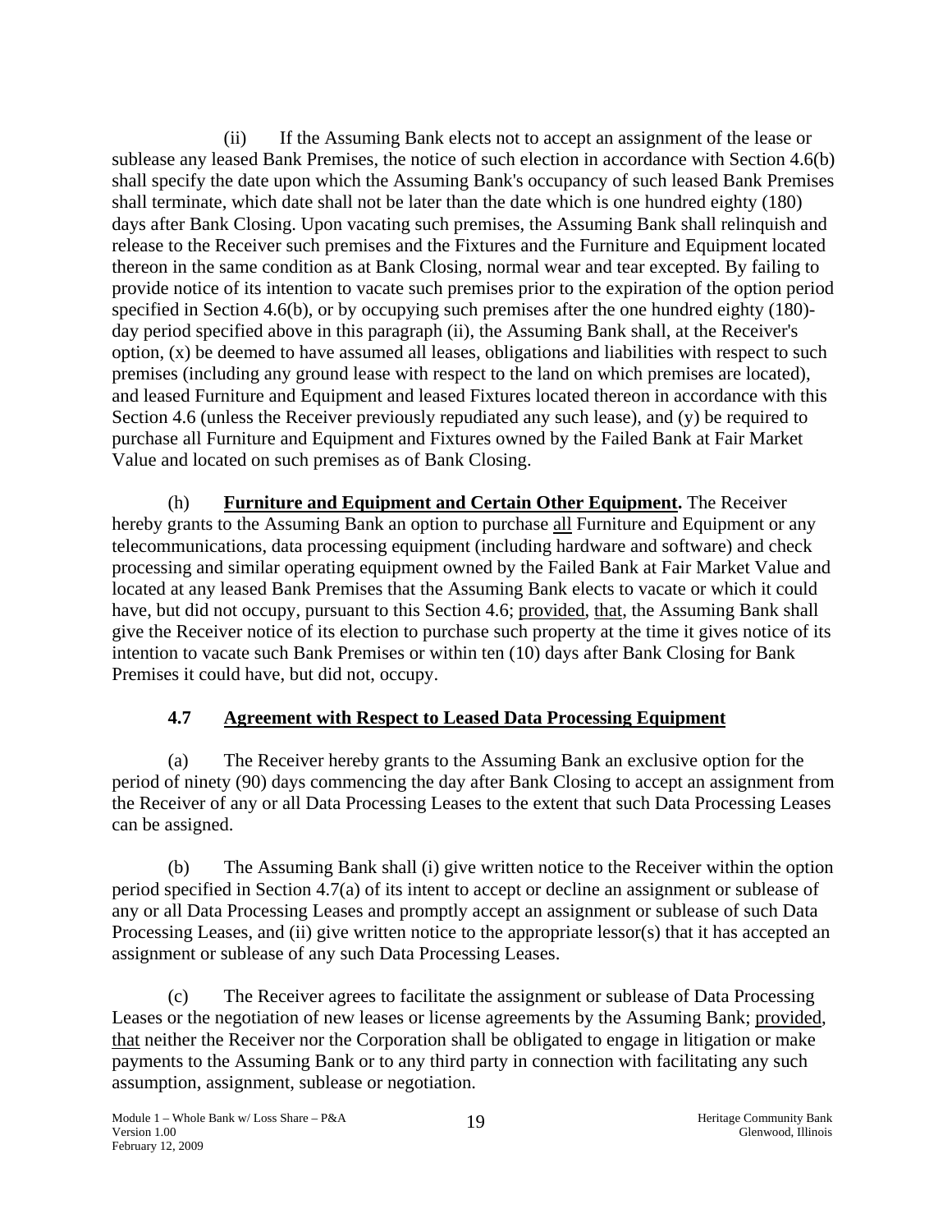(ii) If the Assuming Bank elects not to accept an assignment of the lease or sublease any leased Bank Premises, the notice of such election in accordance with Section 4.6(b) shall specify the date upon which the Assuming Bank's occupancy of such leased Bank Premises shall terminate, which date shall not be later than the date which is one hundred eighty (180) days after Bank Closing. Upon vacating such premises, the Assuming Bank shall relinquish and release to the Receiver such premises and the Fixtures and the Furniture and Equipment located thereon in the same condition as at Bank Closing, normal wear and tear excepted. By failing to provide notice of its intention to vacate such premises prior to the expiration of the option period specified in Section 4.6(b), or by occupying such premises after the one hundred eighty (180)-day period specified above in this paragraph (ii), the Assuming Bank shall, at the Receiver's option, (x) be deemed to have assumed all leases, obligations and liabilities with respect to such premises (including any ground lease with respect to the land on which premises are located), and leased Furniture and Equipment and leased Fixtures located thereon in accordance with this Section 4.6 (unless the Receiver previously repudiated any such lease), and (y) be required to purchase all Furniture and Equipment and Fixtures owned by the Failed Bank at Fair Market Value and located on such premises as of Bank Closing.

(h) **Furniture and Equipment and Certain Other Equipment.** The Receiver hereby grants to the Assuming Bank an option to purchase all Furniture and Equipment or any telecommunications, data processing equipment (including hardware and software) and check processing and similar operating equipment owned by the Failed Bank at Fair Market Value and located at any leased Bank Premises that the Assuming Bank elects to vacate or which it could have, but did not occupy, pursuant to this Section 4.6; provided, that, the Assuming Bank shall give the Receiver notice of its election to purchase such property at the time it gives notice of its intention to vacate such Bank Premises or within ten (10) days after Bank Closing for Bank Premises it could have, but did not, occupy.

### 4.7 Agreement with Respect to Leased Data Processing Equipment

(a) The Receiver hereby grants to the Assuming Bank an exclusive option for the period of ninety (90) days commencing the day after Bank Closing to accept an assignment from the Receiver of any or all Data Processing Leases to the extent that such Data Processing Leases can be assigned.

(b) The Assuming Bank shall (i) give written notice to the Receiver within the option period specified in Section 4.7(a) of its intent to accept or decline an assignment or sublease of any or all Data Processing Leases and promptly accept an assignment or sublease of such Data Processing Leases, and (ii) give written notice to the appropriate lessor(s) that it has accepted an assignment or sublease of any such Data Processing Leases.

(c) The Receiver agrees to facilitate the assignment or sublease of Data Processing Leases or the negotiation of new leases or license agreements by the Assuming Bank; provided, that neither the Receiver nor the Corporation shall be obligated to engage in litigation or make payments to the Assuming Bank or to any third party in connection with facilitating any such assumption, assignment, sublease or negotiation.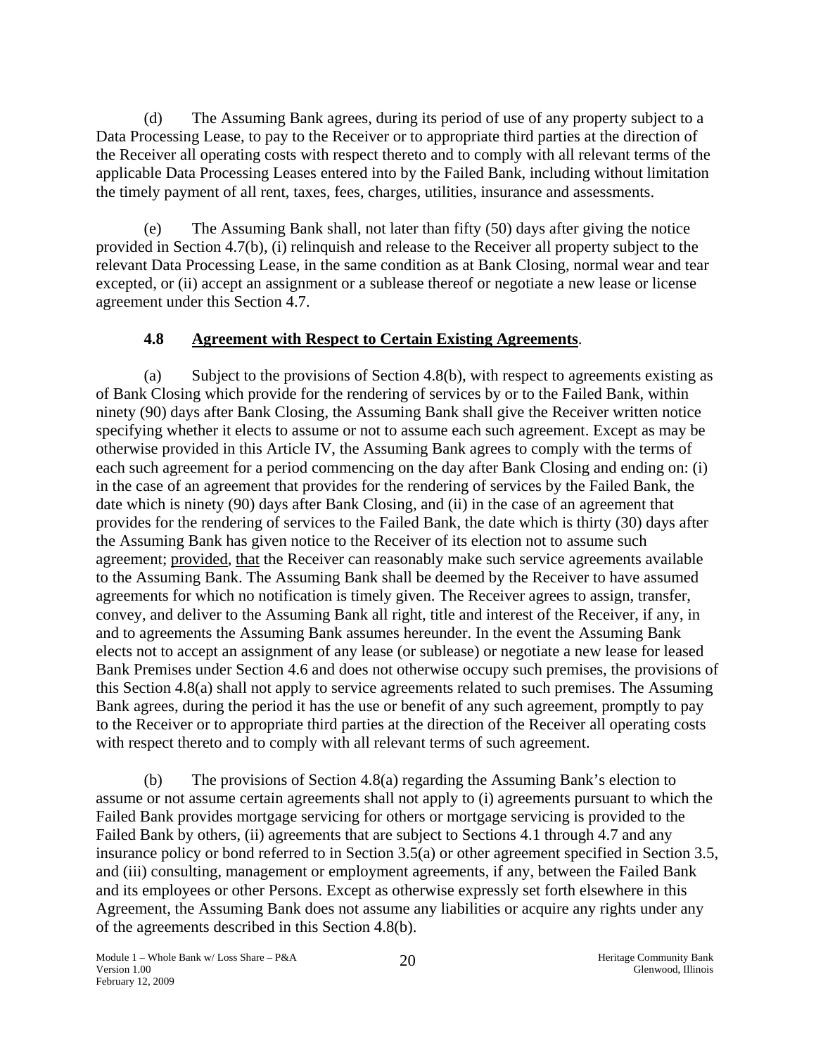(d) The Assuming Bank agrees, during its period of use of any property subject to a Data Processing Lease, to pay to the Receiver or to appropriate third parties at the direction of the Receiver all operating costs with respect thereto and to comply with all relevant terms of the applicable Data Processing Leases entered into by the Failed Bank, including without limitation the timely payment of all rent, taxes, fees, charges, utilities, insurance and assessments.

(e) The Assuming Bank shall, not later than fifty (50) days after giving the notice provided in Section 4.7(b), (i) relinquish and release to the Receiver all property subject to the relevant Data Processing Lease, in the same condition as at Bank Closing, normal wear and tear excepted, or (ii) accept an assignment or a sublease thereof or negotiate a new lease or license agreement under this Section 4.7.

### 4.8 Agreement with Respect to Certain Existing Agreements.

(a) Subject to the provisions of Section 4.8(b), with respect to agreements existing as of Bank Closing which provide for the rendering of services by or to the Failed Bank, within ninety (90) days after Bank Closing, the Assuming Bank shall give the Receiver written notice specifying whether it elects to assume or not to assume each such agreement. Except as may be otherwise provided in this Article IV, the Assuming Bank agrees to comply with the terms of each such agreement for a period commencing on the day after Bank Closing and ending on: (i) in the case of an agreement that provides for the rendering of services by the Failed Bank, the date which is ninety (90) days after Bank Closing, and (ii) in the case of an agreement that provides for the rendering of services to the Failed Bank, the date which is thirty (30) days after the Assuming Bank has given notice to the Receiver of its election not to assume such agreement; provided, that the Receiver can reasonably make such service agreements available to the Assuming Bank. The Assuming Bank shall be deemed by the Receiver to have assumed agreements for which no notification is timely given. The Receiver agrees to assign, transfer, convey, and deliver to the Assuming Bank all right, title and interest of the Receiver, if any, in and to agreements the Assuming Bank assumes hereunder. In the event the Assuming Bank elects not to accept an assignment of any lease (or sublease) or negotiate a new lease for leased Bank Premises under Section 4.6 and does not otherwise occupy such premises, the provisions of this Section 4.8(a) shall not apply to service agreements related to such premises. The Assuming Bank agrees, during the period it has the use or benefit of any such agreement, promptly to pay to the Receiver or to appropriate third parties at the direction of the Receiver all operating costs with respect thereto and to comply with all relevant terms of such agreement.

(b) The provisions of Section 4.8(a) regarding the Assuming Bank's election to assume or not assume certain agreements shall not apply to (i) agreements pursuant to which the Failed Bank provides mortgage servicing for others or mortgage servicing is provided to the Failed Bank by others, (ii) agreements that are subject to Sections 4.1 through 4.7 and any insurance policy or bond referred to in Section 3.5(a) or other agreement specified in Section 3.5, and (iii) consulting, management or employment agreements, if any, between the Failed Bank and its employees or other Persons. Except as otherwise expressly set forth elsewhere in this Agreement, the Assuming Bank does not assume any liabilities or acquire any rights under any of the agreements described in this Section 4.8(b).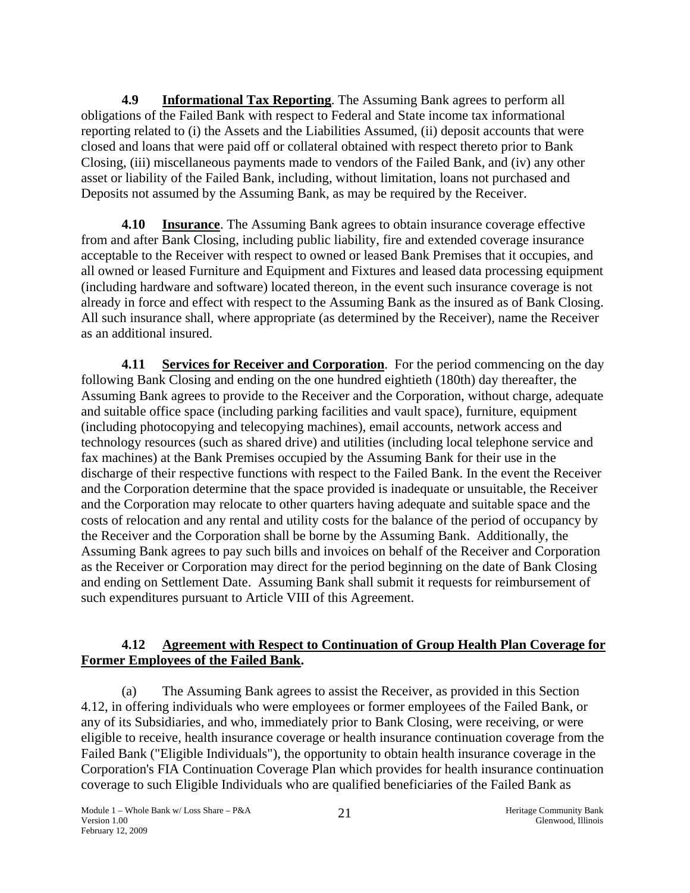**4.9 Informational Tax Reporting**. The Assuming Bank agrees to perform all obligations of the Failed Bank with respect to Federal and State income tax informational reporting related to (i) the Assets and the Liabilities Assumed, (ii) deposit accounts that were closed and loans that were paid off or collateral obtained with respect thereto prior to Bank Closing, (iii) miscellaneous payments made to vendors of the Failed Bank, and (iv) any other asset or liability of the Failed Bank, including, without limitation, loans not purchased and Deposits not assumed by the Assuming Bank, as may be required by the Receiver.

**4.10 Insurance**. The Assuming Bank agrees to obtain insurance coverage effective from and after Bank Closing, including public liability, fire and extended coverage insurance acceptable to the Receiver with respect to owned or leased Bank Premises that it occupies, and all owned or leased Furniture and Equipment and Fixtures and leased data processing equipment (including hardware and software) located thereon, in the event such insurance coverage is not already in force and effect with respect to the Assuming Bank as the insured as of Bank Closing. All such insurance shall, where appropriate (as determined by the Receiver), name the Receiver as an additional insured.

**4.11 Services for Receiver and Corporation**. For the period commencing on the day following Bank Closing and ending on the one hundred eightieth (180th) day thereafter, the Assuming Bank agrees to provide to the Receiver and the Corporation, without charge, adequate and suitable office space (including parking facilities and vault space), furniture, equipment (including photocopying and telecopying machines), email accounts, network access and technology resources (such as shared drive) and utilities (including local telephone service and fax machines) at the Bank Premises occupied by the Assuming Bank for their use in the discharge of their respective functions with respect to the Failed Bank. In the event the Receiver and the Corporation determine that the space provided is inadequate or unsuitable, the Receiver and the Corporation may relocate to other quarters having adequate and suitable space and the costs of relocation and any rental and utility costs for the balance of the period of occupancy by the Receiver and the Corporation shall be borne by the Assuming Bank. Additionally, the Assuming Bank agrees to pay such bills and invoices on behalf of the Receiver and Corporation as the Receiver or Corporation may direct for the period beginning on the date of Bank Closing and ending on Settlement Date. Assuming Bank shall submit it requests for reimbursement of such expenditures pursuant to Article VIII of this Agreement.

**4.12 Agreement with Respect to Continuation of Group Health Plan Coverage for Former Employees of the Failed Bank.**

(a) The Assuming Bank agrees to assist the Receiver, as provided in this Section 4.12, in offering individuals who were employees or former employees of the Failed Bank, or any of its Subsidiaries, and who, immediately prior to Bank Closing, were receiving, or were eligible to receive, health insurance coverage or health insurance continuation coverage from the Failed Bank ("Eligible Individuals"), the opportunity to obtain health insurance coverage in the Corporation's FIA Continuation Coverage Plan which provides for health insurance continuation coverage to such Eligible Individuals who are qualified beneficiaries of the Failed Bank as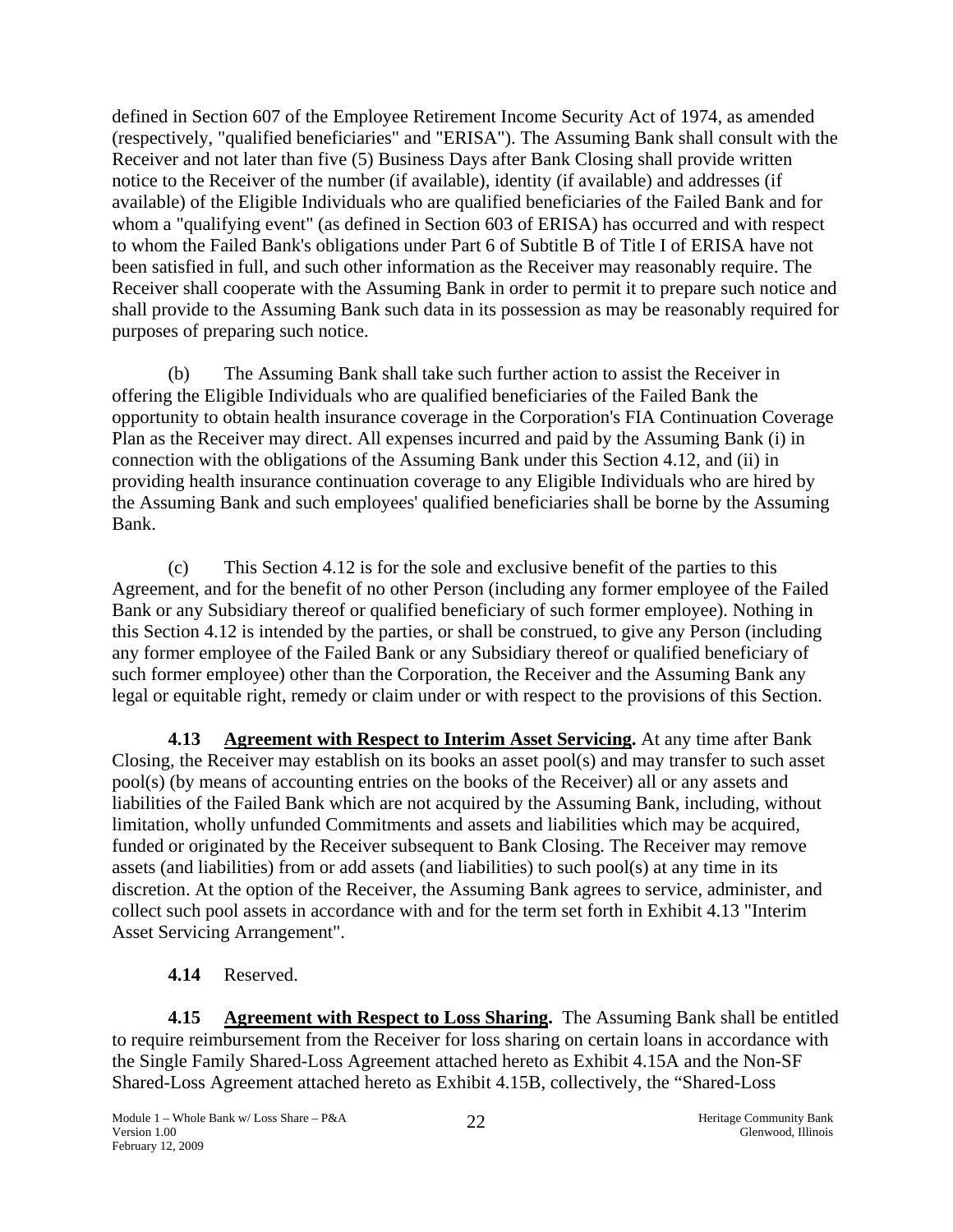defined in Section 607 of the Employee Retirement Income Security Act of 1974, as amended (respectively, "qualified beneficiaries" and "ERISA"). The Assuming Bank shall consult with the Receiver and not later than five (5) Business Days after Bank Closing shall provide written notice to the Receiver of the number (if available), identity (if available) and addresses (if available) of the Eligible Individuals who are qualified beneficiaries of the Failed Bank and for whom a "qualifying event" (as defined in Section 603 of ERISA) has occurred and with respect to whom the Failed Bank's obligations under Part 6 of Subtitle B of Title I of ERISA have not been satisfied in full, and such other information as the Receiver may reasonably require. The Receiver shall cooperate with the Assuming Bank in order to permit it to prepare such notice and shall provide to the Assuming Bank such data in its possession as may be reasonably required for purposes of preparing such notice.

(b) The Assuming Bank shall take such further action to assist the Receiver in offering the Eligible Individuals who are qualified beneficiaries of the Failed Bank the opportunity to obtain health insurance coverage in the Corporation's FIA Continuation Coverage Plan as the Receiver may direct. All expenses incurred and paid by the Assuming Bank (i) in connection with the obligations of the Assuming Bank under this Section 4.12, and (ii) in providing health insurance continuation coverage to any Eligible Individuals who are hired by the Assuming Bank and such employees' qualified beneficiaries shall be borne by the Assuming Bank.

(c) This Section 4.12 is for the sole and exclusive benefit of the parties to this Agreement, and for the benefit of no other Person (including any former employee of the Failed Bank or any Subsidiary thereof or qualified beneficiary of such former employee). Nothing in this Section 4.12 is intended by the parties, or shall be construed, to give any Person (including any former employee of the Failed Bank or any Subsidiary thereof or qualified beneficiary of such former employee) other than the Corporation, the Receiver and the Assuming Bank any legal or equitable right, remedy or claim under or with respect to the provisions of this Section.

**4.13 Agreement with Respect to Interim Asset Servicing.** At any time after Bank Closing, the Receiver may establish on its books an asset pool(s) and may transfer to such asset pool(s) (by means of accounting entries on the books of the Receiver) all or any assets and liabilities of the Failed Bank which are not acquired by the Assuming Bank, including, without limitation, wholly unfunded Commitments and assets and liabilities which may be acquired, funded or originated by the Receiver subsequent to Bank Closing. The Receiver may remove assets (and liabilities) from or add assets (and liabilities) to such pool(s) at any time in its discretion. At the option of the Receiver, the Assuming Bank agrees to service, administer, and collect such pool assets in accordance with and for the term set forth in Exhibit 4.13 "Interim Asset Servicing Arrangement".

**4.14** Reserved.

**4.15 Agreement with Respect to Loss Sharing.** The Assuming Bank shall be entitled to require reimbursement from the Receiver for loss sharing on certain loans in accordance with the Single Family Shared-Loss Agreement attached hereto as Exhibit 4.15A and the Non-SF Shared-Loss Agreement attached hereto as Exhibit 4.15B, collectively, the "Shared-Loss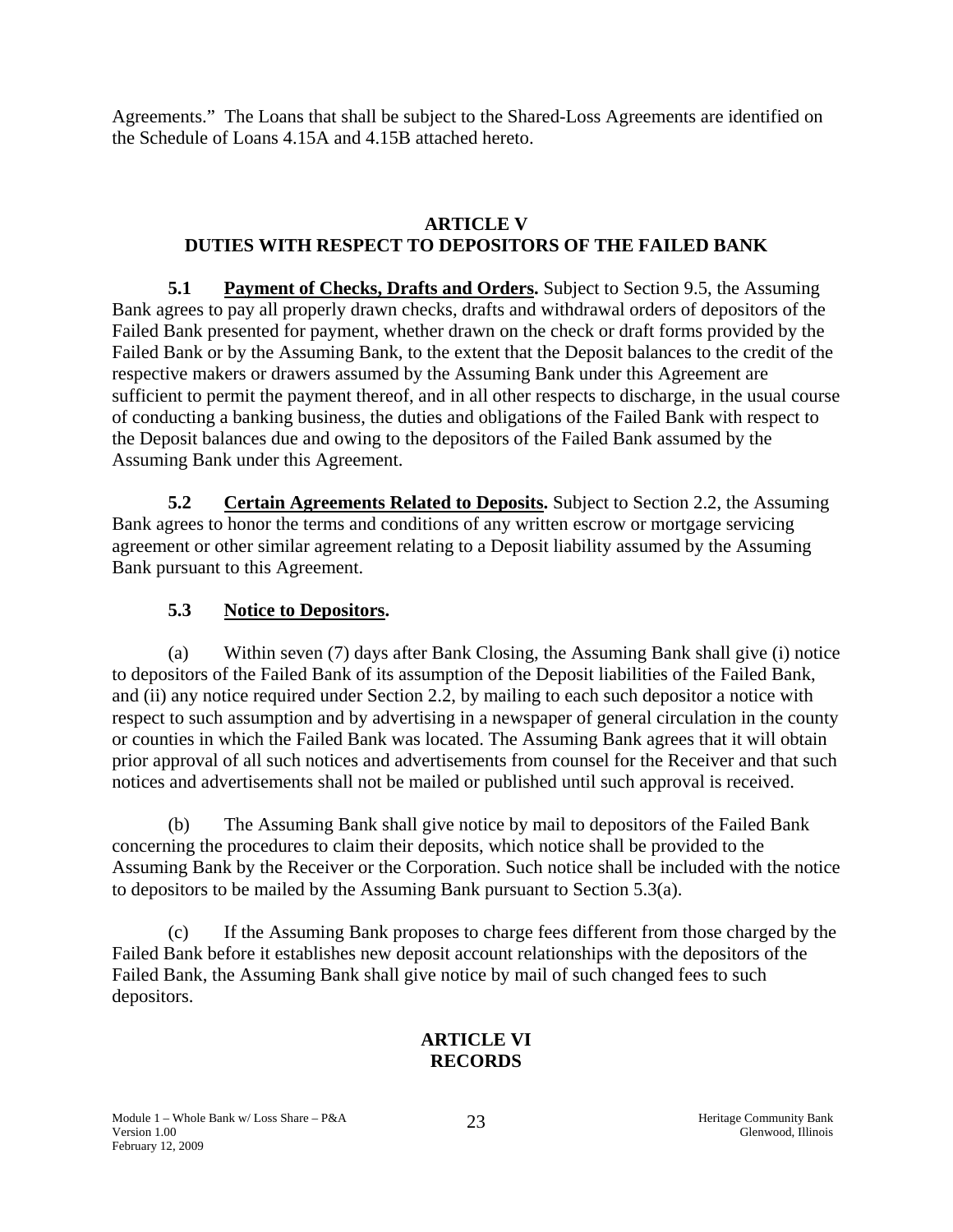Agreements." The Loans that shall be subject to the Shared-Loss Agreements are identified on the Schedule of Loans 4.15A and 4.15B attached hereto.

## ARTICLE V
## DUTIES WITH RESPECT TO DEPOSITORS OF THE FAILED BANK

**5.1 Payment of Checks, Drafts and Orders.** Subject to Section 9.5, the Assuming Bank agrees to pay all properly drawn checks, drafts and withdrawal orders of depositors of the Failed Bank presented for payment, whether drawn on the check or draft forms provided by the Failed Bank or by the Assuming Bank, to the extent that the Deposit balances to the credit of the respective makers or drawers assumed by the Assuming Bank under this Agreement are sufficient to permit the payment thereof, and in all other respects to discharge, in the usual course of conducting a banking business, the duties and obligations of the Failed Bank with respect to the Deposit balances due and owing to the depositors of the Failed Bank assumed by the Assuming Bank under this Agreement.

**5.2 Certain Agreements Related to Deposits.** Subject to Section 2.2, the Assuming Bank agrees to honor the terms and conditions of any written escrow or mortgage servicing agreement or other similar agreement relating to a Deposit liability assumed by the Assuming Bank pursuant to this Agreement.

**5.3 Notice to Depositors.**

(a) Within seven (7) days after Bank Closing, the Assuming Bank shall give (i) notice to depositors of the Failed Bank of its assumption of the Deposit liabilities of the Failed Bank, and (ii) any notice required under Section 2.2, by mailing to each such depositor a notice with respect to such assumption and by advertising in a newspaper of general circulation in the county or counties in which the Failed Bank was located. The Assuming Bank agrees that it will obtain prior approval of all such notices and advertisements from counsel for the Receiver and that such notices and advertisements shall not be mailed or published until such approval is received.

(b) The Assuming Bank shall give notice by mail to depositors of the Failed Bank concerning the procedures to claim their deposits, which notice shall be provided to the Assuming Bank by the Receiver or the Corporation. Such notice shall be included with the notice to depositors to be mailed by the Assuming Bank pursuant to Section 5.3(a).

(c) If the Assuming Bank proposes to charge fees different from those charged by the Failed Bank before it establishes new deposit account relationships with the depositors of the Failed Bank, the Assuming Bank shall give notice by mail of such changed fees to such depositors.

## ARTICLE VI
## RECORDS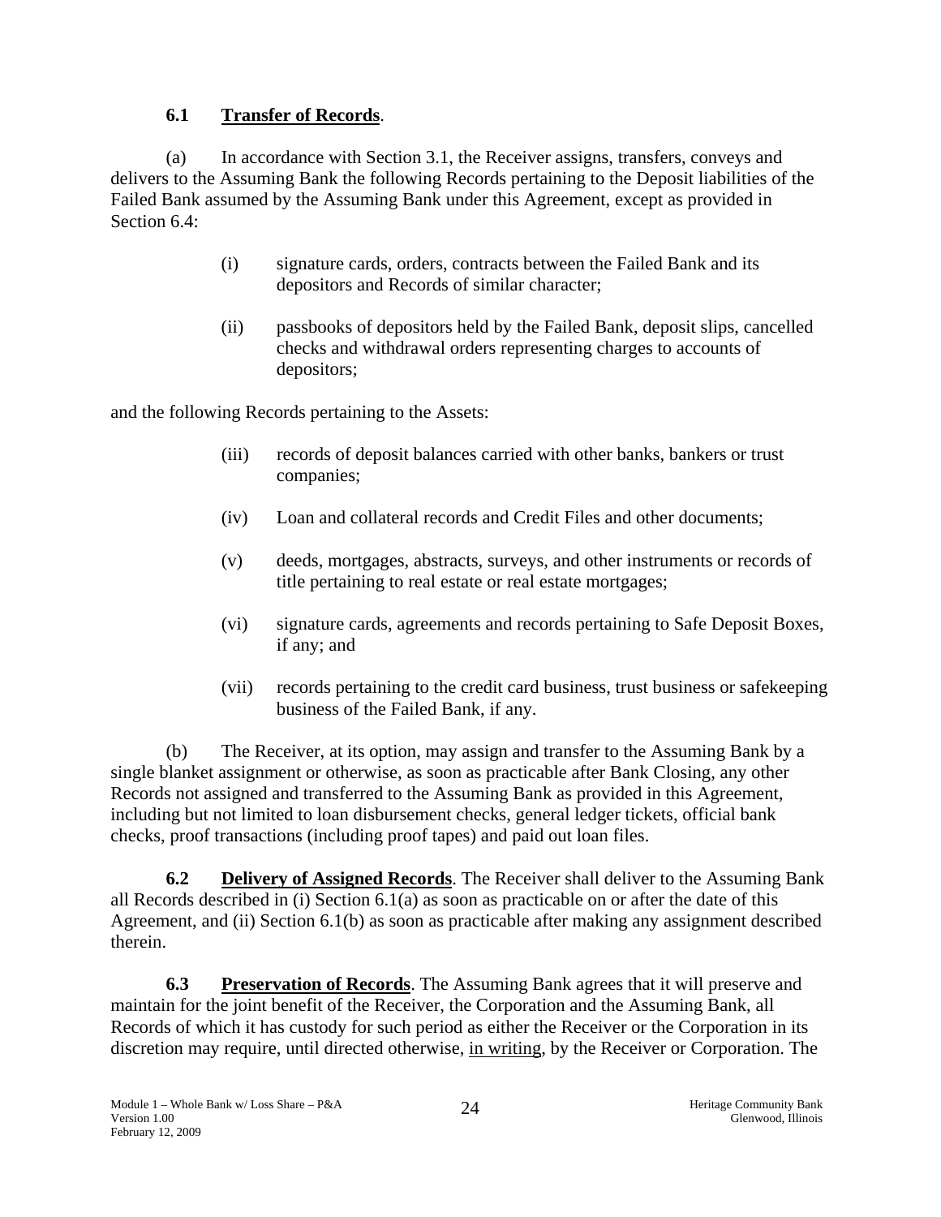**6.1 Transfer of Records**.

(a) In accordance with Section 3.1, the Receiver assigns, transfers, conveys and delivers to the Assuming Bank the following Records pertaining to the Deposit liabilities of the Failed Bank assumed by the Assuming Bank under this Agreement, except as provided in Section 6.4:

> (i) signature cards, orders, contracts between the Failed Bank and its depositors and Records of similar character;
>
> (ii) passbooks of depositors held by the Failed Bank, deposit slips, cancelled checks and withdrawal orders representing charges to accounts of depositors;

and the following Records pertaining to the Assets:

> (iii) records of deposit balances carried with other banks, bankers or trust companies;
>
> (iv) Loan and collateral records and Credit Files and other documents;
>
> (v) deeds, mortgages, abstracts, surveys, and other instruments or records of title pertaining to real estate or real estate mortgages;
>
> (vi) signature cards, agreements and records pertaining to Safe Deposit Boxes, if any; and
>
> (vii) records pertaining to the credit card business, trust business or safekeeping business of the Failed Bank, if any.

(b) The Receiver, at its option, may assign and transfer to the Assuming Bank by a single blanket assignment or otherwise, as soon as practicable after Bank Closing, any other Records not assigned and transferred to the Assuming Bank as provided in this Agreement, including but not limited to loan disbursement checks, general ledger tickets, official bank checks, proof transactions (including proof tapes) and paid out loan files.

**6.2 Delivery of Assigned Records**. The Receiver shall deliver to the Assuming Bank all Records described in (i) Section 6.1(a) as soon as practicable on or after the date of this Agreement, and (ii) Section 6.1(b) as soon as practicable after making any assignment described therein.

**6.3 Preservation of Records**. The Assuming Bank agrees that it will preserve and maintain for the joint benefit of the Receiver, the Corporation and the Assuming Bank, all Records of which it has custody for such period as either the Receiver or the Corporation in its discretion may require, until directed otherwise, in writing, by the Receiver or Corporation. The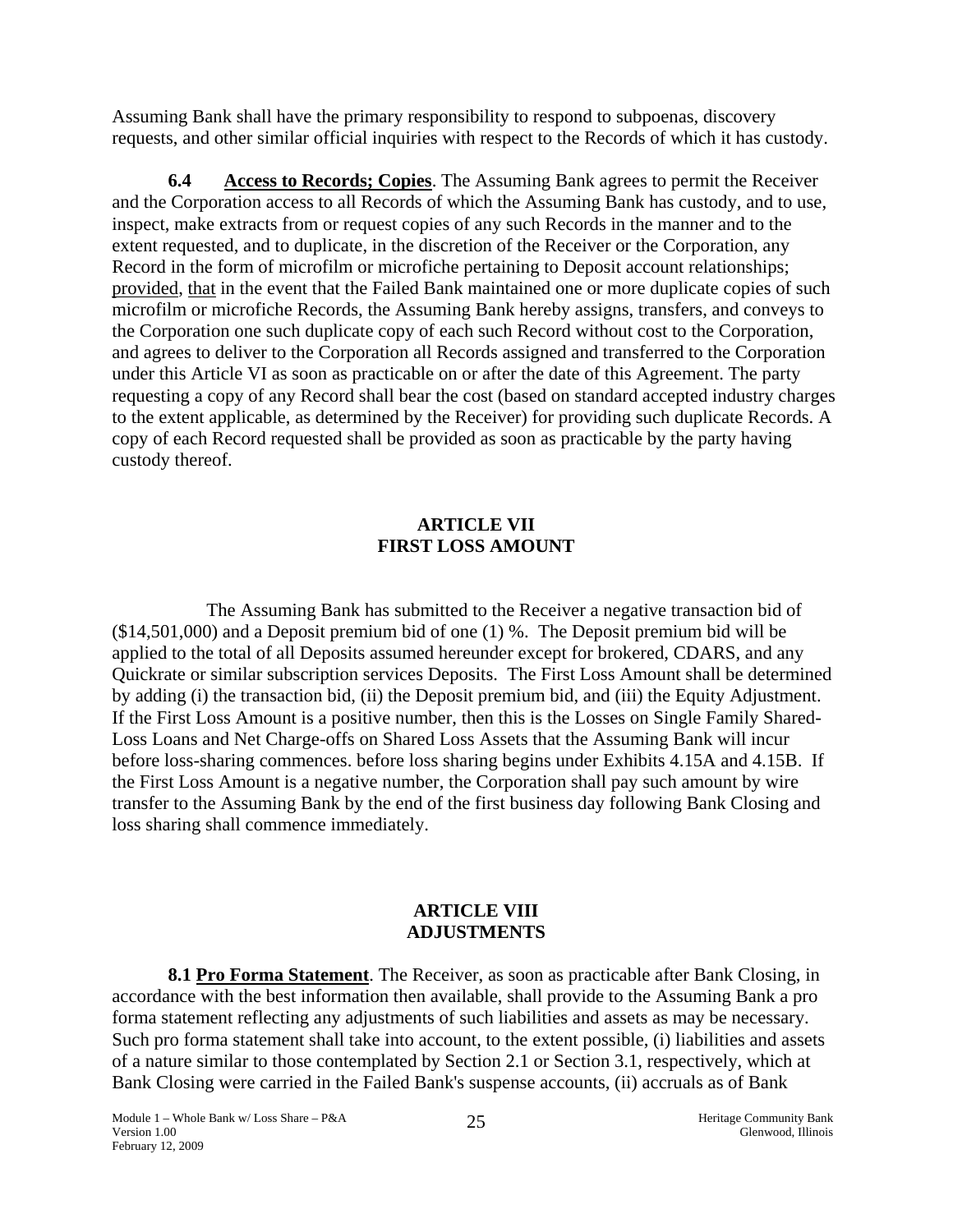Assuming Bank shall have the primary responsibility to respond to subpoenas, discovery requests, and other similar official inquiries with respect to the Records of which it has custody.

**6.4 Access to Records; Copies**. The Assuming Bank agrees to permit the Receiver and the Corporation access to all Records of which the Assuming Bank has custody, and to use, inspect, make extracts from or request copies of any such Records in the manner and to the extent requested, and to duplicate, in the discretion of the Receiver or the Corporation, any Record in the form of microfilm or microfiche pertaining to Deposit account relationships; provided, that in the event that the Failed Bank maintained one or more duplicate copies of such microfilm or microfiche Records, the Assuming Bank hereby assigns, transfers, and conveys to the Corporation one such duplicate copy of each such Record without cost to the Corporation, and agrees to deliver to the Corporation all Records assigned and transferred to the Corporation under this Article VI as soon as practicable on or after the date of this Agreement. The party requesting a copy of any Record shall bear the cost (based on standard accepted industry charges to the extent applicable, as determined by the Receiver) for providing such duplicate Records. A copy of each Record requested shall be provided as soon as practicable by the party having custody thereof.

## ARTICLE VII
## FIRST LOSS AMOUNT

The Assuming Bank has submitted to the Receiver a negative transaction bid of ($14,501,000) and a Deposit premium bid of one (1) %. The Deposit premium bid will be applied to the total of all Deposits assumed hereunder except for brokered, CDARS, and any Quickrate or similar subscription services Deposits. The First Loss Amount shall be determined by adding (i) the transaction bid, (ii) the Deposit premium bid, and (iii) the Equity Adjustment. If the First Loss Amount is a positive number, then this is the Losses on Single Family Shared-Loss Loans and Net Charge-offs on Shared Loss Assets that the Assuming Bank will incur before loss-sharing commences. before loss sharing begins under Exhibits 4.15A and 4.15B. If the First Loss Amount is a negative number, the Corporation shall pay such amount by wire transfer to the Assuming Bank by the end of the first business day following Bank Closing and loss sharing shall commence immediately.

## ARTICLE VIII
## ADJUSTMENTS

**8.1 Pro Forma Statement**. The Receiver, as soon as practicable after Bank Closing, in accordance with the best information then available, shall provide to the Assuming Bank a pro forma statement reflecting any adjustments of such liabilities and assets as may be necessary. Such pro forma statement shall take into account, to the extent possible, (i) liabilities and assets of a nature similar to those contemplated by Section 2.1 or Section 3.1, respectively, which at Bank Closing were carried in the Failed Bank's suspense accounts, (ii) accruals as of Bank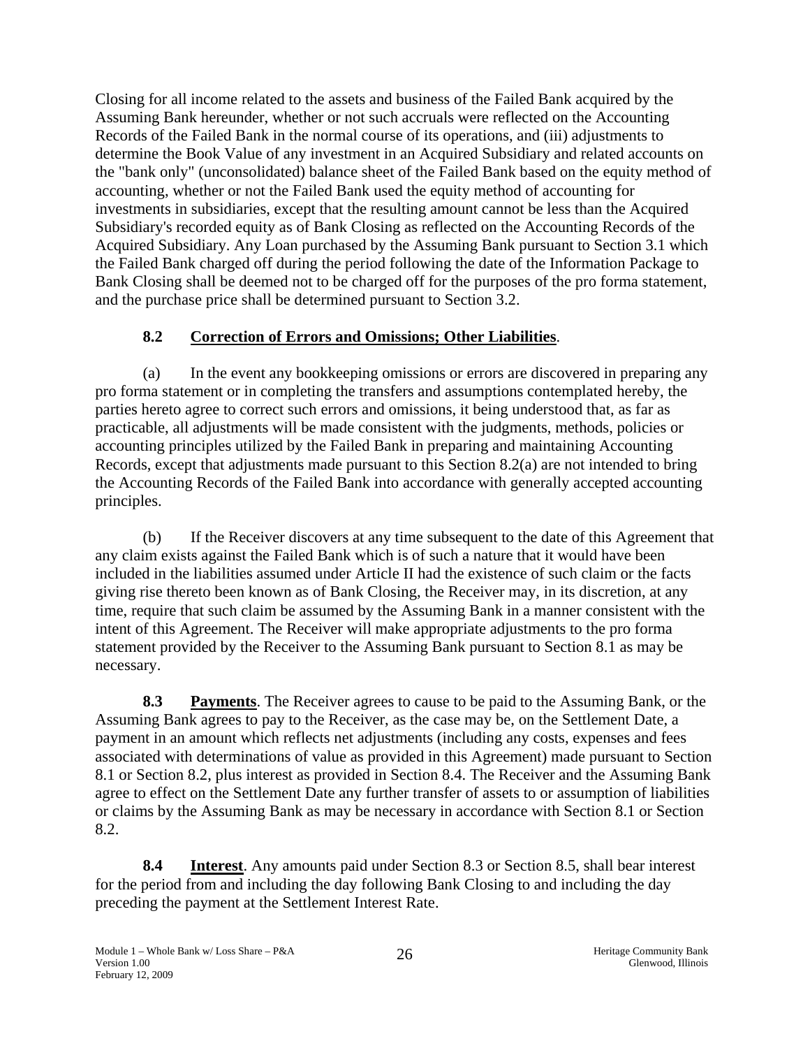Closing for all income related to the assets and business of the Failed Bank acquired by the Assuming Bank hereunder, whether or not such accruals were reflected on the Accounting Records of the Failed Bank in the normal course of its operations, and (iii) adjustments to determine the Book Value of any investment in an Acquired Subsidiary and related accounts on the "bank only" (unconsolidated) balance sheet of the Failed Bank based on the equity method of accounting, whether or not the Failed Bank used the equity method of accounting for investments in subsidiaries, except that the resulting amount cannot be less than the Acquired Subsidiary's recorded equity as of Bank Closing as reflected on the Accounting Records of the Acquired Subsidiary. Any Loan purchased by the Assuming Bank pursuant to Section 3.1 which the Failed Bank charged off during the period following the date of the Information Package to Bank Closing shall be deemed not to be charged off for the purposes of the pro forma statement, and the purchase price shall be determined pursuant to Section 3.2.

**8.2 Correction of Errors and Omissions; Other Liabilities**.

(a) In the event any bookkeeping omissions or errors are discovered in preparing any pro forma statement or in completing the transfers and assumptions contemplated hereby, the parties hereto agree to correct such errors and omissions, it being understood that, as far as practicable, all adjustments will be made consistent with the judgments, methods, policies or accounting principles utilized by the Failed Bank in preparing and maintaining Accounting Records, except that adjustments made pursuant to this Section 8.2(a) are not intended to bring the Accounting Records of the Failed Bank into accordance with generally accepted accounting principles.

(b) If the Receiver discovers at any time subsequent to the date of this Agreement that any claim exists against the Failed Bank which is of such a nature that it would have been included in the liabilities assumed under Article II had the existence of such claim or the facts giving rise thereto been known as of Bank Closing, the Receiver may, in its discretion, at any time, require that such claim be assumed by the Assuming Bank in a manner consistent with the intent of this Agreement. The Receiver will make appropriate adjustments to the pro forma statement provided by the Receiver to the Assuming Bank pursuant to Section 8.1 as may be necessary.

**8.3 Payments**. The Receiver agrees to cause to be paid to the Assuming Bank, or the Assuming Bank agrees to pay to the Receiver, as the case may be, on the Settlement Date, a payment in an amount which reflects net adjustments (including any costs, expenses and fees associated with determinations of value as provided in this Agreement) made pursuant to Section 8.1 or Section 8.2, plus interest as provided in Section 8.4. The Receiver and the Assuming Bank agree to effect on the Settlement Date any further transfer of assets to or assumption of liabilities or claims by the Assuming Bank as may be necessary in accordance with Section 8.1 or Section 8.2.

**8.4 Interest**. Any amounts paid under Section 8.3 or Section 8.5, shall bear interest for the period from and including the day following Bank Closing to and including the day preceding the payment at the Settlement Interest Rate.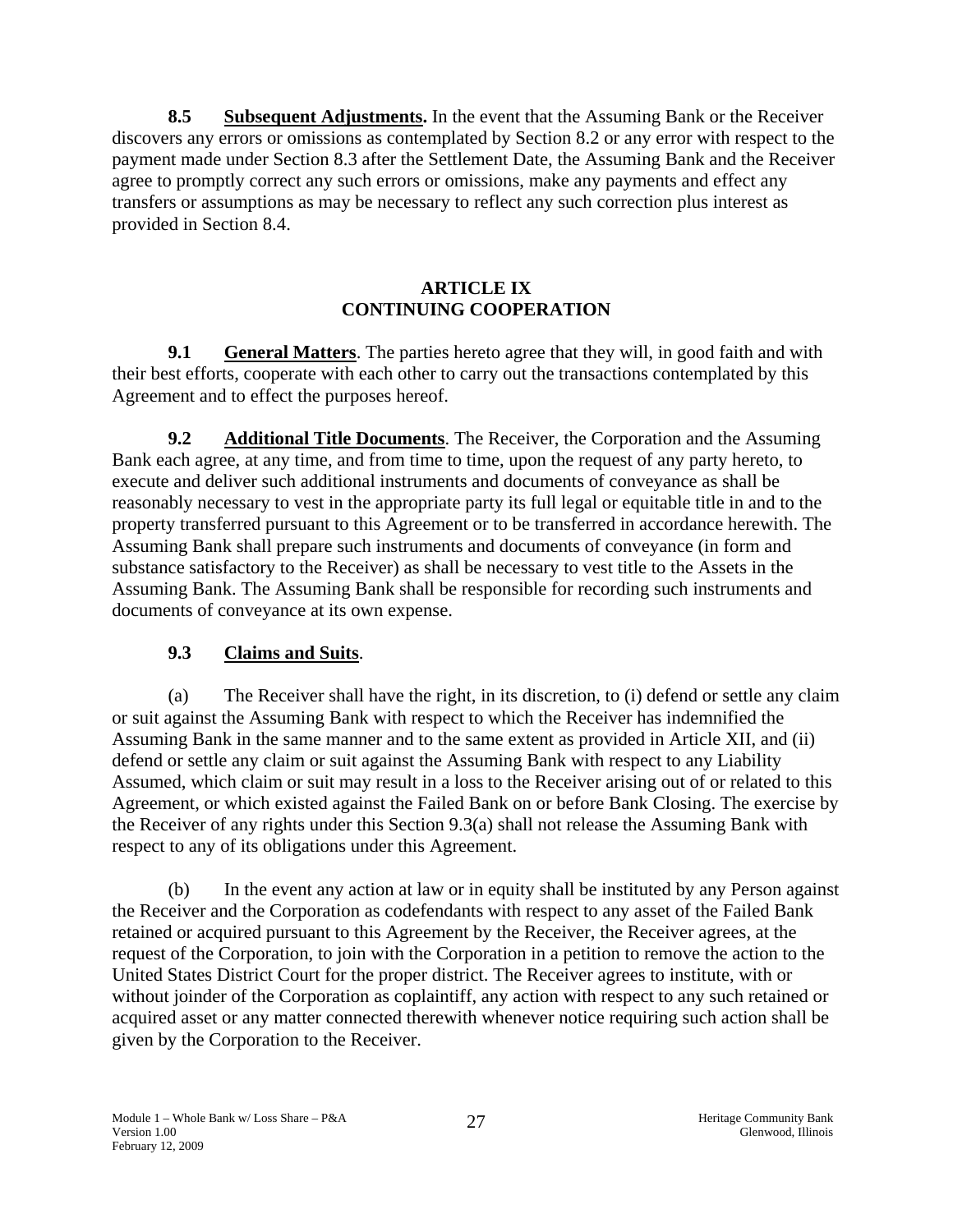**8.5 Subsequent Adjustments.** In the event that the Assuming Bank or the Receiver discovers any errors or omissions as contemplated by Section 8.2 or any error with respect to the payment made under Section 8.3 after the Settlement Date, the Assuming Bank and the Receiver agree to promptly correct any such errors or omissions, make any payments and effect any transfers or assumptions as may be necessary to reflect any such correction plus interest as provided in Section 8.4.

## ARTICLE IX
## CONTINUING COOPERATION

**9.1 General Matters**. The parties hereto agree that they will, in good faith and with their best efforts, cooperate with each other to carry out the transactions contemplated by this Agreement and to effect the purposes hereof.

**9.2 Additional Title Documents**. The Receiver, the Corporation and the Assuming Bank each agree, at any time, and from time to time, upon the request of any party hereto, to execute and deliver such additional instruments and documents of conveyance as shall be reasonably necessary to vest in the appropriate party its full legal or equitable title in and to the property transferred pursuant to this Agreement or to be transferred in accordance herewith. The Assuming Bank shall prepare such instruments and documents of conveyance (in form and substance satisfactory to the Receiver) as shall be necessary to vest title to the Assets in the Assuming Bank. The Assuming Bank shall be responsible for recording such instruments and documents of conveyance at its own expense.

**9.3 Claims and Suits**.

(a) The Receiver shall have the right, in its discretion, to (i) defend or settle any claim or suit against the Assuming Bank with respect to which the Receiver has indemnified the Assuming Bank in the same manner and to the same extent as provided in Article XII, and (ii) defend or settle any claim or suit against the Assuming Bank with respect to any Liability Assumed, which claim or suit may result in a loss to the Receiver arising out of or related to this Agreement, or which existed against the Failed Bank on or before Bank Closing. The exercise by the Receiver of any rights under this Section 9.3(a) shall not release the Assuming Bank with respect to any of its obligations under this Agreement.

(b) In the event any action at law or in equity shall be instituted by any Person against the Receiver and the Corporation as codefendants with respect to any asset of the Failed Bank retained or acquired pursuant to this Agreement by the Receiver, the Receiver agrees, at the request of the Corporation, to join with the Corporation in a petition to remove the action to the United States District Court for the proper district. The Receiver agrees to institute, with or without joinder of the Corporation as coplaintiff, any action with respect to any such retained or acquired asset or any matter connected therewith whenever notice requiring such action shall be given by the Corporation to the Receiver.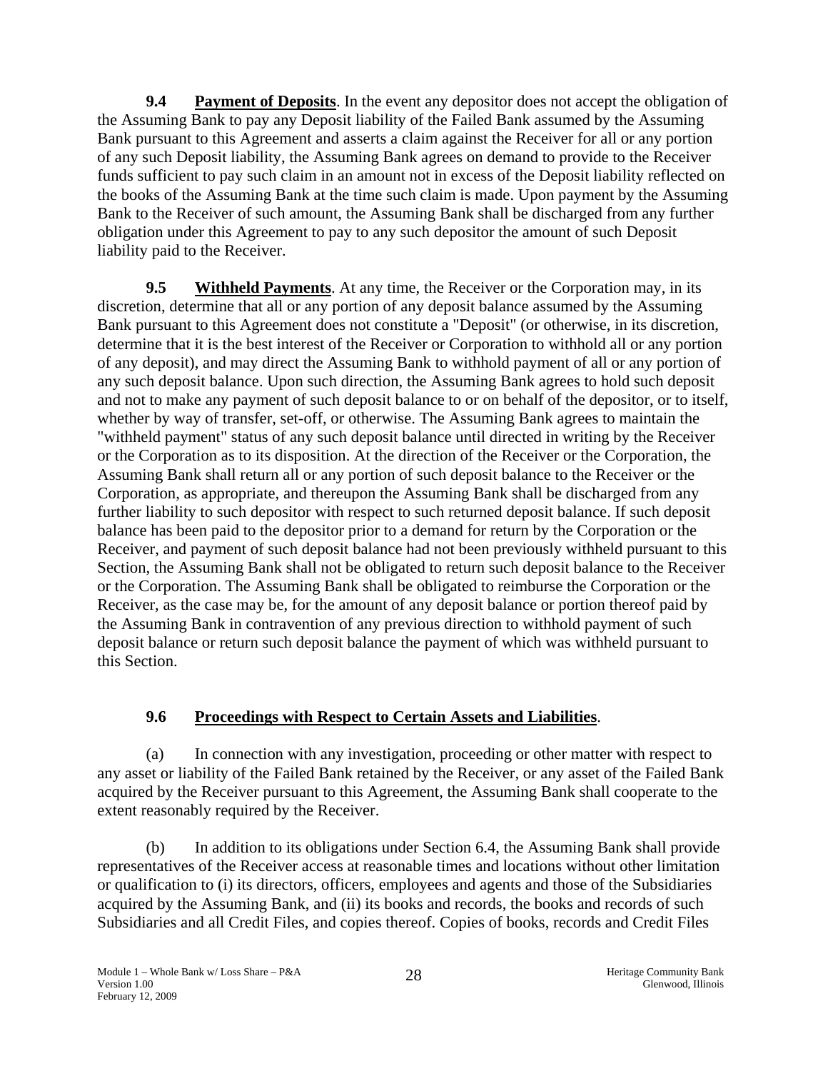**9.4 Payment of Deposits**. In the event any depositor does not accept the obligation of the Assuming Bank to pay any Deposit liability of the Failed Bank assumed by the Assuming Bank pursuant to this Agreement and asserts a claim against the Receiver for all or any portion of any such Deposit liability, the Assuming Bank agrees on demand to provide to the Receiver funds sufficient to pay such claim in an amount not in excess of the Deposit liability reflected on the books of the Assuming Bank at the time such claim is made. Upon payment by the Assuming Bank to the Receiver of such amount, the Assuming Bank shall be discharged from any further obligation under this Agreement to pay to any such depositor the amount of such Deposit liability paid to the Receiver.

**9.5 Withheld Payments**. At any time, the Receiver or the Corporation may, in its discretion, determine that all or any portion of any deposit balance assumed by the Assuming Bank pursuant to this Agreement does not constitute a "Deposit" (or otherwise, in its discretion, determine that it is the best interest of the Receiver or Corporation to withhold all or any portion of any deposit), and may direct the Assuming Bank to withhold payment of all or any portion of any such deposit balance. Upon such direction, the Assuming Bank agrees to hold such deposit and not to make any payment of such deposit balance to or on behalf of the depositor, or to itself, whether by way of transfer, set-off, or otherwise. The Assuming Bank agrees to maintain the "withheld payment" status of any such deposit balance until directed in writing by the Receiver or the Corporation as to its disposition. At the direction of the Receiver or the Corporation, the Assuming Bank shall return all or any portion of such deposit balance to the Receiver or the Corporation, as appropriate, and thereupon the Assuming Bank shall be discharged from any further liability to such depositor with respect to such returned deposit balance. If such deposit balance has been paid to the depositor prior to a demand for return by the Corporation or the Receiver, and payment of such deposit balance had not been previously withheld pursuant to this Section, the Assuming Bank shall not be obligated to return such deposit balance to the Receiver or the Corporation. The Assuming Bank shall be obligated to reimburse the Corporation or the Receiver, as the case may be, for the amount of any deposit balance or portion thereof paid by the Assuming Bank in contravention of any previous direction to withhold payment of such deposit balance or return such deposit balance the payment of which was withheld pursuant to this Section.

**9.6 Proceedings with Respect to Certain Assets and Liabilities**.

(a) In connection with any investigation, proceeding or other matter with respect to any asset or liability of the Failed Bank retained by the Receiver, or any asset of the Failed Bank acquired by the Receiver pursuant to this Agreement, the Assuming Bank shall cooperate to the extent reasonably required by the Receiver.

(b) In addition to its obligations under Section 6.4, the Assuming Bank shall provide representatives of the Receiver access at reasonable times and locations without other limitation or qualification to (i) its directors, officers, employees and agents and those of the Subsidiaries acquired by the Assuming Bank, and (ii) its books and records, the books and records of such Subsidiaries and all Credit Files, and copies thereof. Copies of books, records and Credit Files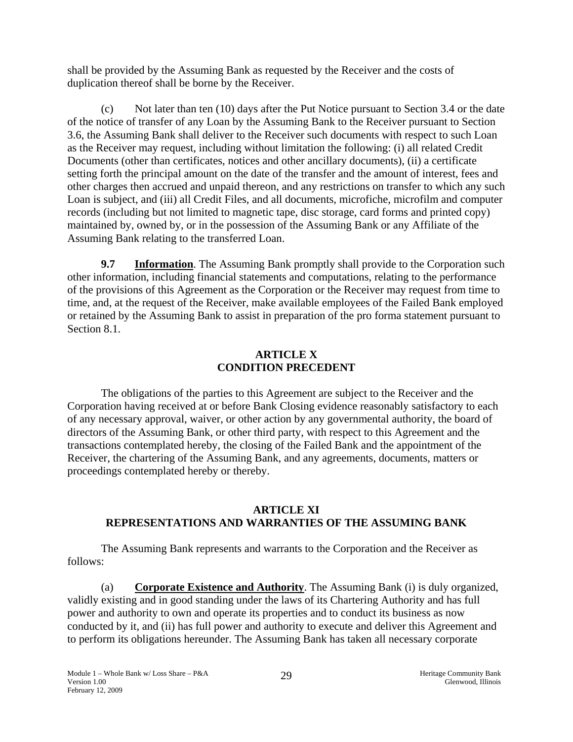shall be provided by the Assuming Bank as requested by the Receiver and the costs of duplication thereof shall be borne by the Receiver.

(c) Not later than ten (10) days after the Put Notice pursuant to Section 3.4 or the date of the notice of transfer of any Loan by the Assuming Bank to the Receiver pursuant to Section 3.6, the Assuming Bank shall deliver to the Receiver such documents with respect to such Loan as the Receiver may request, including without limitation the following: (i) all related Credit Documents (other than certificates, notices and other ancillary documents), (ii) a certificate setting forth the principal amount on the date of the transfer and the amount of interest, fees and other charges then accrued and unpaid thereon, and any restrictions on transfer to which any such Loan is subject, and (iii) all Credit Files, and all documents, microfiche, microfilm and computer records (including but not limited to magnetic tape, disc storage, card forms and printed copy) maintained by, owned by, or in the possession of the Assuming Bank or any Affiliate of the Assuming Bank relating to the transferred Loan.

**9.7 Information**. The Assuming Bank promptly shall provide to the Corporation such other information, including financial statements and computations, relating to the performance of the provisions of this Agreement as the Corporation or the Receiver may request from time to time, and, at the request of the Receiver, make available employees of the Failed Bank employed or retained by the Assuming Bank to assist in preparation of the pro forma statement pursuant to Section 8.1.

## ARTICLE X
## CONDITION PRECEDENT

The obligations of the parties to this Agreement are subject to the Receiver and the Corporation having received at or before Bank Closing evidence reasonably satisfactory to each of any necessary approval, waiver, or other action by any governmental authority, the board of directors of the Assuming Bank, or other third party, with respect to this Agreement and the transactions contemplated hereby, the closing of the Failed Bank and the appointment of the Receiver, the chartering of the Assuming Bank, and any agreements, documents, matters or proceedings contemplated hereby or thereby.

## ARTICLE XI
## REPRESENTATIONS AND WARRANTIES OF THE ASSUMING BANK

The Assuming Bank represents and warrants to the Corporation and the Receiver as follows:

(a) **Corporate Existence and Authority**. The Assuming Bank (i) is duly organized, validly existing and in good standing under the laws of its Chartering Authority and has full power and authority to own and operate its properties and to conduct its business as now conducted by it, and (ii) has full power and authority to execute and deliver this Agreement and to perform its obligations hereunder. The Assuming Bank has taken all necessary corporate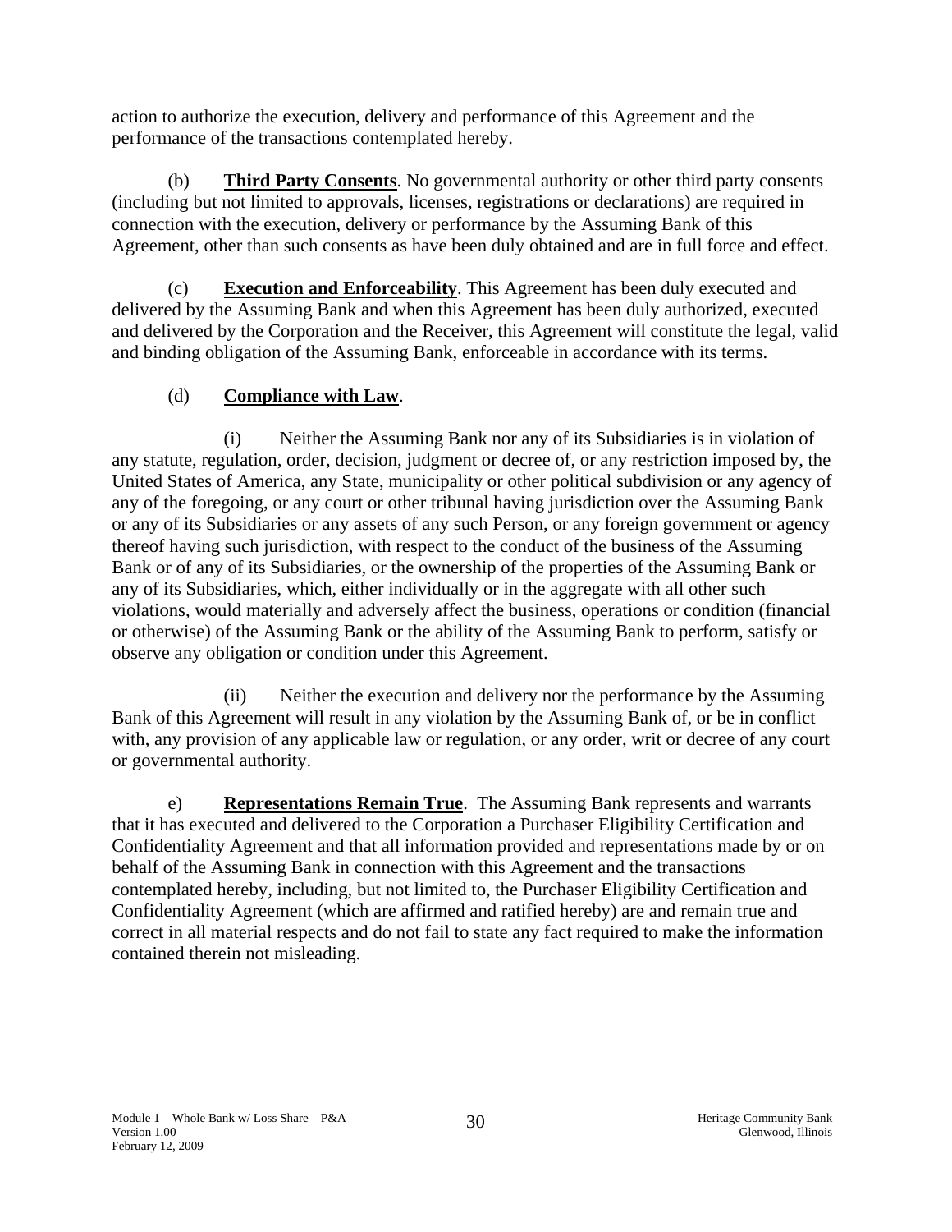action to authorize the execution, delivery and performance of this Agreement and the performance of the transactions contemplated hereby.

(b) **Third Party Consents**. No governmental authority or other third party consents (including but not limited to approvals, licenses, registrations or declarations) are required in connection with the execution, delivery or performance by the Assuming Bank of this Agreement, other than such consents as have been duly obtained and are in full force and effect.

(c) **Execution and Enforceability**. This Agreement has been duly executed and delivered by the Assuming Bank and when this Agreement has been duly authorized, executed and delivered by the Corporation and the Receiver, this Agreement will constitute the legal, valid and binding obligation of the Assuming Bank, enforceable in accordance with its terms.

(d) **Compliance with Law**.

(i) Neither the Assuming Bank nor any of its Subsidiaries is in violation of any statute, regulation, order, decision, judgment or decree of, or any restriction imposed by, the United States of America, any State, municipality or other political subdivision or any agency of any of the foregoing, or any court or other tribunal having jurisdiction over the Assuming Bank or any of its Subsidiaries or any assets of any such Person, or any foreign government or agency thereof having such jurisdiction, with respect to the conduct of the business of the Assuming Bank or of any of its Subsidiaries, or the ownership of the properties of the Assuming Bank or any of its Subsidiaries, which, either individually or in the aggregate with all other such violations, would materially and adversely affect the business, operations or condition (financial or otherwise) of the Assuming Bank or the ability of the Assuming Bank to perform, satisfy or observe any obligation or condition under this Agreement.

(ii) Neither the execution and delivery nor the performance by the Assuming Bank of this Agreement will result in any violation by the Assuming Bank of, or be in conflict with, any provision of any applicable law or regulation, or any order, writ or decree of any court or governmental authority.

e) **Representations Remain True**. The Assuming Bank represents and warrants that it has executed and delivered to the Corporation a Purchaser Eligibility Certification and Confidentiality Agreement and that all information provided and representations made by or on behalf of the Assuming Bank in connection with this Agreement and the transactions contemplated hereby, including, but not limited to, the Purchaser Eligibility Certification and Confidentiality Agreement (which are affirmed and ratified hereby) are and remain true and correct in all material respects and do not fail to state any fact required to make the information contained therein not misleading.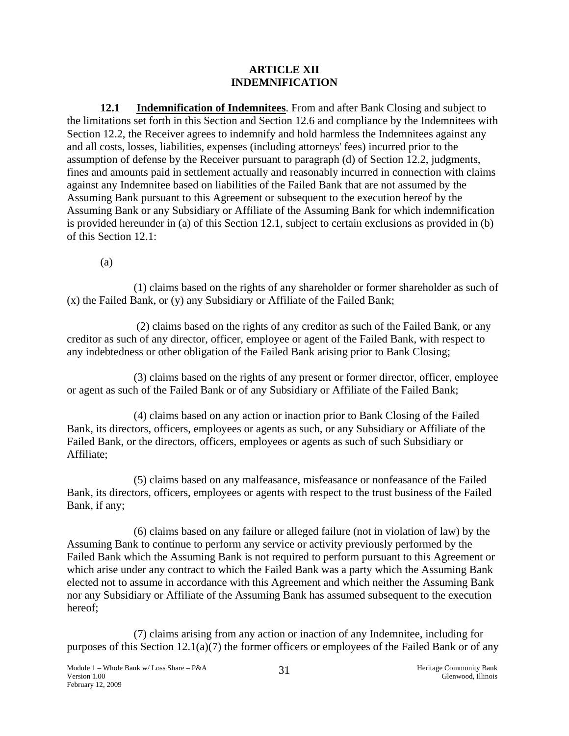## ARTICLE XII
## INDEMNIFICATION

**12.1 Indemnification of Indemnitees**. From and after Bank Closing and subject to the limitations set forth in this Section and Section 12.6 and compliance by the Indemnitees with Section 12.2, the Receiver agrees to indemnify and hold harmless the Indemnitees against any and all costs, losses, liabilities, expenses (including attorneys' fees) incurred prior to the assumption of defense by the Receiver pursuant to paragraph (d) of Section 12.2, judgments, fines and amounts paid in settlement actually and reasonably incurred in connection with claims against any Indemnitee based on liabilities of the Failed Bank that are not assumed by the Assuming Bank pursuant to this Agreement or subsequent to the execution hereof by the Assuming Bank or any Subsidiary or Affiliate of the Assuming Bank for which indemnification is provided hereunder in (a) of this Section 12.1, subject to certain exclusions as provided in (b) of this Section 12.1:

(a)

(1) claims based on the rights of any shareholder or former shareholder as such of (x) the Failed Bank, or (y) any Subsidiary or Affiliate of the Failed Bank;

(2) claims based on the rights of any creditor as such of the Failed Bank, or any creditor as such of any director, officer, employee or agent of the Failed Bank, with respect to any indebtedness or other obligation of the Failed Bank arising prior to Bank Closing;

(3) claims based on the rights of any present or former director, officer, employee or agent as such of the Failed Bank or of any Subsidiary or Affiliate of the Failed Bank;

(4) claims based on any action or inaction prior to Bank Closing of the Failed Bank, its directors, officers, employees or agents as such, or any Subsidiary or Affiliate of the Failed Bank, or the directors, officers, employees or agents as such of such Subsidiary or Affiliate;

(5) claims based on any malfeasance, misfeasance or nonfeasance of the Failed Bank, its directors, officers, employees or agents with respect to the trust business of the Failed Bank, if any;

(6) claims based on any failure or alleged failure (not in violation of law) by the Assuming Bank to continue to perform any service or activity previously performed by the Failed Bank which the Assuming Bank is not required to perform pursuant to this Agreement or which arise under any contract to which the Failed Bank was a party which the Assuming Bank elected not to assume in accordance with this Agreement and which neither the Assuming Bank nor any Subsidiary or Affiliate of the Assuming Bank has assumed subsequent to the execution hereof;

(7) claims arising from any action or inaction of any Indemnitee, including for purposes of this Section 12.1(a)(7) the former officers or employees of the Failed Bank or of any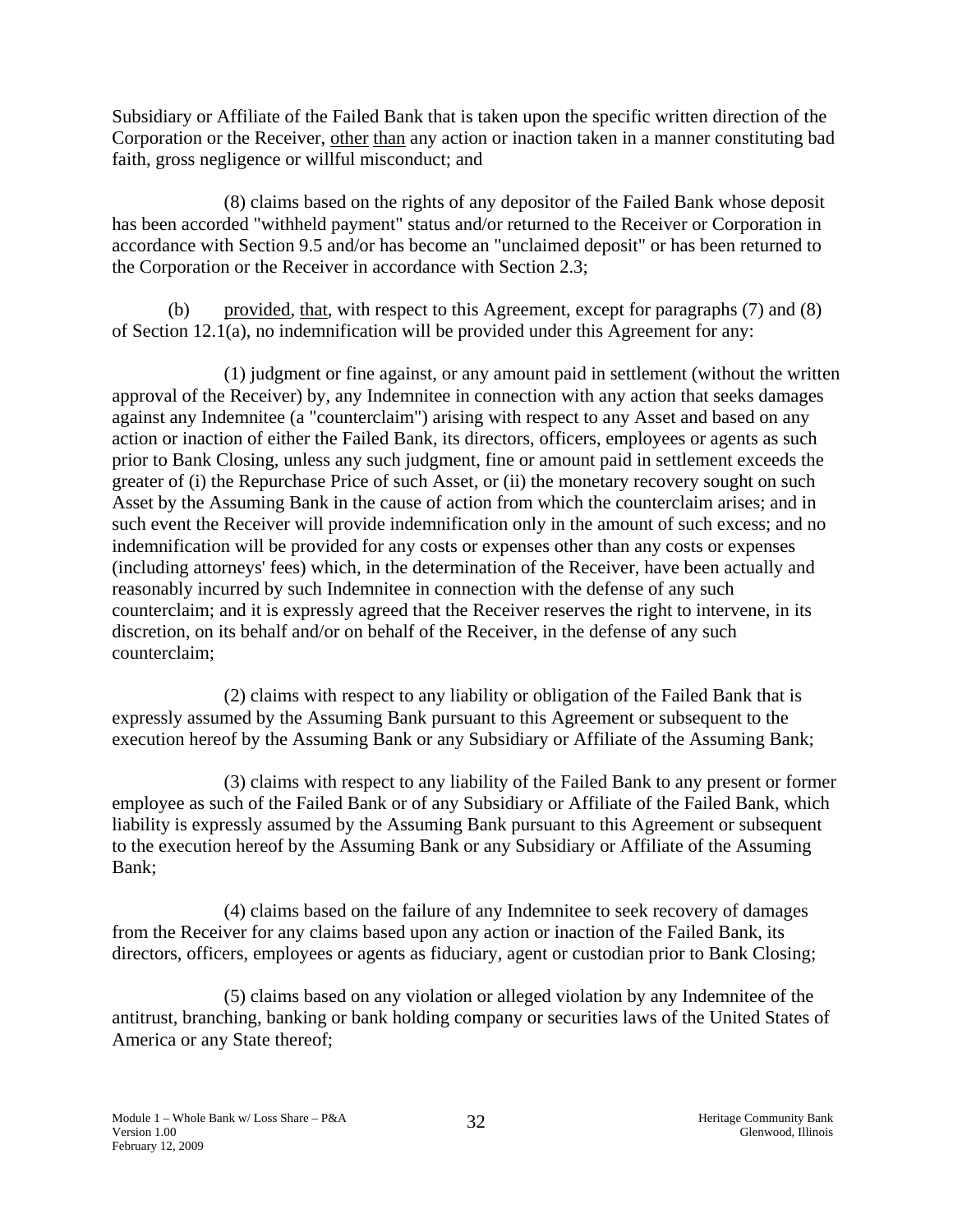Subsidiary or Affiliate of the Failed Bank that is taken upon the specific written direction of the Corporation or the Receiver, other than any action or inaction taken in a manner constituting bad faith, gross negligence or willful misconduct; and

(8) claims based on the rights of any depositor of the Failed Bank whose deposit has been accorded "withheld payment" status and/or returned to the Receiver or Corporation in accordance with Section 9.5 and/or has become an "unclaimed deposit" or has been returned to the Corporation or the Receiver in accordance with Section 2.3;

(b) provided, that, with respect to this Agreement, except for paragraphs (7) and (8) of Section 12.1(a), no indemnification will be provided under this Agreement for any:

(1) judgment or fine against, or any amount paid in settlement (without the written approval of the Receiver) by, any Indemnitee in connection with any action that seeks damages against any Indemnitee (a "counterclaim") arising with respect to any Asset and based on any action or inaction of either the Failed Bank, its directors, officers, employees or agents as such prior to Bank Closing, unless any such judgment, fine or amount paid in settlement exceeds the greater of (i) the Repurchase Price of such Asset, or (ii) the monetary recovery sought on such Asset by the Assuming Bank in the cause of action from which the counterclaim arises; and in such event the Receiver will provide indemnification only in the amount of such excess; and no indemnification will be provided for any costs or expenses other than any costs or expenses (including attorneys' fees) which, in the determination of the Receiver, have been actually and reasonably incurred by such Indemnitee in connection with the defense of any such counterclaim; and it is expressly agreed that the Receiver reserves the right to intervene, in its discretion, on its behalf and/or on behalf of the Receiver, in the defense of any such counterclaim;

(2) claims with respect to any liability or obligation of the Failed Bank that is expressly assumed by the Assuming Bank pursuant to this Agreement or subsequent to the execution hereof by the Assuming Bank or any Subsidiary or Affiliate of the Assuming Bank;

(3) claims with respect to any liability of the Failed Bank to any present or former employee as such of the Failed Bank or of any Subsidiary or Affiliate of the Failed Bank, which liability is expressly assumed by the Assuming Bank pursuant to this Agreement or subsequent to the execution hereof by the Assuming Bank or any Subsidiary or Affiliate of the Assuming Bank;

(4) claims based on the failure of any Indemnitee to seek recovery of damages from the Receiver for any claims based upon any action or inaction of the Failed Bank, its directors, officers, employees or agents as fiduciary, agent or custodian prior to Bank Closing;

(5) claims based on any violation or alleged violation by any Indemnitee of the antitrust, branching, banking or bank holding company or securities laws of the United States of America or any State thereof;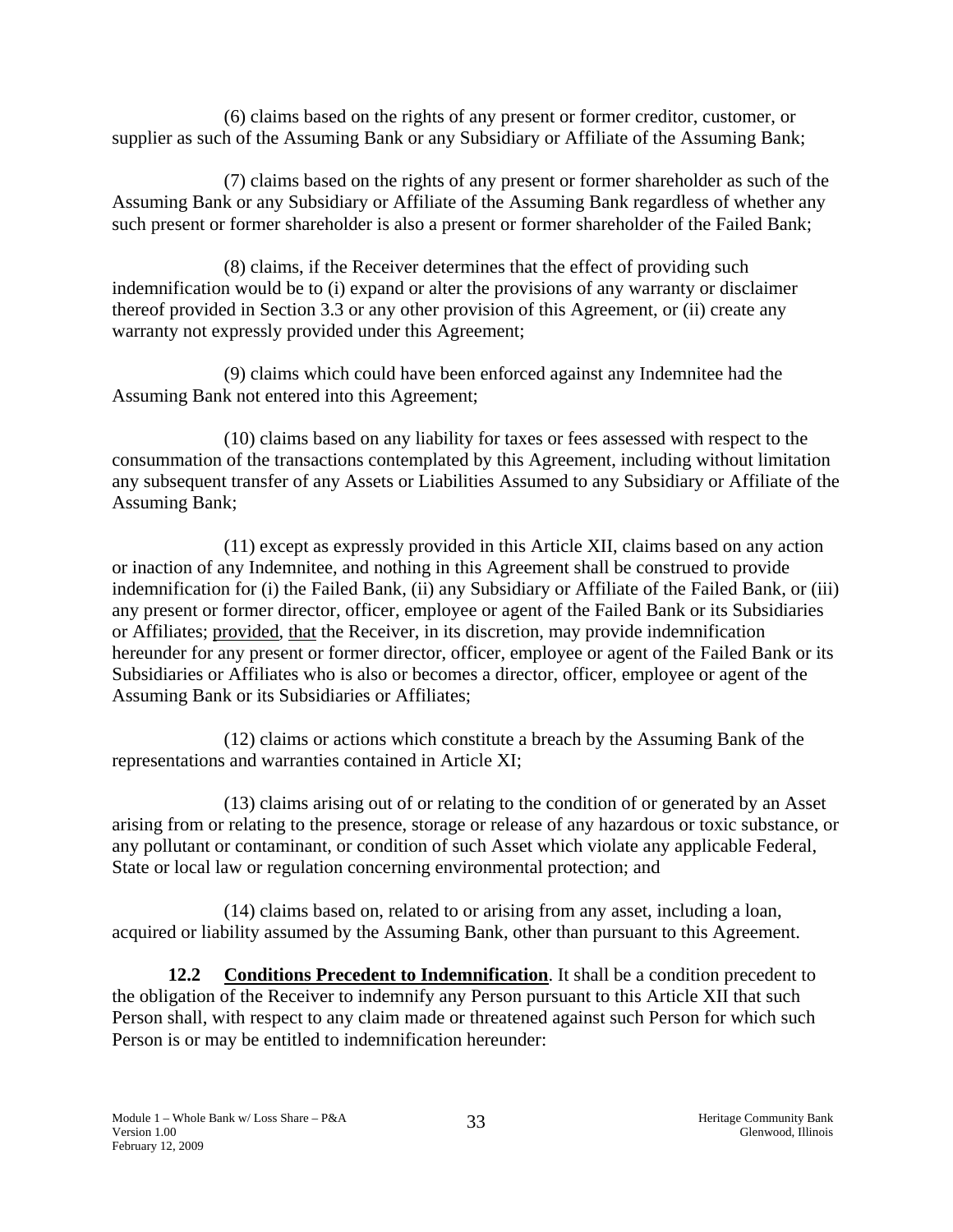(6) claims based on the rights of any present or former creditor, customer, or supplier as such of the Assuming Bank or any Subsidiary or Affiliate of the Assuming Bank;

(7) claims based on the rights of any present or former shareholder as such of the Assuming Bank or any Subsidiary or Affiliate of the Assuming Bank regardless of whether any such present or former shareholder is also a present or former shareholder of the Failed Bank;

(8) claims, if the Receiver determines that the effect of providing such indemnification would be to (i) expand or alter the provisions of any warranty or disclaimer thereof provided in Section 3.3 or any other provision of this Agreement, or (ii) create any warranty not expressly provided under this Agreement;

(9) claims which could have been enforced against any Indemnitee had the Assuming Bank not entered into this Agreement;

(10) claims based on any liability for taxes or fees assessed with respect to the consummation of the transactions contemplated by this Agreement, including without limitation any subsequent transfer of any Assets or Liabilities Assumed to any Subsidiary or Affiliate of the Assuming Bank;

(11) except as expressly provided in this Article XII, claims based on any action or inaction of any Indemnitee, and nothing in this Agreement shall be construed to provide indemnification for (i) the Failed Bank, (ii) any Subsidiary or Affiliate of the Failed Bank, or (iii) any present or former director, officer, employee or agent of the Failed Bank or its Subsidiaries or Affiliates; provided, that the Receiver, in its discretion, may provide indemnification hereunder for any present or former director, officer, employee or agent of the Failed Bank or its Subsidiaries or Affiliates who is also or becomes a director, officer, employee or agent of the Assuming Bank or its Subsidiaries or Affiliates;

(12) claims or actions which constitute a breach by the Assuming Bank of the representations and warranties contained in Article XI;

(13) claims arising out of or relating to the condition of or generated by an Asset arising from or relating to the presence, storage or release of any hazardous or toxic substance, or any pollutant or contaminant, or condition of such Asset which violate any applicable Federal, State or local law or regulation concerning environmental protection; and

(14) claims based on, related to or arising from any asset, including a loan, acquired or liability assumed by the Assuming Bank, other than pursuant to this Agreement.

**12.2 Conditions Precedent to Indemnification**. It shall be a condition precedent to the obligation of the Receiver to indemnify any Person pursuant to this Article XII that such Person shall, with respect to any claim made or threatened against such Person for which such Person is or may be entitled to indemnification hereunder: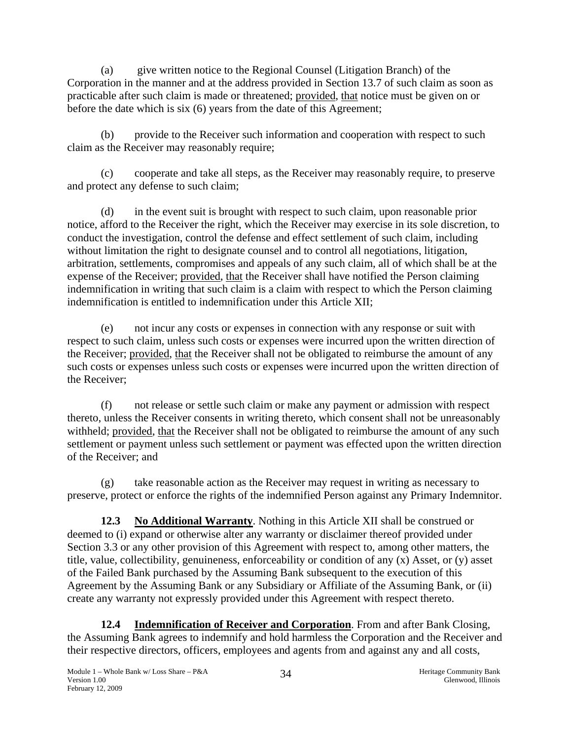(a) give written notice to the Regional Counsel (Litigation Branch) of the Corporation in the manner and at the address provided in Section 13.7 of such claim as soon as practicable after such claim is made or threatened; provided, that notice must be given on or before the date which is six (6) years from the date of this Agreement;

(b) provide to the Receiver such information and cooperation with respect to such claim as the Receiver may reasonably require;

(c) cooperate and take all steps, as the Receiver may reasonably require, to preserve and protect any defense to such claim;

(d) in the event suit is brought with respect to such claim, upon reasonable prior notice, afford to the Receiver the right, which the Receiver may exercise in its sole discretion, to conduct the investigation, control the defense and effect settlement of such claim, including without limitation the right to designate counsel and to control all negotiations, litigation, arbitration, settlements, compromises and appeals of any such claim, all of which shall be at the expense of the Receiver; provided, that the Receiver shall have notified the Person claiming indemnification in writing that such claim is a claim with respect to which the Person claiming indemnification is entitled to indemnification under this Article XII;

(e) not incur any costs or expenses in connection with any response or suit with respect to such claim, unless such costs or expenses were incurred upon the written direction of the Receiver; provided, that the Receiver shall not be obligated to reimburse the amount of any such costs or expenses unless such costs or expenses were incurred upon the written direction of the Receiver;

(f) not release or settle such claim or make any payment or admission with respect thereto, unless the Receiver consents in writing thereto, which consent shall not be unreasonably withheld; provided, that the Receiver shall not be obligated to reimburse the amount of any such settlement or payment unless such settlement or payment was effected upon the written direction of the Receiver; and

(g) take reasonable action as the Receiver may request in writing as necessary to preserve, protect or enforce the rights of the indemnified Person against any Primary Indemnitor.

**12.3 No Additional Warranty**. Nothing in this Article XII shall be construed or deemed to (i) expand or otherwise alter any warranty or disclaimer thereof provided under Section 3.3 or any other provision of this Agreement with respect to, among other matters, the title, value, collectibility, genuineness, enforceability or condition of any (x) Asset, or (y) asset of the Failed Bank purchased by the Assuming Bank subsequent to the execution of this Agreement by the Assuming Bank or any Subsidiary or Affiliate of the Assuming Bank, or (ii) create any warranty not expressly provided under this Agreement with respect thereto.

**12.4 Indemnification of Receiver and Corporation**. From and after Bank Closing, the Assuming Bank agrees to indemnify and hold harmless the Corporation and the Receiver and their respective directors, officers, employees and agents from and against any and all costs,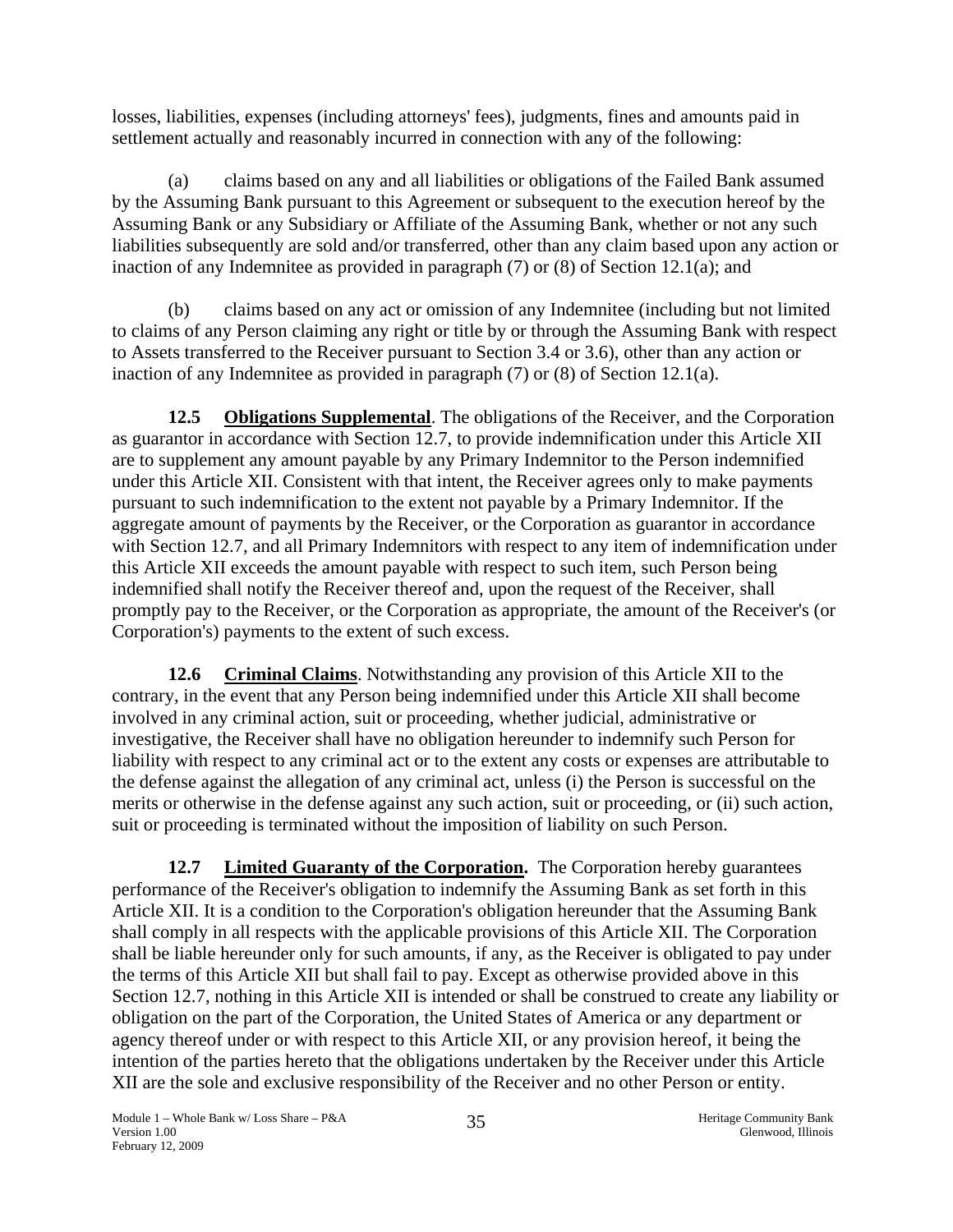losses, liabilities, expenses (including attorneys' fees), judgments, fines and amounts paid in settlement actually and reasonably incurred in connection with any of the following:

(a) claims based on any and all liabilities or obligations of the Failed Bank assumed by the Assuming Bank pursuant to this Agreement or subsequent to the execution hereof by the Assuming Bank or any Subsidiary or Affiliate of the Assuming Bank, whether or not any such liabilities subsequently are sold and/or transferred, other than any claim based upon any action or inaction of any Indemnitee as provided in paragraph (7) or (8) of Section 12.1(a); and

(b) claims based on any act or omission of any Indemnitee (including but not limited to claims of any Person claiming any right or title by or through the Assuming Bank with respect to Assets transferred to the Receiver pursuant to Section 3.4 or 3.6), other than any action or inaction of any Indemnitee as provided in paragraph (7) or (8) of Section 12.1(a).

**12.5 Obligations Supplemental**. The obligations of the Receiver, and the Corporation as guarantor in accordance with Section 12.7, to provide indemnification under this Article XII are to supplement any amount payable by any Primary Indemnitor to the Person indemnified under this Article XII. Consistent with that intent, the Receiver agrees only to make payments pursuant to such indemnification to the extent not payable by a Primary Indemnitor. If the aggregate amount of payments by the Receiver, or the Corporation as guarantor in accordance with Section 12.7, and all Primary Indemnitors with respect to any item of indemnification under this Article XII exceeds the amount payable with respect to such item, such Person being indemnified shall notify the Receiver thereof and, upon the request of the Receiver, shall promptly pay to the Receiver, or the Corporation as appropriate, the amount of the Receiver's (or Corporation's) payments to the extent of such excess.

**12.6 Criminal Claims**. Notwithstanding any provision of this Article XII to the contrary, in the event that any Person being indemnified under this Article XII shall become involved in any criminal action, suit or proceeding, whether judicial, administrative or investigative, the Receiver shall have no obligation hereunder to indemnify such Person for liability with respect to any criminal act or to the extent any costs or expenses are attributable to the defense against the allegation of any criminal act, unless (i) the Person is successful on the merits or otherwise in the defense against any such action, suit or proceeding, or (ii) such action, suit or proceeding is terminated without the imposition of liability on such Person.

**12.7 Limited Guaranty of the Corporation.** The Corporation hereby guarantees performance of the Receiver's obligation to indemnify the Assuming Bank as set forth in this Article XII. It is a condition to the Corporation's obligation hereunder that the Assuming Bank shall comply in all respects with the applicable provisions of this Article XII. The Corporation shall be liable hereunder only for such amounts, if any, as the Receiver is obligated to pay under the terms of this Article XII but shall fail to pay. Except as otherwise provided above in this Section 12.7, nothing in this Article XII is intended or shall be construed to create any liability or obligation on the part of the Corporation, the United States of America or any department or agency thereof under or with respect to this Article XII, or any provision hereof, it being the intention of the parties hereto that the obligations undertaken by the Receiver under this Article XII are the sole and exclusive responsibility of the Receiver and no other Person or entity.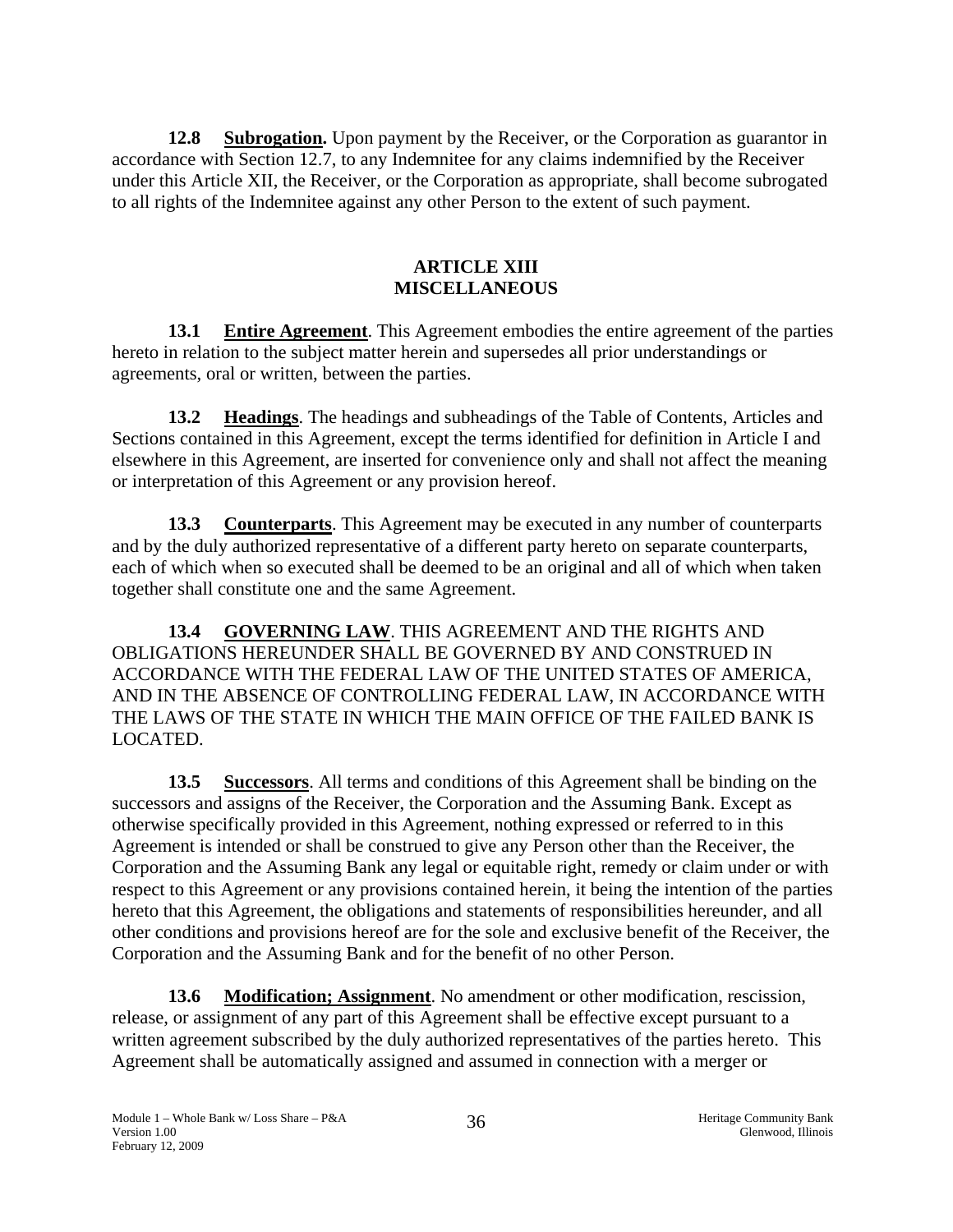**12.8 Subrogation.** Upon payment by the Receiver, or the Corporation as guarantor in accordance with Section 12.7, to any Indemnitee for any claims indemnified by the Receiver under this Article XII, the Receiver, or the Corporation as appropriate, shall become subrogated to all rights of the Indemnitee against any other Person to the extent of such payment.

## ARTICLE XIII
## MISCELLANEOUS

**13.1 Entire Agreement**. This Agreement embodies the entire agreement of the parties hereto in relation to the subject matter herein and supersedes all prior understandings or agreements, oral or written, between the parties.

**13.2 Headings**. The headings and subheadings of the Table of Contents, Articles and Sections contained in this Agreement, except the terms identified for definition in Article I and elsewhere in this Agreement, are inserted for convenience only and shall not affect the meaning or interpretation of this Agreement or any provision hereof.

**13.3 Counterparts**. This Agreement may be executed in any number of counterparts and by the duly authorized representative of a different party hereto on separate counterparts, each of which when so executed shall be deemed to be an original and all of which when taken together shall constitute one and the same Agreement.

**13.4 GOVERNING LAW**. THIS AGREEMENT AND THE RIGHTS AND OBLIGATIONS HEREUNDER SHALL BE GOVERNED BY AND CONSTRUED IN ACCORDANCE WITH THE FEDERAL LAW OF THE UNITED STATES OF AMERICA, AND IN THE ABSENCE OF CONTROLLING FEDERAL LAW, IN ACCORDANCE WITH THE LAWS OF THE STATE IN WHICH THE MAIN OFFICE OF THE FAILED BANK IS LOCATED.

**13.5 Successors**. All terms and conditions of this Agreement shall be binding on the successors and assigns of the Receiver, the Corporation and the Assuming Bank. Except as otherwise specifically provided in this Agreement, nothing expressed or referred to in this Agreement is intended or shall be construed to give any Person other than the Receiver, the Corporation and the Assuming Bank any legal or equitable right, remedy or claim under or with respect to this Agreement or any provisions contained herein, it being the intention of the parties hereto that this Agreement, the obligations and statements of responsibilities hereunder, and all other conditions and provisions hereof are for the sole and exclusive benefit of the Receiver, the Corporation and the Assuming Bank and for the benefit of no other Person.

**13.6 Modification; Assignment**. No amendment or other modification, rescission, release, or assignment of any part of this Agreement shall be effective except pursuant to a written agreement subscribed by the duly authorized representatives of the parties hereto. This Agreement shall be automatically assigned and assumed in connection with a merger or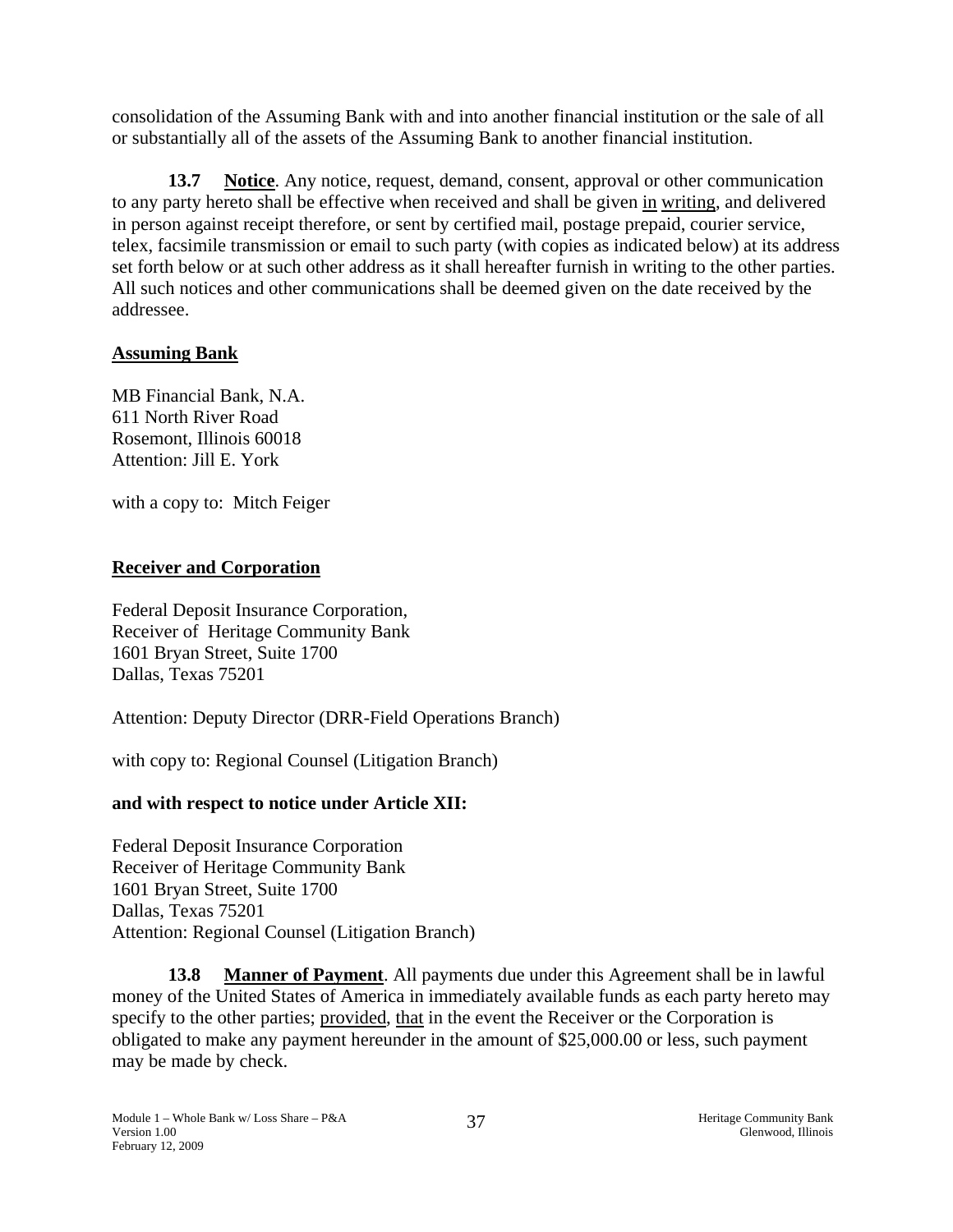consolidation of the Assuming Bank with and into another financial institution or the sale of all or substantially all of the assets of the Assuming Bank to another financial institution.

**13.7 Notice**. Any notice, request, demand, consent, approval or other communication to any party hereto shall be effective when received and shall be given in writing, and delivered in person against receipt therefore, or sent by certified mail, postage prepaid, courier service, telex, facsimile transmission or email to such party (with copies as indicated below) at its address set forth below or at such other address as it shall hereafter furnish in writing to the other parties. All such notices and other communications shall be deemed given on the date received by the addressee.

**Assuming Bank**

MB Financial Bank, N.A.
611 North River Road
Rosemont, Illinois 60018
Attention: Jill E. York

with a copy to: Mitch Feiger

**Receiver and Corporation**

Federal Deposit Insurance Corporation,
Receiver of Heritage Community Bank
1601 Bryan Street, Suite 1700
Dallas, Texas 75201

Attention: Deputy Director (DRR-Field Operations Branch)

with copy to: Regional Counsel (Litigation Branch)

**and with respect to notice under Article XII:**

Federal Deposit Insurance Corporation
Receiver of Heritage Community Bank
1601 Bryan Street, Suite 1700
Dallas, Texas 75201
Attention: Regional Counsel (Litigation Branch)

**13.8 Manner of Payment**. All payments due under this Agreement shall be in lawful money of the United States of America in immediately available funds as each party hereto may specify to the other parties; provided, that in the event the Receiver or the Corporation is obligated to make any payment hereunder in the amount of $25,000.00 or less, such payment may be made by check.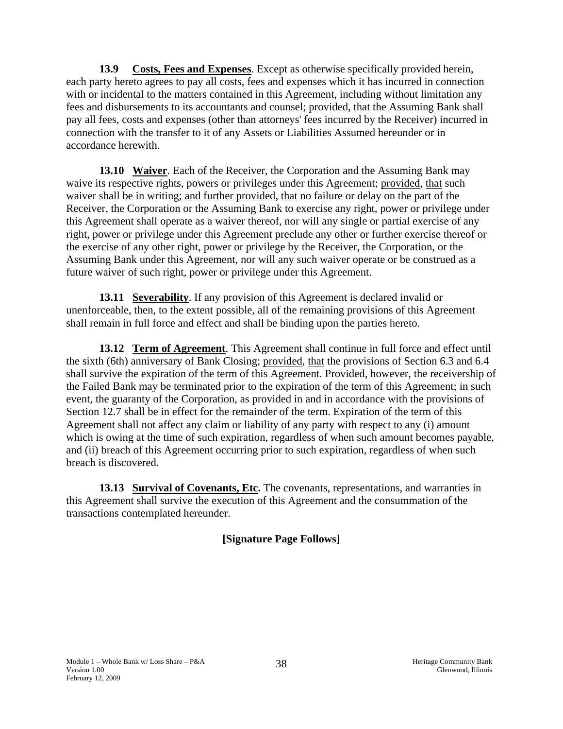**13.9 Costs, Fees and Expenses**. Except as otherwise specifically provided herein, each party hereto agrees to pay all costs, fees and expenses which it has incurred in connection with or incidental to the matters contained in this Agreement, including without limitation any fees and disbursements to its accountants and counsel; provided, that the Assuming Bank shall pay all fees, costs and expenses (other than attorneys' fees incurred by the Receiver) incurred in connection with the transfer to it of any Assets or Liabilities Assumed hereunder or in accordance herewith.

**13.10 Waiver**. Each of the Receiver, the Corporation and the Assuming Bank may waive its respective rights, powers or privileges under this Agreement; provided, that such waiver shall be in writing; and further provided, that no failure or delay on the part of the Receiver, the Corporation or the Assuming Bank to exercise any right, power or privilege under this Agreement shall operate as a waiver thereof, nor will any single or partial exercise of any right, power or privilege under this Agreement preclude any other or further exercise thereof or the exercise of any other right, power or privilege by the Receiver, the Corporation, or the Assuming Bank under this Agreement, nor will any such waiver operate or be construed as a future waiver of such right, power or privilege under this Agreement.

**13.11 Severability**. If any provision of this Agreement is declared invalid or unenforceable, then, to the extent possible, all of the remaining provisions of this Agreement shall remain in full force and effect and shall be binding upon the parties hereto.

**13.12 Term of Agreement**. This Agreement shall continue in full force and effect until the sixth (6th) anniversary of Bank Closing; provided, that the provisions of Section 6.3 and 6.4 shall survive the expiration of the term of this Agreement. Provided, however, the receivership of the Failed Bank may be terminated prior to the expiration of the term of this Agreement; in such event, the guaranty of the Corporation, as provided in and in accordance with the provisions of Section 12.7 shall be in effect for the remainder of the term. Expiration of the term of this Agreement shall not affect any claim or liability of any party with respect to any (i) amount which is owing at the time of such expiration, regardless of when such amount becomes payable, and (ii) breach of this Agreement occurring prior to such expiration, regardless of when such breach is discovered.

**13.13 Survival of Covenants, Etc.** The covenants, representations, and warranties in this Agreement shall survive the execution of this Agreement and the consummation of the transactions contemplated hereunder.

**[Signature Page Follows]**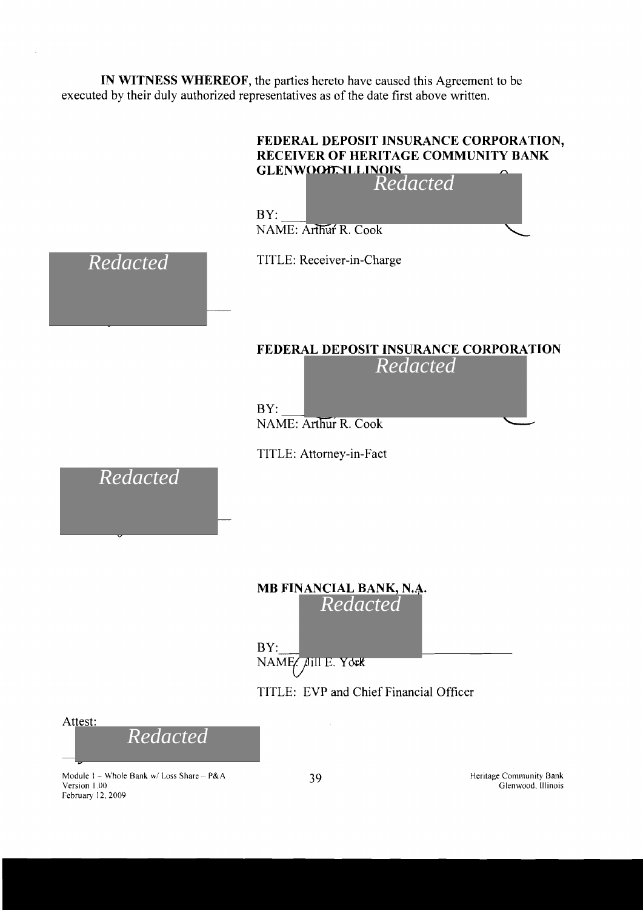**IN WITNESS WHEREOF**, the parties hereto have caused this Agreement to be executed by their duly authorized representatives as of the date first above written.

**FEDERAL DEPOSIT INSURANCE CORPORATION, RECEIVER OF HERITAGE COMMUNITY BANK GLENWOOD, ILLINOIS**

*Redacted*

BY: \_\_\_\_\_\_\_\_\_\_\_\_\_\_\_\_\_\_\_\_
NAME: Arthur R. Cook

*Redacted*

TITLE: Receiver-in-Charge

**FEDERAL DEPOSIT INSURANCE CORPORATION**

*Redacted*

BY: \_\_\_\_\_\_\_\_\_\_\_\_\_\_\_\_\_\_\_\_
NAME: Arthur R. Cook

TITLE: Attorney-in-Fact

*Redacted*

**MB FINANCIAL BANK, N.A.**

*Redacted*

BY: \_\_\_\_\_\_\_\_\_\_\_\_\_\_\_\_\_\_\_\_
NAME: Jill E. York

TITLE: EVP and Chief Financial Officer

Attest:

*Redacted*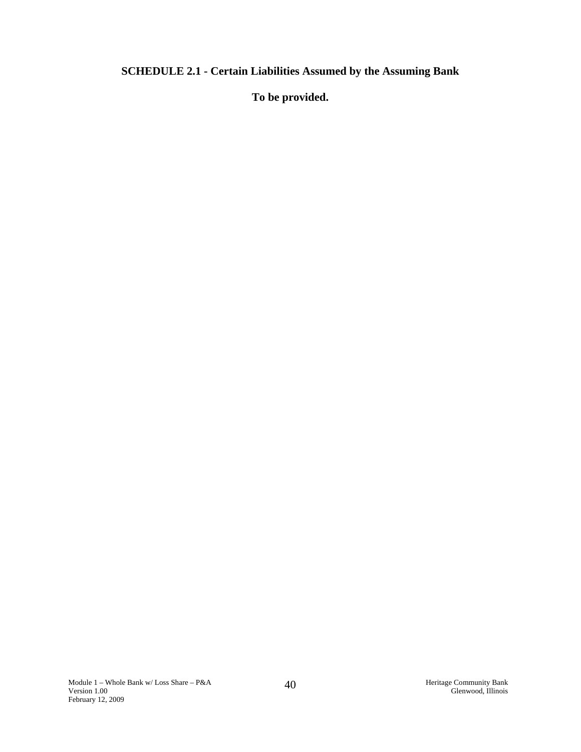## SCHEDULE 2.1 - Certain Liabilities Assumed by the Assuming Bank

**To be provided.**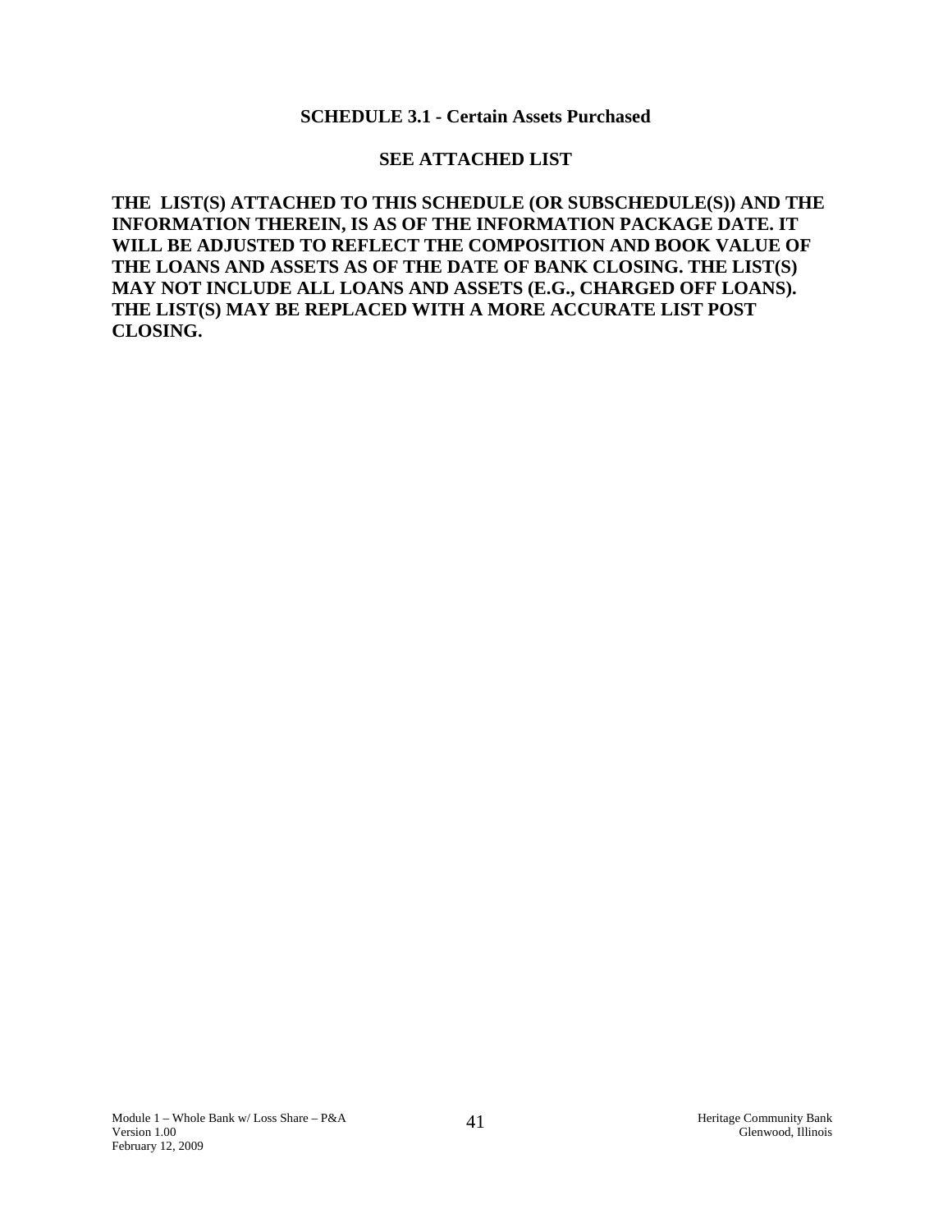## SCHEDULE 3.1 - Certain Assets Purchased

**SEE ATTACHED LIST**

**THE LIST(S) ATTACHED TO THIS SCHEDULE (OR SUBSCHEDULE(S)) AND THE INFORMATION THEREIN, IS AS OF THE INFORMATION PACKAGE DATE. IT WILL BE ADJUSTED TO REFLECT THE COMPOSITION AND BOOK VALUE OF THE LOANS AND ASSETS AS OF THE DATE OF BANK CLOSING. THE LIST(S) MAY NOT INCLUDE ALL LOANS AND ASSETS (E.G., CHARGED OFF LOANS). THE LIST(S) MAY BE REPLACED WITH A MORE ACCURATE LIST POST CLOSING.**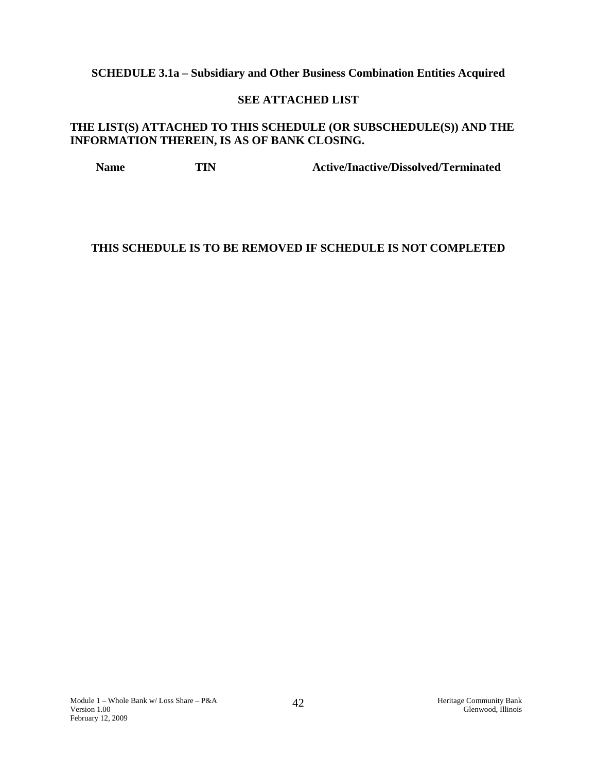**SCHEDULE 3.1a – Subsidiary and Other Business Combination Entities Acquired**

**SEE ATTACHED LIST**

**THE LIST(S) ATTACHED TO THIS SCHEDULE (OR SUBSCHEDULE(S)) AND THE INFORMATION THEREIN, IS AS OF BANK CLOSING.**

| Name | TIN | Active/Inactive/Dissolved/Terminated |
|---|---|---|

**THIS SCHEDULE IS TO BE REMOVED IF SCHEDULE IS NOT COMPLETED**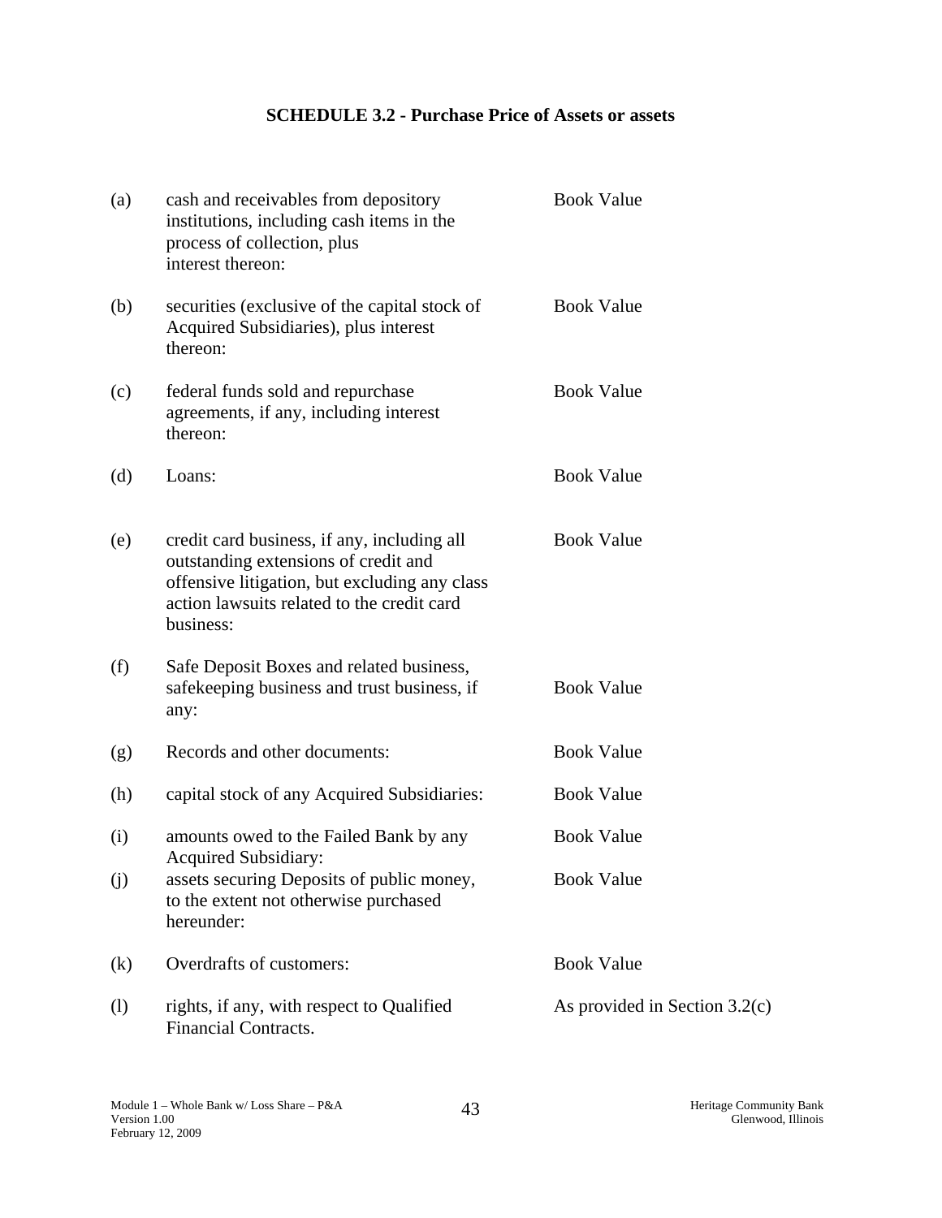# SCHEDULE 3.2 - Purchase Price of Assets or assets

| | | |
|---|---|---|
| (a) | cash and receivables from depository institutions, including cash items in the process of collection, plus interest thereon: | Book Value |
| (b) | securities (exclusive of the capital stock of Acquired Subsidiaries), plus interest thereon: | Book Value |
| (c) | federal funds sold and repurchase agreements, if any, including interest thereon: | Book Value |
| (d) | Loans: | Book Value |
| (e) | credit card business, if any, including all outstanding extensions of credit and offensive litigation, but excluding any class action lawsuits related to the credit card business: | Book Value |
| (f) | Safe Deposit Boxes and related business, safekeeping business and trust business, if any: | Book Value |
| (g) | Records and other documents: | Book Value |
| (h) | capital stock of any Acquired Subsidiaries: | Book Value |
| (i) | amounts owed to the Failed Bank by any Acquired Subsidiary: | Book Value |
| (j) | assets securing Deposits of public money, to the extent not otherwise purchased hereunder: | Book Value |
| (k) | Overdrafts of customers: | Book Value |
| (l) | rights, if any, with respect to Qualified Financial Contracts. | As provided in Section 3.2(c) |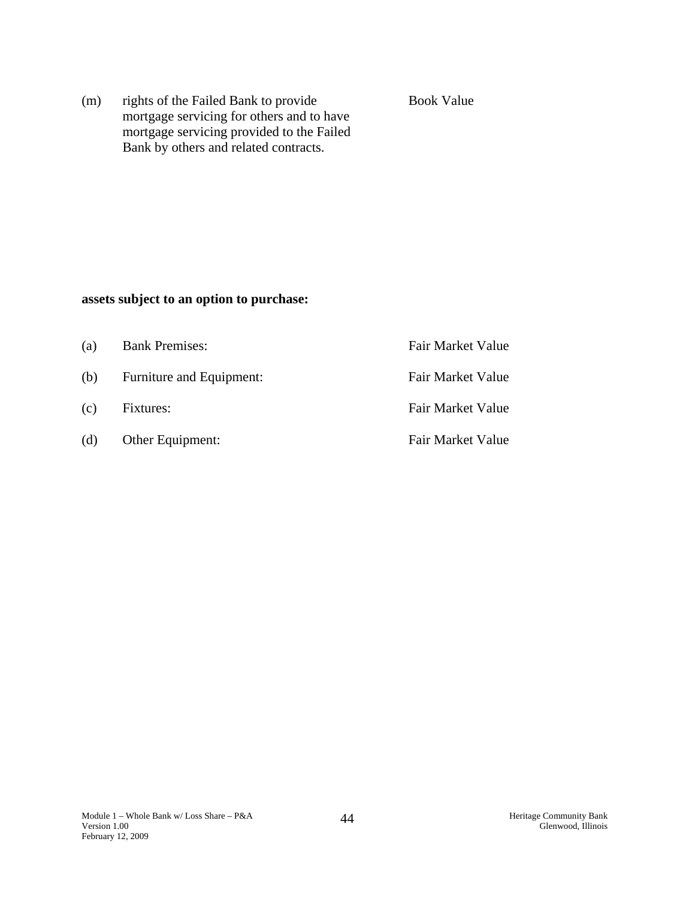| | | |
|---|---|---|
| (m) | rights of the Failed Bank to provide mortgage servicing for others and to have mortgage servicing provided to the Failed Bank by others and related contracts. | Book Value |

**assets subject to an option to purchase:**

| | | |
|---|---|---|
| (a) | Bank Premises: | Fair Market Value |
| (b) | Furniture and Equipment: | Fair Market Value |
| (c) | Fixtures: | Fair Market Value |
| (d) | Other Equipment: | Fair Market Value |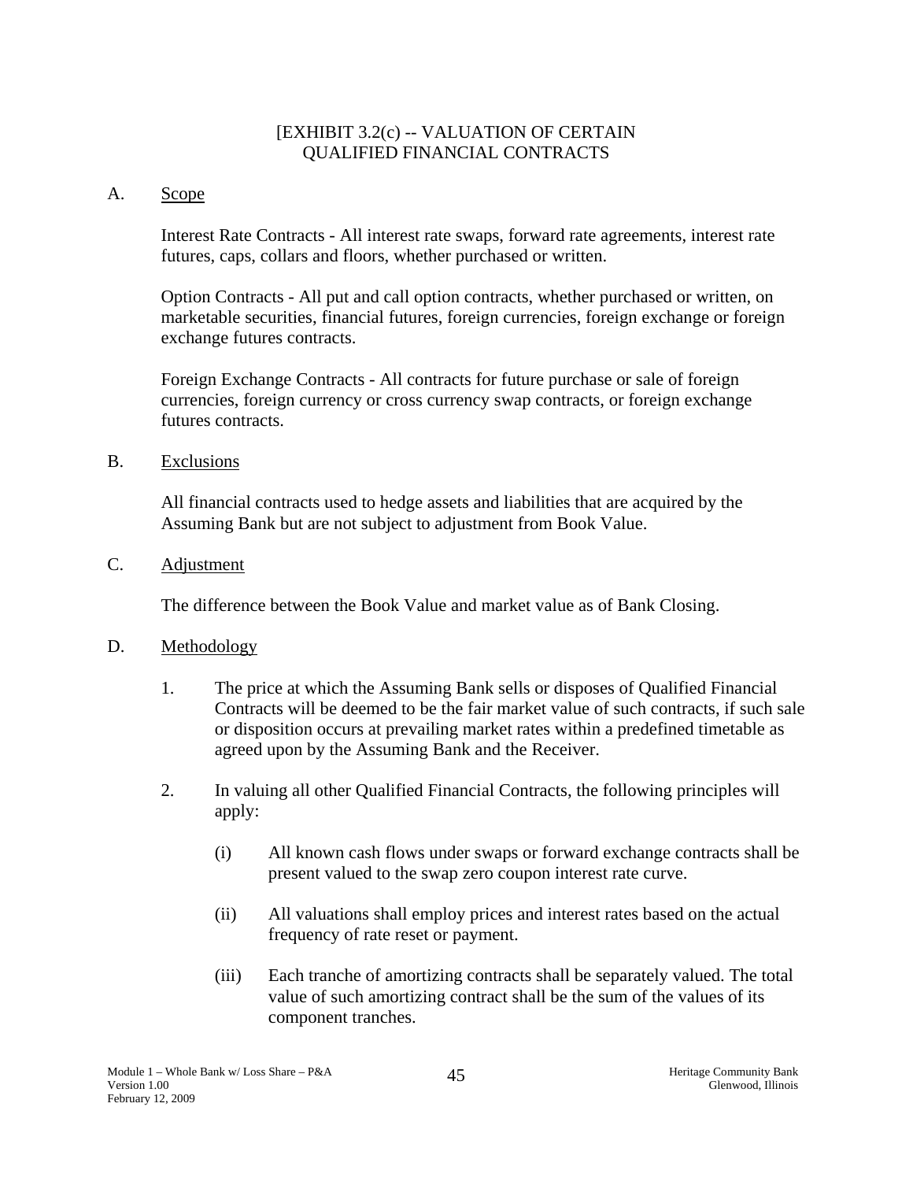# [EXHIBIT 3.2(c) -- VALUATION OF CERTAIN QUALIFIED FINANCIAL CONTRACTS

A. Scope

Interest Rate Contracts - All interest rate swaps, forward rate agreements, interest rate futures, caps, collars and floors, whether purchased or written.

Option Contracts - All put and call option contracts, whether purchased or written, on marketable securities, financial futures, foreign currencies, foreign exchange or foreign exchange futures contracts.

Foreign Exchange Contracts - All contracts for future purchase or sale of foreign currencies, foreign currency or cross currency swap contracts, or foreign exchange futures contracts.

B. Exclusions

All financial contracts used to hedge assets and liabilities that are acquired by the Assuming Bank but are not subject to adjustment from Book Value.

C. Adjustment

The difference between the Book Value and market value as of Bank Closing.

D. Methodology

1. The price at which the Assuming Bank sells or disposes of Qualified Financial Contracts will be deemed to be the fair market value of such contracts, if such sale or disposition occurs at prevailing market rates within a predefined timetable as agreed upon by the Assuming Bank and the Receiver.

2. In valuing all other Qualified Financial Contracts, the following principles will apply:

   (i) All known cash flows under swaps or forward exchange contracts shall be present valued to the swap zero coupon interest rate curve.

   (ii) All valuations shall employ prices and interest rates based on the actual frequency of rate reset or payment.

   (iii) Each tranche of amortizing contracts shall be separately valued. The total value of such amortizing contract shall be the sum of the values of its component tranches.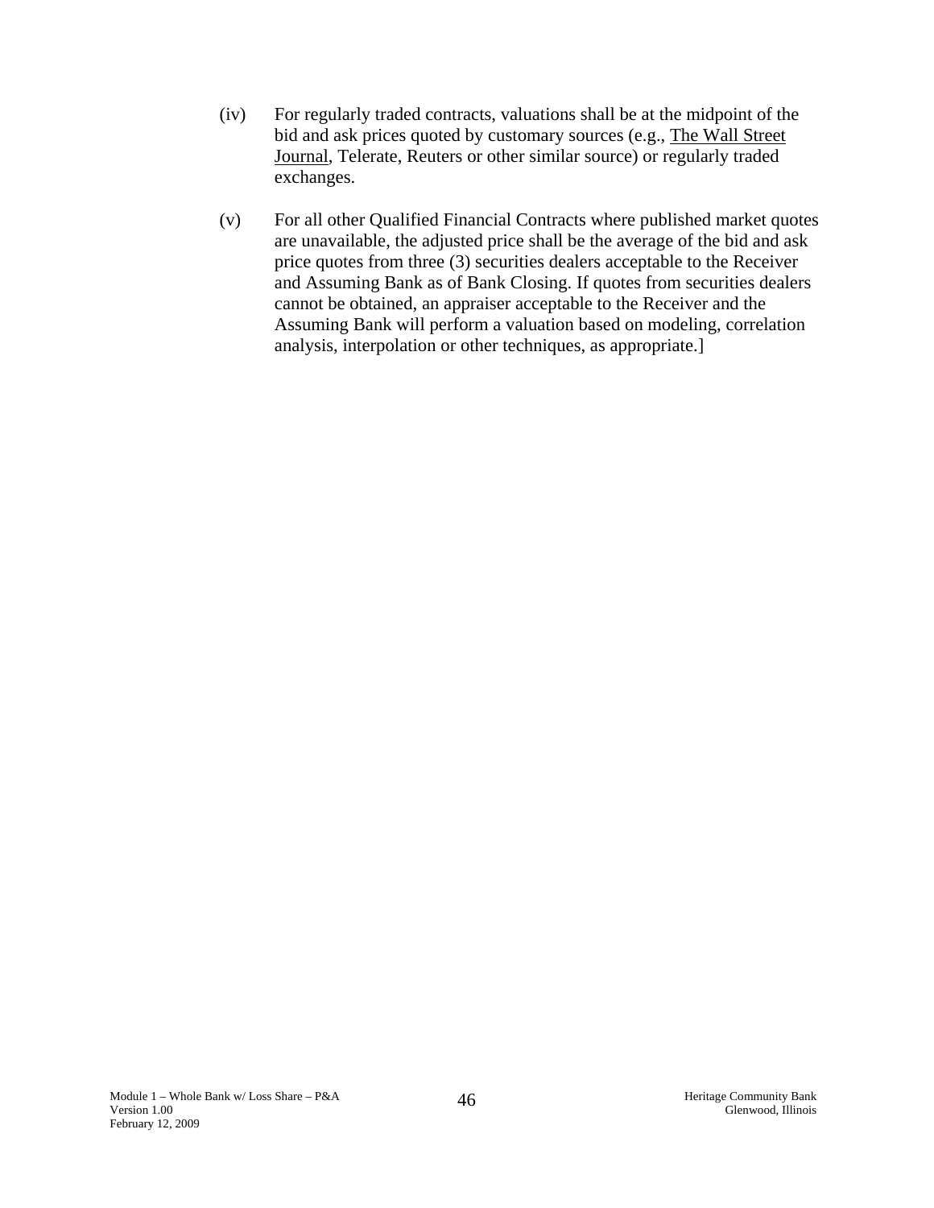(iv) For regularly traded contracts, valuations shall be at the midpoint of the bid and ask prices quoted by customary sources (e.g., The Wall Street Journal, Telerate, Reuters or other similar source) or regularly traded exchanges.

(v) For all other Qualified Financial Contracts where published market quotes are unavailable, the adjusted price shall be the average of the bid and ask price quotes from three (3) securities dealers acceptable to the Receiver and Assuming Bank as of Bank Closing. If quotes from securities dealers cannot be obtained, an appraiser acceptable to the Receiver and the Assuming Bank will perform a valuation based on modeling, correlation analysis, interpolation or other techniques, as appropriate.]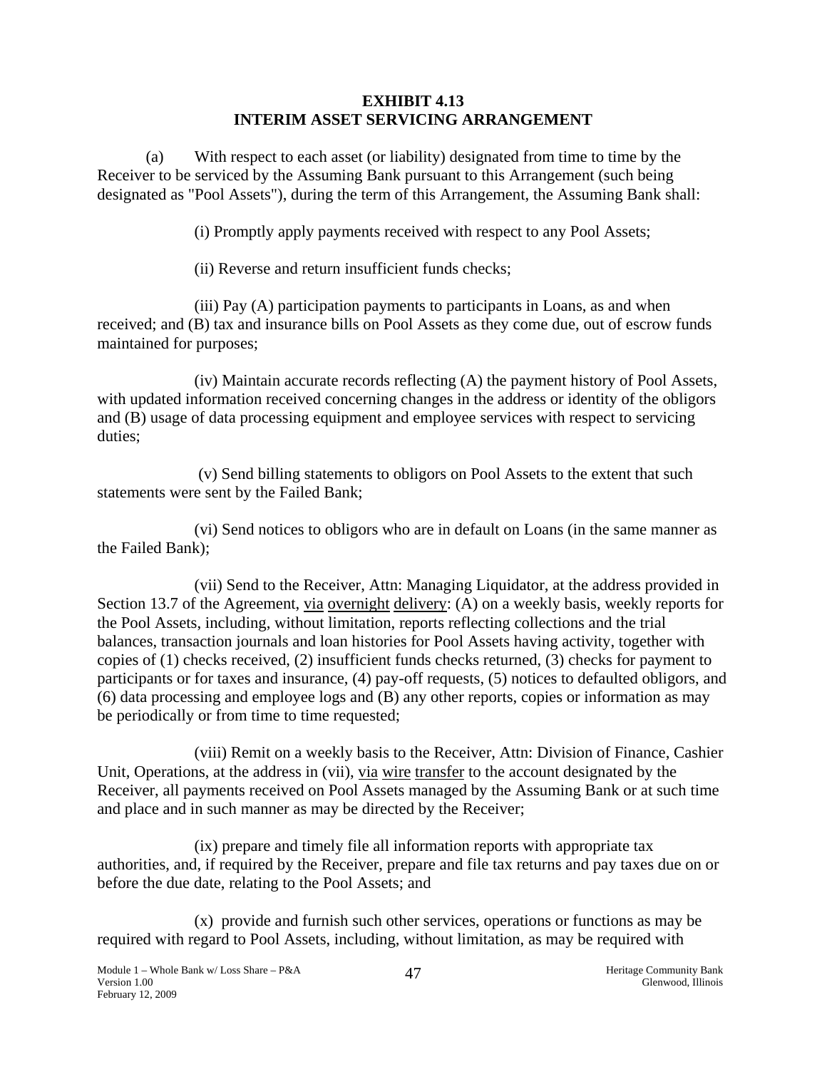**EXHIBIT 4.13**
**INTERIM ASSET SERVICING ARRANGEMENT**

(a) With respect to each asset (or liability) designated from time to time by the Receiver to be serviced by the Assuming Bank pursuant to this Arrangement (such being designated as "Pool Assets"), during the term of this Arrangement, the Assuming Bank shall:

(i) Promptly apply payments received with respect to any Pool Assets;

(ii) Reverse and return insufficient funds checks;

(iii) Pay (A) participation payments to participants in Loans, as and when received; and (B) tax and insurance bills on Pool Assets as they come due, out of escrow funds maintained for purposes;

(iv) Maintain accurate records reflecting (A) the payment history of Pool Assets, with updated information received concerning changes in the address or identity of the obligors and (B) usage of data processing equipment and employee services with respect to servicing duties;

(v) Send billing statements to obligors on Pool Assets to the extent that such statements were sent by the Failed Bank;

(vi) Send notices to obligors who are in default on Loans (in the same manner as the Failed Bank);

(vii) Send to the Receiver, Attn: Managing Liquidator, at the address provided in Section 13.7 of the Agreement, <u>via</u> <u>overnight</u> <u>delivery</u>: (A) on a weekly basis, weekly reports for the Pool Assets, including, without limitation, reports reflecting collections and the trial balances, transaction journals and loan histories for Pool Assets having activity, together with copies of (1) checks received, (2) insufficient funds checks returned, (3) checks for payment to participants or for taxes and insurance, (4) pay-off requests, (5) notices to defaulted obligors, and (6) data processing and employee logs and (B) any other reports, copies or information as may be periodically or from time to time requested;

(viii) Remit on a weekly basis to the Receiver, Attn: Division of Finance, Cashier Unit, Operations, at the address in (vii), <u>via</u> <u>wire</u> <u>transfer</u> to the account designated by the Receiver, all payments received on Pool Assets managed by the Assuming Bank or at such time and place and in such manner as may be directed by the Receiver;

(ix) prepare and timely file all information reports with appropriate tax authorities, and, if required by the Receiver, prepare and file tax returns and pay taxes due on or before the due date, relating to the Pool Assets; and

(x) provide and furnish such other services, operations or functions as may be required with regard to Pool Assets, including, without limitation, as may be required with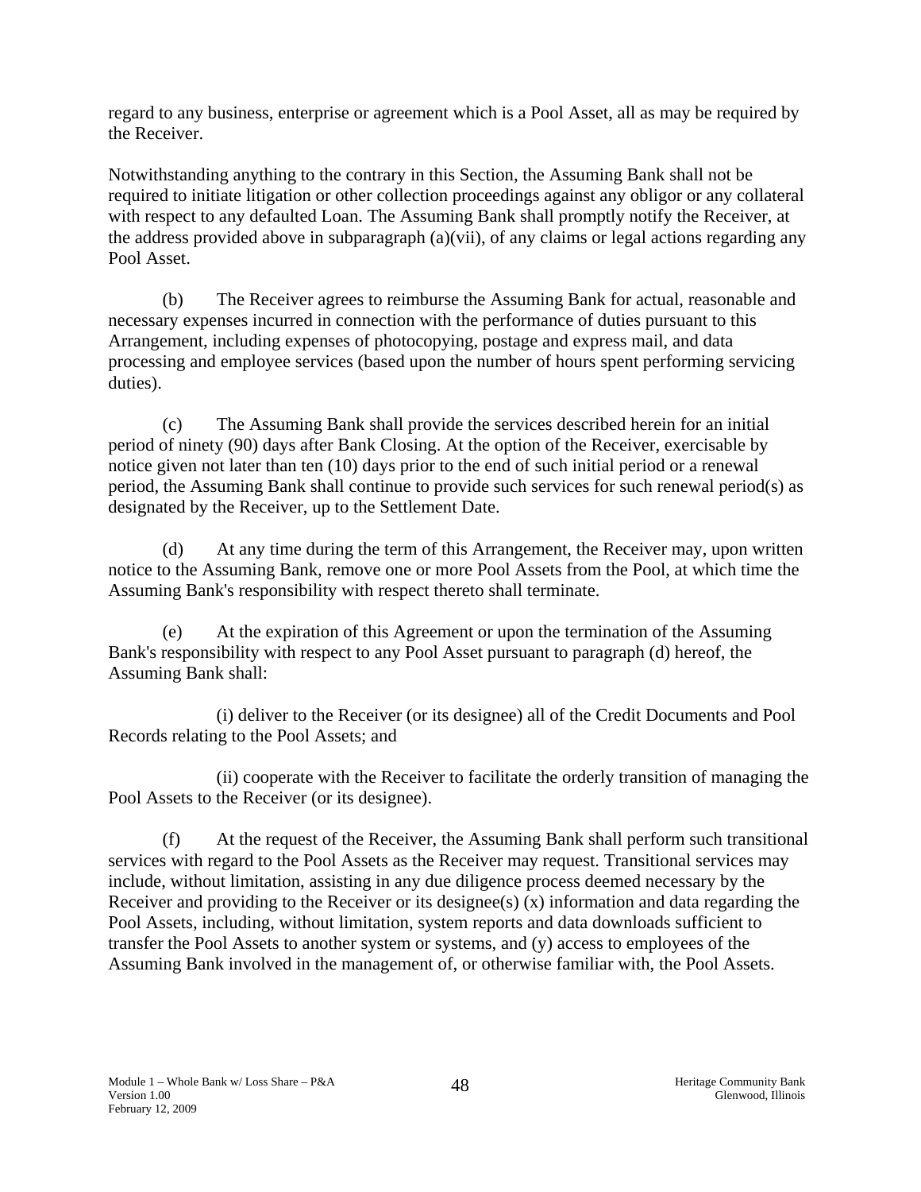regard to any business, enterprise or agreement which is a Pool Asset, all as may be required by the Receiver.

Notwithstanding anything to the contrary in this Section, the Assuming Bank shall not be required to initiate litigation or other collection proceedings against any obligor or any collateral with respect to any defaulted Loan. The Assuming Bank shall promptly notify the Receiver, at the address provided above in subparagraph (a)(vii), of any claims or legal actions regarding any Pool Asset.

(b) The Receiver agrees to reimburse the Assuming Bank for actual, reasonable and necessary expenses incurred in connection with the performance of duties pursuant to this Arrangement, including expenses of photocopying, postage and express mail, and data processing and employee services (based upon the number of hours spent performing servicing duties).

(c) The Assuming Bank shall provide the services described herein for an initial period of ninety (90) days after Bank Closing. At the option of the Receiver, exercisable by notice given not later than ten (10) days prior to the end of such initial period or a renewal period, the Assuming Bank shall continue to provide such services for such renewal period(s) as designated by the Receiver, up to the Settlement Date.

(d) At any time during the term of this Arrangement, the Receiver may, upon written notice to the Assuming Bank, remove one or more Pool Assets from the Pool, at which time the Assuming Bank's responsibility with respect thereto shall terminate.

(e) At the expiration of this Agreement or upon the termination of the Assuming Bank's responsibility with respect to any Pool Asset pursuant to paragraph (d) hereof, the Assuming Bank shall:

(i) deliver to the Receiver (or its designee) all of the Credit Documents and Pool Records relating to the Pool Assets; and

(ii) cooperate with the Receiver to facilitate the orderly transition of managing the Pool Assets to the Receiver (or its designee).

(f) At the request of the Receiver, the Assuming Bank shall perform such transitional services with regard to the Pool Assets as the Receiver may request. Transitional services may include, without limitation, assisting in any due diligence process deemed necessary by the Receiver and providing to the Receiver or its designee(s) (x) information and data regarding the Pool Assets, including, without limitation, system reports and data downloads sufficient to transfer the Pool Assets to another system or systems, and (y) access to employees of the Assuming Bank involved in the management of, or otherwise familiar with, the Pool Assets.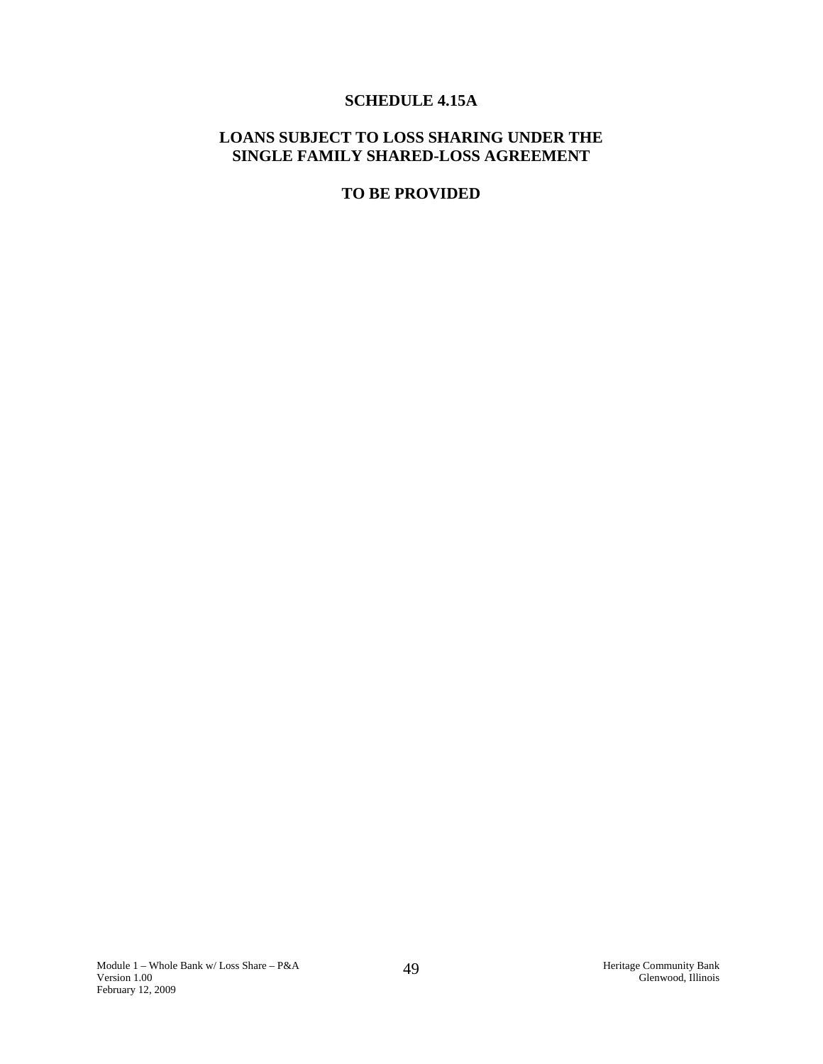# SCHEDULE 4.15A

## LOANS SUBJECT TO LOSS SHARING UNDER THE SINGLE FAMILY SHARED-LOSS AGREEMENT

**TO BE PROVIDED**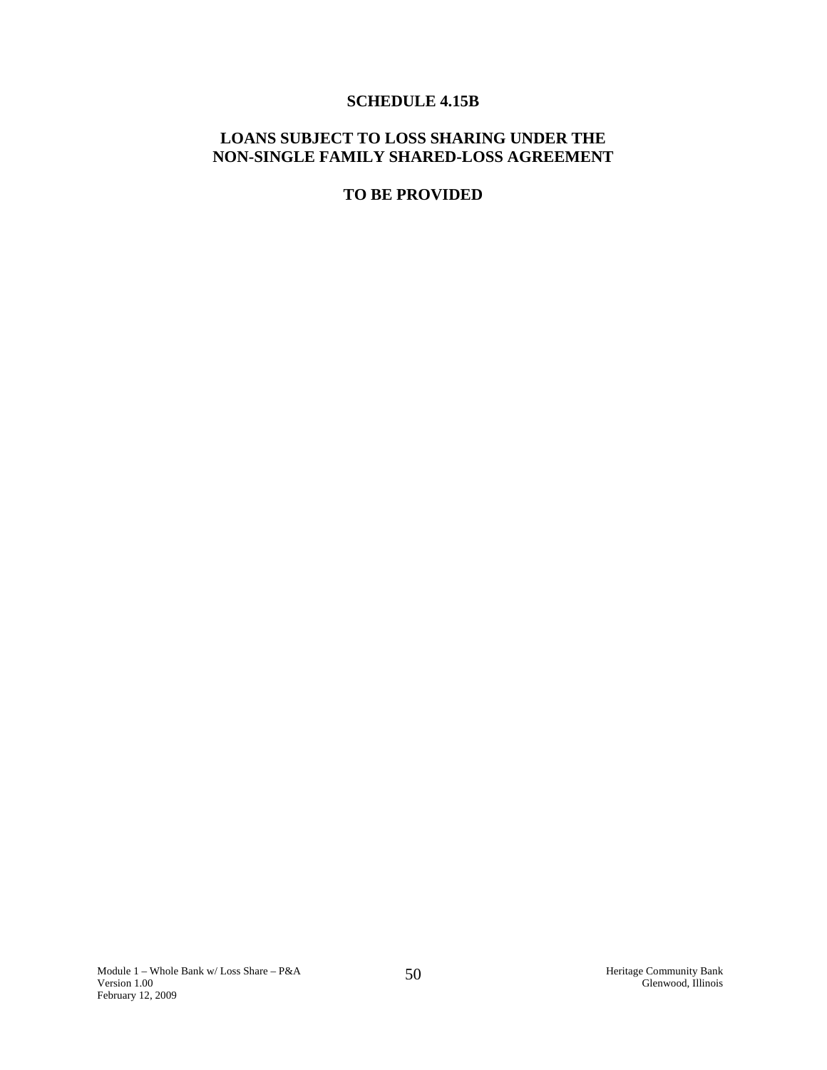# SCHEDULE 4.15B

## LOANS SUBJECT TO LOSS SHARING UNDER THE NON-SINGLE FAMILY SHARED-LOSS AGREEMENT

**TO BE PROVIDED**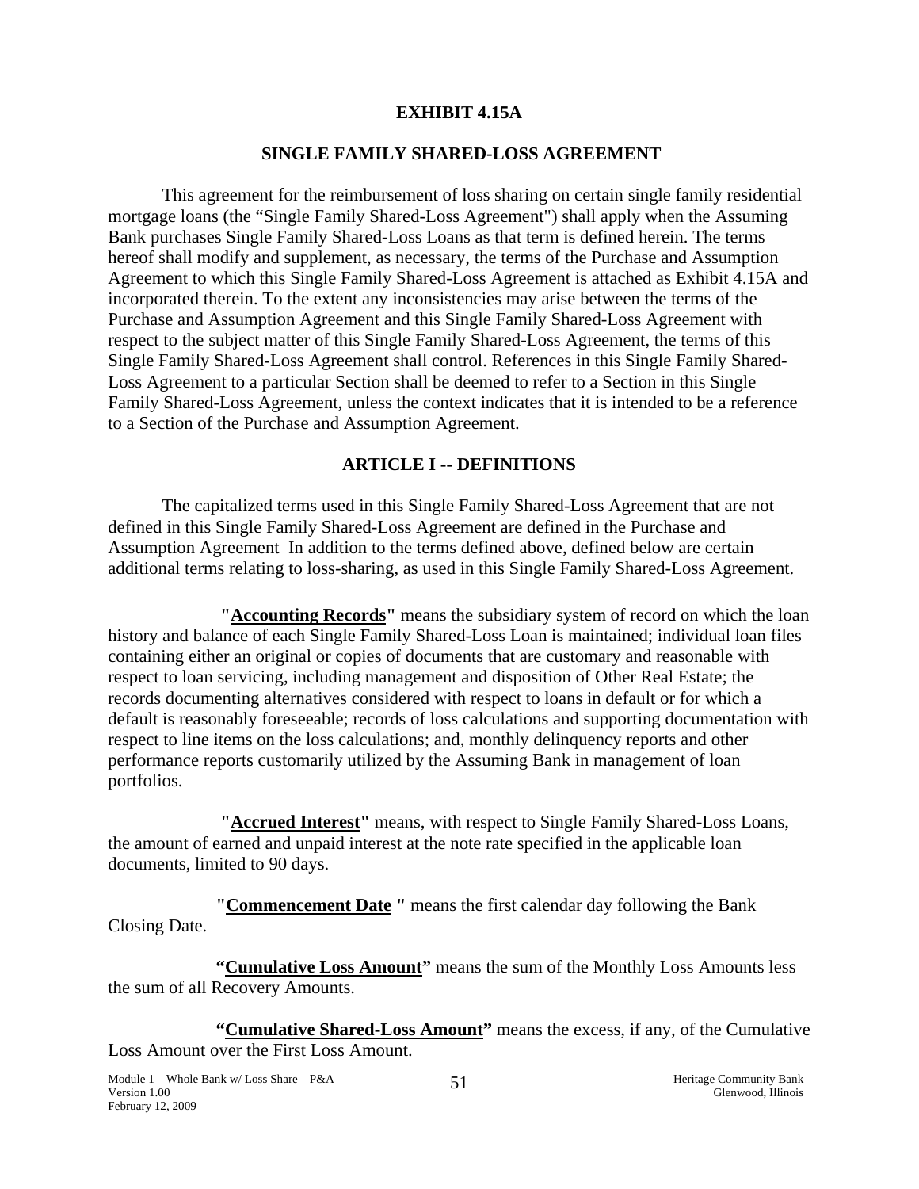# EXHIBIT 4.15A

## SINGLE FAMILY SHARED-LOSS AGREEMENT

This agreement for the reimbursement of loss sharing on certain single family residential mortgage loans (the "Single Family Shared-Loss Agreement") shall apply when the Assuming Bank purchases Single Family Shared-Loss Loans as that term is defined herein. The terms hereof shall modify and supplement, as necessary, the terms of the Purchase and Assumption Agreement to which this Single Family Shared-Loss Agreement is attached as Exhibit 4.15A and incorporated therein. To the extent any inconsistencies may arise between the terms of the Purchase and Assumption Agreement and this Single Family Shared-Loss Agreement with respect to the subject matter of this Single Family Shared-Loss Agreement, the terms of this Single Family Shared-Loss Agreement shall control. References in this Single Family Shared-Loss Agreement to a particular Section shall be deemed to refer to a Section in this Single Family Shared-Loss Agreement, unless the context indicates that it is intended to be a reference to a Section of the Purchase and Assumption Agreement.

## ARTICLE I -- DEFINITIONS

The capitalized terms used in this Single Family Shared-Loss Agreement that are not defined in this Single Family Shared-Loss Agreement are defined in the Purchase and Assumption Agreement In addition to the terms defined above, defined below are certain additional terms relating to loss-sharing, as used in this Single Family Shared-Loss Agreement.

**"Accounting Records"** means the subsidiary system of record on which the loan history and balance of each Single Family Shared-Loss Loan is maintained; individual loan files containing either an original or copies of documents that are customary and reasonable with respect to loan servicing, including management and disposition of Other Real Estate; the records documenting alternatives considered with respect to loans in default or for which a default is reasonably foreseeable; records of loss calculations and supporting documentation with respect to line items on the loss calculations; and, monthly delinquency reports and other performance reports customarily utilized by the Assuming Bank in management of loan portfolios.

**"Accrued Interest"** means, with respect to Single Family Shared-Loss Loans, the amount of earned and unpaid interest at the note rate specified in the applicable loan documents, limited to 90 days.

**"Commencement Date "** means the first calendar day following the Bank Closing Date.

**"Cumulative Loss Amount"** means the sum of the Monthly Loss Amounts less the sum of all Recovery Amounts.

**"Cumulative Shared-Loss Amount"** means the excess, if any, of the Cumulative Loss Amount over the First Loss Amount.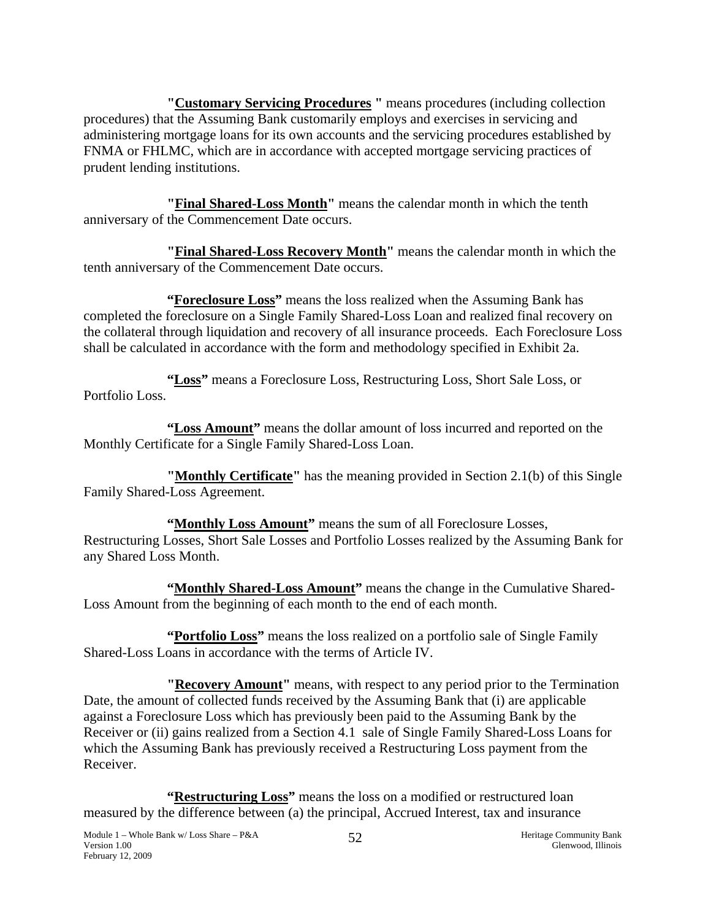**"Customary Servicing Procedures "** means procedures (including collection procedures) that the Assuming Bank customarily employs and exercises in servicing and administering mortgage loans for its own accounts and the servicing procedures established by FNMA or FHLMC, which are in accordance with accepted mortgage servicing practices of prudent lending institutions.

**"Final Shared-Loss Month"** means the calendar month in which the tenth anniversary of the Commencement Date occurs.

**"Final Shared-Loss Recovery Month"** means the calendar month in which the tenth anniversary of the Commencement Date occurs.

**"Foreclosure Loss"** means the loss realized when the Assuming Bank has completed the foreclosure on a Single Family Shared-Loss Loan and realized final recovery on the collateral through liquidation and recovery of all insurance proceeds. Each Foreclosure Loss shall be calculated in accordance with the form and methodology specified in Exhibit 2a.

**"Loss"** means a Foreclosure Loss, Restructuring Loss, Short Sale Loss, or Portfolio Loss.

**"Loss Amount"** means the dollar amount of loss incurred and reported on the Monthly Certificate for a Single Family Shared-Loss Loan.

**"Monthly Certificate"** has the meaning provided in Section 2.1(b) of this Single Family Shared-Loss Agreement.

**"Monthly Loss Amount"** means the sum of all Foreclosure Losses, Restructuring Losses, Short Sale Losses and Portfolio Losses realized by the Assuming Bank for any Shared Loss Month.

**"Monthly Shared-Loss Amount"** means the change in the Cumulative Shared-Loss Amount from the beginning of each month to the end of each month.

**"Portfolio Loss"** means the loss realized on a portfolio sale of Single Family Shared-Loss Loans in accordance with the terms of Article IV.

**"Recovery Amount"** means, with respect to any period prior to the Termination Date, the amount of collected funds received by the Assuming Bank that (i) are applicable against a Foreclosure Loss which has previously been paid to the Assuming Bank by the Receiver or (ii) gains realized from a Section 4.1 sale of Single Family Shared-Loss Loans for which the Assuming Bank has previously received a Restructuring Loss payment from the Receiver.

**"Restructuring Loss"** means the loss on a modified or restructured loan measured by the difference between (a) the principal, Accrued Interest, tax and insurance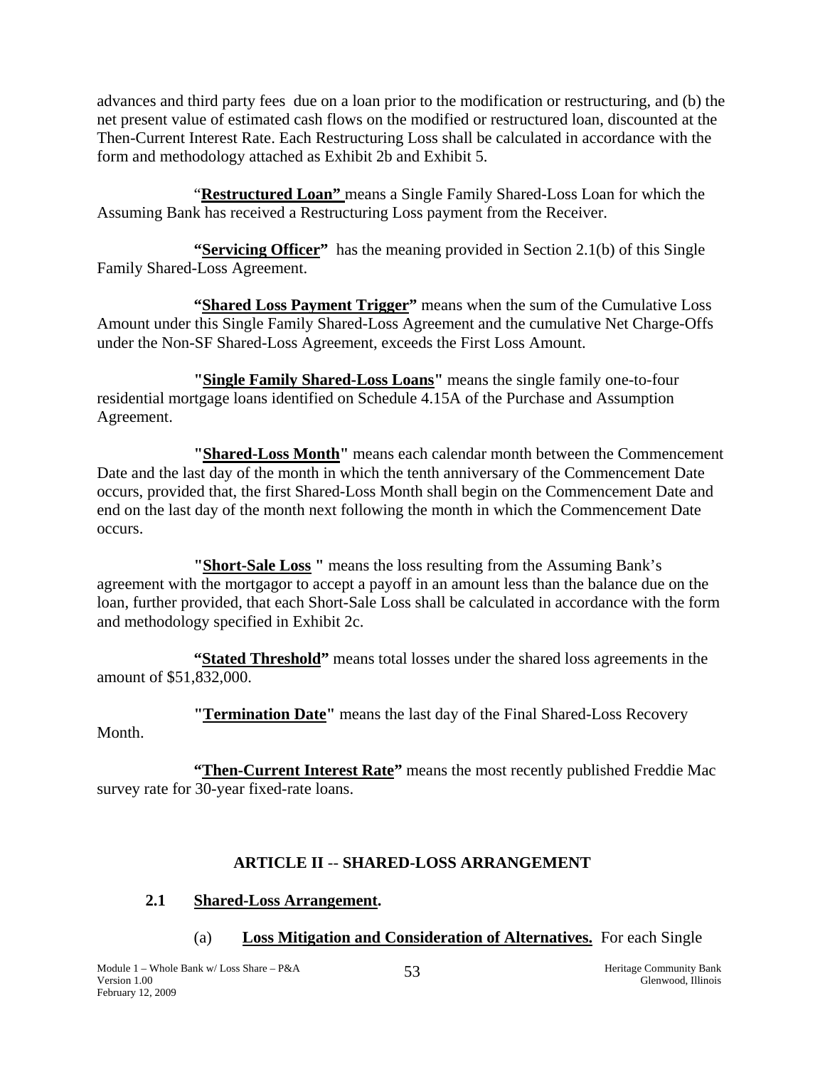advances and third party fees due on a loan prior to the modification or restructuring, and (b) the net present value of estimated cash flows on the modified or restructured loan, discounted at the Then-Current Interest Rate. Each Restructuring Loss shall be calculated in accordance with the form and methodology attached as Exhibit 2b and Exhibit 5.

"**Restructured Loan"** means a Single Family Shared-Loss Loan for which the Assuming Bank has received a Restructuring Loss payment from the Receiver.

**"Servicing Officer"** has the meaning provided in Section 2.1(b) of this Single Family Shared-Loss Agreement.

**"Shared Loss Payment Trigger"** means when the sum of the Cumulative Loss Amount under this Single Family Shared-Loss Agreement and the cumulative Net Charge-Offs under the Non-SF Shared-Loss Agreement, exceeds the First Loss Amount.

**"Single Family Shared-Loss Loans"** means the single family one-to-four residential mortgage loans identified on Schedule 4.15A of the Purchase and Assumption Agreement.

**"Shared-Loss Month"** means each calendar month between the Commencement Date and the last day of the month in which the tenth anniversary of the Commencement Date occurs, provided that, the first Shared-Loss Month shall begin on the Commencement Date and end on the last day of the month next following the month in which the Commencement Date occurs.

**"Short-Sale Loss "** means the loss resulting from the Assuming Bank's agreement with the mortgagor to accept a payoff in an amount less than the balance due on the loan, further provided, that each Short-Sale Loss shall be calculated in accordance with the form and methodology specified in Exhibit 2c.

**"Stated Threshold"** means total losses under the shared loss agreements in the amount of $51,832,000.

**"Termination Date"** means the last day of the Final Shared-Loss Recovery Month.

**"Then-Current Interest Rate"** means the most recently published Freddie Mac survey rate for 30-year fixed-rate loans.

## ARTICLE II -- SHARED-LOSS ARRANGEMENT

### 2.1 Shared-Loss Arrangement.

(a) **Loss Mitigation and Consideration of Alternatives.** For each Single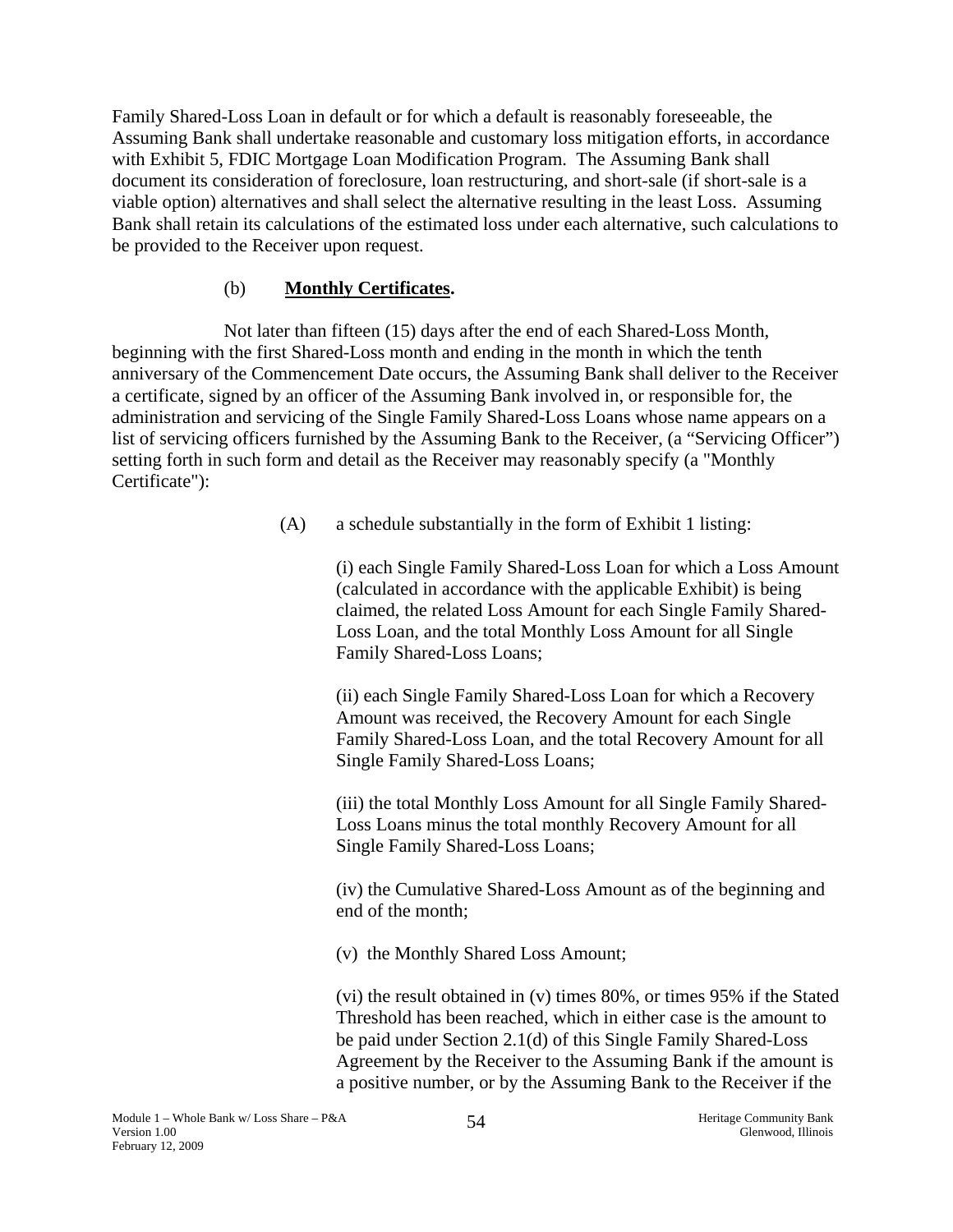Family Shared-Loss Loan in default or for which a default is reasonably foreseeable, the Assuming Bank shall undertake reasonable and customary loss mitigation efforts, in accordance with Exhibit 5, FDIC Mortgage Loan Modification Program. The Assuming Bank shall document its consideration of foreclosure, loan restructuring, and short-sale (if short-sale is a viable option) alternatives and shall select the alternative resulting in the least Loss. Assuming Bank shall retain its calculations of the estimated loss under each alternative, such calculations to be provided to the Receiver upon request.

(b) **Monthly Certificates.**

Not later than fifteen (15) days after the end of each Shared-Loss Month, beginning with the first Shared-Loss month and ending in the month in which the tenth anniversary of the Commencement Date occurs, the Assuming Bank shall deliver to the Receiver a certificate, signed by an officer of the Assuming Bank involved in, or responsible for, the administration and servicing of the Single Family Shared-Loss Loans whose name appears on a list of servicing officers furnished by the Assuming Bank to the Receiver, (a "Servicing Officer") setting forth in such form and detail as the Receiver may reasonably specify (a "Monthly Certificate"):

(A) a schedule substantially in the form of Exhibit 1 listing:

(i) each Single Family Shared-Loss Loan for which a Loss Amount (calculated in accordance with the applicable Exhibit) is being claimed, the related Loss Amount for each Single Family Shared-Loss Loan, and the total Monthly Loss Amount for all Single Family Shared-Loss Loans;

(ii) each Single Family Shared-Loss Loan for which a Recovery Amount was received, the Recovery Amount for each Single Family Shared-Loss Loan, and the total Recovery Amount for all Single Family Shared-Loss Loans;

(iii) the total Monthly Loss Amount for all Single Family Shared-Loss Loans minus the total monthly Recovery Amount for all Single Family Shared-Loss Loans;

(iv) the Cumulative Shared-Loss Amount as of the beginning and end of the month;

(v) the Monthly Shared Loss Amount;

(vi) the result obtained in (v) times 80%, or times 95% if the Stated Threshold has been reached, which in either case is the amount to be paid under Section 2.1(d) of this Single Family Shared-Loss Agreement by the Receiver to the Assuming Bank if the amount is a positive number, or by the Assuming Bank to the Receiver if the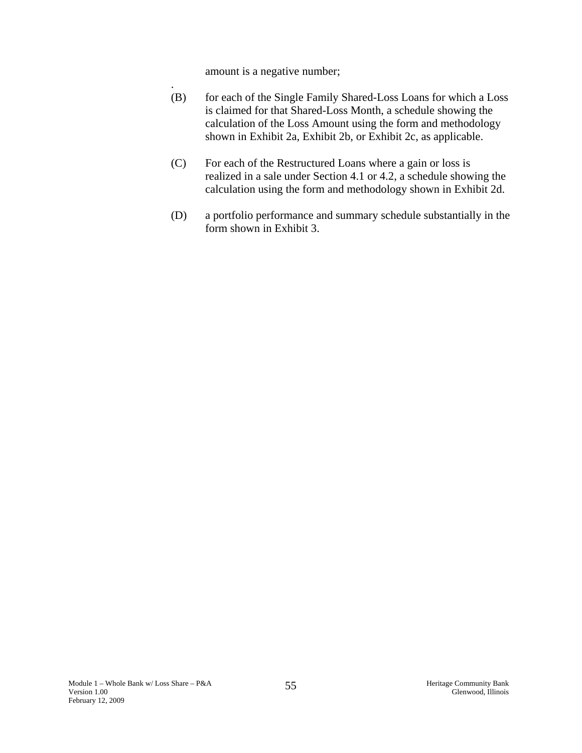amount is a negative number;

.

(B) for each of the Single Family Shared-Loss Loans for which a Loss is claimed for that Shared-Loss Month, a schedule showing the calculation of the Loss Amount using the form and methodology shown in Exhibit 2a, Exhibit 2b, or Exhibit 2c, as applicable.

(C) For each of the Restructured Loans where a gain or loss is realized in a sale under Section 4.1 or 4.2, a schedule showing the calculation using the form and methodology shown in Exhibit 2d.

(D) a portfolio performance and summary schedule substantially in the form shown in Exhibit 3.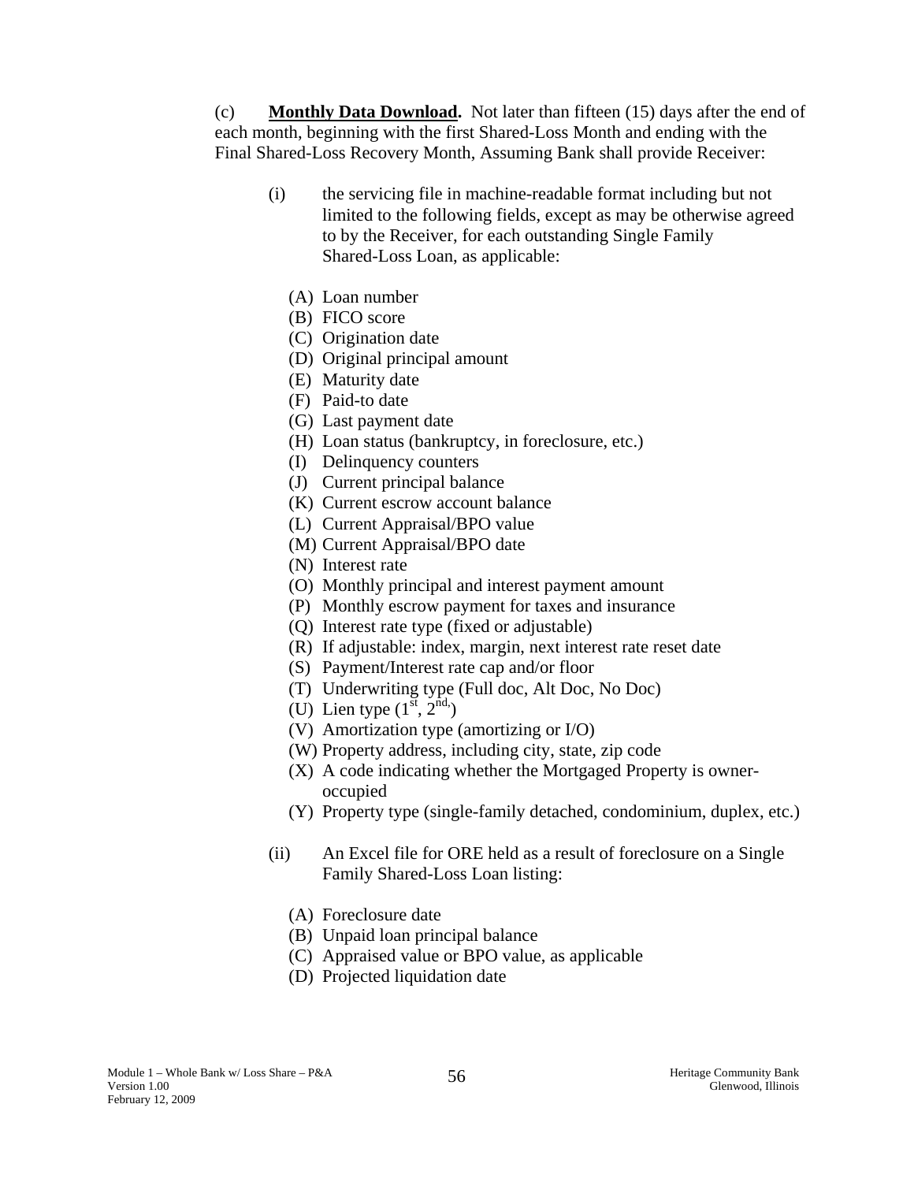(c) **Monthly Data Download.** Not later than fifteen (15) days after the end of each month, beginning with the first Shared-Loss Month and ending with the Final Shared-Loss Recovery Month, Assuming Bank shall provide Receiver:

(i) the servicing file in machine-readable format including but not limited to the following fields, except as may be otherwise agreed to by the Receiver, for each outstanding Single Family Shared-Loss Loan, as applicable:

(A) Loan number
(B) FICO score
(C) Origination date
(D) Original principal amount
(E) Maturity date
(F) Paid-to date
(G) Last payment date
(H) Loan status (bankruptcy, in foreclosure, etc.)
(I) Delinquency counters
(J) Current principal balance
(K) Current escrow account balance
(L) Current Appraisal/BPO value
(M) Current Appraisal/BPO date
(N) Interest rate
(O) Monthly principal and interest payment amount
(P) Monthly escrow payment for taxes and insurance
(Q) Interest rate type (fixed or adjustable)
(R) If adjustable: index, margin, next interest rate reset date
(S) Payment/Interest rate cap and/or floor
(T) Underwriting type (Full doc, Alt Doc, No Doc)
(U) Lien type (1st, 2nd,)
(V) Amortization type (amortizing or I/O)
(W) Property address, including city, state, zip code
(X) A code indicating whether the Mortgaged Property is owner-occupied
(Y) Property type (single-family detached, condominium, duplex, etc.)

(ii) An Excel file for ORE held as a result of foreclosure on a Single Family Shared-Loss Loan listing:

(A) Foreclosure date
(B) Unpaid loan principal balance
(C) Appraised value or BPO value, as applicable
(D) Projected liquidation date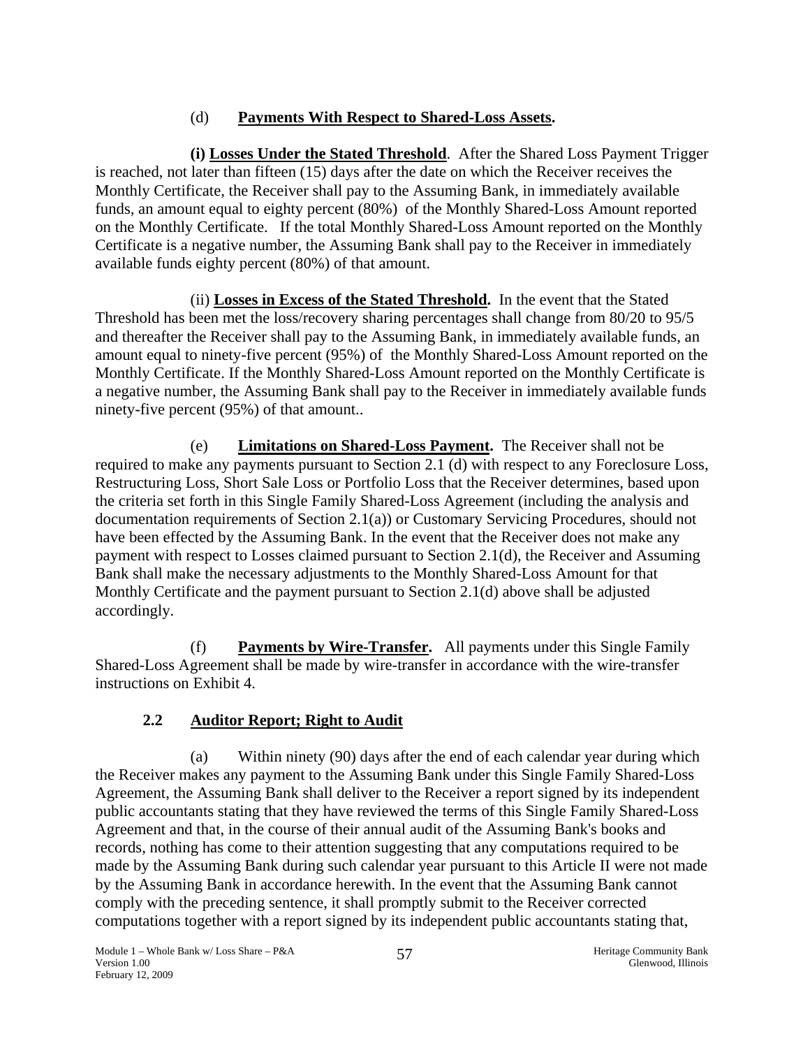(d) **Payments With Respect to Shared-Loss Assets.**

**(i) Losses Under the Stated Threshold**. After the Shared Loss Payment Trigger is reached, not later than fifteen (15) days after the date on which the Receiver receives the Monthly Certificate, the Receiver shall pay to the Assuming Bank, in immediately available funds, an amount equal to eighty percent (80%) of the Monthly Shared-Loss Amount reported on the Monthly Certificate. If the total Monthly Shared-Loss Amount reported on the Monthly Certificate is a negative number, the Assuming Bank shall pay to the Receiver in immediately available funds eighty percent (80%) of that amount.

(ii) **Losses in Excess of the Stated Threshold.** In the event that the Stated Threshold has been met the loss/recovery sharing percentages shall change from 80/20 to 95/5 and thereafter the Receiver shall pay to the Assuming Bank, in immediately available funds, an amount equal to ninety-five percent (95%) of the Monthly Shared-Loss Amount reported on the Monthly Certificate. If the Monthly Shared-Loss Amount reported on the Monthly Certificate is a negative number, the Assuming Bank shall pay to the Receiver in immediately available funds ninety-five percent (95%) of that amount..

(e) **Limitations on Shared-Loss Payment.** The Receiver shall not be required to make any payments pursuant to Section 2.1 (d) with respect to any Foreclosure Loss, Restructuring Loss, Short Sale Loss or Portfolio Loss that the Receiver determines, based upon the criteria set forth in this Single Family Shared-Loss Agreement (including the analysis and documentation requirements of Section 2.1(a)) or Customary Servicing Procedures, should not have been effected by the Assuming Bank. In the event that the Receiver does not make any payment with respect to Losses claimed pursuant to Section 2.1(d), the Receiver and Assuming Bank shall make the necessary adjustments to the Monthly Shared-Loss Amount for that Monthly Certificate and the payment pursuant to Section 2.1(d) above shall be adjusted accordingly.

(f) **Payments by Wire-Transfer.** All payments under this Single Family Shared-Loss Agreement shall be made by wire-transfer in accordance with the wire-transfer instructions on Exhibit 4.

## 2.2 Auditor Report; Right to Audit

(a) Within ninety (90) days after the end of each calendar year during which the Receiver makes any payment to the Assuming Bank under this Single Family Shared-Loss Agreement, the Assuming Bank shall deliver to the Receiver a report signed by its independent public accountants stating that they have reviewed the terms of this Single Family Shared-Loss Agreement and that, in the course of their annual audit of the Assuming Bank's books and records, nothing has come to their attention suggesting that any computations required to be made by the Assuming Bank during such calendar year pursuant to this Article II were not made by the Assuming Bank in accordance herewith. In the event that the Assuming Bank cannot comply with the preceding sentence, it shall promptly submit to the Receiver corrected computations together with a report signed by its independent public accountants stating that,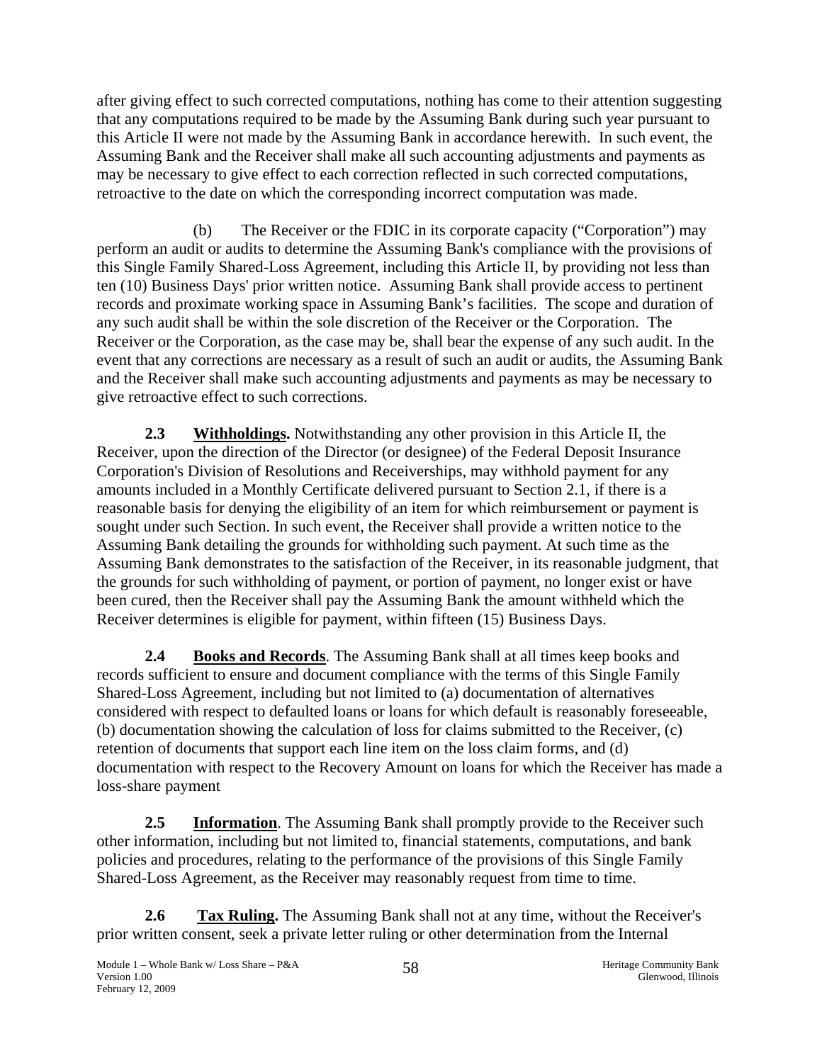after giving effect to such corrected computations, nothing has come to their attention suggesting that any computations required to be made by the Assuming Bank during such year pursuant to this Article II were not made by the Assuming Bank in accordance herewith. In such event, the Assuming Bank and the Receiver shall make all such accounting adjustments and payments as may be necessary to give effect to each correction reflected in such corrected computations, retroactive to the date on which the corresponding incorrect computation was made.

(b) The Receiver or the FDIC in its corporate capacity ("Corporation") may perform an audit or audits to determine the Assuming Bank's compliance with the provisions of this Single Family Shared-Loss Agreement, including this Article II, by providing not less than ten (10) Business Days' prior written notice. Assuming Bank shall provide access to pertinent records and proximate working space in Assuming Bank's facilities. The scope and duration of any such audit shall be within the sole discretion of the Receiver or the Corporation. The Receiver or the Corporation, as the case may be, shall bear the expense of any such audit. In the event that any corrections are necessary as a result of such an audit or audits, the Assuming Bank and the Receiver shall make such accounting adjustments and payments as may be necessary to give retroactive effect to such corrections.

**2.3 Withholdings.** Notwithstanding any other provision in this Article II, the Receiver, upon the direction of the Director (or designee) of the Federal Deposit Insurance Corporation's Division of Resolutions and Receiverships, may withhold payment for any amounts included in a Monthly Certificate delivered pursuant to Section 2.1, if there is a reasonable basis for denying the eligibility of an item for which reimbursement or payment is sought under such Section. In such event, the Receiver shall provide a written notice to the Assuming Bank detailing the grounds for withholding such payment. At such time as the Assuming Bank demonstrates to the satisfaction of the Receiver, in its reasonable judgment, that the grounds for such withholding of payment, or portion of payment, no longer exist or have been cured, then the Receiver shall pay the Assuming Bank the amount withheld which the Receiver determines is eligible for payment, within fifteen (15) Business Days.

**2.4 Books and Records**. The Assuming Bank shall at all times keep books and records sufficient to ensure and document compliance with the terms of this Single Family Shared-Loss Agreement, including but not limited to (a) documentation of alternatives considered with respect to defaulted loans or loans for which default is reasonably foreseeable, (b) documentation showing the calculation of loss for claims submitted to the Receiver, (c) retention of documents that support each line item on the loss claim forms, and (d) documentation with respect to the Recovery Amount on loans for which the Receiver has made a loss-share payment

**2.5 Information**. The Assuming Bank shall promptly provide to the Receiver such other information, including but not limited to, financial statements, computations, and bank policies and procedures, relating to the performance of the provisions of this Single Family Shared-Loss Agreement, as the Receiver may reasonably request from time to time.

**2.6 Tax Ruling.** The Assuming Bank shall not at any time, without the Receiver's prior written consent, seek a private letter ruling or other determination from the Internal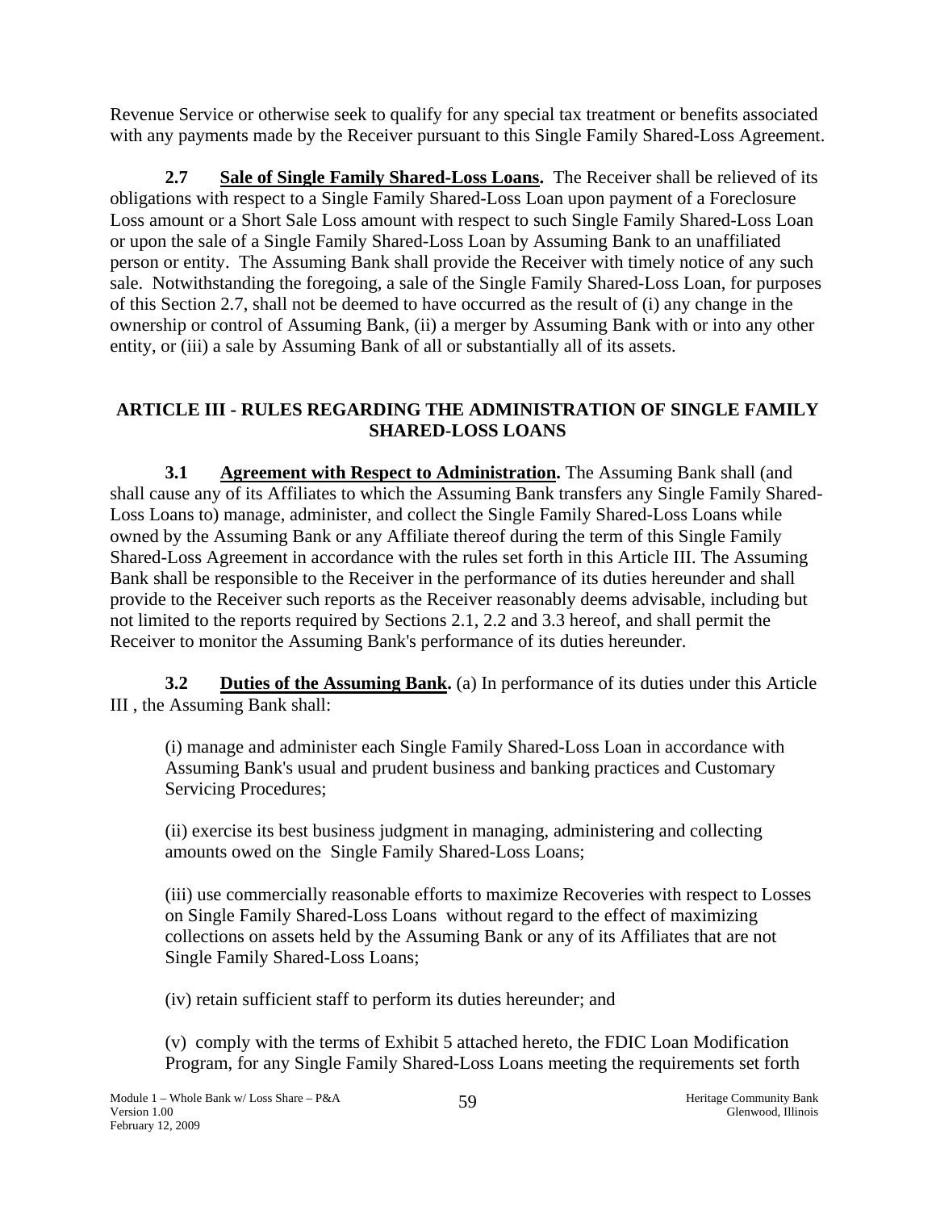Revenue Service or otherwise seek to qualify for any special tax treatment or benefits associated with any payments made by the Receiver pursuant to this Single Family Shared-Loss Agreement.

**2.7 Sale of Single Family Shared-Loss Loans.** The Receiver shall be relieved of its obligations with respect to a Single Family Shared-Loss Loan upon payment of a Foreclosure Loss amount or a Short Sale Loss amount with respect to such Single Family Shared-Loss Loan or upon the sale of a Single Family Shared-Loss Loan by Assuming Bank to an unaffiliated person or entity. The Assuming Bank shall provide the Receiver with timely notice of any such sale. Notwithstanding the foregoing, a sale of the Single Family Shared-Loss Loan, for purposes of this Section 2.7, shall not be deemed to have occurred as the result of (i) any change in the ownership or control of Assuming Bank, (ii) a merger by Assuming Bank with or into any other entity, or (iii) a sale by Assuming Bank of all or substantially all of its assets.

## ARTICLE III - RULES REGARDING THE ADMINISTRATION OF SINGLE FAMILY SHARED-LOSS LOANS

**3.1 Agreement with Respect to Administration.** The Assuming Bank shall (and shall cause any of its Affiliates to which the Assuming Bank transfers any Single Family Shared-Loss Loans to) manage, administer, and collect the Single Family Shared-Loss Loans while owned by the Assuming Bank or any Affiliate thereof during the term of this Single Family Shared-Loss Agreement in accordance with the rules set forth in this Article III. The Assuming Bank shall be responsible to the Receiver in the performance of its duties hereunder and shall provide to the Receiver such reports as the Receiver reasonably deems advisable, including but not limited to the reports required by Sections 2.1, 2.2 and 3.3 hereof, and shall permit the Receiver to monitor the Assuming Bank's performance of its duties hereunder.

**3.2 Duties of the Assuming Bank.** (a) In performance of its duties under this Article III , the Assuming Bank shall:

(i) manage and administer each Single Family Shared-Loss Loan in accordance with Assuming Bank's usual and prudent business and banking practices and Customary Servicing Procedures;

(ii) exercise its best business judgment in managing, administering and collecting amounts owed on the Single Family Shared-Loss Loans;

(iii) use commercially reasonable efforts to maximize Recoveries with respect to Losses on Single Family Shared-Loss Loans without regard to the effect of maximizing collections on assets held by the Assuming Bank or any of its Affiliates that are not Single Family Shared-Loss Loans;

(iv) retain sufficient staff to perform its duties hereunder; and

(v) comply with the terms of Exhibit 5 attached hereto, the FDIC Loan Modification Program, for any Single Family Shared-Loss Loans meeting the requirements set forth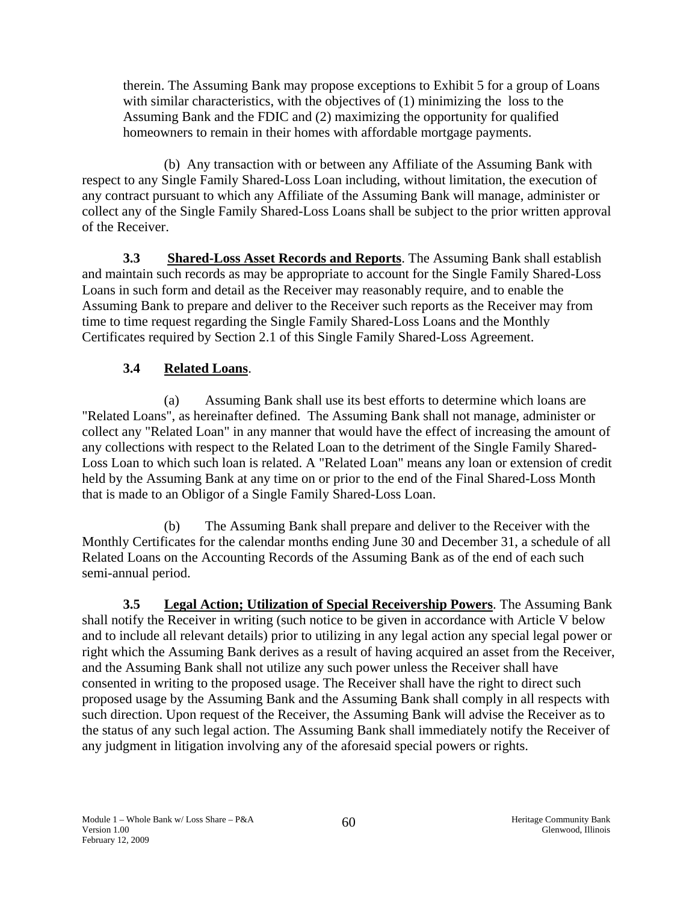therein. The Assuming Bank may propose exceptions to Exhibit 5 for a group of Loans with similar characteristics, with the objectives of (1) minimizing the loss to the Assuming Bank and the FDIC and (2) maximizing the opportunity for qualified homeowners to remain in their homes with affordable mortgage payments.

(b) Any transaction with or between any Affiliate of the Assuming Bank with respect to any Single Family Shared-Loss Loan including, without limitation, the execution of any contract pursuant to which any Affiliate of the Assuming Bank will manage, administer or collect any of the Single Family Shared-Loss Loans shall be subject to the prior written approval of the Receiver.

**3.3 Shared-Loss Asset Records and Reports**. The Assuming Bank shall establish and maintain such records as may be appropriate to account for the Single Family Shared-Loss Loans in such form and detail as the Receiver may reasonably require, and to enable the Assuming Bank to prepare and deliver to the Receiver such reports as the Receiver may from time to time request regarding the Single Family Shared-Loss Loans and the Monthly Certificates required by Section 2.1 of this Single Family Shared-Loss Agreement.

**3.4 Related Loans**.

(a) Assuming Bank shall use its best efforts to determine which loans are "Related Loans", as hereinafter defined. The Assuming Bank shall not manage, administer or collect any "Related Loan" in any manner that would have the effect of increasing the amount of any collections with respect to the Related Loan to the detriment of the Single Family Shared-Loss Loan to which such loan is related. A "Related Loan" means any loan or extension of credit held by the Assuming Bank at any time on or prior to the end of the Final Shared-Loss Month that is made to an Obligor of a Single Family Shared-Loss Loan.

(b) The Assuming Bank shall prepare and deliver to the Receiver with the Monthly Certificates for the calendar months ending June 30 and December 31, a schedule of all Related Loans on the Accounting Records of the Assuming Bank as of the end of each such semi-annual period.

**3.5 Legal Action; Utilization of Special Receivership Powers**. The Assuming Bank shall notify the Receiver in writing (such notice to be given in accordance with Article V below and to include all relevant details) prior to utilizing in any legal action any special legal power or right which the Assuming Bank derives as a result of having acquired an asset from the Receiver, and the Assuming Bank shall not utilize any such power unless the Receiver shall have consented in writing to the proposed usage. The Receiver shall have the right to direct such proposed usage by the Assuming Bank and the Assuming Bank shall comply in all respects with such direction. Upon request of the Receiver, the Assuming Bank will advise the Receiver as to the status of any such legal action. The Assuming Bank shall immediately notify the Receiver of any judgment in litigation involving any of the aforesaid special powers or rights.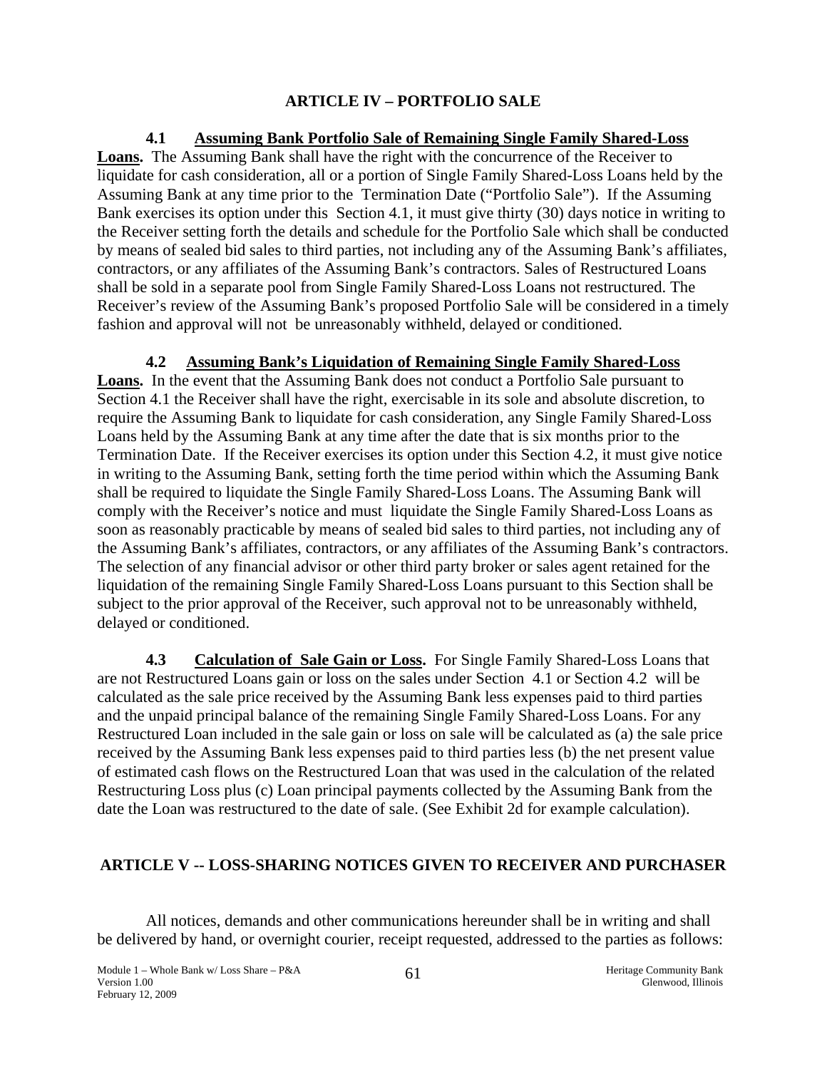## ARTICLE IV – PORTFOLIO SALE

**4.1 Assuming Bank Portfolio Sale of Remaining Single Family Shared-Loss Loans.** The Assuming Bank shall have the right with the concurrence of the Receiver to liquidate for cash consideration, all or a portion of Single Family Shared-Loss Loans held by the Assuming Bank at any time prior to the Termination Date ("Portfolio Sale"). If the Assuming Bank exercises its option under this Section 4.1, it must give thirty (30) days notice in writing to the Receiver setting forth the details and schedule for the Portfolio Sale which shall be conducted by means of sealed bid sales to third parties, not including any of the Assuming Bank's affiliates, contractors, or any affiliates of the Assuming Bank's contractors. Sales of Restructured Loans shall be sold in a separate pool from Single Family Shared-Loss Loans not restructured. The Receiver's review of the Assuming Bank's proposed Portfolio Sale will be considered in a timely fashion and approval will not be unreasonably withheld, delayed or conditioned.

**4.2 Assuming Bank's Liquidation of Remaining Single Family Shared-Loss Loans.** In the event that the Assuming Bank does not conduct a Portfolio Sale pursuant to Section 4.1 the Receiver shall have the right, exercisable in its sole and absolute discretion, to require the Assuming Bank to liquidate for cash consideration, any Single Family Shared-Loss Loans held by the Assuming Bank at any time after the date that is six months prior to the Termination Date. If the Receiver exercises its option under this Section 4.2, it must give notice in writing to the Assuming Bank, setting forth the time period within which the Assuming Bank shall be required to liquidate the Single Family Shared-Loss Loans. The Assuming Bank will comply with the Receiver's notice and must liquidate the Single Family Shared-Loss Loans as soon as reasonably practicable by means of sealed bid sales to third parties, not including any of the Assuming Bank's affiliates, contractors, or any affiliates of the Assuming Bank's contractors. The selection of any financial advisor or other third party broker or sales agent retained for the liquidation of the remaining Single Family Shared-Loss Loans pursuant to this Section shall be subject to the prior approval of the Receiver, such approval not to be unreasonably withheld, delayed or conditioned.

**4.3 Calculation of Sale Gain or Loss.** For Single Family Shared-Loss Loans that are not Restructured Loans gain or loss on the sales under Section 4.1 or Section 4.2 will be calculated as the sale price received by the Assuming Bank less expenses paid to third parties and the unpaid principal balance of the remaining Single Family Shared-Loss Loans. For any Restructured Loan included in the sale gain or loss on sale will be calculated as (a) the sale price received by the Assuming Bank less expenses paid to third parties less (b) the net present value of estimated cash flows on the Restructured Loan that was used in the calculation of the related Restructuring Loss plus (c) Loan principal payments collected by the Assuming Bank from the date the Loan was restructured to the date of sale. (See Exhibit 2d for example calculation).

## ARTICLE V -- LOSS-SHARING NOTICES GIVEN TO RECEIVER AND PURCHASER

All notices, demands and other communications hereunder shall be in writing and shall be delivered by hand, or overnight courier, receipt requested, addressed to the parties as follows: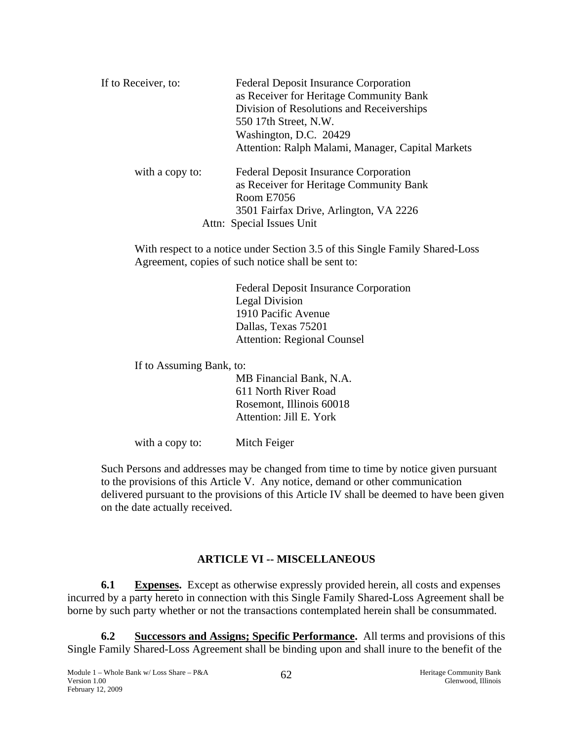If to Receiver, to: Federal Deposit Insurance Corporation
as Receiver for Heritage Community Bank
Division of Resolutions and Receiverships
550 17th Street, N.W.
Washington, D.C. 20429
Attention: Ralph Malami, Manager, Capital Markets

with a copy to: Federal Deposit Insurance Corporation
as Receiver for Heritage Community Bank
Room E7056
3501 Fairfax Drive, Arlington, VA 2226
Attn: Special Issues Unit

With respect to a notice under Section 3.5 of this Single Family Shared-Loss Agreement, copies of such notice shall be sent to:

Federal Deposit Insurance Corporation
Legal Division
1910 Pacific Avenue
Dallas, Texas 75201
Attention: Regional Counsel

If to Assuming Bank, to:

MB Financial Bank, N.A.
611 North River Road
Rosemont, Illinois 60018
Attention: Jill E. York

with a copy to: Mitch Feiger

Such Persons and addresses may be changed from time to time by notice given pursuant to the provisions of this Article V. Any notice, demand or other communication delivered pursuant to the provisions of this Article IV shall be deemed to have been given on the date actually received.

## ARTICLE VI -- MISCELLANEOUS

**6.1 Expenses.** Except as otherwise expressly provided herein, all costs and expenses incurred by a party hereto in connection with this Single Family Shared-Loss Agreement shall be borne by such party whether or not the transactions contemplated herein shall be consummated.

**6.2 Successors and Assigns; Specific Performance.** All terms and provisions of this Single Family Shared-Loss Agreement shall be binding upon and shall inure to the benefit of the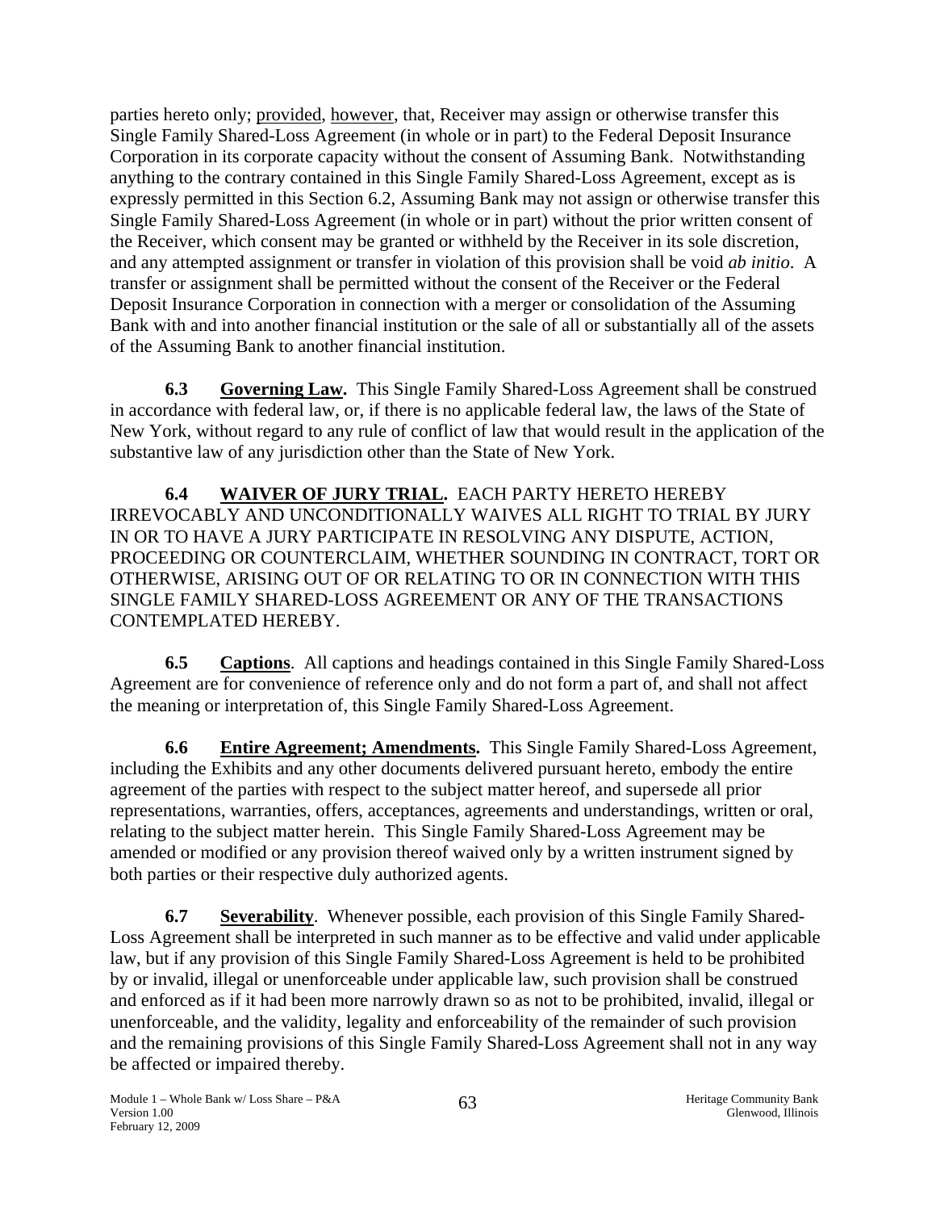parties hereto only; provided, however, that, Receiver may assign or otherwise transfer this Single Family Shared-Loss Agreement (in whole or in part) to the Federal Deposit Insurance Corporation in its corporate capacity without the consent of Assuming Bank. Notwithstanding anything to the contrary contained in this Single Family Shared-Loss Agreement, except as is expressly permitted in this Section 6.2, Assuming Bank may not assign or otherwise transfer this Single Family Shared-Loss Agreement (in whole or in part) without the prior written consent of the Receiver, which consent may be granted or withheld by the Receiver in its sole discretion, and any attempted assignment or transfer in violation of this provision shall be void *ab initio*. A transfer or assignment shall be permitted without the consent of the Receiver or the Federal Deposit Insurance Corporation in connection with a merger or consolidation of the Assuming Bank with and into another financial institution or the sale of all or substantially all of the assets of the Assuming Bank to another financial institution.

**6.3 Governing Law.** This Single Family Shared-Loss Agreement shall be construed in accordance with federal law, or, if there is no applicable federal law, the laws of the State of New York, without regard to any rule of conflict of law that would result in the application of the substantive law of any jurisdiction other than the State of New York.

**6.4 WAIVER OF JURY TRIAL.** EACH PARTY HERETO HEREBY IRREVOCABLY AND UNCONDITIONALLY WAIVES ALL RIGHT TO TRIAL BY JURY IN OR TO HAVE A JURY PARTICIPATE IN RESOLVING ANY DISPUTE, ACTION, PROCEEDING OR COUNTERCLAIM, WHETHER SOUNDING IN CONTRACT, TORT OR OTHERWISE, ARISING OUT OF OR RELATING TO OR IN CONNECTION WITH THIS SINGLE FAMILY SHARED-LOSS AGREEMENT OR ANY OF THE TRANSACTIONS CONTEMPLATED HEREBY.

**6.5 Captions**. All captions and headings contained in this Single Family Shared-Loss Agreement are for convenience of reference only and do not form a part of, and shall not affect the meaning or interpretation of, this Single Family Shared-Loss Agreement.

**6.6 Entire Agreement; Amendments.** This Single Family Shared-Loss Agreement, including the Exhibits and any other documents delivered pursuant hereto, embody the entire agreement of the parties with respect to the subject matter hereof, and supersede all prior representations, warranties, offers, acceptances, agreements and understandings, written or oral, relating to the subject matter herein. This Single Family Shared-Loss Agreement may be amended or modified or any provision thereof waived only by a written instrument signed by both parties or their respective duly authorized agents.

**6.7 Severability**. Whenever possible, each provision of this Single Family Shared-Loss Agreement shall be interpreted in such manner as to be effective and valid under applicable law, but if any provision of this Single Family Shared-Loss Agreement is held to be prohibited by or invalid, illegal or unenforceable under applicable law, such provision shall be construed and enforced as if it had been more narrowly drawn so as not to be prohibited, invalid, illegal or unenforceable, and the validity, legality and enforceability of the remainder of such provision and the remaining provisions of this Single Family Shared-Loss Agreement shall not in any way be affected or impaired thereby.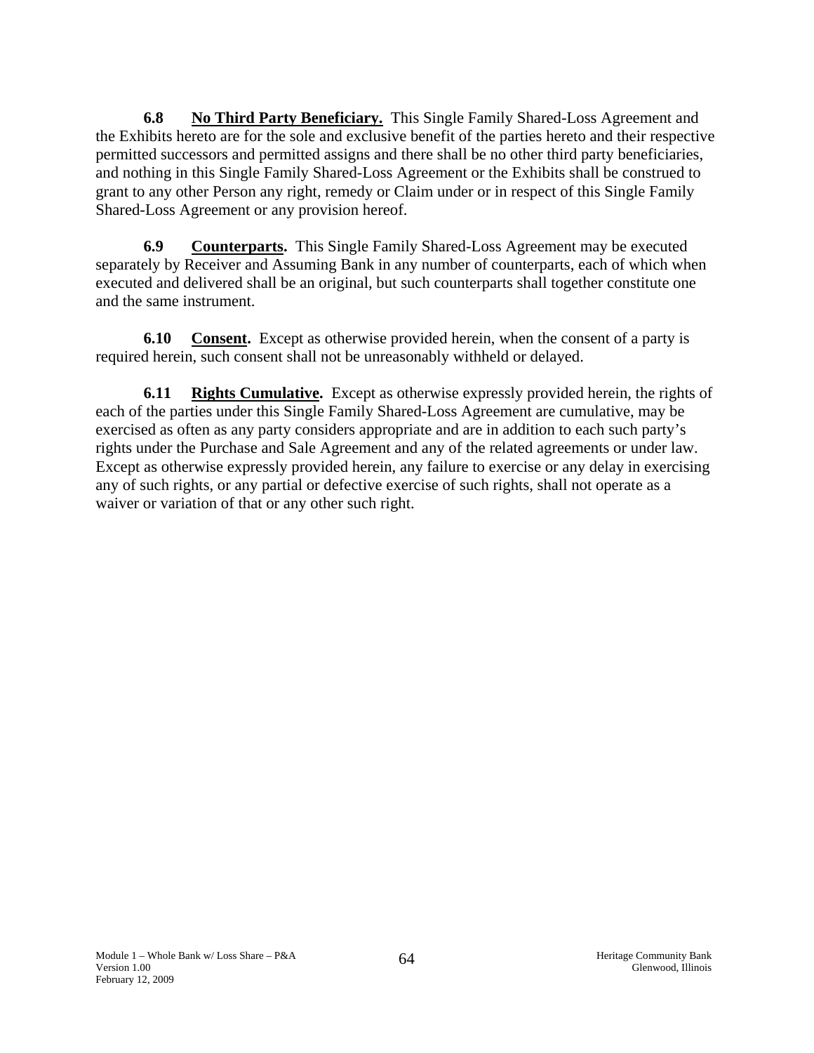**6.8 No Third Party Beneficiary.** This Single Family Shared-Loss Agreement and the Exhibits hereto are for the sole and exclusive benefit of the parties hereto and their respective permitted successors and permitted assigns and there shall be no other third party beneficiaries, and nothing in this Single Family Shared-Loss Agreement or the Exhibits shall be construed to grant to any other Person any right, remedy or Claim under or in respect of this Single Family Shared-Loss Agreement or any provision hereof.

**6.9 Counterparts.** This Single Family Shared-Loss Agreement may be executed separately by Receiver and Assuming Bank in any number of counterparts, each of which when executed and delivered shall be an original, but such counterparts shall together constitute one and the same instrument.

**6.10 Consent.** Except as otherwise provided herein, when the consent of a party is required herein, such consent shall not be unreasonably withheld or delayed.

**6.11 Rights Cumulative.** Except as otherwise expressly provided herein, the rights of each of the parties under this Single Family Shared-Loss Agreement are cumulative, may be exercised as often as any party considers appropriate and are in addition to each such party's rights under the Purchase and Sale Agreement and any of the related agreements or under law. Except as otherwise expressly provided herein, any failure to exercise or any delay in exercising any of such rights, or any partial or defective exercise of such rights, shall not operate as a waiver or variation of that or any other such right.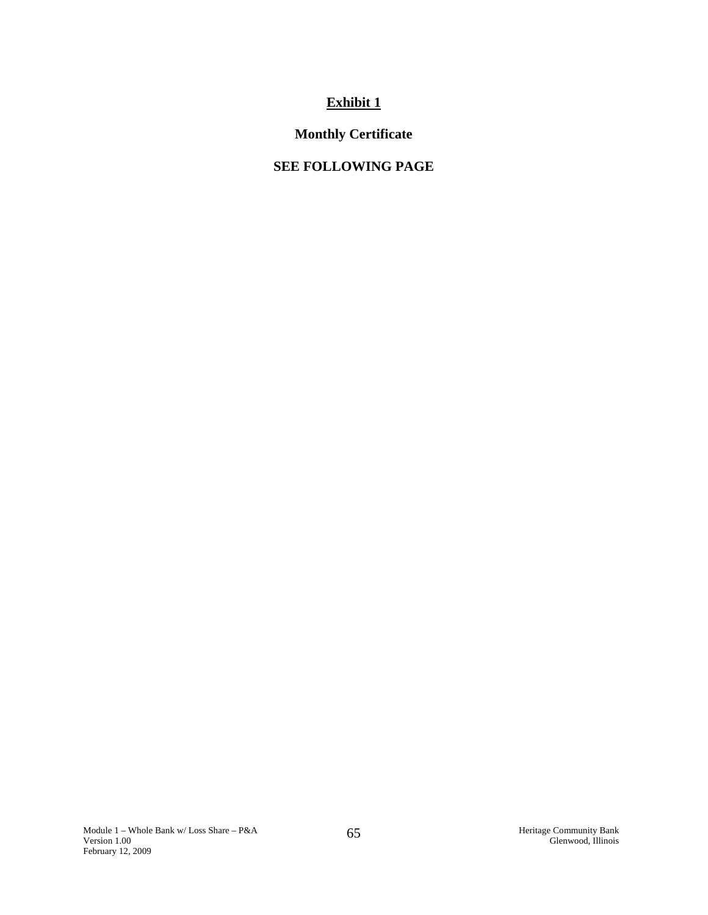# Exhibit 1

## Monthly Certificate

## SEE FOLLOWING PAGE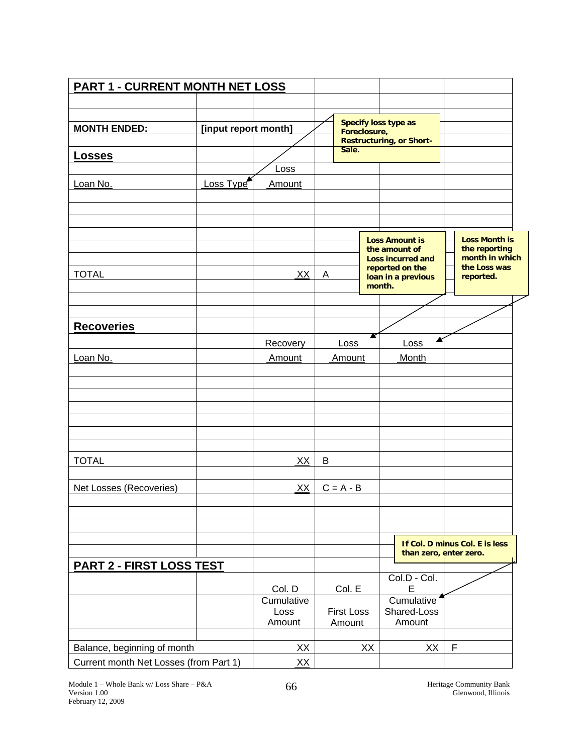## PART 1 - CURRENT MONTH NET LOSS

**MONTH ENDED:** **[input report month]**

> Specify loss type as Foreclosure, Restructuring, or Short-Sale.

### Losses

| Loan No. | Loss Type | Loss Amount | |
|---|---|---|---|
| | | | |
| | | | |
| | | | |
| | | | |
| | | | |
| TOTAL | | XX | A |

> Loss Amount is the amount of Loss incurred and reported on the loan in a previous month.

> Loss Month is the reporting month in which the Loss was reported.

### Recoveries

| Loan No. | | Recovery Amount | Loss Amount | Loss Month |
|---|---|---|---|---|
| | | | | |
| | | | | |
| | | | | |
| | | | | |
| | | | | |
| | | | | |
| | | | | |
| TOTAL | | XX | B | |
| | | | | |
| Net Losses (Recoveries) | | XX | C = A - B | |

> If Col. D minus Col. E is less than zero, enter zero.

## PART 2 - FIRST LOSS TEST

| | Col. D<br>Cumulative Loss Amount | Col. E<br>First Loss Amount | Col.D - Col. E<br>Cumulative Shared-Loss Amount | |
|---|---|---|---|---|
| Balance, beginning of month | XX | XX | XX | F |
| Current month Net Losses (from Part 1) | XX | | | |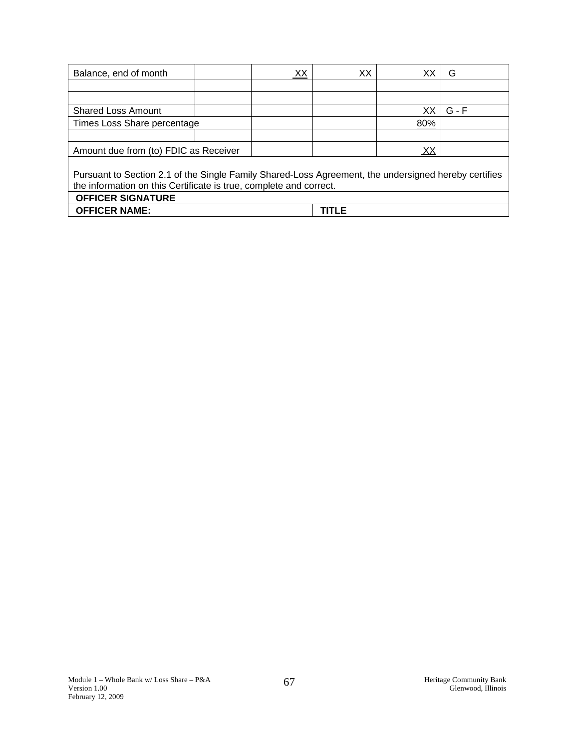| | | | | | |
|---|---|---|---|---|---|
| Balance, end of month | | XX | XX | XX | G |
| | | | | | |
| | | | | | |
| Shared Loss Amount | | | | XX | G - F |
| Times Loss Share percentage | | | | 80% | |
| | | | | | |
| Amount due from (to) FDIC as Receiver | | | | XX | |

Pursuant to Section 2.1 of the Single Family Shared-Loss Agreement, the undersigned hereby certifies the information on this Certificate is true, complete and correct.

| | |
|---|---|
| **OFFICER SIGNATURE** | |
| **OFFICER NAME:** | **TITLE** |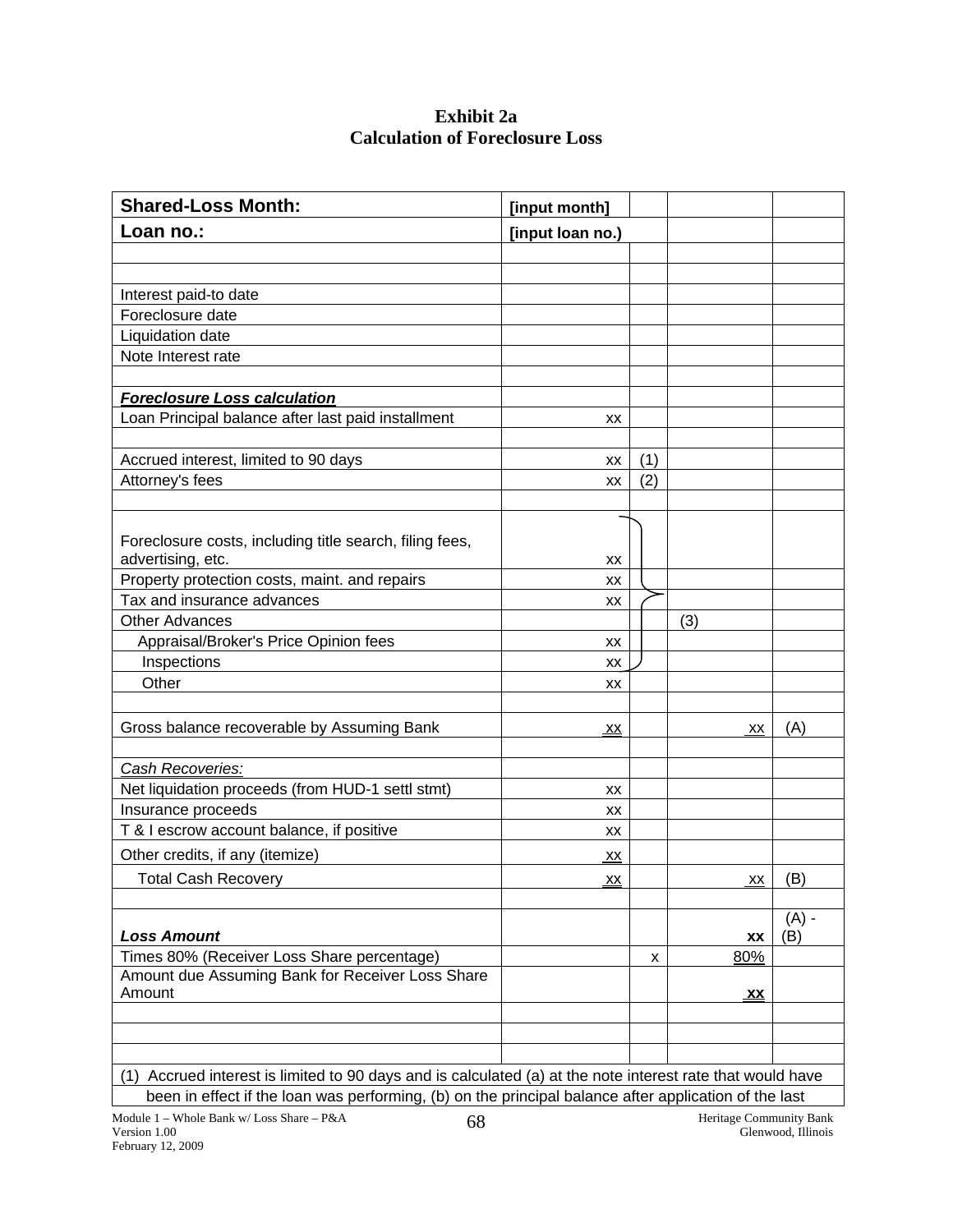# Exhibit 2a
## Calculation of Foreclosure Loss

| **Shared-Loss Month:** | **[input month]** | | | |
|---|---|---|---|---|
| **Loan no.:** | **[input loan no.)** | | | |
| | | | | |
| | | | | |
| Interest paid-to date | | | | |
| Foreclosure date | | | | |
| Liquidation date | | | | |
| Note Interest rate | | | | |
| | | | | |
| ***Foreclosure Loss calculation*** | | | | |
| Loan Principal balance after last paid installment | xx | | | |
| | | | | |
| Accrued interest, limited to 90 days | xx | (1) | | |
| Attorney's fees | xx | (2) | | |
| | | | | |
| Foreclosure costs, including title search, filing fees, advertising, etc. | xx | | | |
| Property protection costs, maint. and repairs | xx | | | |
| Tax and insurance advances | xx | | | |
| Other Advances | | | (3) | |
| Appraisal/Broker's Price Opinion fees | xx | | | |
| Inspections | xx | | | |
| Other | xx | | | |
| | | | | |
| Gross balance recoverable by Assuming Bank | xx | | xx | (A) |
| | | | | |
| *Cash Recoveries:* | | | | |
| Net liquidation proceeds (from HUD-1 settl stmt) | xx | | | |
| Insurance proceeds | xx | | | |
| T & I escrow account balance, if positive | xx | | | |
| Other credits, if any (itemize) | xx | | | |
| Total Cash Recovery | xx | | xx | (B) |
| | | | | |
| ***Loss Amount*** | | | **xx** | (A) - (B) |
| Times 80% (Receiver Loss Share percentage) | | x | 80% | |
| Amount due Assuming Bank for Receiver Loss Share Amount | | | **xx** | |
| | | | | |
| | | | | |
| | | | | |

(1) Accrued interest is limited to 90 days and is calculated (a) at the note interest rate that would have been in effect if the loan was performing, (b) on the principal balance after application of the last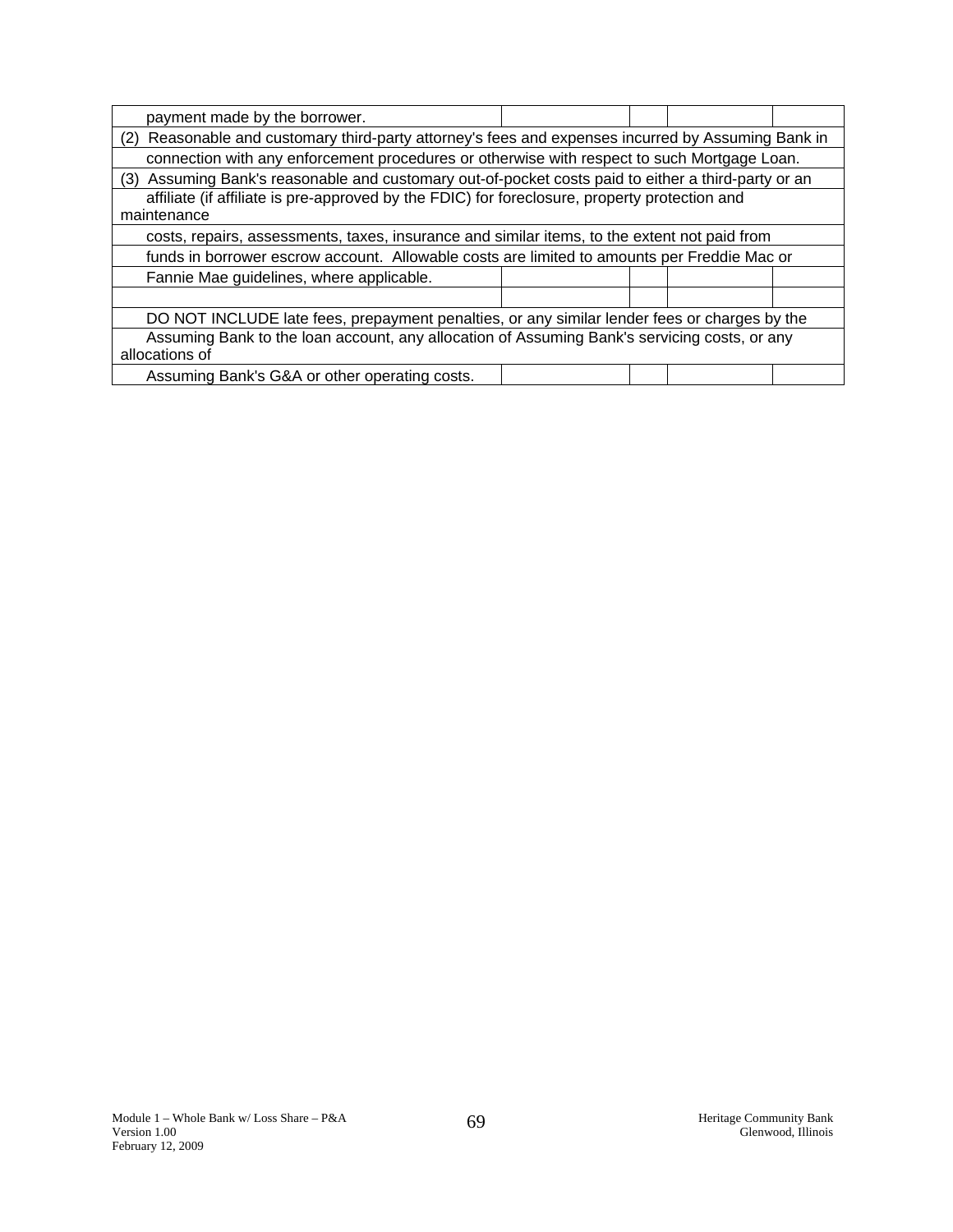| | | | | |
|---|---|---|---|---|
| payment made by the borrower. | | | | |
| (2) Reasonable and customary third-party attorney's fees and expenses incurred by Assuming Bank in | | | | |
| connection with any enforcement procedures or otherwise with respect to such Mortgage Loan. | | | | |
| (3) Assuming Bank's reasonable and customary out-of-pocket costs paid to either a third-party or an | | | | |
| affiliate (if affiliate is pre-approved by the FDIC) for foreclosure, property protection and maintenance | | | | |
| costs, repairs, assessments, taxes, insurance and similar items, to the extent not paid from | | | | |
| funds in borrower escrow account. Allowable costs are limited to amounts per Freddie Mac or | | | | |
| Fannie Mae guidelines, where applicable. | | | | |
| | | | | |
| DO NOT INCLUDE late fees, prepayment penalties, or any similar lender fees or charges by the | | | | |
| Assuming Bank to the loan account, any allocation of Assuming Bank's servicing costs, or any allocations of | | | | |
| Assuming Bank's G&A or other operating costs. | | | | |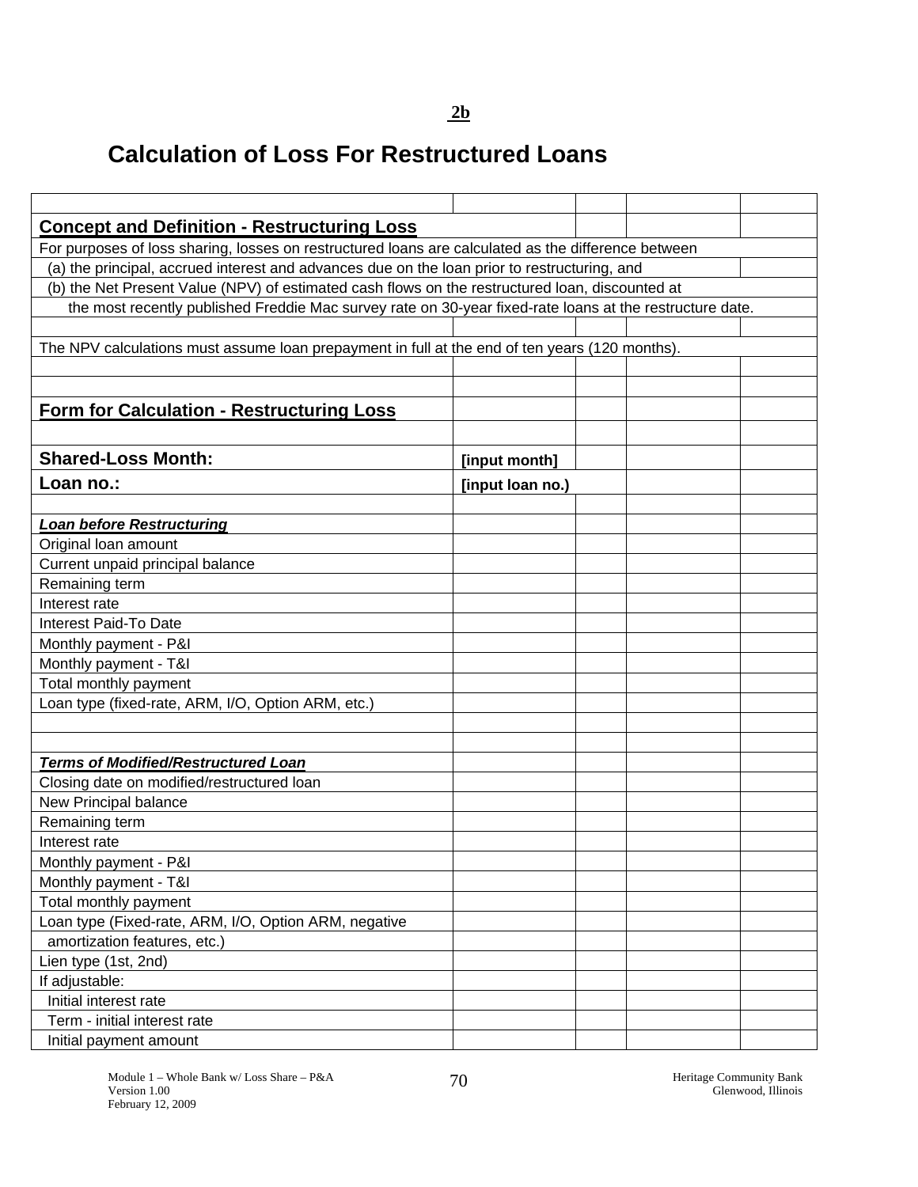**2b**

# Calculation of Loss For Restructured Loans

## Concept and Definition - Restructuring Loss

For purposes of loss sharing, losses on restructured loans are calculated as the difference between

(a) the principal, accrued interest and advances due on the loan prior to restructuring, and

(b) the Net Present Value (NPV) of estimated cash flows on the restructured loan, discounted at the most recently published Freddie Mac survey rate on 30-year fixed-rate loans at the restructure date.

The NPV calculations must assume loan prepayment in full at the end of ten years (120 months).

## Form for Calculation - Restructuring Loss

| | | | | |
|---|---|---|---|---|
| **Shared-Loss Month:** | **[input month]** | | | |
| **Loan no.:** | **[input loan no.)** | | | |
| | | | | |
| ***Loan before Restructuring*** | | | | |
| Original loan amount | | | | |
| Current unpaid principal balance | | | | |
| Remaining term | | | | |
| Interest rate | | | | |
| Interest Paid-To Date | | | | |
| Monthly payment - P&I | | | | |
| Monthly payment - T&I | | | | |
| Total monthly payment | | | | |
| Loan type (fixed-rate, ARM, I/O, Option ARM, etc.) | | | | |
| | | | | |
| | | | | |
| ***Terms of Modified/Restructured Loan*** | | | | |
| Closing date on modified/restructured loan | | | | |
| New Principal balance | | | | |
| Remaining term | | | | |
| Interest rate | | | | |
| Monthly payment - P&I | | | | |
| Monthly payment - T&I | | | | |
| Total monthly payment | | | | |
| Loan type (Fixed-rate, ARM, I/O, Option ARM, negative amortization features, etc.) | | | | |
| Lien type (1st, 2nd) | | | | |
| If adjustable: | | | | |
| Initial interest rate | | | | |
| Term - initial interest rate | | | | |
| Initial payment amount | | | | |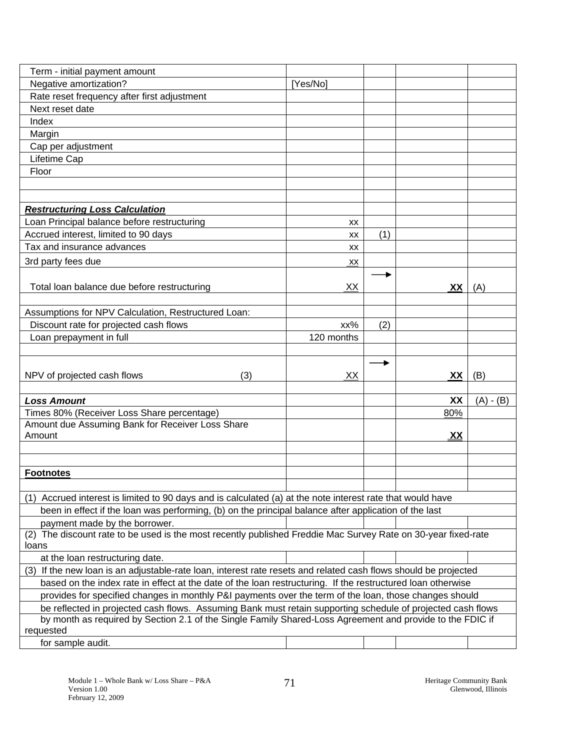| | | | | |
|---|---|---|---|---|
| Term - initial payment amount | | | | |
| Negative amortization? | [Yes/No] | | | |
| Rate reset frequency after first adjustment | | | | |
| Next reset date | | | | |
| Index | | | | |
| Margin | | | | |
| Cap per adjustment | | | | |
| Lifetime Cap | | | | |
| Floor | | | | |
| | | | | |
| | | | | |
| ***Restructuring Loss Calculation*** | | | | |
| Loan Principal balance before restructuring | xx | | | |
| Accrued interest, limited to 90 days | xx | (1) | | |
| Tax and insurance advances | xx | | | |
| 3rd party fees due | xx | | | |
| Total loan balance due before restructuring | XX | → | **XX** | (A) |
| | | | | |
| Assumptions for NPV Calculation, Restructured Loan: | | | | |
| Discount rate for projected cash flows | xx% | (2) | | |
| Loan prepayment in full | 120 months | | | |
| | | | | |
| NPV of projected cash flows (3) | XX | → | **XX** | (B) |
| | | | | |
| ***Loss Amount*** | | | **XX** | (A) - (B) |
| Times 80% (Receiver Loss Share percentage) | | | 80% | |
| Amount due Assuming Bank for Receiver Loss Share Amount | | | **XX** | |
| | | | | |
| | | | | |
| **Footnotes** | | | | |

(1) Accrued interest is limited to 90 days and is calculated (a) at the note interest rate that would have been in effect if the loan was performing, (b) on the principal balance after application of the last payment made by the borrower.

(2) The discount rate to be used is the most recently published Freddie Mac Survey Rate on 30-year fixed-rate loans at the loan restructuring date.

(3) If the new loan is an adjustable-rate loan, interest rate resets and related cash flows should be projected based on the index rate in effect at the date of the loan restructuring. If the restructured loan otherwise provides for specified changes in monthly P&I payments over the term of the loan, those changes should be reflected in projected cash flows. Assuming Bank must retain supporting schedule of projected cash flows by month as required by Section 2.1 of the Single Family Shared-Loss Agreement and provide to the FDIC if requested for sample audit.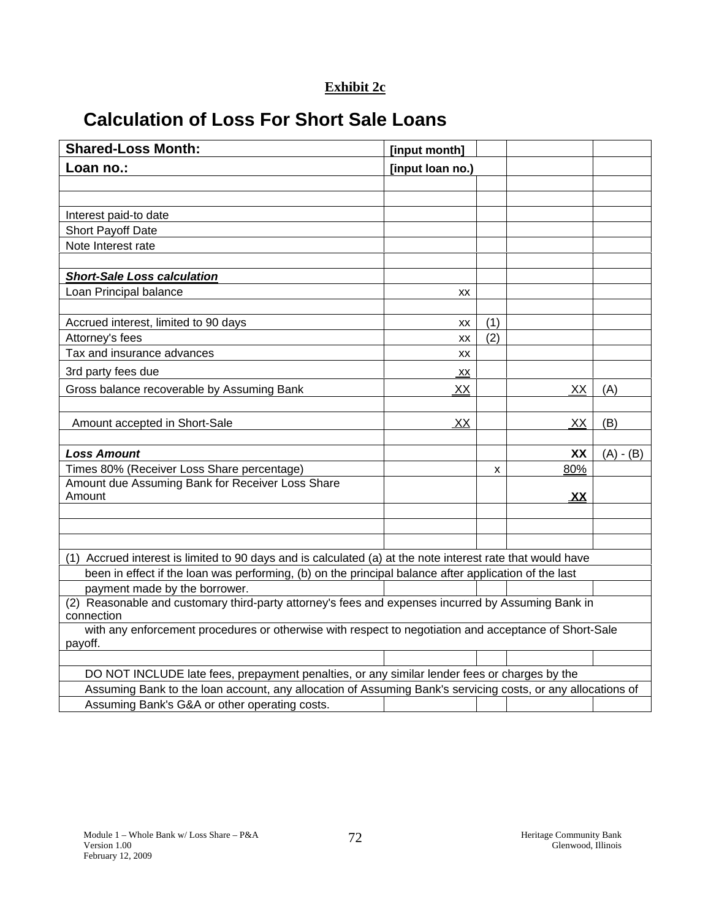**Exhibit 2c**

# Calculation of Loss For Short Sale Loans

| **Shared-Loss Month:** | **[input month]** | | | |
|---|---|---|---|---|
| **Loan no.:** | **[input loan no.)** | | | |
| | | | | |
| | | | | |
| Interest paid-to date | | | | |
| Short Payoff Date | | | | |
| Note Interest rate | | | | |
| | | | | |
| ***Short-Sale Loss calculation*** | | | | |
| Loan Principal balance | xx | | | |
| | | | | |
| Accrued interest, limited to 90 days | xx | (1) | | |
| Attorney's fees | xx | (2) | | |
| Tax and insurance advances | xx | | | |
| 3rd party fees due | xx | | | |
| Gross balance recoverable by Assuming Bank | XX | | XX | (A) |
| | | | | |
| Amount accepted in Short-Sale | XX | | XX | (B) |
| | | | | |
| ***Loss Amount*** | | | **XX** | (A) - (B) |
| Times 80% (Receiver Loss Share percentage) | | x | 80% | |
| Amount due Assuming Bank for Receiver Loss Share Amount | | | **XX** | |

(1) Accrued interest is limited to 90 days and is calculated (a) at the note interest rate that would have been in effect if the loan was performing, (b) on the principal balance after application of the last payment made by the borrower.

(2) Reasonable and customary third-party attorney's fees and expenses incurred by Assuming Bank in connection with any enforcement procedures or otherwise with respect to negotiation and acceptance of Short-Sale payoff.

DO NOT INCLUDE late fees, prepayment penalties, or any similar lender fees or charges by the Assuming Bank to the loan account, any allocation of Assuming Bank's servicing costs, or any allocations of Assuming Bank's G&A or other operating costs.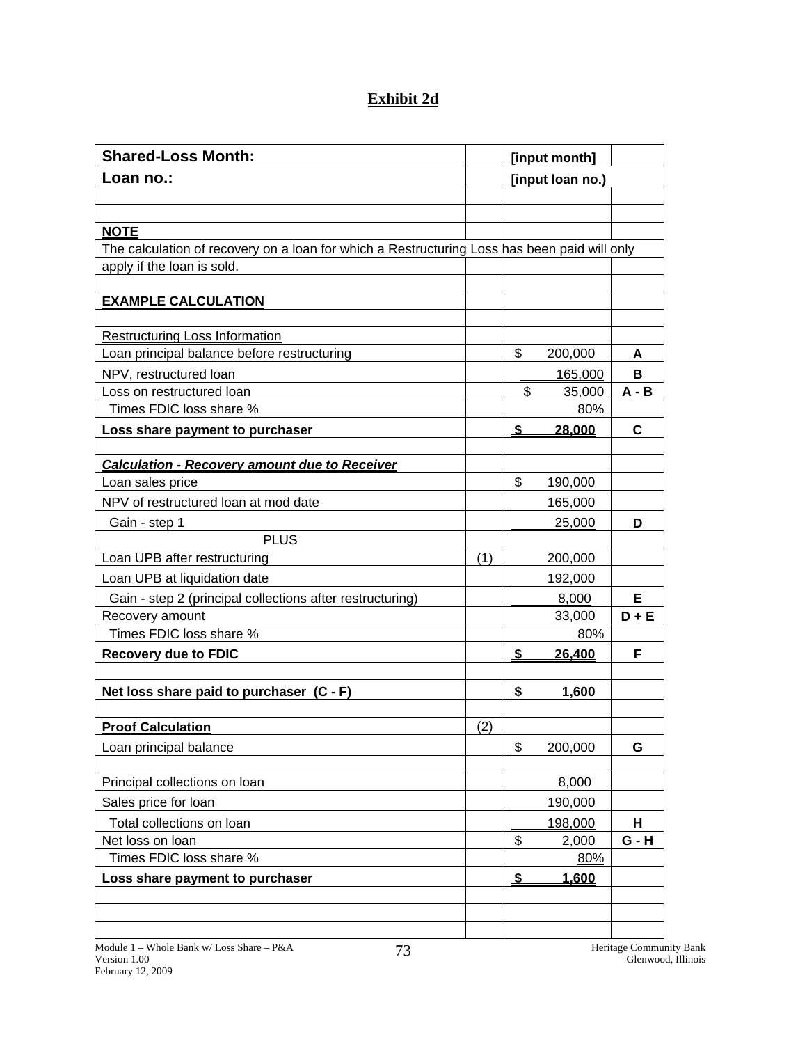## Exhibit 2d

| Shared-Loss Month: | | [input month] | |
|---|---|---|---|
| Loan no.: | | [input loan no.) | |
| | | | |
| | | | |
| **NOTE** | | | |
| The calculation of recovery on a loan for which a Restructuring Loss has been paid will only | | | |
| apply if the loan is sold. | | | |
| | | | |
| **EXAMPLE CALCULATION** | | | |
| | | | |
| Restructuring Loss Information | | | |
| Loan principal balance before restructuring | | $ 200,000 | **A** |
| NPV, restructured loan | | 165,000 | **B** |
| Loss on restructured loan | | $ 35,000 | **A - B** |
| Times FDIC loss share % | | 80% | |
| **Loss share payment to purchaser** | | **$ 28,000** | **C** |
| | | | |
| ***Calculation - Recovery amount due to Receiver*** | | | |
| Loan sales price | | $ 190,000 | |
| NPV of restructured loan at mod date | | 165,000 | |
| Gain - step 1 | | 25,000 | **D** |
| PLUS | | | |
| Loan UPB after restructuring | (1) | 200,000 | |
| Loan UPB at liquidation date | | 192,000 | |
| Gain - step 2 (principal collections after restructuring) | | 8,000 | **E** |
| Recovery amount | | 33,000 | **D + E** |
| Times FDIC loss share % | | 80% | |
| **Recovery due to FDIC** | | **$ 26,400** | **F** |
| | | | |
| **Net loss share paid to purchaser (C - F)** | | **$ 1,600** | |
| | | | |
| **Proof Calculation** | (2) | | |
| Loan principal balance | | $ 200,000 | **G** |
| | | | |
| Principal collections on loan | | 8,000 | |
| Sales price for loan | | 190,000 | |
| Total collections on loan | | 198,000 | **H** |
| Net loss on loan | | $ 2,000 | **G - H** |
| Times FDIC loss share % | | 80% | |
| **Loss share payment to purchaser** | | **$ 1,600** | |
| | | | |
| | | | |
| | | | |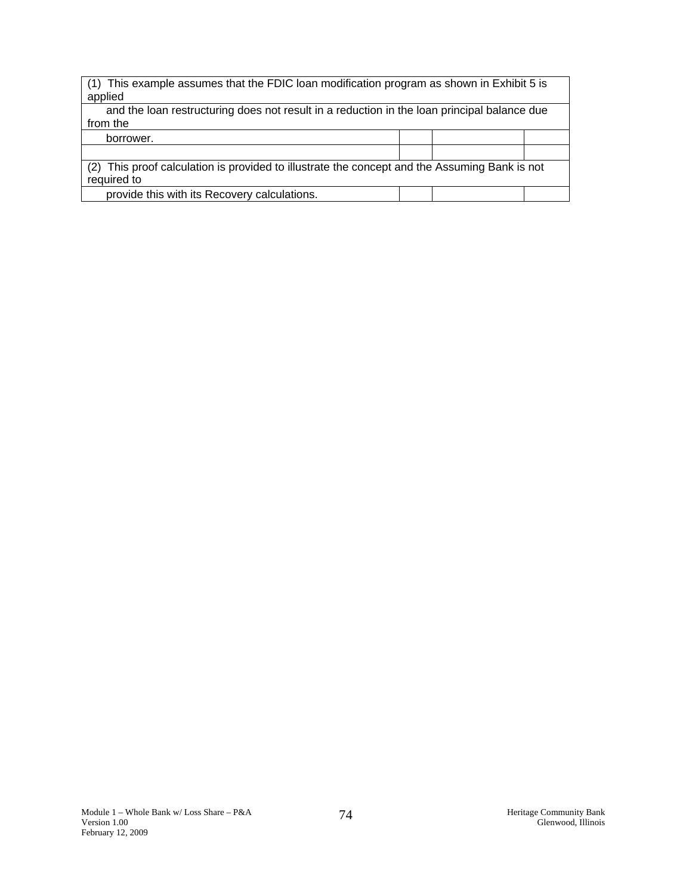(1) This example assumes that the FDIC loan modification program as shown in Exhibit 5 is applied
and the loan restructuring does not result in a reduction in the loan principal balance due from the
borrower.

(2) This proof calculation is provided to illustrate the concept and the Assuming Bank is not required to
provide this with its Recovery calculations.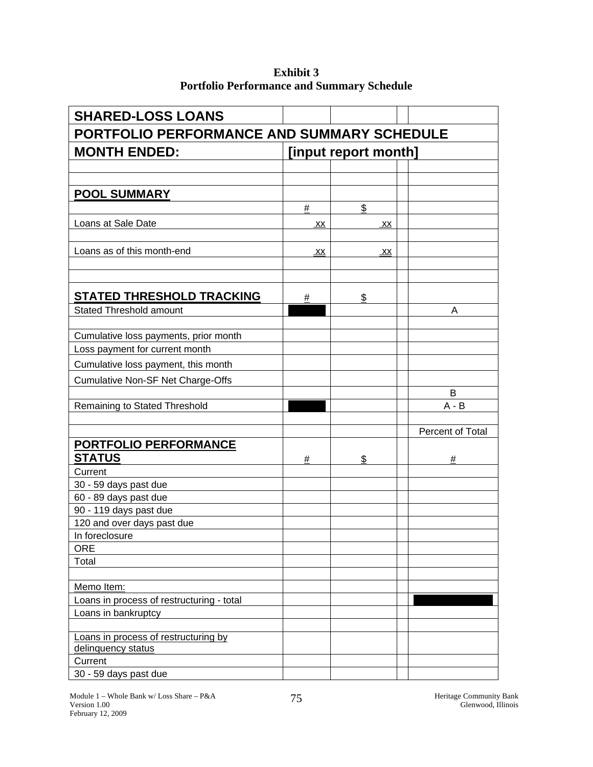**Exhibit 3**
**Portfolio Performance and Summary Schedule**

| SHARED-LOSS LOANS | | | | |
|---|---|---|---|---|
| **PORTFOLIO PERFORMANCE AND SUMMARY SCHEDULE** | | | | |
| **MONTH ENDED:** | **[input report month]** | | | |
| | | | | |
| | | | | |
| **POOL SUMMARY** | | | | |
| | # | $ | | |
| Loans at Sale Date | xx | xx | | |
| | | | | |
| Loans as of this month-end | xx | xx | | |
| | | | | |
| | | | | |
| **STATED THRESHOLD TRACKING** | # | $ | | |
| Stated Threshold amount | | | | A |
| | | | | |
| Cumulative loss payments, prior month | | | | |
| Loss payment for current month | | | | |
| Cumulative loss payment, this month | | | | |
| Cumulative Non-SF Net Charge-Offs | | | | |
| | | | | B |
| Remaining to Stated Threshold | | | | A - B |
| | | | | |
| | | | | Percent of Total |
| **PORTFOLIO PERFORMANCE STATUS** | # | $ | | # |
| Current | | | | |
| 30 - 59 days past due | | | | |
| 60 - 89 days past due | | | | |
| 90 - 119 days past due | | | | |
| 120 and over days past due | | | | |
| In foreclosure | | | | |
| ORE | | | | |
| Total | | | | |
| | | | | |
| Memo Item: | | | | |
| Loans in process of restructuring - total | | | | |
| Loans in bankruptcy | | | | |
| | | | | |
| Loans in process of restructuring by delinquency status | | | | |
| Current | | | | |
| 30 - 59 days past due | | | | |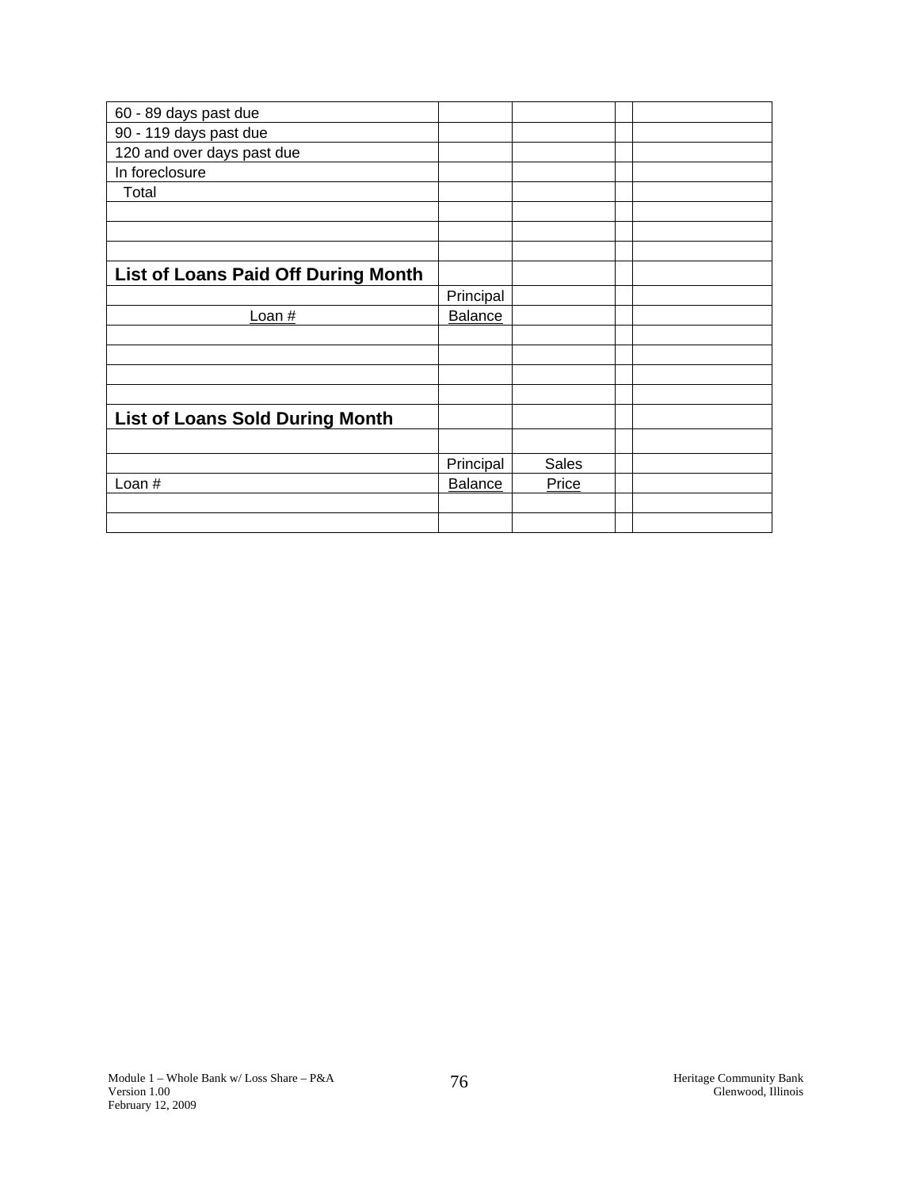| | | | | |
|---|---|---|---|---|
| 60 - 89 days past due | | | | |
| 90 - 119 days past due | | | | |
| 120 and over days past due | | | | |
| In foreclosure | | | | |
| Total | | | | |
| | | | | |
| | | | | |
| | | | | |
| **List of Loans Paid Off During Month** | | | | |
| | Principal | | | |
| Loan # | Balance | | | |
| | | | | |
| | | | | |
| | | | | |
| | | | | |
| **List of Loans Sold During Month** | | | | |
| | | | | |
| | Principal | Sales | | |
| Loan # | Balance | Price | | |
| | | | | |
| | | | | |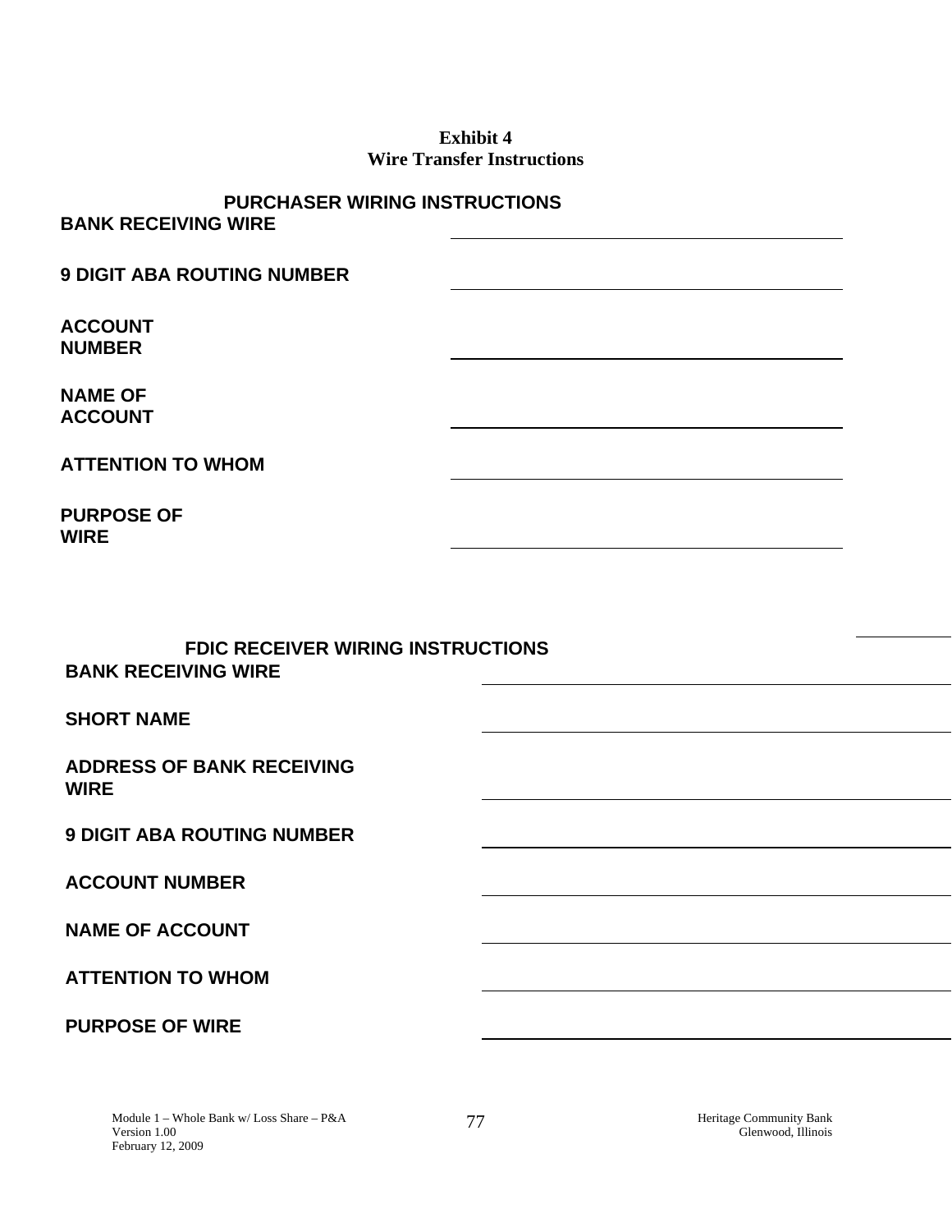# Exhibit 4
## Wire Transfer Instructions

### PURCHASER WIRING INSTRUCTIONS

**BANK RECEIVING WIRE** \_\_\_\_\_\_\_\_\_\_\_\_\_\_\_\_\_\_\_\_\_\_\_\_\_\_\_\_\_\_

**9 DIGIT ABA ROUTING NUMBER** \_\_\_\_\_\_\_\_\_\_\_\_\_\_\_\_\_\_\_\_\_\_\_\_\_\_\_\_\_\_

**ACCOUNT NUMBER** \_\_\_\_\_\_\_\_\_\_\_\_\_\_\_\_\_\_\_\_\_\_\_\_\_\_\_\_\_\_

**NAME OF ACCOUNT** \_\_\_\_\_\_\_\_\_\_\_\_\_\_\_\_\_\_\_\_\_\_\_\_\_\_\_\_\_\_

**ATTENTION TO WHOM** \_\_\_\_\_\_\_\_\_\_\_\_\_\_\_\_\_\_\_\_\_\_\_\_\_\_\_\_\_\_

**PURPOSE OF WIRE** \_\_\_\_\_\_\_\_\_\_\_\_\_\_\_\_\_\_\_\_\_\_\_\_\_\_\_\_\_\_

### FDIC RECEIVER WIRING INSTRUCTIONS

**BANK RECEIVING WIRE** \_\_\_\_\_\_\_\_\_\_\_\_\_\_\_\_\_\_\_\_\_\_\_\_\_\_\_\_\_\_

**SHORT NAME** \_\_\_\_\_\_\_\_\_\_\_\_\_\_\_\_\_\_\_\_\_\_\_\_\_\_\_\_\_\_

**ADDRESS OF BANK RECEIVING WIRE** \_\_\_\_\_\_\_\_\_\_\_\_\_\_\_\_\_\_\_\_\_\_\_\_\_\_\_\_\_\_

**9 DIGIT ABA ROUTING NUMBER** \_\_\_\_\_\_\_\_\_\_\_\_\_\_\_\_\_\_\_\_\_\_\_\_\_\_\_\_\_\_

**ACCOUNT NUMBER** \_\_\_\_\_\_\_\_\_\_\_\_\_\_\_\_\_\_\_\_\_\_\_\_\_\_\_\_\_\_

**NAME OF ACCOUNT** \_\_\_\_\_\_\_\_\_\_\_\_\_\_\_\_\_\_\_\_\_\_\_\_\_\_\_\_\_\_

**ATTENTION TO WHOM** \_\_\_\_\_\_\_\_\_\_\_\_\_\_\_\_\_\_\_\_\_\_\_\_\_\_\_\_\_\_

**PURPOSE OF WIRE** \_\_\_\_\_\_\_\_\_\_\_\_\_\_\_\_\_\_\_\_\_\_\_\_\_\_\_\_\_\_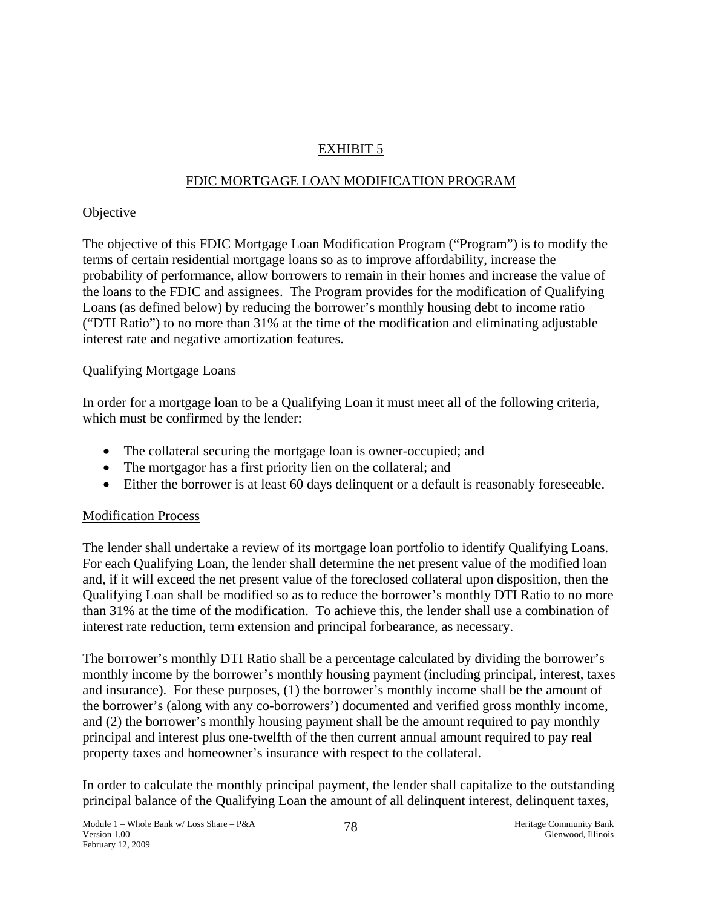# EXHIBIT 5

## FDIC MORTGAGE LOAN MODIFICATION PROGRAM

### Objective

The objective of this FDIC Mortgage Loan Modification Program ("Program") is to modify the terms of certain residential mortgage loans so as to improve affordability, increase the probability of performance, allow borrowers to remain in their homes and increase the value of the loans to the FDIC and assignees. The Program provides for the modification of Qualifying Loans (as defined below) by reducing the borrower's monthly housing debt to income ratio ("DTI Ratio") to no more than 31% at the time of the modification and eliminating adjustable interest rate and negative amortization features.

### Qualifying Mortgage Loans

In order for a mortgage loan to be a Qualifying Loan it must meet all of the following criteria, which must be confirmed by the lender:

- The collateral securing the mortgage loan is owner-occupied; and
- The mortgagor has a first priority lien on the collateral; and
- Either the borrower is at least 60 days delinquent or a default is reasonably foreseeable.

### Modification Process

The lender shall undertake a review of its mortgage loan portfolio to identify Qualifying Loans. For each Qualifying Loan, the lender shall determine the net present value of the modified loan and, if it will exceed the net present value of the foreclosed collateral upon disposition, then the Qualifying Loan shall be modified so as to reduce the borrower's monthly DTI Ratio to no more than 31% at the time of the modification. To achieve this, the lender shall use a combination of interest rate reduction, term extension and principal forbearance, as necessary.

The borrower's monthly DTI Ratio shall be a percentage calculated by dividing the borrower's monthly income by the borrower's monthly housing payment (including principal, interest, taxes and insurance). For these purposes, (1) the borrower's monthly income shall be the amount of the borrower's (along with any co-borrowers') documented and verified gross monthly income, and (2) the borrower's monthly housing payment shall be the amount required to pay monthly principal and interest plus one-twelfth of the then current annual amount required to pay real property taxes and homeowner's insurance with respect to the collateral.

In order to calculate the monthly principal payment, the lender shall capitalize to the outstanding principal balance of the Qualifying Loan the amount of all delinquent interest, delinquent taxes,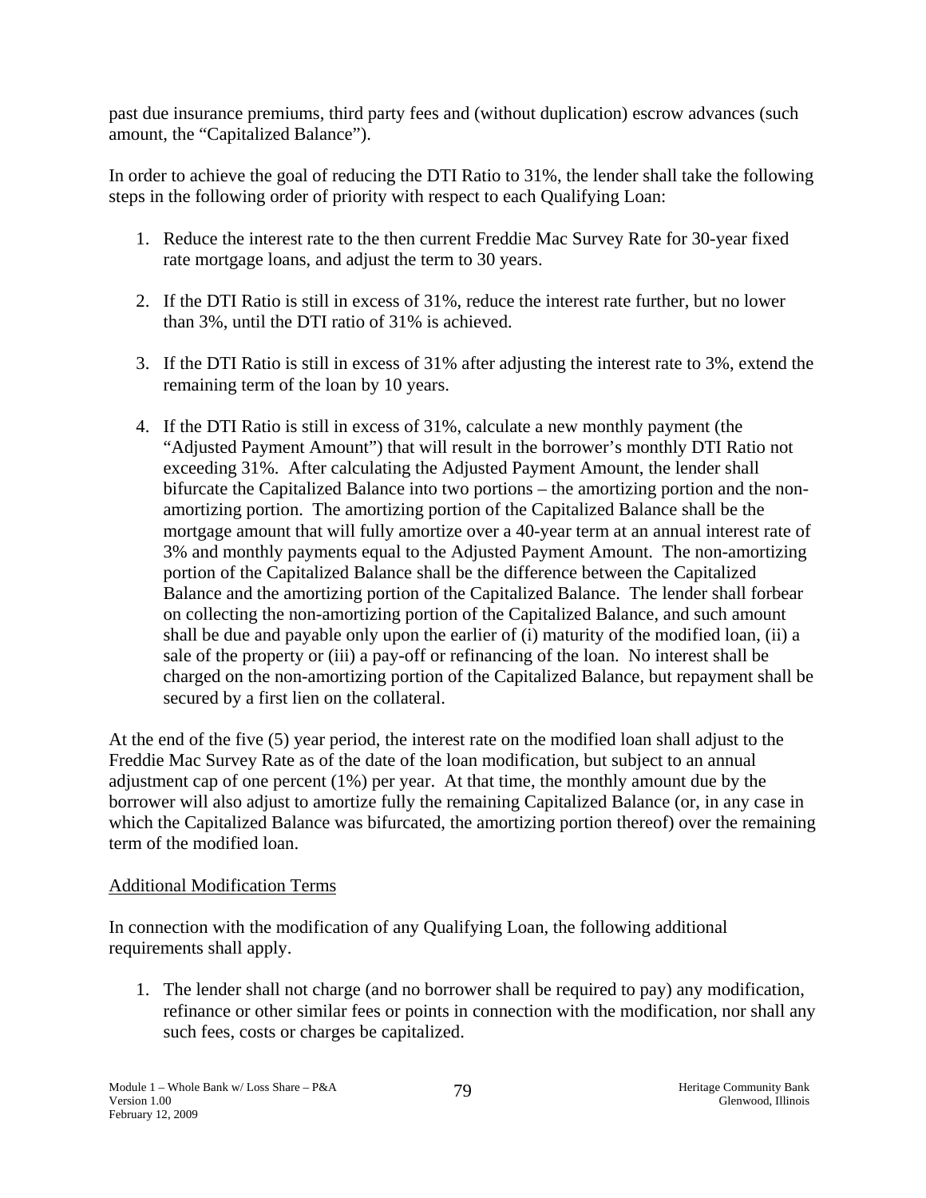past due insurance premiums, third party fees and (without duplication) escrow advances (such amount, the "Capitalized Balance").

In order to achieve the goal of reducing the DTI Ratio to 31%, the lender shall take the following steps in the following order of priority with respect to each Qualifying Loan:

1. Reduce the interest rate to the then current Freddie Mac Survey Rate for 30-year fixed rate mortgage loans, and adjust the term to 30 years.

2. If the DTI Ratio is still in excess of 31%, reduce the interest rate further, but no lower than 3%, until the DTI ratio of 31% is achieved.

3. If the DTI Ratio is still in excess of 31% after adjusting the interest rate to 3%, extend the remaining term of the loan by 10 years.

4. If the DTI Ratio is still in excess of 31%, calculate a new monthly payment (the "Adjusted Payment Amount") that will result in the borrower's monthly DTI Ratio not exceeding 31%. After calculating the Adjusted Payment Amount, the lender shall bifurcate the Capitalized Balance into two portions – the amortizing portion and the non-amortizing portion. The amortizing portion of the Capitalized Balance shall be the mortgage amount that will fully amortize over a 40-year term at an annual interest rate of 3% and monthly payments equal to the Adjusted Payment Amount. The non-amortizing portion of the Capitalized Balance shall be the difference between the Capitalized Balance and the amortizing portion of the Capitalized Balance. The lender shall forbear on collecting the non-amortizing portion of the Capitalized Balance, and such amount shall be due and payable only upon the earlier of (i) maturity of the modified loan, (ii) a sale of the property or (iii) a pay-off or refinancing of the loan. No interest shall be charged on the non-amortizing portion of the Capitalized Balance, but repayment shall be secured by a first lien on the collateral.

At the end of the five (5) year period, the interest rate on the modified loan shall adjust to the Freddie Mac Survey Rate as of the date of the loan modification, but subject to an annual adjustment cap of one percent (1%) per year. At that time, the monthly amount due by the borrower will also adjust to amortize fully the remaining Capitalized Balance (or, in any case in which the Capitalized Balance was bifurcated, the amortizing portion thereof) over the remaining term of the modified loan.

Additional Modification Terms

In connection with the modification of any Qualifying Loan, the following additional requirements shall apply.

1. The lender shall not charge (and no borrower shall be required to pay) any modification, refinance or other similar fees or points in connection with the modification, nor shall any such fees, costs or charges be capitalized.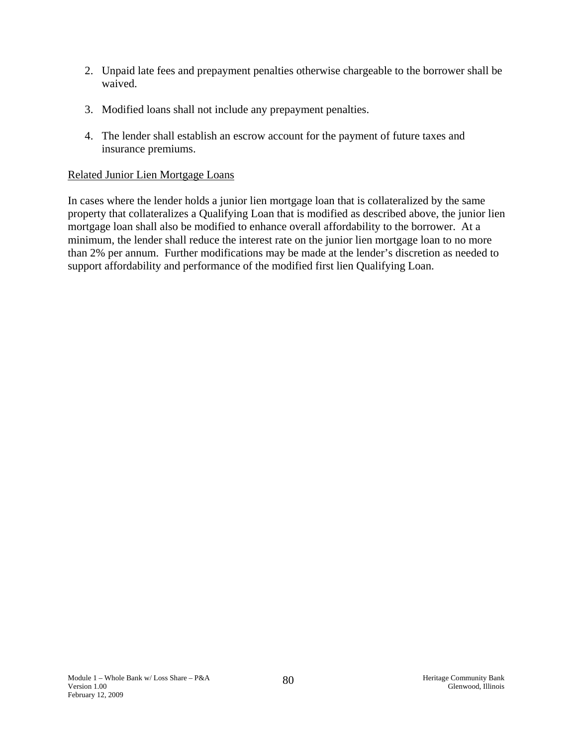2. Unpaid late fees and prepayment penalties otherwise chargeable to the borrower shall be waived.

3. Modified loans shall not include any prepayment penalties.

4. The lender shall establish an escrow account for the payment of future taxes and insurance premiums.

Related Junior Lien Mortgage Loans

In cases where the lender holds a junior lien mortgage loan that is collateralized by the same property that collateralizes a Qualifying Loan that is modified as described above, the junior lien mortgage loan shall also be modified to enhance overall affordability to the borrower. At a minimum, the lender shall reduce the interest rate on the junior lien mortgage loan to no more than 2% per annum. Further modifications may be made at the lender's discretion as needed to support affordability and performance of the modified first lien Qualifying Loan.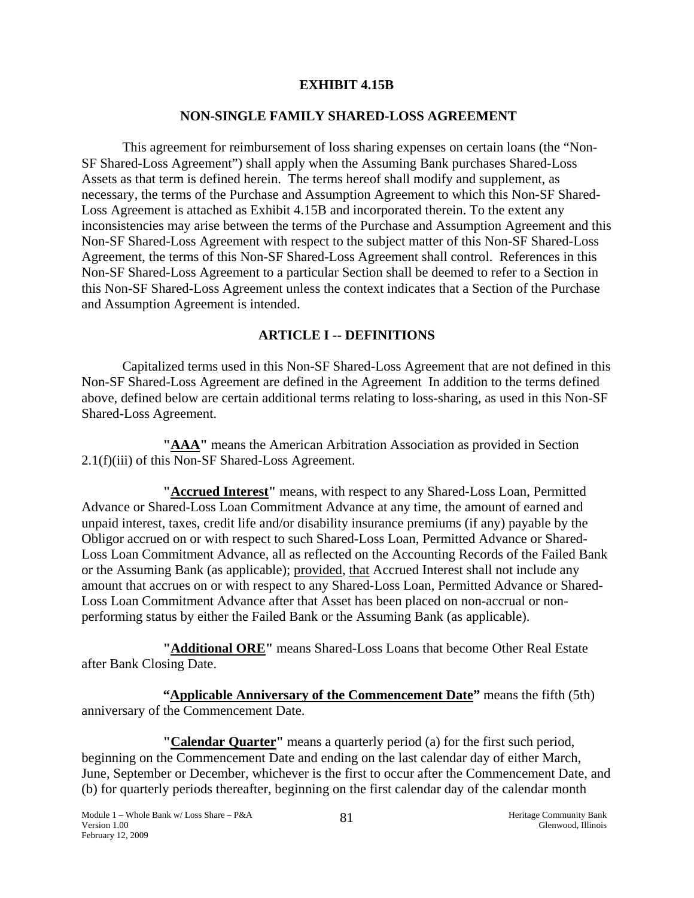**EXHIBIT 4.15B**

**NON-SINGLE FAMILY SHARED-LOSS AGREEMENT**

This agreement for reimbursement of loss sharing expenses on certain loans (the "Non-SF Shared-Loss Agreement") shall apply when the Assuming Bank purchases Shared-Loss Assets as that term is defined herein. The terms hereof shall modify and supplement, as necessary, the terms of the Purchase and Assumption Agreement to which this Non-SF Shared-Loss Agreement is attached as Exhibit 4.15B and incorporated therein. To the extent any inconsistencies may arise between the terms of the Purchase and Assumption Agreement and this Non-SF Shared-Loss Agreement with respect to the subject matter of this Non-SF Shared-Loss Agreement, the terms of this Non-SF Shared-Loss Agreement shall control. References in this Non-SF Shared-Loss Agreement to a particular Section shall be deemed to refer to a Section in this Non-SF Shared-Loss Agreement unless the context indicates that a Section of the Purchase and Assumption Agreement is intended.

**ARTICLE I -- DEFINITIONS**

Capitalized terms used in this Non-SF Shared-Loss Agreement that are not defined in this Non-SF Shared-Loss Agreement are defined in the Agreement In addition to the terms defined above, defined below are certain additional terms relating to loss-sharing, as used in this Non-SF Shared-Loss Agreement.

**"AAA"** means the American Arbitration Association as provided in Section 2.1(f)(iii) of this Non-SF Shared-Loss Agreement.

**"Accrued Interest"** means, with respect to any Shared-Loss Loan, Permitted Advance or Shared-Loss Loan Commitment Advance at any time, the amount of earned and unpaid interest, taxes, credit life and/or disability insurance premiums (if any) payable by the Obligor accrued on or with respect to such Shared-Loss Loan, Permitted Advance or Shared-Loss Loan Commitment Advance, all as reflected on the Accounting Records of the Failed Bank or the Assuming Bank (as applicable); provided, that Accrued Interest shall not include any amount that accrues on or with respect to any Shared-Loss Loan, Permitted Advance or Shared-Loss Loan Commitment Advance after that Asset has been placed on non-accrual or non-performing status by either the Failed Bank or the Assuming Bank (as applicable).

**"Additional ORE"** means Shared-Loss Loans that become Other Real Estate after Bank Closing Date.

**"Applicable Anniversary of the Commencement Date"** means the fifth (5th) anniversary of the Commencement Date.

**"Calendar Quarter"** means a quarterly period (a) for the first such period, beginning on the Commencement Date and ending on the last calendar day of either March, June, September or December, whichever is the first to occur after the Commencement Date, and (b) for quarterly periods thereafter, beginning on the first calendar day of the calendar month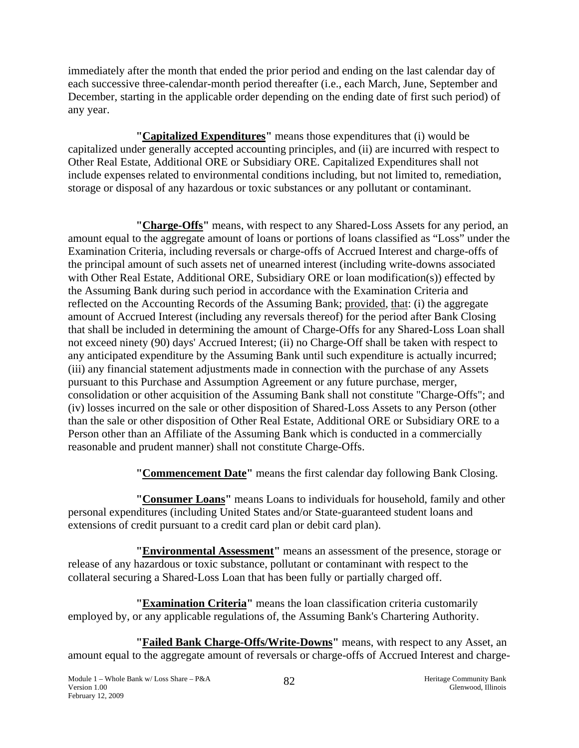immediately after the month that ended the prior period and ending on the last calendar day of each successive three-calendar-month period thereafter (i.e., each March, June, September and December, starting in the applicable order depending on the ending date of first such period) of any year.

**"Capitalized Expenditures"** means those expenditures that (i) would be capitalized under generally accepted accounting principles, and (ii) are incurred with respect to Other Real Estate, Additional ORE or Subsidiary ORE. Capitalized Expenditures shall not include expenses related to environmental conditions including, but not limited to, remediation, storage or disposal of any hazardous or toxic substances or any pollutant or contaminant.

**"Charge-Offs"** means, with respect to any Shared-Loss Assets for any period, an amount equal to the aggregate amount of loans or portions of loans classified as "Loss" under the Examination Criteria, including reversals or charge-offs of Accrued Interest and charge-offs of the principal amount of such assets net of unearned interest (including write-downs associated with Other Real Estate, Additional ORE, Subsidiary ORE or loan modification(s)) effected by the Assuming Bank during such period in accordance with the Examination Criteria and reflected on the Accounting Records of the Assuming Bank; provided, that: (i) the aggregate amount of Accrued Interest (including any reversals thereof) for the period after Bank Closing that shall be included in determining the amount of Charge-Offs for any Shared-Loss Loan shall not exceed ninety (90) days' Accrued Interest; (ii) no Charge-Off shall be taken with respect to any anticipated expenditure by the Assuming Bank until such expenditure is actually incurred; (iii) any financial statement adjustments made in connection with the purchase of any Assets pursuant to this Purchase and Assumption Agreement or any future purchase, merger, consolidation or other acquisition of the Assuming Bank shall not constitute "Charge-Offs"; and (iv) losses incurred on the sale or other disposition of Shared-Loss Assets to any Person (other than the sale or other disposition of Other Real Estate, Additional ORE or Subsidiary ORE to a Person other than an Affiliate of the Assuming Bank which is conducted in a commercially reasonable and prudent manner) shall not constitute Charge-Offs.

**"Commencement Date"** means the first calendar day following Bank Closing.

**"Consumer Loans"** means Loans to individuals for household, family and other personal expenditures (including United States and/or State-guaranteed student loans and extensions of credit pursuant to a credit card plan or debit card plan).

**"Environmental Assessment"** means an assessment of the presence, storage or release of any hazardous or toxic substance, pollutant or contaminant with respect to the collateral securing a Shared-Loss Loan that has been fully or partially charged off.

**"Examination Criteria"** means the loan classification criteria customarily employed by, or any applicable regulations of, the Assuming Bank's Chartering Authority.

**"Failed Bank Charge-Offs/Write-Downs"** means, with respect to any Asset, an amount equal to the aggregate amount of reversals or charge-offs of Accrued Interest and charge-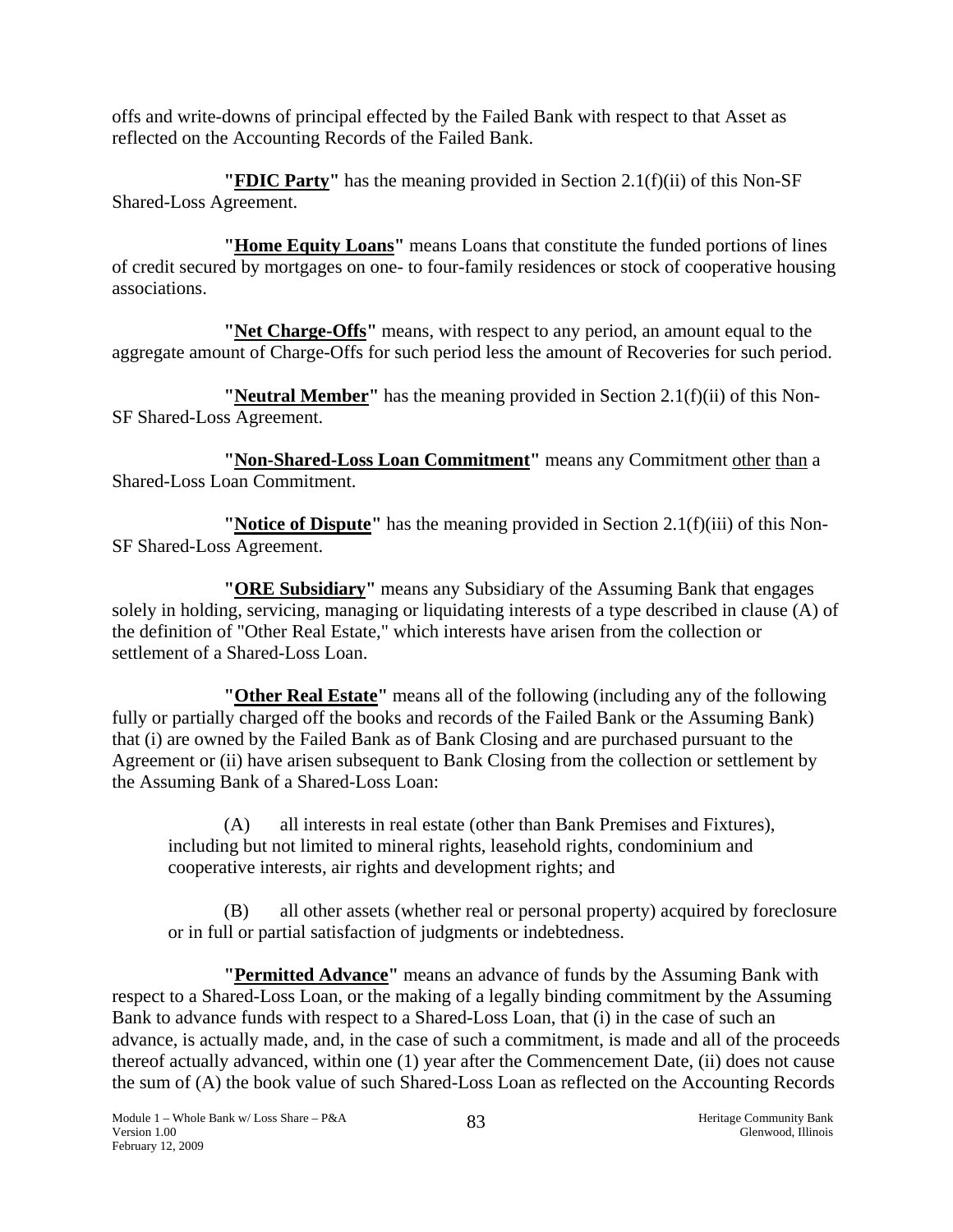offs and write-downs of principal effected by the Failed Bank with respect to that Asset as reflected on the Accounting Records of the Failed Bank.

**"FDIC Party"** has the meaning provided in Section 2.1(f)(ii) of this Non-SF Shared-Loss Agreement.

**"Home Equity Loans"** means Loans that constitute the funded portions of lines of credit secured by mortgages on one- to four-family residences or stock of cooperative housing associations.

**"Net Charge-Offs"** means, with respect to any period, an amount equal to the aggregate amount of Charge-Offs for such period less the amount of Recoveries for such period.

**"Neutral Member"** has the meaning provided in Section 2.1(f)(ii) of this Non-SF Shared-Loss Agreement.

**"Non-Shared-Loss Loan Commitment"** means any Commitment other than a Shared-Loss Loan Commitment.

**"Notice of Dispute"** has the meaning provided in Section 2.1(f)(iii) of this Non-SF Shared-Loss Agreement.

**"ORE Subsidiary"** means any Subsidiary of the Assuming Bank that engages solely in holding, servicing, managing or liquidating interests of a type described in clause (A) of the definition of "Other Real Estate," which interests have arisen from the collection or settlement of a Shared-Loss Loan.

**"Other Real Estate"** means all of the following (including any of the following fully or partially charged off the books and records of the Failed Bank or the Assuming Bank) that (i) are owned by the Failed Bank as of Bank Closing and are purchased pursuant to the Agreement or (ii) have arisen subsequent to Bank Closing from the collection or settlement by the Assuming Bank of a Shared-Loss Loan:

(A) all interests in real estate (other than Bank Premises and Fixtures), including but not limited to mineral rights, leasehold rights, condominium and cooperative interests, air rights and development rights; and

(B) all other assets (whether real or personal property) acquired by foreclosure or in full or partial satisfaction of judgments or indebtedness.

**"Permitted Advance"** means an advance of funds by the Assuming Bank with respect to a Shared-Loss Loan, or the making of a legally binding commitment by the Assuming Bank to advance funds with respect to a Shared-Loss Loan, that (i) in the case of such an advance, is actually made, and, in the case of such a commitment, is made and all of the proceeds thereof actually advanced, within one (1) year after the Commencement Date, (ii) does not cause the sum of (A) the book value of such Shared-Loss Loan as reflected on the Accounting Records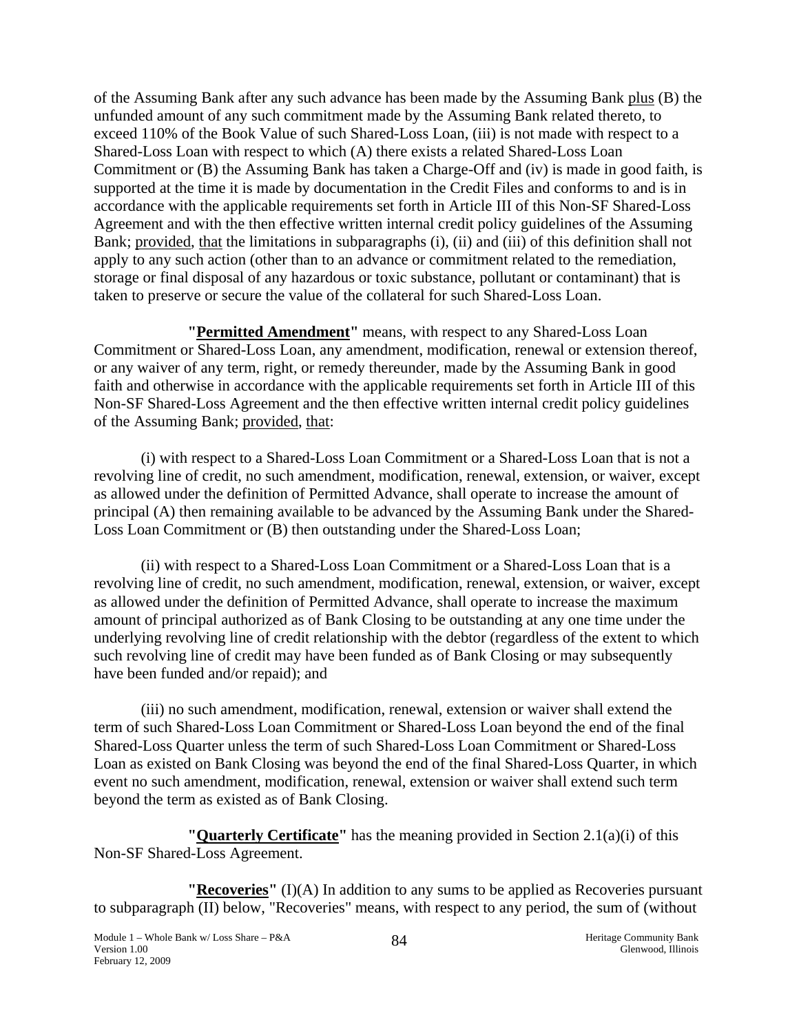of the Assuming Bank after any such advance has been made by the Assuming Bank plus (B) the unfunded amount of any such commitment made by the Assuming Bank related thereto, to exceed 110% of the Book Value of such Shared-Loss Loan, (iii) is not made with respect to a Shared-Loss Loan with respect to which (A) there exists a related Shared-Loss Loan Commitment or (B) the Assuming Bank has taken a Charge-Off and (iv) is made in good faith, is supported at the time it is made by documentation in the Credit Files and conforms to and is in accordance with the applicable requirements set forth in Article III of this Non-SF Shared-Loss Agreement and with the then effective written internal credit policy guidelines of the Assuming Bank; provided, that the limitations in subparagraphs (i), (ii) and (iii) of this definition shall not apply to any such action (other than to an advance or commitment related to the remediation, storage or final disposal of any hazardous or toxic substance, pollutant or contaminant) that is taken to preserve or secure the value of the collateral for such Shared-Loss Loan.

**"Permitted Amendment"** means, with respect to any Shared-Loss Loan Commitment or Shared-Loss Loan, any amendment, modification, renewal or extension thereof, or any waiver of any term, right, or remedy thereunder, made by the Assuming Bank in good faith and otherwise in accordance with the applicable requirements set forth in Article III of this Non-SF Shared-Loss Agreement and the then effective written internal credit policy guidelines of the Assuming Bank; provided, that:

(i) with respect to a Shared-Loss Loan Commitment or a Shared-Loss Loan that is not a revolving line of credit, no such amendment, modification, renewal, extension, or waiver, except as allowed under the definition of Permitted Advance, shall operate to increase the amount of principal (A) then remaining available to be advanced by the Assuming Bank under the Shared-Loss Loan Commitment or (B) then outstanding under the Shared-Loss Loan;

(ii) with respect to a Shared-Loss Loan Commitment or a Shared-Loss Loan that is a revolving line of credit, no such amendment, modification, renewal, extension, or waiver, except as allowed under the definition of Permitted Advance, shall operate to increase the maximum amount of principal authorized as of Bank Closing to be outstanding at any one time under the underlying revolving line of credit relationship with the debtor (regardless of the extent to which such revolving line of credit may have been funded as of Bank Closing or may subsequently have been funded and/or repaid); and

(iii) no such amendment, modification, renewal, extension or waiver shall extend the term of such Shared-Loss Loan Commitment or Shared-Loss Loan beyond the end of the final Shared-Loss Quarter unless the term of such Shared-Loss Loan Commitment or Shared-Loss Loan as existed on Bank Closing was beyond the end of the final Shared-Loss Quarter, in which event no such amendment, modification, renewal, extension or waiver shall extend such term beyond the term as existed as of Bank Closing.

**"Quarterly Certificate"** has the meaning provided in Section 2.1(a)(i) of this Non-SF Shared-Loss Agreement.

**"Recoveries"** (I)(A) In addition to any sums to be applied as Recoveries pursuant to subparagraph (II) below, "Recoveries" means, with respect to any period, the sum of (without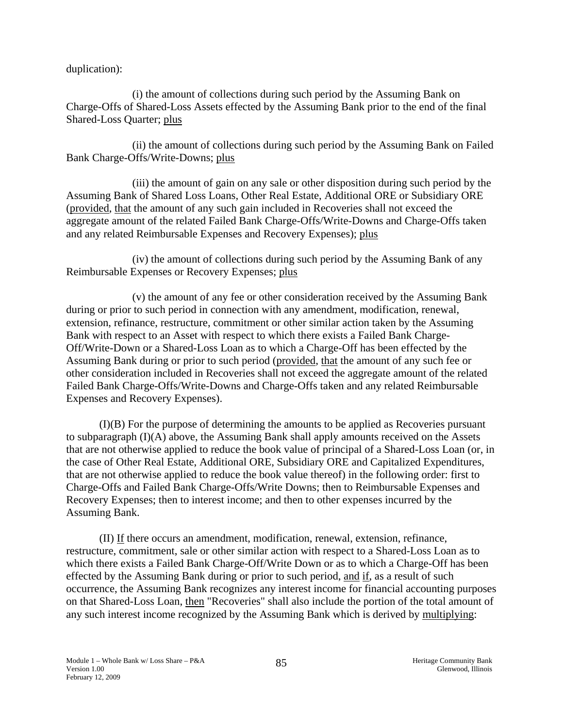duplication):

(i) the amount of collections during such period by the Assuming Bank on Charge-Offs of Shared-Loss Assets effected by the Assuming Bank prior to the end of the final Shared-Loss Quarter; plus

(ii) the amount of collections during such period by the Assuming Bank on Failed Bank Charge-Offs/Write-Downs; plus

(iii) the amount of gain on any sale or other disposition during such period by the Assuming Bank of Shared Loss Loans, Other Real Estate, Additional ORE or Subsidiary ORE (provided, that the amount of any such gain included in Recoveries shall not exceed the aggregate amount of the related Failed Bank Charge-Offs/Write-Downs and Charge-Offs taken and any related Reimbursable Expenses and Recovery Expenses); plus

(iv) the amount of collections during such period by the Assuming Bank of any Reimbursable Expenses or Recovery Expenses; plus

(v) the amount of any fee or other consideration received by the Assuming Bank during or prior to such period in connection with any amendment, modification, renewal, extension, refinance, restructure, commitment or other similar action taken by the Assuming Bank with respect to an Asset with respect to which there exists a Failed Bank Charge-Off/Write-Down or a Shared-Loss Loan as to which a Charge-Off has been effected by the Assuming Bank during or prior to such period (provided, that the amount of any such fee or other consideration included in Recoveries shall not exceed the aggregate amount of the related Failed Bank Charge-Offs/Write-Downs and Charge-Offs taken and any related Reimbursable Expenses and Recovery Expenses).

(I)(B) For the purpose of determining the amounts to be applied as Recoveries pursuant to subparagraph (I)(A) above, the Assuming Bank shall apply amounts received on the Assets that are not otherwise applied to reduce the book value of principal of a Shared-Loss Loan (or, in the case of Other Real Estate, Additional ORE, Subsidiary ORE and Capitalized Expenditures, that are not otherwise applied to reduce the book value thereof) in the following order: first to Charge-Offs and Failed Bank Charge-Offs/Write Downs; then to Reimbursable Expenses and Recovery Expenses; then to interest income; and then to other expenses incurred by the Assuming Bank.

(II) If there occurs an amendment, modification, renewal, extension, refinance, restructure, commitment, sale or other similar action with respect to a Shared-Loss Loan as to which there exists a Failed Bank Charge-Off/Write Down or as to which a Charge-Off has been effected by the Assuming Bank during or prior to such period, and if, as a result of such occurrence, the Assuming Bank recognizes any interest income for financial accounting purposes on that Shared-Loss Loan, then "Recoveries" shall also include the portion of the total amount of any such interest income recognized by the Assuming Bank which is derived by multiplying: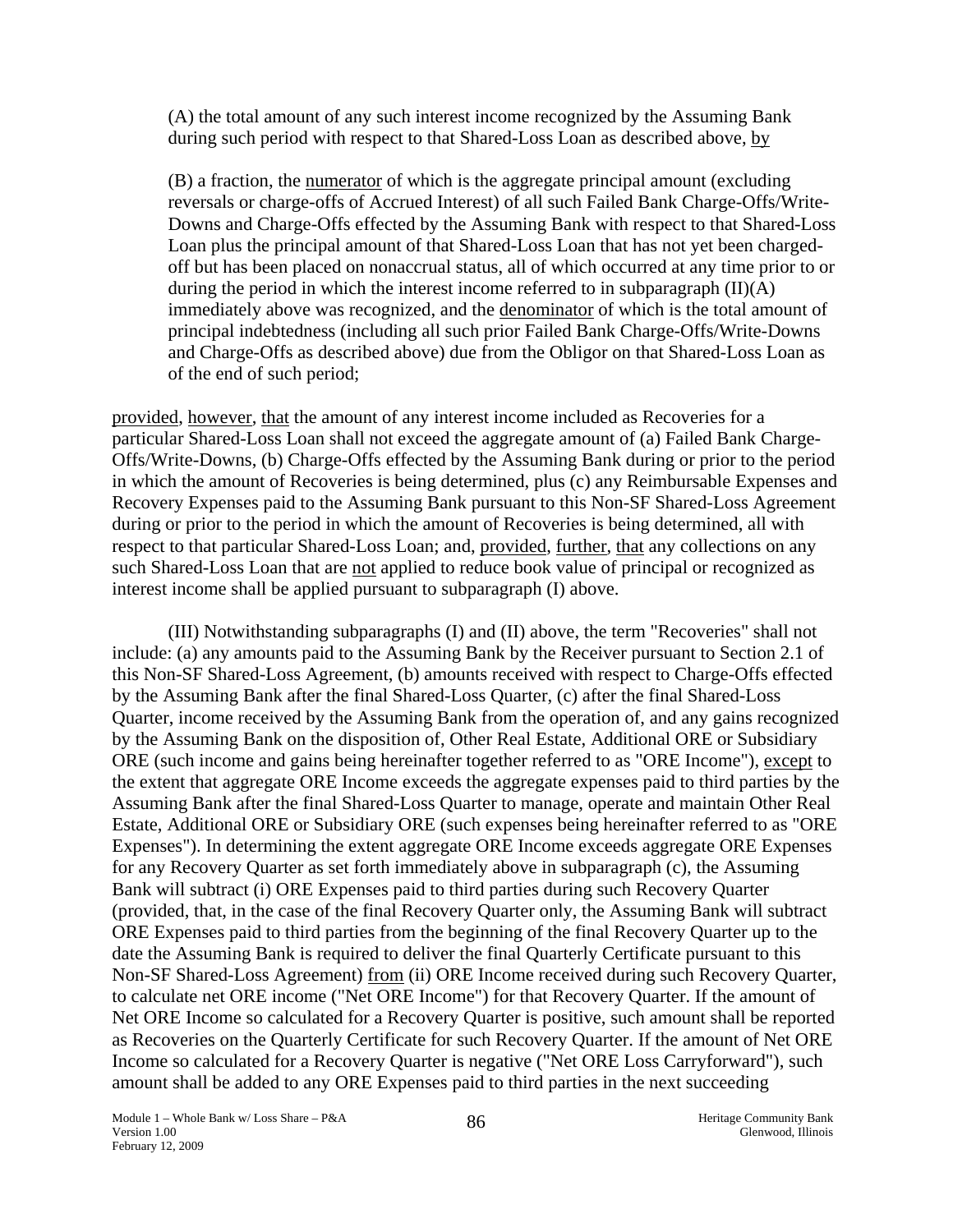(A) the total amount of any such interest income recognized by the Assuming Bank during such period with respect to that Shared-Loss Loan as described above, by

(B) a fraction, the numerator of which is the aggregate principal amount (excluding reversals or charge-offs of Accrued Interest) of all such Failed Bank Charge-Offs/Write-Downs and Charge-Offs effected by the Assuming Bank with respect to that Shared-Loss Loan plus the principal amount of that Shared-Loss Loan that has not yet been charged-off but has been placed on nonaccrual status, all of which occurred at any time prior to or during the period in which the interest income referred to in subparagraph (II)(A) immediately above was recognized, and the denominator of which is the total amount of principal indebtedness (including all such prior Failed Bank Charge-Offs/Write-Downs and Charge-Offs as described above) due from the Obligor on that Shared-Loss Loan as of the end of such period;

provided, however, that the amount of any interest income included as Recoveries for a particular Shared-Loss Loan shall not exceed the aggregate amount of (a) Failed Bank Charge-Offs/Write-Downs, (b) Charge-Offs effected by the Assuming Bank during or prior to the period in which the amount of Recoveries is being determined, plus (c) any Reimbursable Expenses and Recovery Expenses paid to the Assuming Bank pursuant to this Non-SF Shared-Loss Agreement during or prior to the period in which the amount of Recoveries is being determined, all with respect to that particular Shared-Loss Loan; and, provided, further, that any collections on any such Shared-Loss Loan that are not applied to reduce book value of principal or recognized as interest income shall be applied pursuant to subparagraph (I) above.

(III) Notwithstanding subparagraphs (I) and (II) above, the term "Recoveries" shall not include: (a) any amounts paid to the Assuming Bank by the Receiver pursuant to Section 2.1 of this Non-SF Shared-Loss Agreement, (b) amounts received with respect to Charge-Offs effected by the Assuming Bank after the final Shared-Loss Quarter, (c) after the final Shared-Loss Quarter, income received by the Assuming Bank from the operation of, and any gains recognized by the Assuming Bank on the disposition of, Other Real Estate, Additional ORE or Subsidiary ORE (such income and gains being hereinafter together referred to as "ORE Income"), except to the extent that aggregate ORE Income exceeds the aggregate expenses paid to third parties by the Assuming Bank after the final Shared-Loss Quarter to manage, operate and maintain Other Real Estate, Additional ORE or Subsidiary ORE (such expenses being hereinafter referred to as "ORE Expenses"). In determining the extent aggregate ORE Income exceeds aggregate ORE Expenses for any Recovery Quarter as set forth immediately above in subparagraph (c), the Assuming Bank will subtract (i) ORE Expenses paid to third parties during such Recovery Quarter (provided, that, in the case of the final Recovery Quarter only, the Assuming Bank will subtract ORE Expenses paid to third parties from the beginning of the final Recovery Quarter up to the date the Assuming Bank is required to deliver the final Quarterly Certificate pursuant to this Non-SF Shared-Loss Agreement) from (ii) ORE Income received during such Recovery Quarter, to calculate net ORE income ("Net ORE Income") for that Recovery Quarter. If the amount of Net ORE Income so calculated for a Recovery Quarter is positive, such amount shall be reported as Recoveries on the Quarterly Certificate for such Recovery Quarter. If the amount of Net ORE Income so calculated for a Recovery Quarter is negative ("Net ORE Loss Carryforward"), such amount shall be added to any ORE Expenses paid to third parties in the next succeeding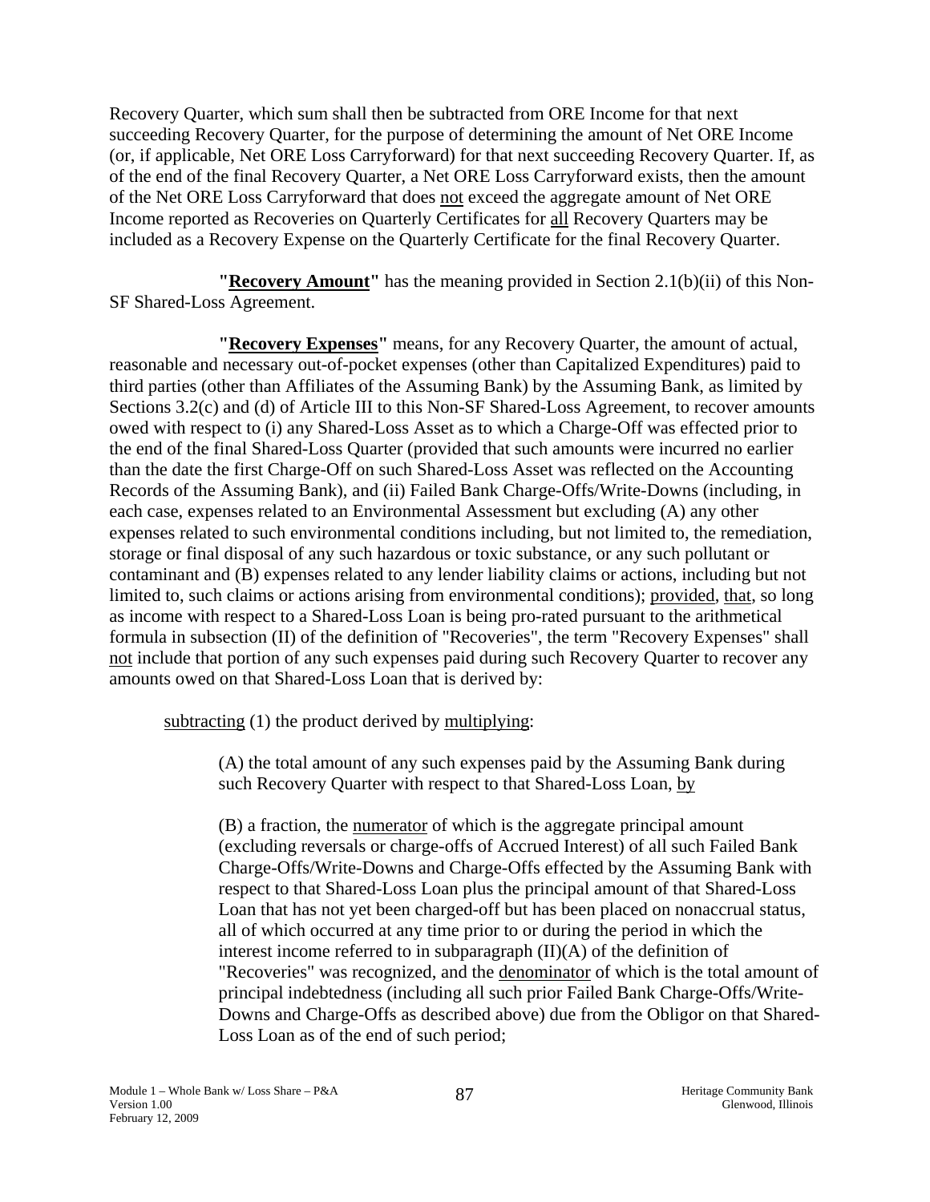Recovery Quarter, which sum shall then be subtracted from ORE Income for that next succeeding Recovery Quarter, for the purpose of determining the amount of Net ORE Income (or, if applicable, Net ORE Loss Carryforward) for that next succeeding Recovery Quarter. If, as of the end of the final Recovery Quarter, a Net ORE Loss Carryforward exists, then the amount of the Net ORE Loss Carryforward that does not exceed the aggregate amount of Net ORE Income reported as Recoveries on Quarterly Certificates for all Recovery Quarters may be included as a Recovery Expense on the Quarterly Certificate for the final Recovery Quarter.

**"Recovery Amount"** has the meaning provided in Section 2.1(b)(ii) of this Non-SF Shared-Loss Agreement.

**"Recovery Expenses"** means, for any Recovery Quarter, the amount of actual, reasonable and necessary out-of-pocket expenses (other than Capitalized Expenditures) paid to third parties (other than Affiliates of the Assuming Bank) by the Assuming Bank, as limited by Sections 3.2(c) and (d) of Article III to this Non-SF Shared-Loss Agreement, to recover amounts owed with respect to (i) any Shared-Loss Asset as to which a Charge-Off was effected prior to the end of the final Shared-Loss Quarter (provided that such amounts were incurred no earlier than the date the first Charge-Off on such Shared-Loss Asset was reflected on the Accounting Records of the Assuming Bank), and (ii) Failed Bank Charge-Offs/Write-Downs (including, in each case, expenses related to an Environmental Assessment but excluding (A) any other expenses related to such environmental conditions including, but not limited to, the remediation, storage or final disposal of any such hazardous or toxic substance, or any such pollutant or contaminant and (B) expenses related to any lender liability claims or actions, including but not limited to, such claims or actions arising from environmental conditions); provided, that, so long as income with respect to a Shared-Loss Loan is being pro-rated pursuant to the arithmetical formula in subsection (II) of the definition of "Recoveries", the term "Recovery Expenses" shall not include that portion of any such expenses paid during such Recovery Quarter to recover any amounts owed on that Shared-Loss Loan that is derived by:

subtracting (1) the product derived by multiplying:

(A) the total amount of any such expenses paid by the Assuming Bank during such Recovery Quarter with respect to that Shared-Loss Loan, by

(B) a fraction, the numerator of which is the aggregate principal amount (excluding reversals or charge-offs of Accrued Interest) of all such Failed Bank Charge-Offs/Write-Downs and Charge-Offs effected by the Assuming Bank with respect to that Shared-Loss Loan plus the principal amount of that Shared-Loss Loan that has not yet been charged-off but has been placed on nonaccrual status, all of which occurred at any time prior to or during the period in which the interest income referred to in subparagraph (II)(A) of the definition of "Recoveries" was recognized, and the denominator of which is the total amount of principal indebtedness (including all such prior Failed Bank Charge-Offs/Write-Downs and Charge-Offs as described above) due from the Obligor on that Shared-Loss Loan as of the end of such period;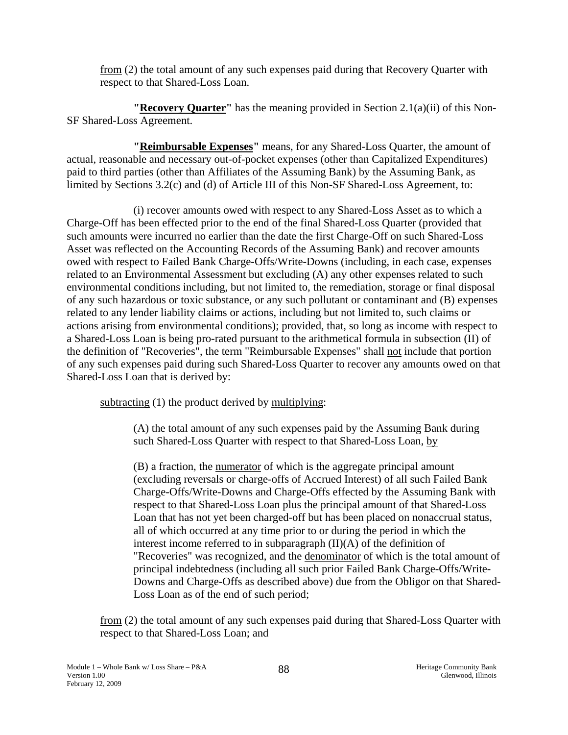from (2) the total amount of any such expenses paid during that Recovery Quarter with respect to that Shared-Loss Loan.

**"Recovery Quarter"** has the meaning provided in Section 2.1(a)(ii) of this Non-SF Shared-Loss Agreement.

**"Reimbursable Expenses"** means, for any Shared-Loss Quarter, the amount of actual, reasonable and necessary out-of-pocket expenses (other than Capitalized Expenditures) paid to third parties (other than Affiliates of the Assuming Bank) by the Assuming Bank, as limited by Sections 3.2(c) and (d) of Article III of this Non-SF Shared-Loss Agreement, to:

(i) recover amounts owed with respect to any Shared-Loss Asset as to which a Charge-Off has been effected prior to the end of the final Shared-Loss Quarter (provided that such amounts were incurred no earlier than the date the first Charge-Off on such Shared-Loss Asset was reflected on the Accounting Records of the Assuming Bank) and recover amounts owed with respect to Failed Bank Charge-Offs/Write-Downs (including, in each case, expenses related to an Environmental Assessment but excluding (A) any other expenses related to such environmental conditions including, but not limited to, the remediation, storage or final disposal of any such hazardous or toxic substance, or any such pollutant or contaminant and (B) expenses related to any lender liability claims or actions, including but not limited to, such claims or actions arising from environmental conditions); provided, that, so long as income with respect to a Shared-Loss Loan is being pro-rated pursuant to the arithmetical formula in subsection (II) of the definition of "Recoveries", the term "Reimbursable Expenses" shall not include that portion of any such expenses paid during such Shared-Loss Quarter to recover any amounts owed on that Shared-Loss Loan that is derived by:

subtracting (1) the product derived by multiplying:

(A) the total amount of any such expenses paid by the Assuming Bank during such Shared-Loss Quarter with respect to that Shared-Loss Loan, by

(B) a fraction, the numerator of which is the aggregate principal amount (excluding reversals or charge-offs of Accrued Interest) of all such Failed Bank Charge-Offs/Write-Downs and Charge-Offs effected by the Assuming Bank with respect to that Shared-Loss Loan plus the principal amount of that Shared-Loss Loan that has not yet been charged-off but has been placed on nonaccrual status, all of which occurred at any time prior to or during the period in which the interest income referred to in subparagraph (II)(A) of the definition of "Recoveries" was recognized, and the denominator of which is the total amount of principal indebtedness (including all such prior Failed Bank Charge-Offs/Write-Downs and Charge-Offs as described above) due from the Obligor on that Shared-Loss Loan as of the end of such period;

from (2) the total amount of any such expenses paid during that Shared-Loss Quarter with respect to that Shared-Loss Loan; and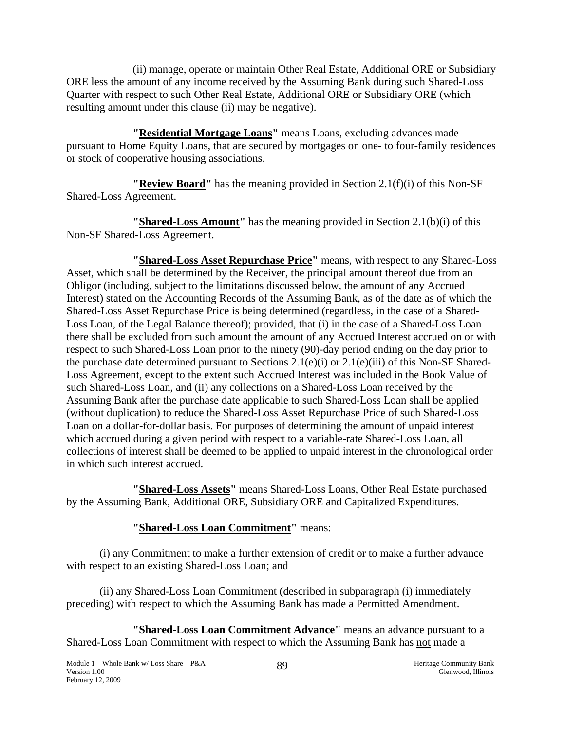(ii) manage, operate or maintain Other Real Estate, Additional ORE or Subsidiary ORE less the amount of any income received by the Assuming Bank during such Shared-Loss Quarter with respect to such Other Real Estate, Additional ORE or Subsidiary ORE (which resulting amount under this clause (ii) may be negative).

**"Residential Mortgage Loans"** means Loans, excluding advances made pursuant to Home Equity Loans, that are secured by mortgages on one- to four-family residences or stock of cooperative housing associations.

**"Review Board"** has the meaning provided in Section 2.1(f)(i) of this Non-SF Shared-Loss Agreement.

**"Shared-Loss Amount"** has the meaning provided in Section 2.1(b)(i) of this Non-SF Shared-Loss Agreement.

**"Shared-Loss Asset Repurchase Price"** means, with respect to any Shared-Loss Asset, which shall be determined by the Receiver, the principal amount thereof due from an Obligor (including, subject to the limitations discussed below, the amount of any Accrued Interest) stated on the Accounting Records of the Assuming Bank, as of the date as of which the Shared-Loss Asset Repurchase Price is being determined (regardless, in the case of a Shared-Loss Loan, of the Legal Balance thereof); provided, that (i) in the case of a Shared-Loss Loan there shall be excluded from such amount the amount of any Accrued Interest accrued on or with respect to such Shared-Loss Loan prior to the ninety (90)-day period ending on the day prior to the purchase date determined pursuant to Sections 2.1(e)(i) or 2.1(e)(iii) of this Non-SF Shared-Loss Agreement, except to the extent such Accrued Interest was included in the Book Value of such Shared-Loss Loan, and (ii) any collections on a Shared-Loss Loan received by the Assuming Bank after the purchase date applicable to such Shared-Loss Loan shall be applied (without duplication) to reduce the Shared-Loss Asset Repurchase Price of such Shared-Loss Loan on a dollar-for-dollar basis. For purposes of determining the amount of unpaid interest which accrued during a given period with respect to a variable-rate Shared-Loss Loan, all collections of interest shall be deemed to be applied to unpaid interest in the chronological order in which such interest accrued.

**"Shared-Loss Assets"** means Shared-Loss Loans, Other Real Estate purchased by the Assuming Bank, Additional ORE, Subsidiary ORE and Capitalized Expenditures.

**"Shared-Loss Loan Commitment"** means:

(i) any Commitment to make a further extension of credit or to make a further advance with respect to an existing Shared-Loss Loan; and

(ii) any Shared-Loss Loan Commitment (described in subparagraph (i) immediately preceding) with respect to which the Assuming Bank has made a Permitted Amendment.

**"Shared-Loss Loan Commitment Advance"** means an advance pursuant to a Shared-Loss Loan Commitment with respect to which the Assuming Bank has not made a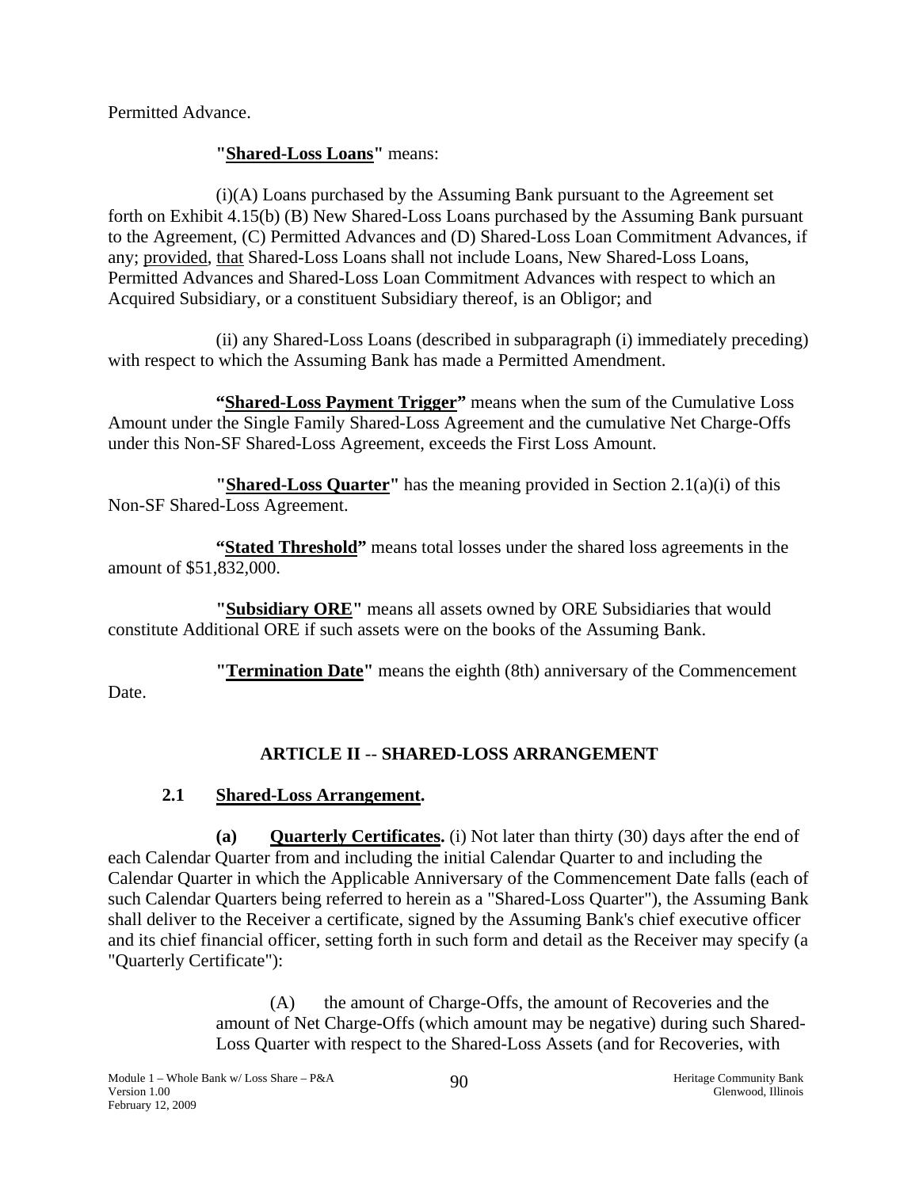Permitted Advance.

**"Shared-Loss Loans"** means:

(i)(A) Loans purchased by the Assuming Bank pursuant to the Agreement set forth on Exhibit 4.15(b) (B) New Shared-Loss Loans purchased by the Assuming Bank pursuant to the Agreement, (C) Permitted Advances and (D) Shared-Loss Loan Commitment Advances, if any; provided, that Shared-Loss Loans shall not include Loans, New Shared-Loss Loans, Permitted Advances and Shared-Loss Loan Commitment Advances with respect to which an Acquired Subsidiary, or a constituent Subsidiary thereof, is an Obligor; and

(ii) any Shared-Loss Loans (described in subparagraph (i) immediately preceding) with respect to which the Assuming Bank has made a Permitted Amendment.

**"Shared-Loss Payment Trigger"** means when the sum of the Cumulative Loss Amount under the Single Family Shared-Loss Agreement and the cumulative Net Charge-Offs under this Non-SF Shared-Loss Agreement, exceeds the First Loss Amount.

**"Shared-Loss Quarter"** has the meaning provided in Section 2.1(a)(i) of this Non-SF Shared-Loss Agreement.

**"Stated Threshold"** means total losses under the shared loss agreements in the amount of $51,832,000.

**"Subsidiary ORE"** means all assets owned by ORE Subsidiaries that would constitute Additional ORE if such assets were on the books of the Assuming Bank.

**"Termination Date"** means the eighth (8th) anniversary of the Commencement Date.

## ARTICLE II -- SHARED-LOSS ARRANGEMENT

### 2.1 Shared-Loss Arrangement.

**(a) Quarterly Certificates.** (i) Not later than thirty (30) days after the end of each Calendar Quarter from and including the initial Calendar Quarter to and including the Calendar Quarter in which the Applicable Anniversary of the Commencement Date falls (each of such Calendar Quarters being referred to herein as a "Shared-Loss Quarter"), the Assuming Bank shall deliver to the Receiver a certificate, signed by the Assuming Bank's chief executive officer and its chief financial officer, setting forth in such form and detail as the Receiver may specify (a "Quarterly Certificate"):

(A) the amount of Charge-Offs, the amount of Recoveries and the amount of Net Charge-Offs (which amount may be negative) during such Shared-Loss Quarter with respect to the Shared-Loss Assets (and for Recoveries, with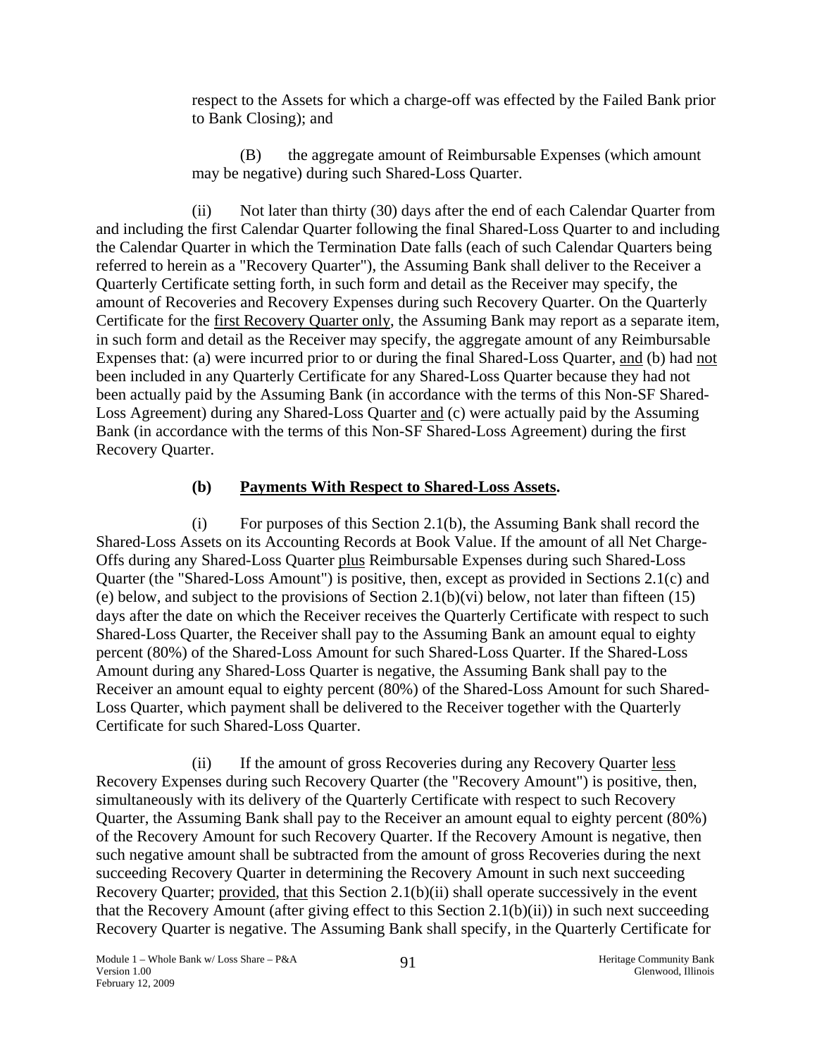respect to the Assets for which a charge-off was effected by the Failed Bank prior to Bank Closing); and

(B) the aggregate amount of Reimbursable Expenses (which amount may be negative) during such Shared-Loss Quarter.

(ii) Not later than thirty (30) days after the end of each Calendar Quarter from and including the first Calendar Quarter following the final Shared-Loss Quarter to and including the Calendar Quarter in which the Termination Date falls (each of such Calendar Quarters being referred to herein as a "Recovery Quarter"), the Assuming Bank shall deliver to the Receiver a Quarterly Certificate setting forth, in such form and detail as the Receiver may specify, the amount of Recoveries and Recovery Expenses during such Recovery Quarter. On the Quarterly Certificate for the first Recovery Quarter only, the Assuming Bank may report as a separate item, in such form and detail as the Receiver may specify, the aggregate amount of any Reimbursable Expenses that: (a) were incurred prior to or during the final Shared-Loss Quarter, and (b) had not been included in any Quarterly Certificate for any Shared-Loss Quarter because they had not been actually paid by the Assuming Bank (in accordance with the terms of this Non-SF Shared-Loss Agreement) during any Shared-Loss Quarter and (c) were actually paid by the Assuming Bank (in accordance with the terms of this Non-SF Shared-Loss Agreement) during the first Recovery Quarter.

**(b) Payments With Respect to Shared-Loss Assets.**

(i) For purposes of this Section 2.1(b), the Assuming Bank shall record the Shared-Loss Assets on its Accounting Records at Book Value. If the amount of all Net Charge-Offs during any Shared-Loss Quarter plus Reimbursable Expenses during such Shared-Loss Quarter (the "Shared-Loss Amount") is positive, then, except as provided in Sections 2.1(c) and (e) below, and subject to the provisions of Section 2.1(b)(vi) below, not later than fifteen (15) days after the date on which the Receiver receives the Quarterly Certificate with respect to such Shared-Loss Quarter, the Receiver shall pay to the Assuming Bank an amount equal to eighty percent (80%) of the Shared-Loss Amount for such Shared-Loss Quarter. If the Shared-Loss Amount during any Shared-Loss Quarter is negative, the Assuming Bank shall pay to the Receiver an amount equal to eighty percent (80%) of the Shared-Loss Amount for such Shared-Loss Quarter, which payment shall be delivered to the Receiver together with the Quarterly Certificate for such Shared-Loss Quarter.

(ii) If the amount of gross Recoveries during any Recovery Quarter less Recovery Expenses during such Recovery Quarter (the "Recovery Amount") is positive, then, simultaneously with its delivery of the Quarterly Certificate with respect to such Recovery Quarter, the Assuming Bank shall pay to the Receiver an amount equal to eighty percent (80%) of the Recovery Amount for such Recovery Quarter. If the Recovery Amount is negative, then such negative amount shall be subtracted from the amount of gross Recoveries during the next succeeding Recovery Quarter in determining the Recovery Amount in such next succeeding Recovery Quarter; provided, that this Section 2.1(b)(ii) shall operate successively in the event that the Recovery Amount (after giving effect to this Section 2.1(b)(ii)) in such next succeeding Recovery Quarter is negative. The Assuming Bank shall specify, in the Quarterly Certificate for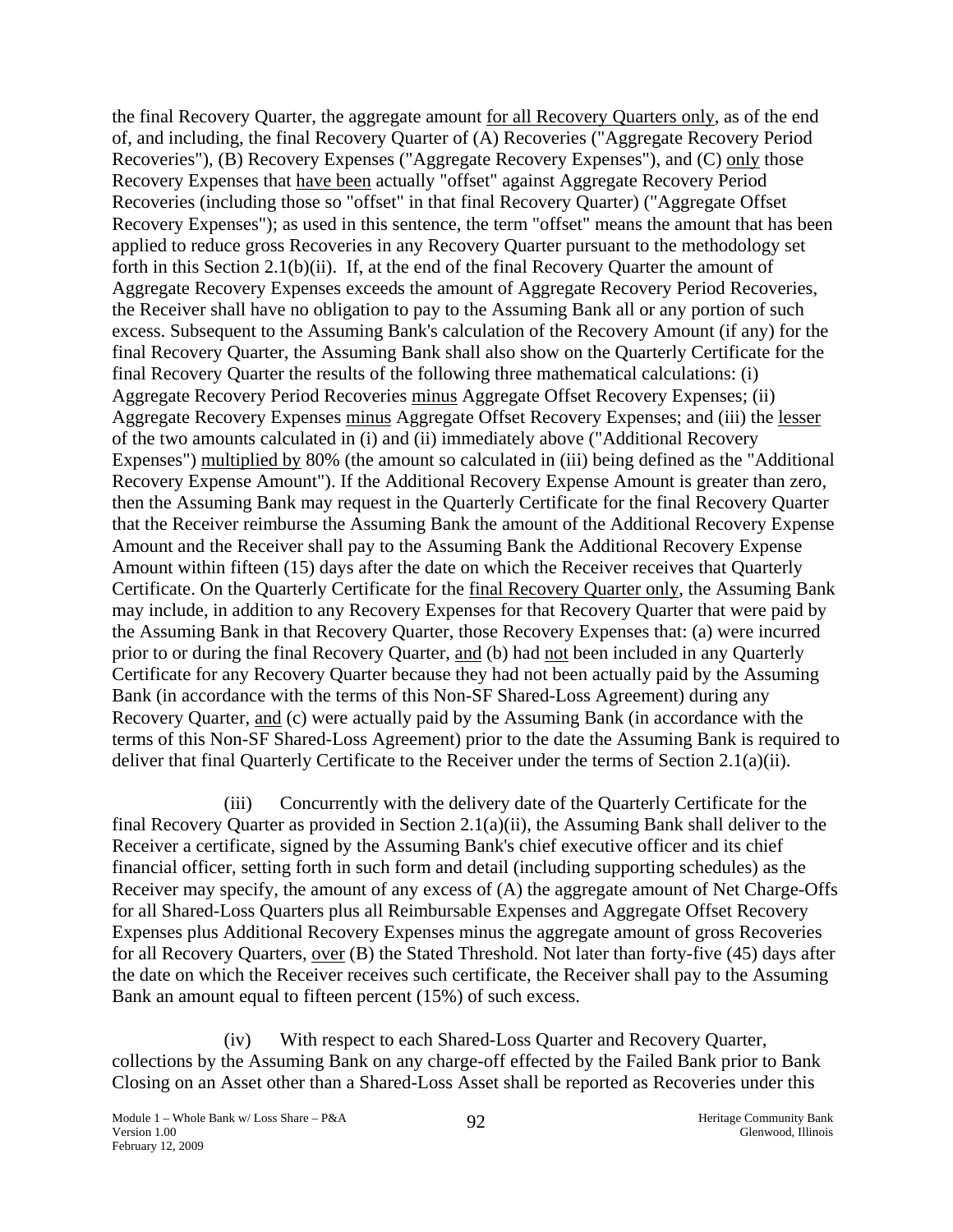the final Recovery Quarter, the aggregate amount <u>for all Recovery Quarters only</u>, as of the end of, and including, the final Recovery Quarter of (A) Recoveries ("Aggregate Recovery Period Recoveries"), (B) Recovery Expenses ("Aggregate Recovery Expenses"), and (C) <u>only</u> those Recovery Expenses that <u>have been</u> actually "offset" against Aggregate Recovery Period Recoveries (including those so "offset" in that final Recovery Quarter) ("Aggregate Offset Recovery Expenses"); as used in this sentence, the term "offset" means the amount that has been applied to reduce gross Recoveries in any Recovery Quarter pursuant to the methodology set forth in this Section 2.1(b)(ii). If, at the end of the final Recovery Quarter the amount of Aggregate Recovery Expenses exceeds the amount of Aggregate Recovery Period Recoveries, the Receiver shall have no obligation to pay to the Assuming Bank all or any portion of such excess. Subsequent to the Assuming Bank's calculation of the Recovery Amount (if any) for the final Recovery Quarter, the Assuming Bank shall also show on the Quarterly Certificate for the final Recovery Quarter the results of the following three mathematical calculations: (i) Aggregate Recovery Period Recoveries <u>minus</u> Aggregate Offset Recovery Expenses; (ii) Aggregate Recovery Expenses <u>minus</u> Aggregate Offset Recovery Expenses; and (iii) the <u>lesser</u> of the two amounts calculated in (i) and (ii) immediately above ("Additional Recovery Expenses") <u>multiplied by</u> 80% (the amount so calculated in (iii) being defined as the "Additional Recovery Expense Amount"). If the Additional Recovery Expense Amount is greater than zero, then the Assuming Bank may request in the Quarterly Certificate for the final Recovery Quarter that the Receiver reimburse the Assuming Bank the amount of the Additional Recovery Expense Amount and the Receiver shall pay to the Assuming Bank the Additional Recovery Expense Amount within fifteen (15) days after the date on which the Receiver receives that Quarterly Certificate. On the Quarterly Certificate for the <u>final Recovery Quarter only</u>, the Assuming Bank may include, in addition to any Recovery Expenses for that Recovery Quarter that were paid by the Assuming Bank in that Recovery Quarter, those Recovery Expenses that: (a) were incurred prior to or during the final Recovery Quarter, <u>and</u> (b) had <u>not</u> been included in any Quarterly Certificate for any Recovery Quarter because they had not been actually paid by the Assuming Bank (in accordance with the terms of this Non-SF Shared-Loss Agreement) during any Recovery Quarter, <u>and</u> (c) were actually paid by the Assuming Bank (in accordance with the terms of this Non-SF Shared-Loss Agreement) prior to the date the Assuming Bank is required to deliver that final Quarterly Certificate to the Receiver under the terms of Section 2.1(a)(ii).

(iii) Concurrently with the delivery date of the Quarterly Certificate for the final Recovery Quarter as provided in Section 2.1(a)(ii), the Assuming Bank shall deliver to the Receiver a certificate, signed by the Assuming Bank's chief executive officer and its chief financial officer, setting forth in such form and detail (including supporting schedules) as the Receiver may specify, the amount of any excess of (A) the aggregate amount of Net Charge-Offs for all Shared-Loss Quarters plus all Reimbursable Expenses and Aggregate Offset Recovery Expenses plus Additional Recovery Expenses minus the aggregate amount of gross Recoveries for all Recovery Quarters, <u>over</u> (B) the Stated Threshold. Not later than forty-five (45) days after the date on which the Receiver receives such certificate, the Receiver shall pay to the Assuming Bank an amount equal to fifteen percent (15%) of such excess.

(iv) With respect to each Shared-Loss Quarter and Recovery Quarter, collections by the Assuming Bank on any charge-off effected by the Failed Bank prior to Bank Closing on an Asset other than a Shared-Loss Asset shall be reported as Recoveries under this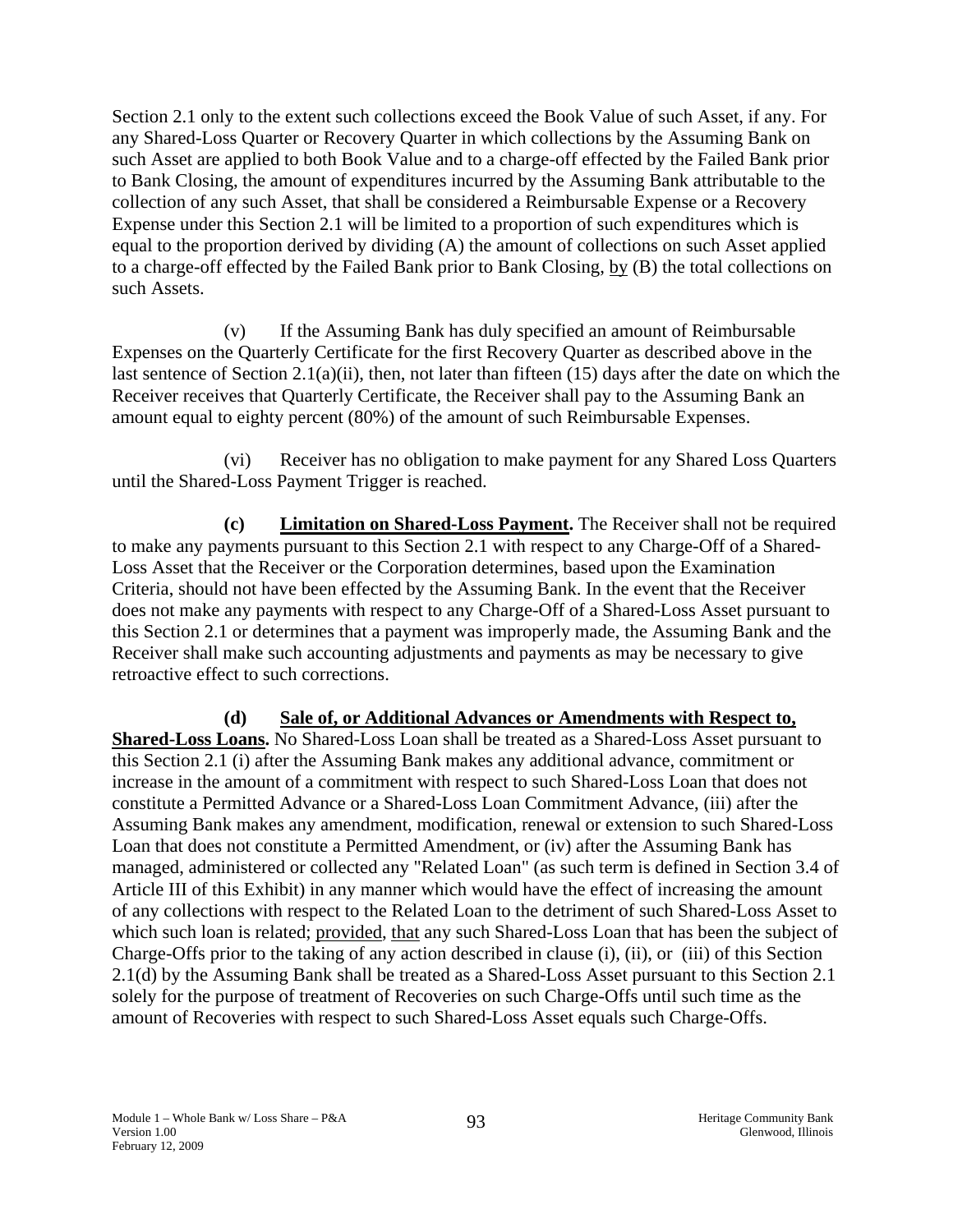Section 2.1 only to the extent such collections exceed the Book Value of such Asset, if any. For any Shared-Loss Quarter or Recovery Quarter in which collections by the Assuming Bank on such Asset are applied to both Book Value and to a charge-off effected by the Failed Bank prior to Bank Closing, the amount of expenditures incurred by the Assuming Bank attributable to the collection of any such Asset, that shall be considered a Reimbursable Expense or a Recovery Expense under this Section 2.1 will be limited to a proportion of such expenditures which is equal to the proportion derived by dividing (A) the amount of collections on such Asset applied to a charge-off effected by the Failed Bank prior to Bank Closing, by (B) the total collections on such Assets.

(v) If the Assuming Bank has duly specified an amount of Reimbursable Expenses on the Quarterly Certificate for the first Recovery Quarter as described above in the last sentence of Section 2.1(a)(ii), then, not later than fifteen (15) days after the date on which the Receiver receives that Quarterly Certificate, the Receiver shall pay to the Assuming Bank an amount equal to eighty percent (80%) of the amount of such Reimbursable Expenses.

(vi) Receiver has no obligation to make payment for any Shared Loss Quarters until the Shared-Loss Payment Trigger is reached.

**(c) Limitation on Shared-Loss Payment.** The Receiver shall not be required to make any payments pursuant to this Section 2.1 with respect to any Charge-Off of a Shared-Loss Asset that the Receiver or the Corporation determines, based upon the Examination Criteria, should not have been effected by the Assuming Bank. In the event that the Receiver does not make any payments with respect to any Charge-Off of a Shared-Loss Asset pursuant to this Section 2.1 or determines that a payment was improperly made, the Assuming Bank and the Receiver shall make such accounting adjustments and payments as may be necessary to give retroactive effect to such corrections.

**(d) Sale of, or Additional Advances or Amendments with Respect to, Shared-Loss Loans.** No Shared-Loss Loan shall be treated as a Shared-Loss Asset pursuant to this Section 2.1 (i) after the Assuming Bank makes any additional advance, commitment or increase in the amount of a commitment with respect to such Shared-Loss Loan that does not constitute a Permitted Advance or a Shared-Loss Loan Commitment Advance, (iii) after the Assuming Bank makes any amendment, modification, renewal or extension to such Shared-Loss Loan that does not constitute a Permitted Amendment, or (iv) after the Assuming Bank has managed, administered or collected any "Related Loan" (as such term is defined in Section 3.4 of Article III of this Exhibit) in any manner which would have the effect of increasing the amount of any collections with respect to the Related Loan to the detriment of such Shared-Loss Asset to which such loan is related; provided, that any such Shared-Loss Loan that has been the subject of Charge-Offs prior to the taking of any action described in clause (i), (ii), or (iii) of this Section 2.1(d) by the Assuming Bank shall be treated as a Shared-Loss Asset pursuant to this Section 2.1 solely for the purpose of treatment of Recoveries on such Charge-Offs until such time as the amount of Recoveries with respect to such Shared-Loss Asset equals such Charge-Offs.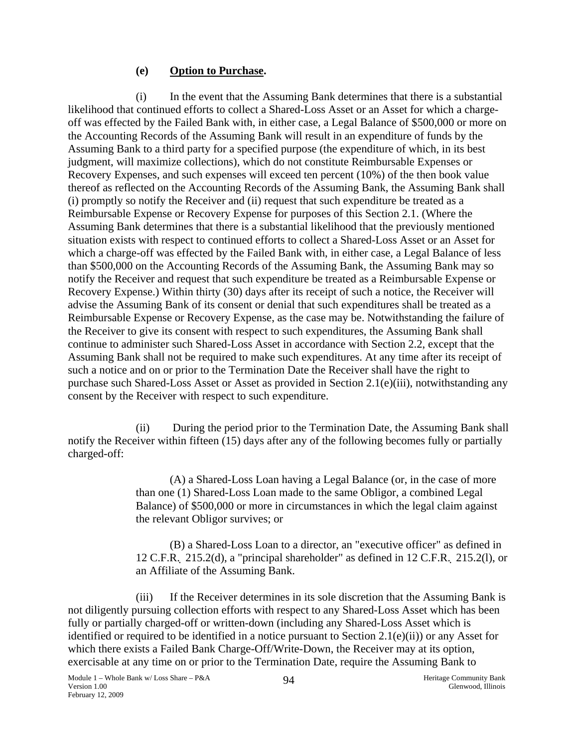**(e) Option to Purchase.**

(i) In the event that the Assuming Bank determines that there is a substantial likelihood that continued efforts to collect a Shared-Loss Asset or an Asset for which a charge-off was effected by the Failed Bank with, in either case, a Legal Balance of $500,000 or more on the Accounting Records of the Assuming Bank will result in an expenditure of funds by the Assuming Bank to a third party for a specified purpose (the expenditure of which, in its best judgment, will maximize collections), which do not constitute Reimbursable Expenses or Recovery Expenses, and such expenses will exceed ten percent (10%) of the then book value thereof as reflected on the Accounting Records of the Assuming Bank, the Assuming Bank shall (i) promptly so notify the Receiver and (ii) request that such expenditure be treated as a Reimbursable Expense or Recovery Expense for purposes of this Section 2.1. (Where the Assuming Bank determines that there is a substantial likelihood that the previously mentioned situation exists with respect to continued efforts to collect a Shared-Loss Asset or an Asset for which a charge-off was effected by the Failed Bank with, in either case, a Legal Balance of less than $500,000 on the Accounting Records of the Assuming Bank, the Assuming Bank may so notify the Receiver and request that such expenditure be treated as a Reimbursable Expense or Recovery Expense.) Within thirty (30) days after its receipt of such a notice, the Receiver will advise the Assuming Bank of its consent or denial that such expenditures shall be treated as a Reimbursable Expense or Recovery Expense, as the case may be. Notwithstanding the failure of the Receiver to give its consent with respect to such expenditures, the Assuming Bank shall continue to administer such Shared-Loss Asset in accordance with Section 2.2, except that the Assuming Bank shall not be required to make such expenditures. At any time after its receipt of such a notice and on or prior to the Termination Date the Receiver shall have the right to purchase such Shared-Loss Asset or Asset as provided in Section 2.1(e)(iii), notwithstanding any consent by the Receiver with respect to such expenditure.

(ii) During the period prior to the Termination Date, the Assuming Bank shall notify the Receiver within fifteen (15) days after any of the following becomes fully or partially charged-off:

(A) a Shared-Loss Loan having a Legal Balance (or, in the case of more than one (1) Shared-Loss Loan made to the same Obligor, a combined Legal Balance) of $500,000 or more in circumstances in which the legal claim against the relevant Obligor survives; or

(B) a Shared-Loss Loan to a director, an "executive officer" as defined in 12 C.F.R. 215.2(d), a "principal shareholder" as defined in 12 C.F.R. 215.2(l), or an Affiliate of the Assuming Bank.

(iii) If the Receiver determines in its sole discretion that the Assuming Bank is not diligently pursuing collection efforts with respect to any Shared-Loss Asset which has been fully or partially charged-off or written-down (including any Shared-Loss Asset which is identified or required to be identified in a notice pursuant to Section 2.1(e)(ii)) or any Asset for which there exists a Failed Bank Charge-Off/Write-Down, the Receiver may at its option, exercisable at any time on or prior to the Termination Date, require the Assuming Bank to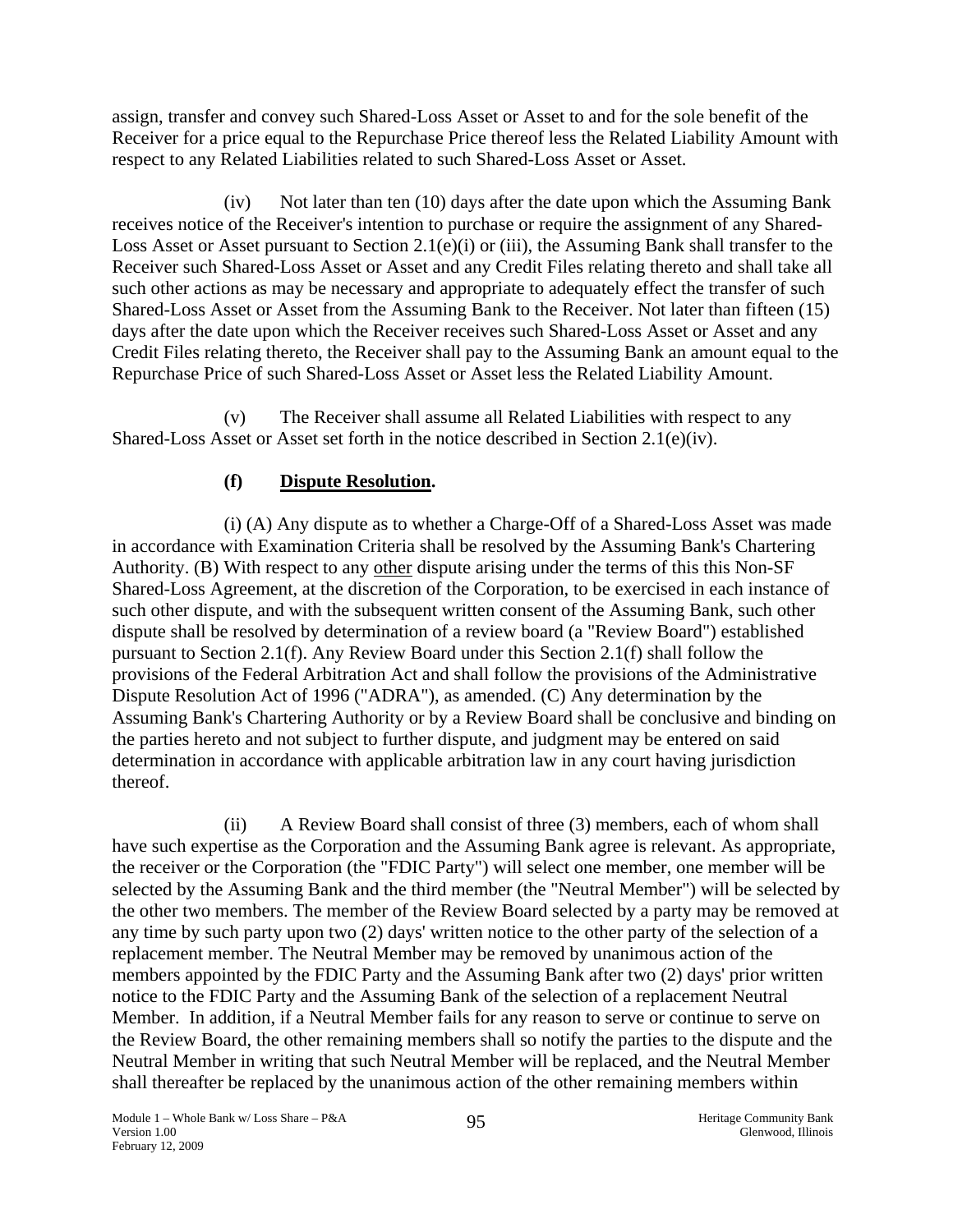assign, transfer and convey such Shared-Loss Asset or Asset to and for the sole benefit of the Receiver for a price equal to the Repurchase Price thereof less the Related Liability Amount with respect to any Related Liabilities related to such Shared-Loss Asset or Asset.

(iv) Not later than ten (10) days after the date upon which the Assuming Bank receives notice of the Receiver's intention to purchase or require the assignment of any Shared-Loss Asset or Asset pursuant to Section 2.1(e)(i) or (iii), the Assuming Bank shall transfer to the Receiver such Shared-Loss Asset or Asset and any Credit Files relating thereto and shall take all such other actions as may be necessary and appropriate to adequately effect the transfer of such Shared-Loss Asset or Asset from the Assuming Bank to the Receiver. Not later than fifteen (15) days after the date upon which the Receiver receives such Shared-Loss Asset or Asset and any Credit Files relating thereto, the Receiver shall pay to the Assuming Bank an amount equal to the Repurchase Price of such Shared-Loss Asset or Asset less the Related Liability Amount.

(v) The Receiver shall assume all Related Liabilities with respect to any Shared-Loss Asset or Asset set forth in the notice described in Section 2.1(e)(iv).

**(f) Dispute Resolution.**

(i) (A) Any dispute as to whether a Charge-Off of a Shared-Loss Asset was made in accordance with Examination Criteria shall be resolved by the Assuming Bank's Chartering Authority. (B) With respect to any other dispute arising under the terms of this this Non-SF Shared-Loss Agreement, at the discretion of the Corporation, to be exercised in each instance of such other dispute, and with the subsequent written consent of the Assuming Bank, such other dispute shall be resolved by determination of a review board (a "Review Board") established pursuant to Section 2.1(f). Any Review Board under this Section 2.1(f) shall follow the provisions of the Federal Arbitration Act and shall follow the provisions of the Administrative Dispute Resolution Act of 1996 ("ADRA"), as amended. (C) Any determination by the Assuming Bank's Chartering Authority or by a Review Board shall be conclusive and binding on the parties hereto and not subject to further dispute, and judgment may be entered on said determination in accordance with applicable arbitration law in any court having jurisdiction thereof.

(ii) A Review Board shall consist of three (3) members, each of whom shall have such expertise as the Corporation and the Assuming Bank agree is relevant. As appropriate, the receiver or the Corporation (the "FDIC Party") will select one member, one member will be selected by the Assuming Bank and the third member (the "Neutral Member") will be selected by the other two members. The member of the Review Board selected by a party may be removed at any time by such party upon two (2) days' written notice to the other party of the selection of a replacement member. The Neutral Member may be removed by unanimous action of the members appointed by the FDIC Party and the Assuming Bank after two (2) days' prior written notice to the FDIC Party and the Assuming Bank of the selection of a replacement Neutral Member. In addition, if a Neutral Member fails for any reason to serve or continue to serve on the Review Board, the other remaining members shall so notify the parties to the dispute and the Neutral Member in writing that such Neutral Member will be replaced, and the Neutral Member shall thereafter be replaced by the unanimous action of the other remaining members within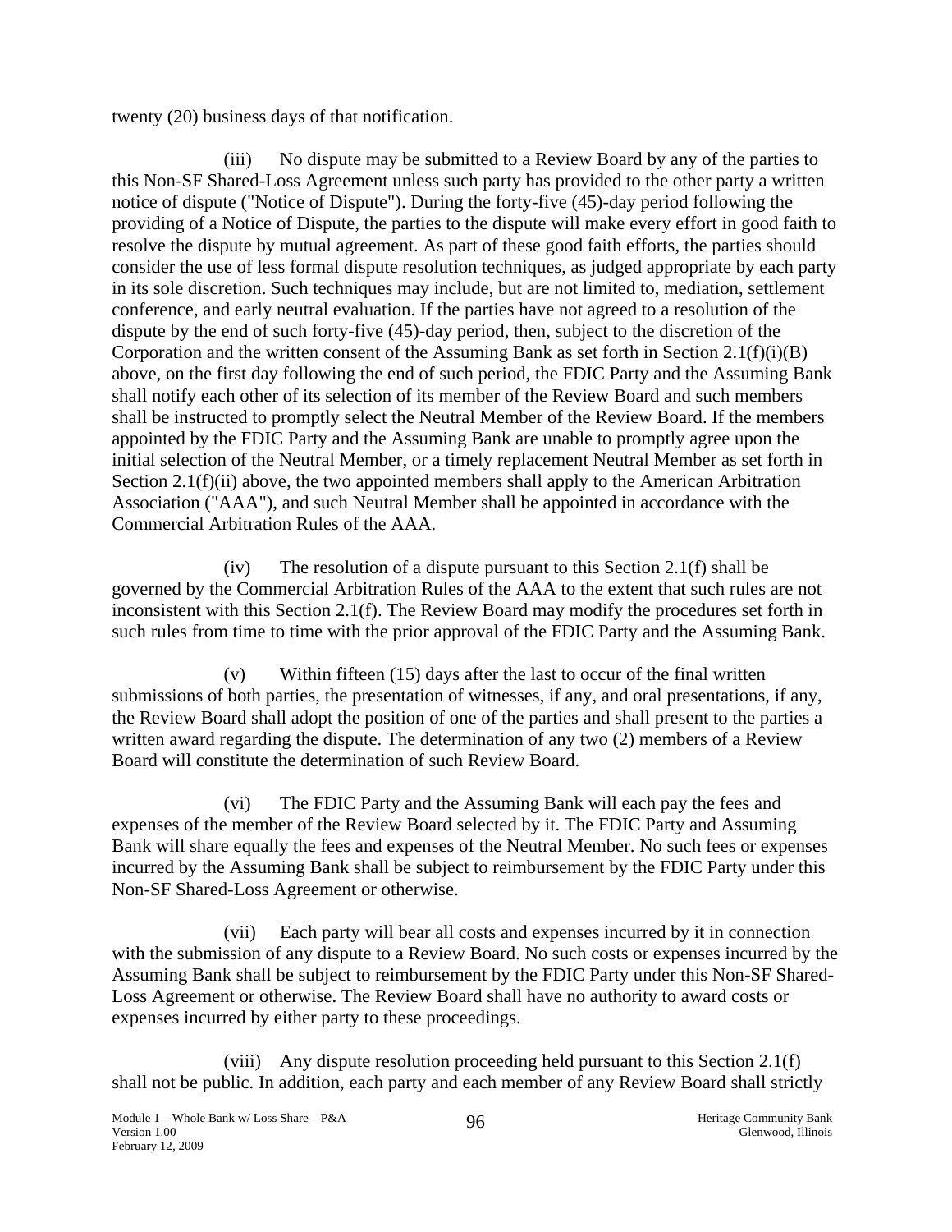twenty (20) business days of that notification.

(iii) No dispute may be submitted to a Review Board by any of the parties to this Non-SF Shared-Loss Agreement unless such party has provided to the other party a written notice of dispute ("Notice of Dispute"). During the forty-five (45)-day period following the providing of a Notice of Dispute, the parties to the dispute will make every effort in good faith to resolve the dispute by mutual agreement. As part of these good faith efforts, the parties should consider the use of less formal dispute resolution techniques, as judged appropriate by each party in its sole discretion. Such techniques may include, but are not limited to, mediation, settlement conference, and early neutral evaluation. If the parties have not agreed to a resolution of the dispute by the end of such forty-five (45)-day period, then, subject to the discretion of the Corporation and the written consent of the Assuming Bank as set forth in Section 2.1(f)(i)(B) above, on the first day following the end of such period, the FDIC Party and the Assuming Bank shall notify each other of its selection of its member of the Review Board and such members shall be instructed to promptly select the Neutral Member of the Review Board. If the members appointed by the FDIC Party and the Assuming Bank are unable to promptly agree upon the initial selection of the Neutral Member, or a timely replacement Neutral Member as set forth in Section 2.1(f)(ii) above, the two appointed members shall apply to the American Arbitration Association ("AAA"), and such Neutral Member shall be appointed in accordance with the Commercial Arbitration Rules of the AAA.

(iv) The resolution of a dispute pursuant to this Section 2.1(f) shall be governed by the Commercial Arbitration Rules of the AAA to the extent that such rules are not inconsistent with this Section 2.1(f). The Review Board may modify the procedures set forth in such rules from time to time with the prior approval of the FDIC Party and the Assuming Bank.

(v) Within fifteen (15) days after the last to occur of the final written submissions of both parties, the presentation of witnesses, if any, and oral presentations, if any, the Review Board shall adopt the position of one of the parties and shall present to the parties a written award regarding the dispute. The determination of any two (2) members of a Review Board will constitute the determination of such Review Board.

(vi) The FDIC Party and the Assuming Bank will each pay the fees and expenses of the member of the Review Board selected by it. The FDIC Party and Assuming Bank will share equally the fees and expenses of the Neutral Member. No such fees or expenses incurred by the Assuming Bank shall be subject to reimbursement by the FDIC Party under this Non-SF Shared-Loss Agreement or otherwise.

(vii) Each party will bear all costs and expenses incurred by it in connection with the submission of any dispute to a Review Board. No such costs or expenses incurred by the Assuming Bank shall be subject to reimbursement by the FDIC Party under this Non-SF Shared-Loss Agreement or otherwise. The Review Board shall have no authority to award costs or expenses incurred by either party to these proceedings.

(viii) Any dispute resolution proceeding held pursuant to this Section 2.1(f) shall not be public. In addition, each party and each member of any Review Board shall strictly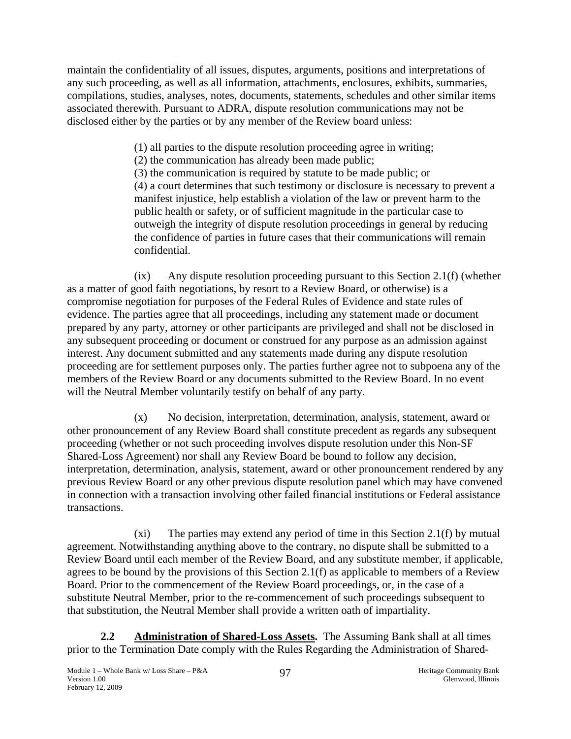maintain the confidentiality of all issues, disputes, arguments, positions and interpretations of any such proceeding, as well as all information, attachments, enclosures, exhibits, summaries, compilations, studies, analyses, notes, documents, statements, schedules and other similar items associated therewith. Pursuant to ADRA, dispute resolution communications may not be disclosed either by the parties or by any member of the Review board unless:

> (1) all parties to the dispute resolution proceeding agree in writing;
> (2) the communication has already been made public;
> (3) the communication is required by statute to be made public; or
> (4) a court determines that such testimony or disclosure is necessary to prevent a manifest injustice, help establish a violation of the law or prevent harm to the public health or safety, or of sufficient magnitude in the particular case to outweigh the integrity of dispute resolution proceedings in general by reducing the confidence of parties in future cases that their communications will remain confidential.

(ix) Any dispute resolution proceeding pursuant to this Section 2.1(f) (whether as a matter of good faith negotiations, by resort to a Review Board, or otherwise) is a compromise negotiation for purposes of the Federal Rules of Evidence and state rules of evidence. The parties agree that all proceedings, including any statement made or document prepared by any party, attorney or other participants are privileged and shall not be disclosed in any subsequent proceeding or document or construed for any purpose as an admission against interest. Any document submitted and any statements made during any dispute resolution proceeding are for settlement purposes only. The parties further agree not to subpoena any of the members of the Review Board or any documents submitted to the Review Board. In no event will the Neutral Member voluntarily testify on behalf of any party.

(x) No decision, interpretation, determination, analysis, statement, award or other pronouncement of any Review Board shall constitute precedent as regards any subsequent proceeding (whether or not such proceeding involves dispute resolution under this Non-SF Shared-Loss Agreement) nor shall any Review Board be bound to follow any decision, interpretation, determination, analysis, statement, award or other pronouncement rendered by any previous Review Board or any other previous dispute resolution panel which may have convened in connection with a transaction involving other failed financial institutions or Federal assistance transactions.

(xi) The parties may extend any period of time in this Section 2.1(f) by mutual agreement. Notwithstanding anything above to the contrary, no dispute shall be submitted to a Review Board until each member of the Review Board, and any substitute member, if applicable, agrees to be bound by the provisions of this Section 2.1(f) as applicable to members of a Review Board. Prior to the commencement of the Review Board proceedings, or, in the case of a substitute Neutral Member, prior to the re-commencement of such proceedings subsequent to that substitution, the Neutral Member shall provide a written oath of impartiality.

**2.2 Administration of Shared-Loss Assets.** The Assuming Bank shall at all times prior to the Termination Date comply with the Rules Regarding the Administration of Shared-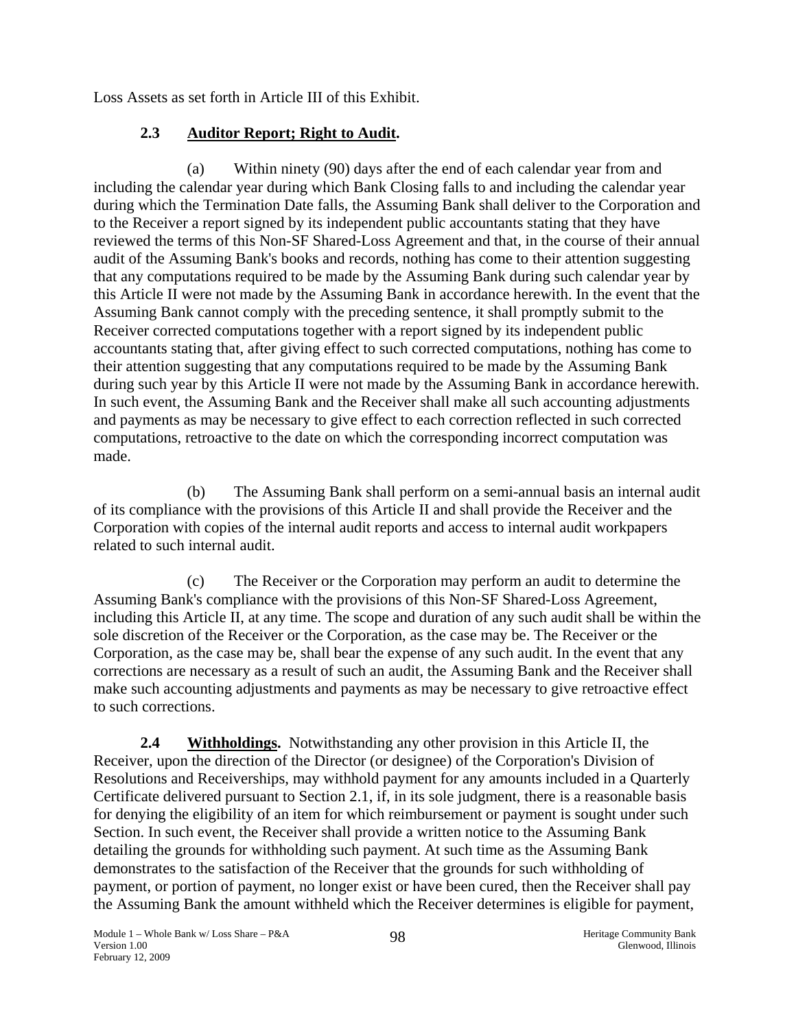Loss Assets as set forth in Article III of this Exhibit.

### 2.3 Auditor Report; Right to Audit.

(a) Within ninety (90) days after the end of each calendar year from and including the calendar year during which Bank Closing falls to and including the calendar year during which the Termination Date falls, the Assuming Bank shall deliver to the Corporation and to the Receiver a report signed by its independent public accountants stating that they have reviewed the terms of this Non-SF Shared-Loss Agreement and that, in the course of their annual audit of the Assuming Bank's books and records, nothing has come to their attention suggesting that any computations required to be made by the Assuming Bank during such calendar year by this Article II were not made by the Assuming Bank in accordance herewith. In the event that the Assuming Bank cannot comply with the preceding sentence, it shall promptly submit to the Receiver corrected computations together with a report signed by its independent public accountants stating that, after giving effect to such corrected computations, nothing has come to their attention suggesting that any computations required to be made by the Assuming Bank during such year by this Article II were not made by the Assuming Bank in accordance herewith. In such event, the Assuming Bank and the Receiver shall make all such accounting adjustments and payments as may be necessary to give effect to each correction reflected in such corrected computations, retroactive to the date on which the corresponding incorrect computation was made.

(b) The Assuming Bank shall perform on a semi-annual basis an internal audit of its compliance with the provisions of this Article II and shall provide the Receiver and the Corporation with copies of the internal audit reports and access to internal audit workpapers related to such internal audit.

(c) The Receiver or the Corporation may perform an audit to determine the Assuming Bank's compliance with the provisions of this Non-SF Shared-Loss Agreement, including this Article II, at any time. The scope and duration of any such audit shall be within the sole discretion of the Receiver or the Corporation, as the case may be. The Receiver or the Corporation, as the case may be, shall bear the expense of any such audit. In the event that any corrections are necessary as a result of such an audit, the Assuming Bank and the Receiver shall make such accounting adjustments and payments as may be necessary to give retroactive effect to such corrections.

**2.4 Withholdings.** Notwithstanding any other provision in this Article II, the Receiver, upon the direction of the Director (or designee) of the Corporation's Division of Resolutions and Receiverships, may withhold payment for any amounts included in a Quarterly Certificate delivered pursuant to Section 2.1, if, in its sole judgment, there is a reasonable basis for denying the eligibility of an item for which reimbursement or payment is sought under such Section. In such event, the Receiver shall provide a written notice to the Assuming Bank detailing the grounds for withholding such payment. At such time as the Assuming Bank demonstrates to the satisfaction of the Receiver that the grounds for such withholding of payment, or portion of payment, no longer exist or have been cured, then the Receiver shall pay the Assuming Bank the amount withheld which the Receiver determines is eligible for payment,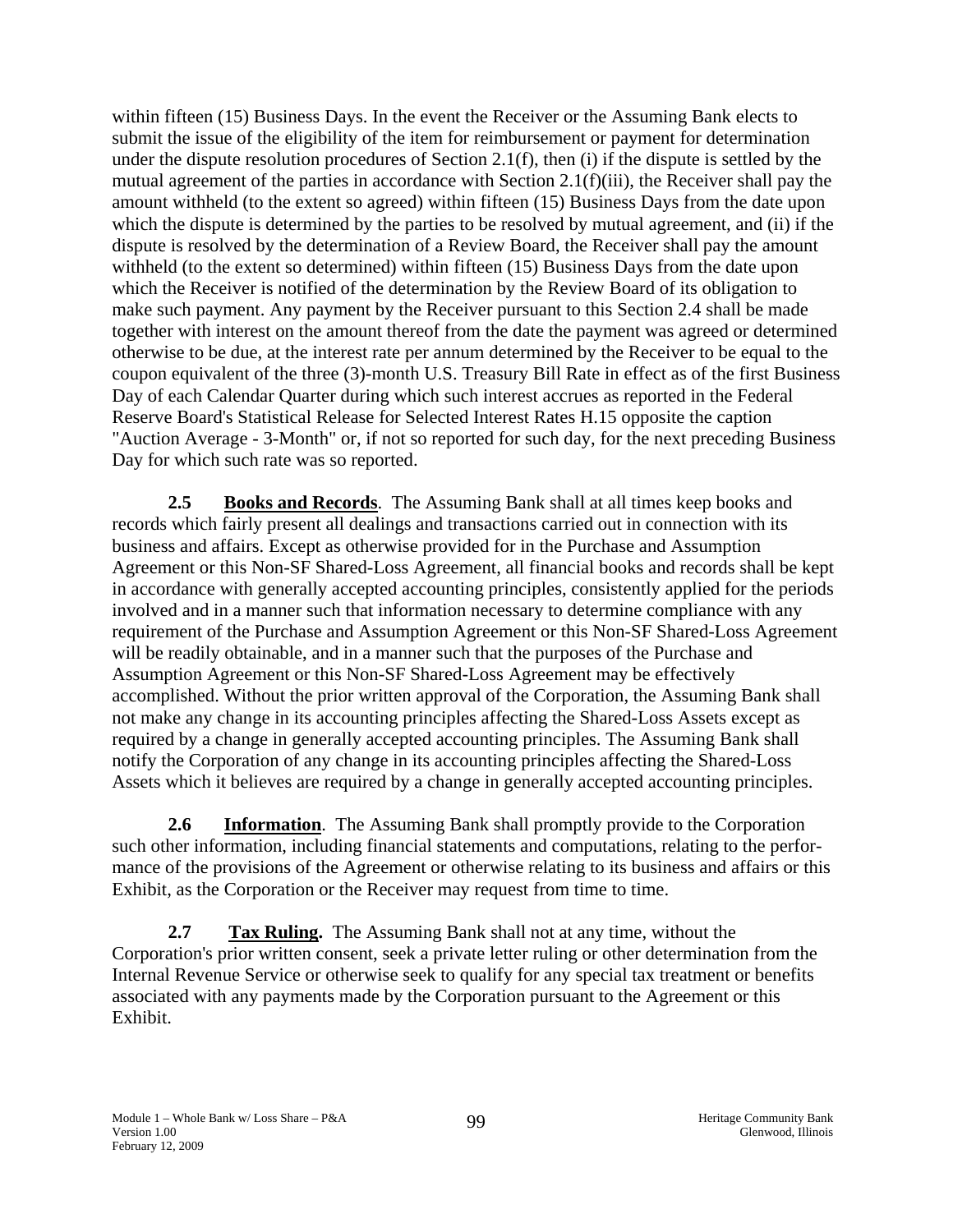within fifteen (15) Business Days. In the event the Receiver or the Assuming Bank elects to submit the issue of the eligibility of the item for reimbursement or payment for determination under the dispute resolution procedures of Section 2.1(f), then (i) if the dispute is settled by the mutual agreement of the parties in accordance with Section 2.1(f)(iii), the Receiver shall pay the amount withheld (to the extent so agreed) within fifteen (15) Business Days from the date upon which the dispute is determined by the parties to be resolved by mutual agreement, and (ii) if the dispute is resolved by the determination of a Review Board, the Receiver shall pay the amount withheld (to the extent so determined) within fifteen (15) Business Days from the date upon which the Receiver is notified of the determination by the Review Board of its obligation to make such payment. Any payment by the Receiver pursuant to this Section 2.4 shall be made together with interest on the amount thereof from the date the payment was agreed or determined otherwise to be due, at the interest rate per annum determined by the Receiver to be equal to the coupon equivalent of the three (3)-month U.S. Treasury Bill Rate in effect as of the first Business Day of each Calendar Quarter during which such interest accrues as reported in the Federal Reserve Board's Statistical Release for Selected Interest Rates H.15 opposite the caption "Auction Average - 3-Month" or, if not so reported for such day, for the next preceding Business Day for which such rate was so reported.

**2.5 Books and Records**. The Assuming Bank shall at all times keep books and records which fairly present all dealings and transactions carried out in connection with its business and affairs. Except as otherwise provided for in the Purchase and Assumption Agreement or this Non-SF Shared-Loss Agreement, all financial books and records shall be kept in accordance with generally accepted accounting principles, consistently applied for the periods involved and in a manner such that information necessary to determine compliance with any requirement of the Purchase and Assumption Agreement or this Non-SF Shared-Loss Agreement will be readily obtainable, and in a manner such that the purposes of the Purchase and Assumption Agreement or this Non-SF Shared-Loss Agreement may be effectively accomplished. Without the prior written approval of the Corporation, the Assuming Bank shall not make any change in its accounting principles affecting the Shared-Loss Assets except as required by a change in generally accepted accounting principles. The Assuming Bank shall notify the Corporation of any change in its accounting principles affecting the Shared-Loss Assets which it believes are required by a change in generally accepted accounting principles.

**2.6 Information**. The Assuming Bank shall promptly provide to the Corporation such other information, including financial statements and computations, relating to the performance of the provisions of the Agreement or otherwise relating to its business and affairs or this Exhibit, as the Corporation or the Receiver may request from time to time.

**2.7 Tax Ruling.** The Assuming Bank shall not at any time, without the Corporation's prior written consent, seek a private letter ruling or other determination from the Internal Revenue Service or otherwise seek to qualify for any special tax treatment or benefits associated with any payments made by the Corporation pursuant to the Agreement or this Exhibit.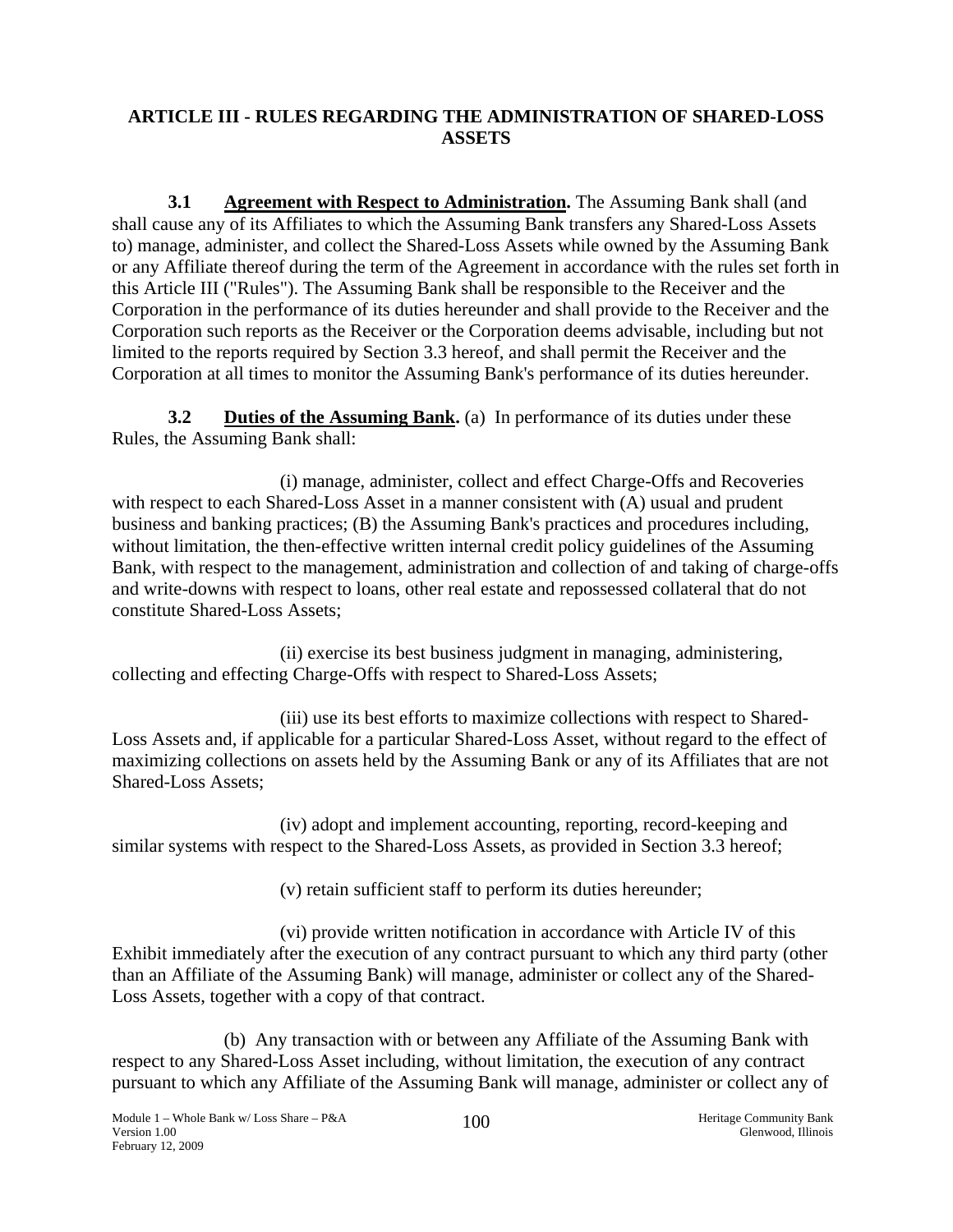## ARTICLE III - RULES REGARDING THE ADMINISTRATION OF SHARED-LOSS ASSETS

**3.1 Agreement with Respect to Administration.** The Assuming Bank shall (and shall cause any of its Affiliates to which the Assuming Bank transfers any Shared-Loss Assets to) manage, administer, and collect the Shared-Loss Assets while owned by the Assuming Bank or any Affiliate thereof during the term of the Agreement in accordance with the rules set forth in this Article III ("Rules"). The Assuming Bank shall be responsible to the Receiver and the Corporation in the performance of its duties hereunder and shall provide to the Receiver and the Corporation such reports as the Receiver or the Corporation deems advisable, including but not limited to the reports required by Section 3.3 hereof, and shall permit the Receiver and the Corporation at all times to monitor the Assuming Bank's performance of its duties hereunder.

**3.2 Duties of the Assuming Bank.** (a) In performance of its duties under these Rules, the Assuming Bank shall:

(i) manage, administer, collect and effect Charge-Offs and Recoveries with respect to each Shared-Loss Asset in a manner consistent with (A) usual and prudent business and banking practices; (B) the Assuming Bank's practices and procedures including, without limitation, the then-effective written internal credit policy guidelines of the Assuming Bank, with respect to the management, administration and collection of and taking of charge-offs and write-downs with respect to loans, other real estate and repossessed collateral that do not constitute Shared-Loss Assets;

(ii) exercise its best business judgment in managing, administering, collecting and effecting Charge-Offs with respect to Shared-Loss Assets;

(iii) use its best efforts to maximize collections with respect to Shared-Loss Assets and, if applicable for a particular Shared-Loss Asset, without regard to the effect of maximizing collections on assets held by the Assuming Bank or any of its Affiliates that are not Shared-Loss Assets;

(iv) adopt and implement accounting, reporting, record-keeping and similar systems with respect to the Shared-Loss Assets, as provided in Section 3.3 hereof;

(v) retain sufficient staff to perform its duties hereunder;

(vi) provide written notification in accordance with Article IV of this Exhibit immediately after the execution of any contract pursuant to which any third party (other than an Affiliate of the Assuming Bank) will manage, administer or collect any of the Shared-Loss Assets, together with a copy of that contract.

(b) Any transaction with or between any Affiliate of the Assuming Bank with respect to any Shared-Loss Asset including, without limitation, the execution of any contract pursuant to which any Affiliate of the Assuming Bank will manage, administer or collect any of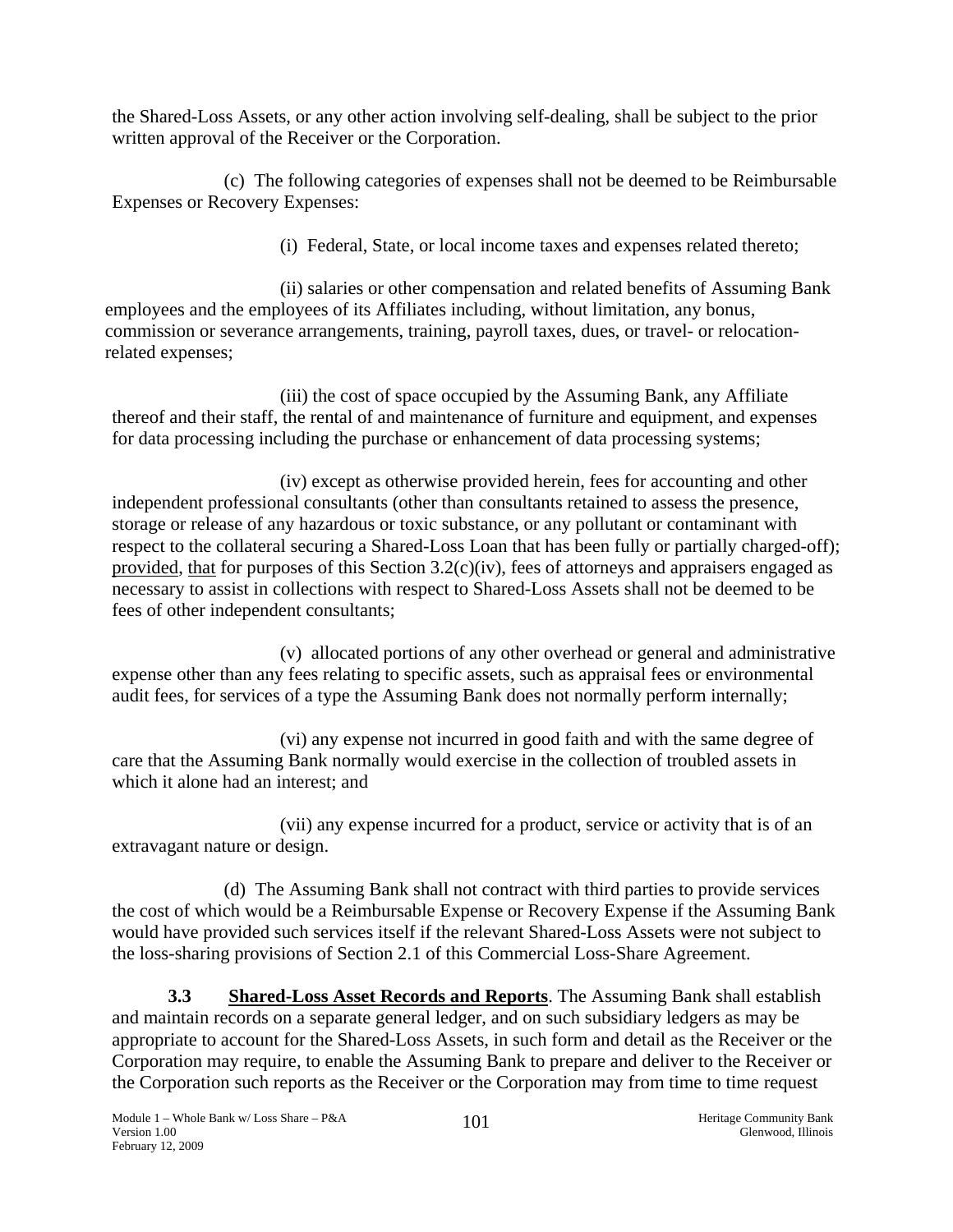the Shared-Loss Assets, or any other action involving self-dealing, shall be subject to the prior written approval of the Receiver or the Corporation.

(c) The following categories of expenses shall not be deemed to be Reimbursable Expenses or Recovery Expenses:

(i) Federal, State, or local income taxes and expenses related thereto;

(ii) salaries or other compensation and related benefits of Assuming Bank employees and the employees of its Affiliates including, without limitation, any bonus, commission or severance arrangements, training, payroll taxes, dues, or travel- or relocation-related expenses;

(iii) the cost of space occupied by the Assuming Bank, any Affiliate thereof and their staff, the rental of and maintenance of furniture and equipment, and expenses for data processing including the purchase or enhancement of data processing systems;

(iv) except as otherwise provided herein, fees for accounting and other independent professional consultants (other than consultants retained to assess the presence, storage or release of any hazardous or toxic substance, or any pollutant or contaminant with respect to the collateral securing a Shared-Loss Loan that has been fully or partially charged-off); provided, that for purposes of this Section 3.2(c)(iv), fees of attorneys and appraisers engaged as necessary to assist in collections with respect to Shared-Loss Assets shall not be deemed to be fees of other independent consultants;

(v) allocated portions of any other overhead or general and administrative expense other than any fees relating to specific assets, such as appraisal fees or environmental audit fees, for services of a type the Assuming Bank does not normally perform internally;

(vi) any expense not incurred in good faith and with the same degree of care that the Assuming Bank normally would exercise in the collection of troubled assets in which it alone had an interest; and

(vii) any expense incurred for a product, service or activity that is of an extravagant nature or design.

(d) The Assuming Bank shall not contract with third parties to provide services the cost of which would be a Reimbursable Expense or Recovery Expense if the Assuming Bank would have provided such services itself if the relevant Shared-Loss Assets were not subject to the loss-sharing provisions of Section 2.1 of this Commercial Loss-Share Agreement.

**3.3 Shared-Loss Asset Records and Reports**. The Assuming Bank shall establish and maintain records on a separate general ledger, and on such subsidiary ledgers as may be appropriate to account for the Shared-Loss Assets, in such form and detail as the Receiver or the Corporation may require, to enable the Assuming Bank to prepare and deliver to the Receiver or the Corporation such reports as the Receiver or the Corporation may from time to time request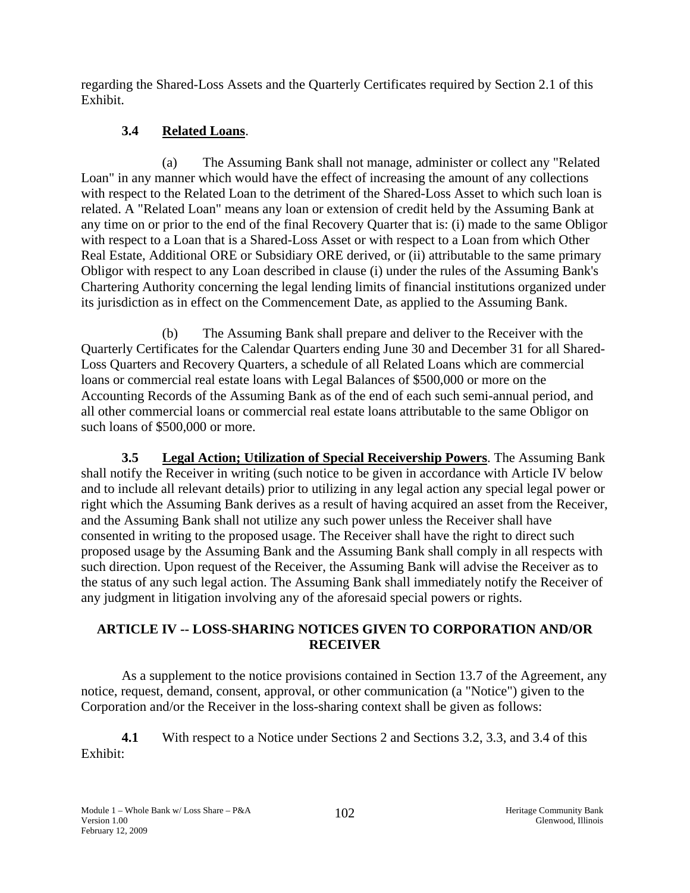regarding the Shared-Loss Assets and the Quarterly Certificates required by Section 2.1 of this Exhibit.

### 3.4 Related Loans.

(a) The Assuming Bank shall not manage, administer or collect any "Related Loan" in any manner which would have the effect of increasing the amount of any collections with respect to the Related Loan to the detriment of the Shared-Loss Asset to which such loan is related. A "Related Loan" means any loan or extension of credit held by the Assuming Bank at any time on or prior to the end of the final Recovery Quarter that is: (i) made to the same Obligor with respect to a Loan that is a Shared-Loss Asset or with respect to a Loan from which Other Real Estate, Additional ORE or Subsidiary ORE derived, or (ii) attributable to the same primary Obligor with respect to any Loan described in clause (i) under the rules of the Assuming Bank's Chartering Authority concerning the legal lending limits of financial institutions organized under its jurisdiction as in effect on the Commencement Date, as applied to the Assuming Bank.

(b) The Assuming Bank shall prepare and deliver to the Receiver with the Quarterly Certificates for the Calendar Quarters ending June 30 and December 31 for all Shared-Loss Quarters and Recovery Quarters, a schedule of all Related Loans which are commercial loans or commercial real estate loans with Legal Balances of $500,000 or more on the Accounting Records of the Assuming Bank as of the end of each such semi-annual period, and all other commercial loans or commercial real estate loans attributable to the same Obligor on such loans of $500,000 or more.

**3.5 Legal Action; Utilization of Special Receivership Powers**. The Assuming Bank shall notify the Receiver in writing (such notice to be given in accordance with Article IV below and to include all relevant details) prior to utilizing in any legal action any special legal power or right which the Assuming Bank derives as a result of having acquired an asset from the Receiver, and the Assuming Bank shall not utilize any such power unless the Receiver shall have consented in writing to the proposed usage. The Receiver shall have the right to direct such proposed usage by the Assuming Bank and the Assuming Bank shall comply in all respects with such direction. Upon request of the Receiver, the Assuming Bank will advise the Receiver as to the status of any such legal action. The Assuming Bank shall immediately notify the Receiver of any judgment in litigation involving any of the aforesaid special powers or rights.

## ARTICLE IV -- LOSS-SHARING NOTICES GIVEN TO CORPORATION AND/OR RECEIVER

As a supplement to the notice provisions contained in Section 13.7 of the Agreement, any notice, request, demand, consent, approval, or other communication (a "Notice") given to the Corporation and/or the Receiver in the loss-sharing context shall be given as follows:

**4.1** With respect to a Notice under Sections 2 and Sections 3.2, 3.3, and 3.4 of this Exhibit: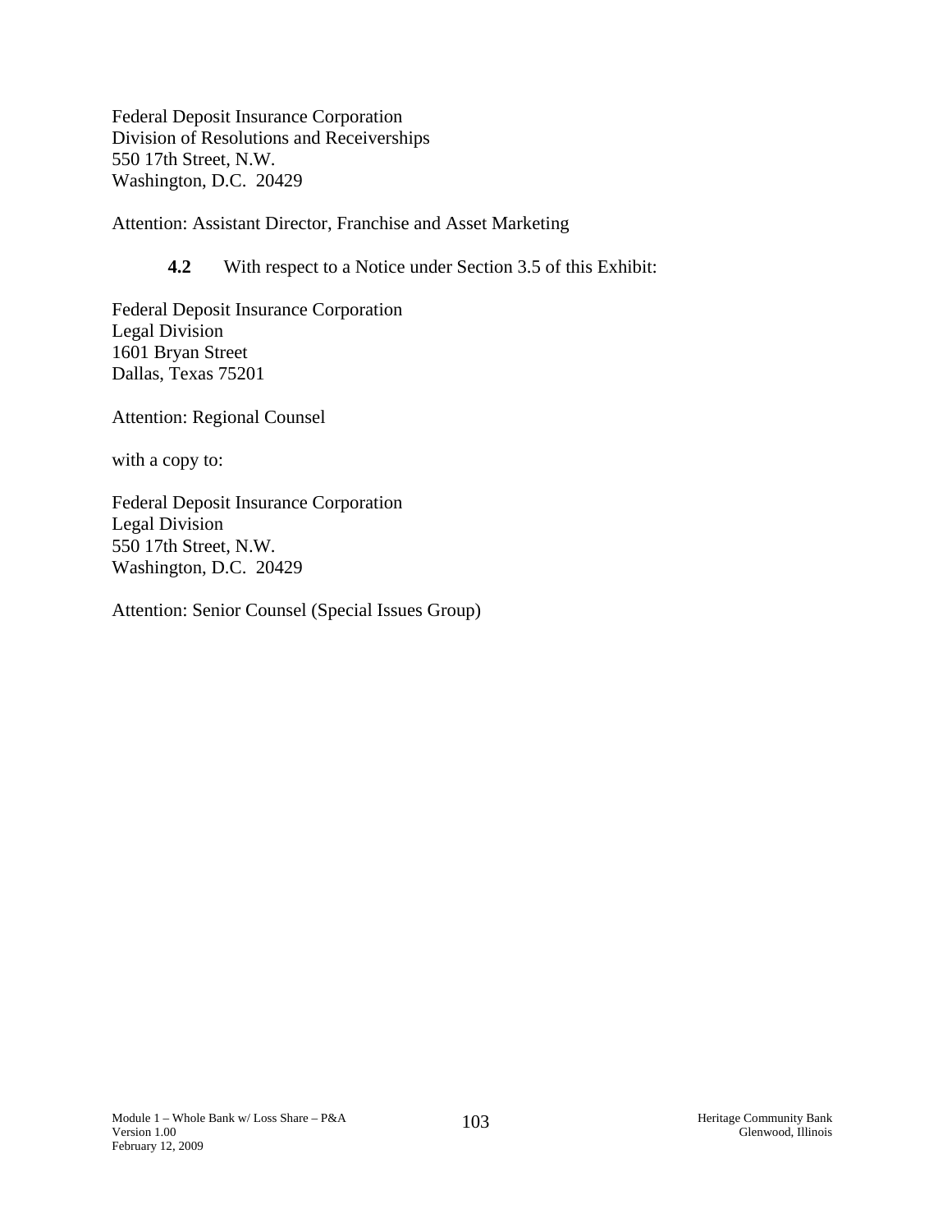Federal Deposit Insurance Corporation
Division of Resolutions and Receiverships
550 17th Street, N.W.
Washington, D.C. 20429

Attention: Assistant Director, Franchise and Asset Marketing

**4.2** With respect to a Notice under Section 3.5 of this Exhibit:

Federal Deposit Insurance Corporation
Legal Division
1601 Bryan Street
Dallas, Texas 75201

Attention: Regional Counsel

with a copy to:

Federal Deposit Insurance Corporation
Legal Division
550 17th Street, N.W.
Washington, D.C. 20429

Attention: Senior Counsel (Special Issues Group)